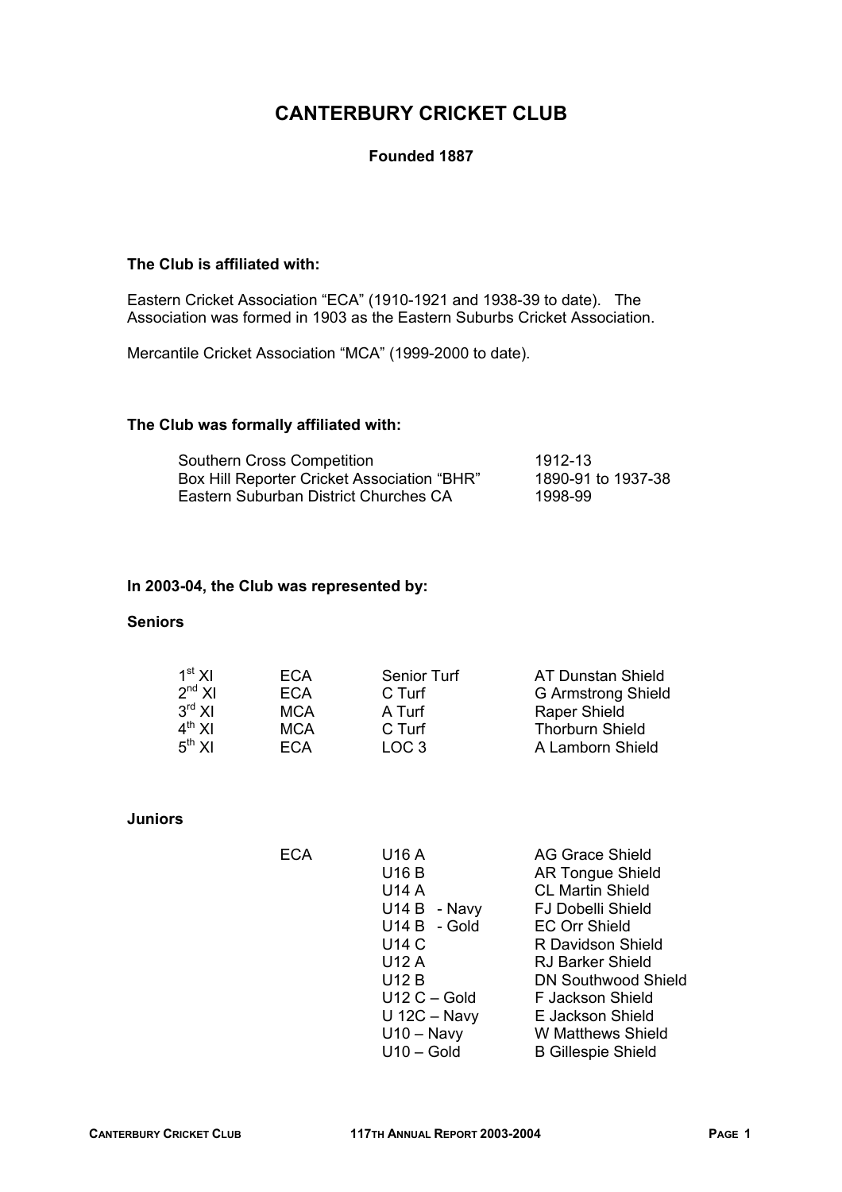# CANTERBURY CRICKET CLUB

**Founded 1887**

**The Club is affiliated with:**

Eastern Cricket Association "ECA" (1910-1921 and 1938-39 to date). The Association was formed in 1903 as the Eastern Suburbs Cricket Association.

Mercantile Cricket Association "MCA" (1999-2000 to date).

**The Club was formally affiliated with:**

| | |
|---|---|
| Southern Cross Competition | 1912-13 |
| Box Hill Reporter Cricket Association "BHR" | 1890-91 to 1937-38 |
| Eastern Suburban District Churches CA | 1998-99 |

**In 2003-04, the Club was represented by:**

**Seniors**

| | | | |
|---|---|---|---|
| 1st XI | ECA | Senior Turf | AT Dunstan Shield |
| 2nd XI | ECA | C Turf | G Armstrong Shield |
| 3rd XI | MCA | A Turf | Raper Shield |
| 4th XI | MCA | C Turf | Thorburn Shield |
| 5th XI | ECA | LOC 3 | A Lamborn Shield |

**Juniors**

| | | |
|---|---|---|
| ECA | U16 A | AG Grace Shield |
| | U16 B | AR Tongue Shield |
| | U14 A | CL Martin Shield |
| | U14 B - Navy | FJ Dobelli Shield |
| | U14 B - Gold | EC Orr Shield |
| | U14 C | R Davidson Shield |
| | U12 A | RJ Barker Shield |
| | U12 B | DN Southwood Shield |
| | U12 C – Gold | F Jackson Shield |
| | U 12C – Navy | E Jackson Shield |
| | U10 – Navy | W Matthews Shield |
| | U10 – Gold | B Gillespie Shield |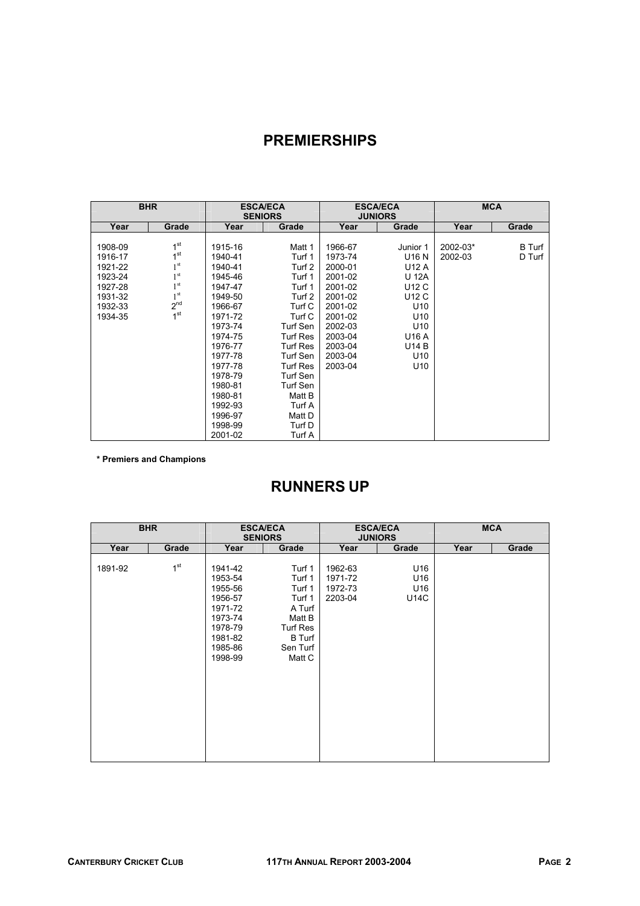# PREMIERSHIPS

| BHR | | ESCA/ECA SENIORS | | ESCA/ECA JUNIORS | | MCA | |
|---|---|---|---|---|---|---|---|
| Year | Grade | Year | Grade | Year | Grade | Year | Grade |
| 1908-09 | 1st | 1915-16 | Matt 1 | 1966-67 | Junior 1 | 2002-03* | B Turf |
| 1916-17 | 1st | 1940-41 | Turf 1 | 1973-74 | U16 N | 2002-03 | D Turf |
| 1921-22 | 1st | 1940-41 | Turf 2 | 2000-01 | U12 A | | |
| 1923-24 | 1st | 1945-46 | Turf 1 | 2001-02 | U 12A | | |
| 1927-28 | 1st | 1947-47 | Turf 1 | 2001-02 | U12 C | | |
| 1931-32 | 1st | 1949-50 | Turf 2 | 2001-02 | U12 C | | |
| 1932-33 | 2nd | 1966-67 | Turf C | 2001-02 | U10 | | |
| 1934-35 | 1st | 1971-72 | Turf C | 2001-02 | U10 | | |
| | | 1973-74 | Turf Sen | 2002-03 | U10 | | |
| | | 1974-75 | Turf Res | 2003-04 | U16 A | | |
| | | 1976-77 | Turf Res | 2003-04 | U14 B | | |
| | | 1977-78 | Turf Sen | 2003-04 | U10 | | |
| | | 1977-78 | Turf Res | 2003-04 | U10 | | |
| | | 1978-79 | Turf Sen | | | | |
| | | 1980-81 | Turf Sen | | | | |
| | | 1980-81 | Matt B | | | | |
| | | 1992-93 | Turf A | | | | |
| | | 1996-97 | Matt D | | | | |
| | | 1998-99 | Turf D | | | | |
| | | 2001-02 | Turf A | | | | |

**\* Premiers and Champions**

# RUNNERS UP

| BHR | | ESCA/ECA SENIORS | | ESCA/ECA JUNIORS | | MCA | |
|---|---|---|---|---|---|---|---|
| Year | Grade | Year | Grade | Year | Grade | Year | Grade |
| 1891-92 | 1st | 1941-42 | Turf 1 | 1962-63 | U16 | | |
| | | 1953-54 | Turf 1 | 1971-72 | U16 | | |
| | | 1955-56 | Turf 1 | 1972-73 | U16 | | |
| | | 1956-57 | Turf 1 | 2203-04 | U14C | | |
| | | 1971-72 | A Turf | | | | |
| | | 1973-74 | Matt B | | | | |
| | | 1978-79 | Turf Res | | | | |
| | | 1981-82 | B Turf | | | | |
| | | 1985-86 | Sen Turf | | | | |
| | | 1998-99 | Matt C | | | | |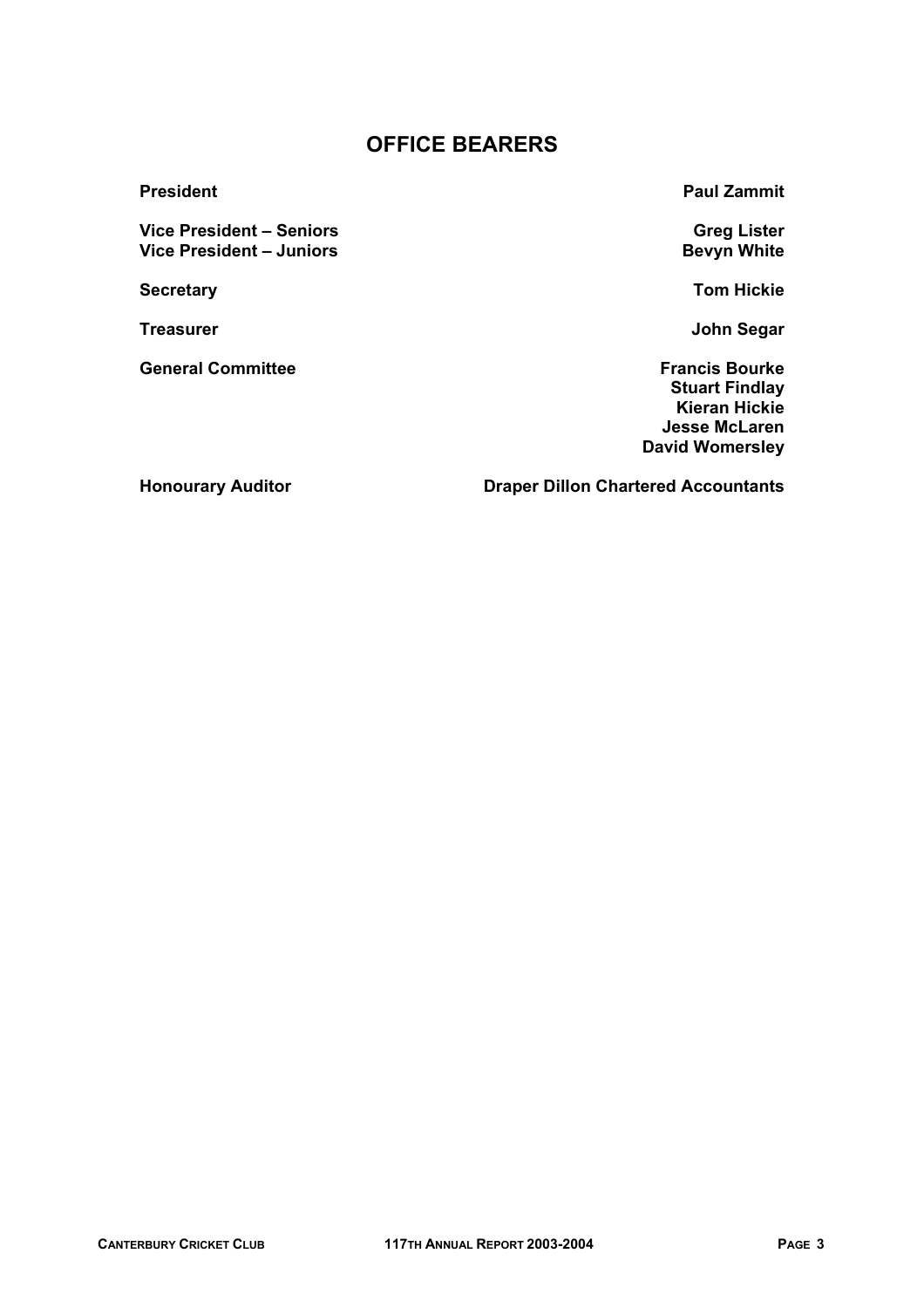# OFFICE BEARERS

| | |
|---|---|
| **President** | **Paul Zammit** |
| **Vice President – Seniors** | **Greg Lister** |
| **Vice President – Juniors** | **Bevyn White** |
| **Secretary** | **Tom Hickie** |
| **Treasurer** | **John Segar** |
| **General Committee** | **Francis Bourke** |
| | **Stuart Findlay** |
| | **Kieran Hickie** |
| | **Jesse McLaren** |
| | **David Womersley** |
| **Honourary Auditor** | **Draper Dillon Chartered Accountants** |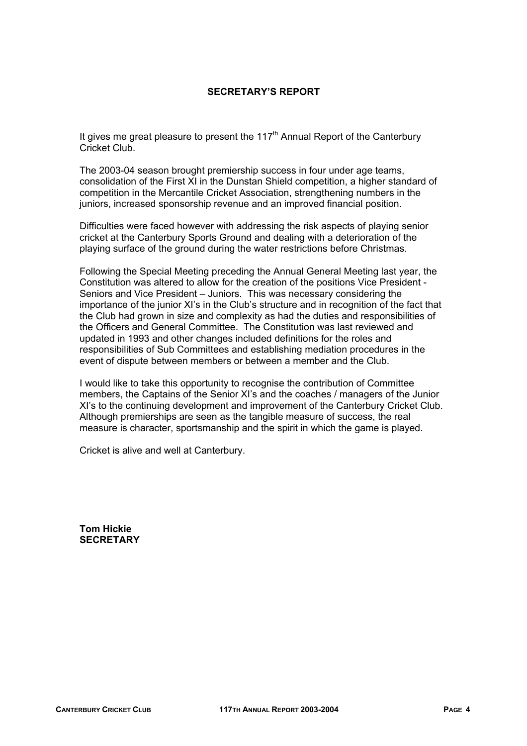## SECRETARY'S REPORT

It gives me great pleasure to present the 117th Annual Report of the Canterbury Cricket Club.

The 2003-04 season brought premiership success in four under age teams, consolidation of the First XI in the Dunstan Shield competition, a higher standard of competition in the Mercantile Cricket Association, strengthening numbers in the juniors, increased sponsorship revenue and an improved financial position.

Difficulties were faced however with addressing the risk aspects of playing senior cricket at the Canterbury Sports Ground and dealing with a deterioration of the playing surface of the ground during the water restrictions before Christmas.

Following the Special Meeting preceding the Annual General Meeting last year, the Constitution was altered to allow for the creation of the positions Vice President - Seniors and Vice President – Juniors. This was necessary considering the importance of the junior XI's in the Club's structure and in recognition of the fact that the Club had grown in size and complexity as had the duties and responsibilities of the Officers and General Committee. The Constitution was last reviewed and updated in 1993 and other changes included definitions for the roles and responsibilities of Sub Committees and establishing mediation procedures in the event of dispute between members or between a member and the Club.

I would like to take this opportunity to recognise the contribution of Committee members, the Captains of the Senior XI's and the coaches / managers of the Junior XI's to the continuing development and improvement of the Canterbury Cricket Club. Although premierships are seen as the tangible measure of success, the real measure is character, sportsmanship and the spirit in which the game is played.

Cricket is alive and well at Canterbury.

**Tom Hickie**
**SECRETARY**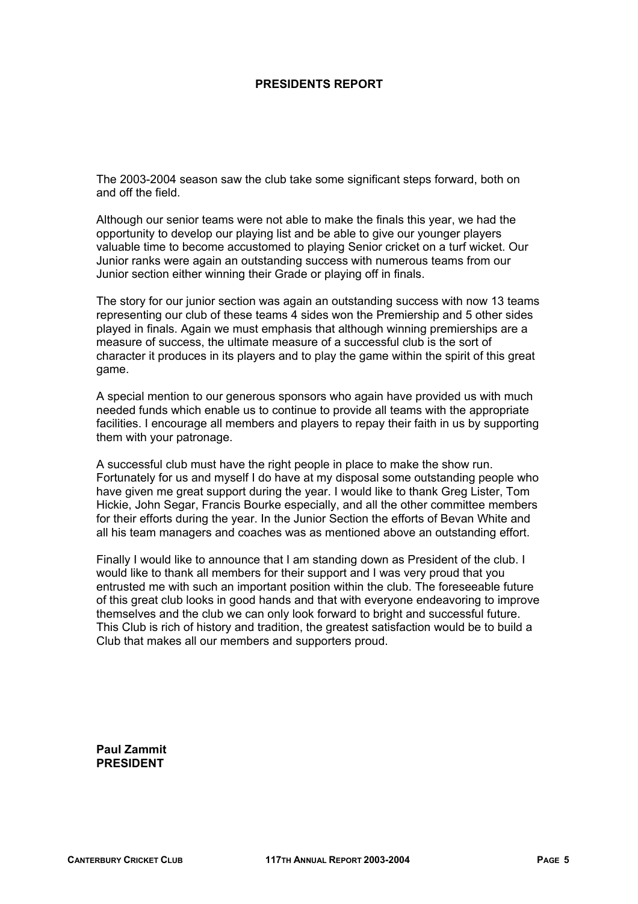# PRESIDENTS REPORT

The 2003-2004 season saw the club take some significant steps forward, both on and off the field.

Although our senior teams were not able to make the finals this year, we had the opportunity to develop our playing list and be able to give our younger players valuable time to become accustomed to playing Senior cricket on a turf wicket. Our Junior ranks were again an outstanding success with numerous teams from our Junior section either winning their Grade or playing off in finals.

The story for our junior section was again an outstanding success with now 13 teams representing our club of these teams 4 sides won the Premiership and 5 other sides played in finals. Again we must emphasis that although winning premierships are a measure of success, the ultimate measure of a successful club is the sort of character it produces in its players and to play the game within the spirit of this great game.

A special mention to our generous sponsors who again have provided us with much needed funds which enable us to continue to provide all teams with the appropriate facilities. I encourage all members and players to repay their faith in us by supporting them with your patronage.

A successful club must have the right people in place to make the show run. Fortunately for us and myself I do have at my disposal some outstanding people who have given me great support during the year. I would like to thank Greg Lister, Tom Hickie, John Segar, Francis Bourke especially, and all the other committee members for their efforts during the year. In the Junior Section the efforts of Bevan White and all his team managers and coaches was as mentioned above an outstanding effort.

Finally I would like to announce that I am standing down as President of the club. I would like to thank all members for their support and I was very proud that you entrusted me with such an important position within the club. The foreseeable future of this great club looks in good hands and that with everyone endeavoring to improve themselves and the club we can only look forward to bright and successful future. This Club is rich of history and tradition, the greatest satisfaction would be to build a Club that makes all our members and supporters proud.

**Paul Zammit**
**PRESIDENT**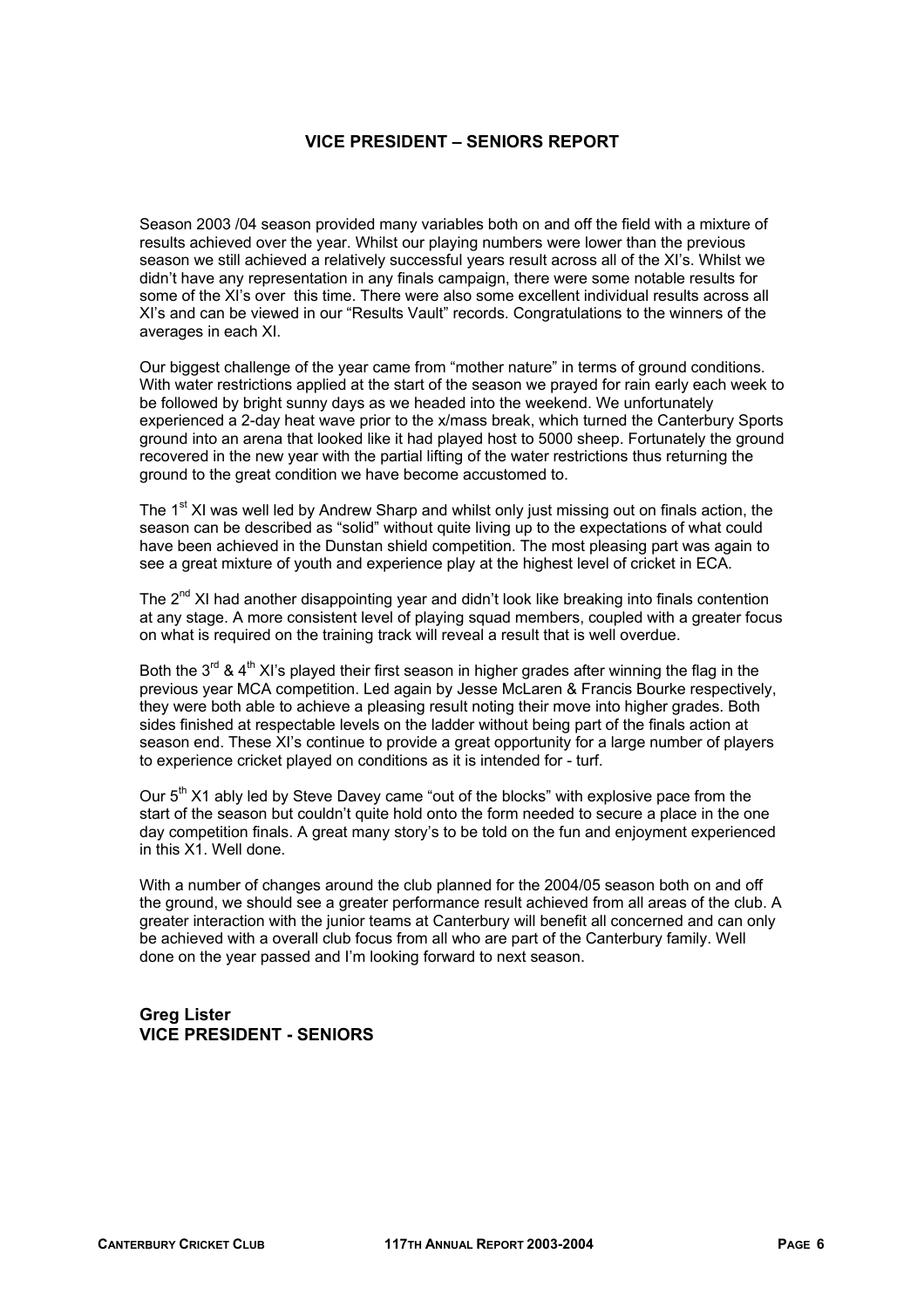## VICE PRESIDENT – SENIORS REPORT

Season 2003 /04 season provided many variables both on and off the field with a mixture of results achieved over the year. Whilst our playing numbers were lower than the previous season we still achieved a relatively successful years result across all of the XI's. Whilst we didn't have any representation in any finals campaign, there were some notable results for some of the XI's over this time. There were also some excellent individual results across all XI's and can be viewed in our "Results Vault" records. Congratulations to the winners of the averages in each XI.

Our biggest challenge of the year came from "mother nature" in terms of ground conditions. With water restrictions applied at the start of the season we prayed for rain early each week to be followed by bright sunny days as we headed into the weekend. We unfortunately experienced a 2-day heat wave prior to the x/mass break, which turned the Canterbury Sports ground into an arena that looked like it had played host to 5000 sheep. Fortunately the ground recovered in the new year with the partial lifting of the water restrictions thus returning the ground to the great condition we have become accustomed to.

The 1st XI was well led by Andrew Sharp and whilst only just missing out on finals action, the season can be described as "solid" without quite living up to the expectations of what could have been achieved in the Dunstan shield competition. The most pleasing part was again to see a great mixture of youth and experience play at the highest level of cricket in ECA.

The 2nd XI had another disappointing year and didn't look like breaking into finals contention at any stage. A more consistent level of playing squad members, coupled with a greater focus on what is required on the training track will reveal a result that is well overdue.

Both the 3rd & 4th XI's played their first season in higher grades after winning the flag in the previous year MCA competition. Led again by Jesse McLaren & Francis Bourke respectively, they were both able to achieve a pleasing result noting their move into higher grades. Both sides finished at respectable levels on the ladder without being part of the finals action at season end. These XI's continue to provide a great opportunity for a large number of players to experience cricket played on conditions as it is intended for - turf.

Our 5th X1 ably led by Steve Davey came "out of the blocks" with explosive pace from the start of the season but couldn't quite hold onto the form needed to secure a place in the one day competition finals. A great many story's to be told on the fun and enjoyment experienced in this X1. Well done.

With a number of changes around the club planned for the 2004/05 season both on and off the ground, we should see a greater performance result achieved from all areas of the club. A greater interaction with the junior teams at Canterbury will benefit all concerned and can only be achieved with a overall club focus from all who are part of the Canterbury family. Well done on the year passed and I'm looking forward to next season.

**Greg Lister**
**VICE PRESIDENT - SENIORS**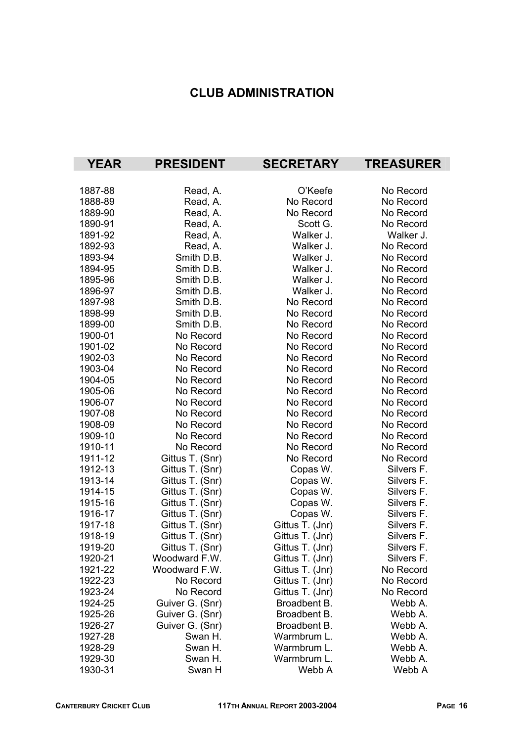# CLUB ADMINISTRATION

| YEAR | PRESIDENT | SECRETARY | TREASURER |
|---|---|---|---|
| 1887-88 | Read, A. | O'Keefe | No Record |
| 1888-89 | Read, A. | No Record | No Record |
| 1889-90 | Read, A. | No Record | No Record |
| 1890-91 | Read, A. | Scott G. | No Record |
| 1891-92 | Read, A. | Walker J. | Walker J. |
| 1892-93 | Read, A. | Walker J. | No Record |
| 1893-94 | Smith D.B. | Walker J. | No Record |
| 1894-95 | Smith D.B. | Walker J. | No Record |
| 1895-96 | Smith D.B. | Walker J. | No Record |
| 1896-97 | Smith D.B. | Walker J. | No Record |
| 1897-98 | Smith D.B. | No Record | No Record |
| 1898-99 | Smith D.B. | No Record | No Record |
| 1899-00 | Smith D.B. | No Record | No Record |
| 1900-01 | No Record | No Record | No Record |
| 1901-02 | No Record | No Record | No Record |
| 1902-03 | No Record | No Record | No Record |
| 1903-04 | No Record | No Record | No Record |
| 1904-05 | No Record | No Record | No Record |
| 1905-06 | No Record | No Record | No Record |
| 1906-07 | No Record | No Record | No Record |
| 1907-08 | No Record | No Record | No Record |
| 1908-09 | No Record | No Record | No Record |
| 1909-10 | No Record | No Record | No Record |
| 1910-11 | No Record | No Record | No Record |
| 1911-12 | Gittus T. (Snr) | No Record | No Record |
| 1912-13 | Gittus T. (Snr) | Copas W. | Silvers F. |
| 1913-14 | Gittus T. (Snr) | Copas W. | Silvers F. |
| 1914-15 | Gittus T. (Snr) | Copas W. | Silvers F. |
| 1915-16 | Gittus T. (Snr) | Copas W. | Silvers F. |
| 1916-17 | Gittus T. (Snr) | Copas W. | Silvers F. |
| 1917-18 | Gittus T. (Snr) | Gittus T. (Jnr) | Silvers F. |
| 1918-19 | Gittus T. (Snr) | Gittus T. (Jnr) | Silvers F. |
| 1919-20 | Gittus T. (Snr) | Gittus T. (Jnr) | Silvers F. |
| 1920-21 | Woodward F.W. | Gittus T. (Jnr) | Silvers F. |
| 1921-22 | Woodward F.W. | Gittus T. (Jnr) | No Record |
| 1922-23 | No Record | Gittus T. (Jnr) | No Record |
| 1923-24 | No Record | Gittus T. (Jnr) | No Record |
| 1924-25 | Guiver G. (Snr) | Broadbent B. | Webb A. |
| 1925-26 | Guiver G. (Snr) | Broadbent B. | Webb A. |
| 1926-27 | Guiver G. (Snr) | Broadbent B. | Webb A. |
| 1927-28 | Swan H. | Warmbrum L. | Webb A. |
| 1928-29 | Swan H. | Warmbrum L. | Webb A. |
| 1929-30 | Swan H. | Warmbrum L. | Webb A. |
| 1930-31 | Swan H | Webb A | Webb A |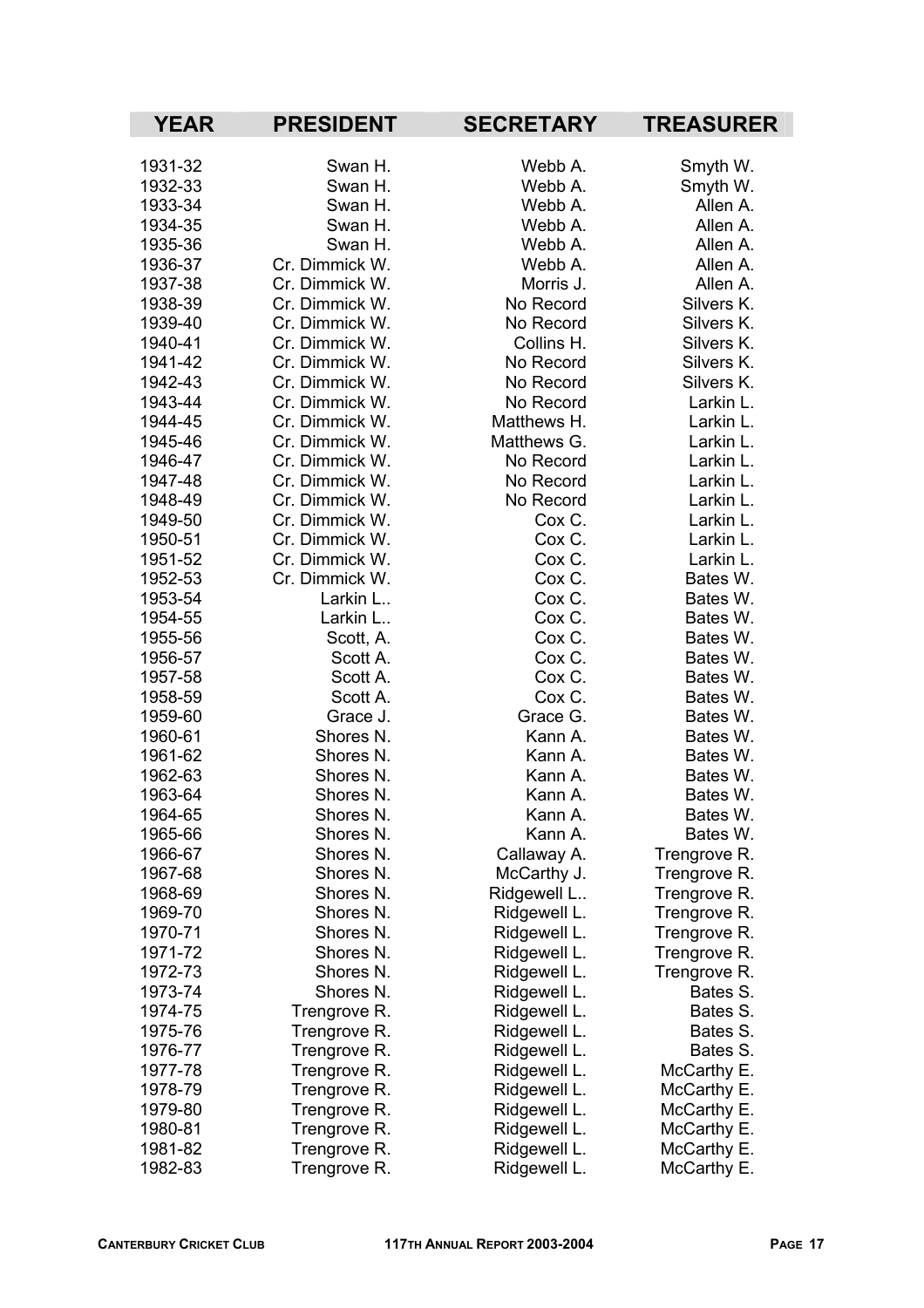| YEAR | PRESIDENT | SECRETARY | TREASURER |
|---|---|---|---|
| 1931-32 | Swan H. | Webb A. | Smyth W. |
| 1932-33 | Swan H. | Webb A. | Smyth W. |
| 1933-34 | Swan H. | Webb A. | Allen A. |
| 1934-35 | Swan H. | Webb A. | Allen A. |
| 1935-36 | Swan H. | Webb A. | Allen A. |
| 1936-37 | Cr. Dimmick W. | Webb A. | Allen A. |
| 1937-38 | Cr. Dimmick W. | Morris J. | Allen A. |
| 1938-39 | Cr. Dimmick W. | No Record | Silvers K. |
| 1939-40 | Cr. Dimmick W. | No Record | Silvers K. |
| 1940-41 | Cr. Dimmick W. | Collins H. | Silvers K. |
| 1941-42 | Cr. Dimmick W. | No Record | Silvers K. |
| 1942-43 | Cr. Dimmick W. | No Record | Silvers K. |
| 1943-44 | Cr. Dimmick W. | No Record | Larkin L. |
| 1944-45 | Cr. Dimmick W. | Matthews H. | Larkin L. |
| 1945-46 | Cr. Dimmick W. | Matthews G. | Larkin L. |
| 1946-47 | Cr. Dimmick W. | No Record | Larkin L. |
| 1947-48 | Cr. Dimmick W. | No Record | Larkin L. |
| 1948-49 | Cr. Dimmick W. | No Record | Larkin L. |
| 1949-50 | Cr. Dimmick W. | Cox C. | Larkin L. |
| 1950-51 | Cr. Dimmick W. | Cox C. | Larkin L. |
| 1951-52 | Cr. Dimmick W. | Cox C. | Larkin L. |
| 1952-53 | Cr. Dimmick W. | Cox C. | Bates W. |
| 1953-54 | Larkin L.. | Cox C. | Bates W. |
| 1954-55 | Larkin L.. | Cox C. | Bates W. |
| 1955-56 | Scott, A. | Cox C. | Bates W. |
| 1956-57 | Scott A. | Cox C. | Bates W. |
| 1957-58 | Scott A. | Cox C. | Bates W. |
| 1958-59 | Scott A. | Cox C. | Bates W. |
| 1959-60 | Grace J. | Grace G. | Bates W. |
| 1960-61 | Shores N. | Kann A. | Bates W. |
| 1961-62 | Shores N. | Kann A. | Bates W. |
| 1962-63 | Shores N. | Kann A. | Bates W. |
| 1963-64 | Shores N. | Kann A. | Bates W. |
| 1964-65 | Shores N. | Kann A. | Bates W. |
| 1965-66 | Shores N. | Kann A. | Bates W. |
| 1966-67 | Shores N. | Callaway A. | Trengrove R. |
| 1967-68 | Shores N. | McCarthy J. | Trengrove R. |
| 1968-69 | Shores N. | Ridgewell L.. | Trengrove R. |
| 1969-70 | Shores N. | Ridgewell L. | Trengrove R. |
| 1970-71 | Shores N. | Ridgewell L. | Trengrove R. |
| 1971-72 | Shores N. | Ridgewell L. | Trengrove R. |
| 1972-73 | Shores N. | Ridgewell L. | Trengrove R. |
| 1973-74 | Shores N. | Ridgewell L. | Bates S. |
| 1974-75 | Trengrove R. | Ridgewell L. | Bates S. |
| 1975-76 | Trengrove R. | Ridgewell L. | Bates S. |
| 1976-77 | Trengrove R. | Ridgewell L. | Bates S. |
| 1977-78 | Trengrove R. | Ridgewell L. | McCarthy E. |
| 1978-79 | Trengrove R. | Ridgewell L. | McCarthy E. |
| 1979-80 | Trengrove R. | Ridgewell L. | McCarthy E. |
| 1980-81 | Trengrove R. | Ridgewell L. | McCarthy E. |
| 1981-82 | Trengrove R. | Ridgewell L. | McCarthy E. |
| 1982-83 | Trengrove R. | Ridgewell L. | McCarthy E. |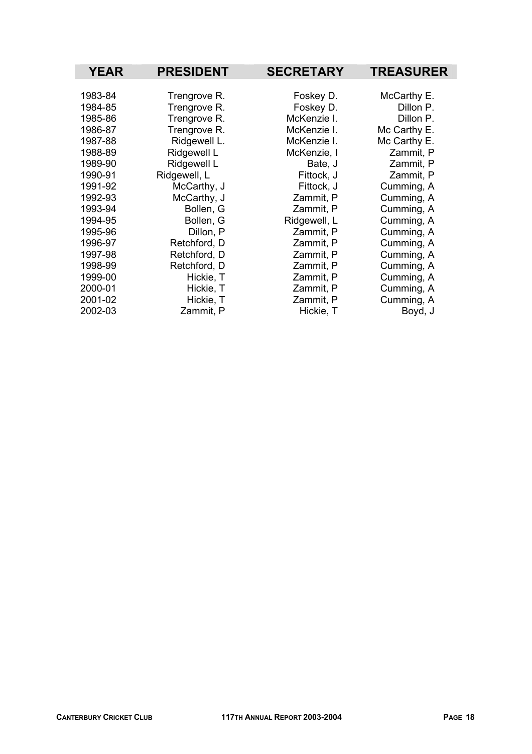| YEAR | PRESIDENT | SECRETARY | TREASURER |
|---|---|---|---|
| 1983-84 | Trengrove R. | Foskey D. | McCarthy E. |
| 1984-85 | Trengrove R. | Foskey D. | Dillon P. |
| 1985-86 | Trengrove R. | McKenzie I. | Dillon P. |
| 1986-87 | Trengrove R. | McKenzie I. | Mc Carthy E. |
| 1987-88 | Ridgewell L. | McKenzie I. | Mc Carthy E. |
| 1988-89 | Ridgewell L | McKenzie, I | Zammit, P |
| 1989-90 | Ridgewell L | Bate, J | Zammit, P |
| 1990-91 | Ridgewell, L | Fittock, J | Zammit, P |
| 1991-92 | McCarthy, J | Fittock, J | Cumming, A |
| 1992-93 | McCarthy, J | Zammit, P | Cumming, A |
| 1993-94 | Bollen, G | Zammit, P | Cumming, A |
| 1994-95 | Bollen, G | Ridgewell, L | Cumming, A |
| 1995-96 | Dillon, P | Zammit, P | Cumming, A |
| 1996-97 | Retchford, D | Zammit, P | Cumming, A |
| 1997-98 | Retchford, D | Zammit, P | Cumming, A |
| 1998-99 | Retchford, D | Zammit, P | Cumming, A |
| 1999-00 | Hickie, T | Zammit, P | Cumming, A |
| 2000-01 | Hickie, T | Zammit, P | Cumming, A |
| 2001-02 | Hickie, T | Zammit, P | Cumming, A |
| 2002-03 | Zammit, P | Hickie, T | Boyd, J |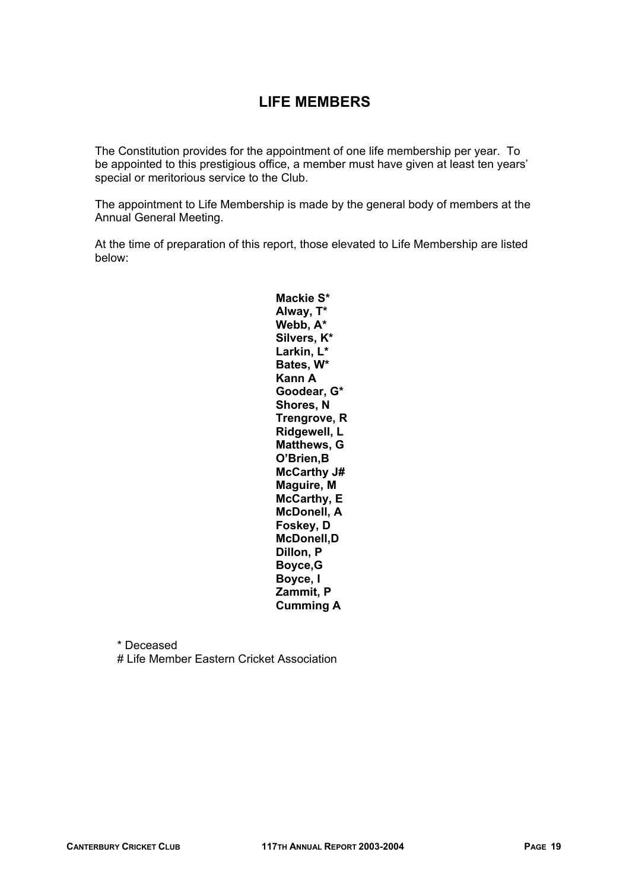## LIFE MEMBERS

The Constitution provides for the appointment of one life membership per year. To be appointed to this prestigious office, a member must have given at least ten years' special or meritorious service to the Club.

The appointment to Life Membership is made by the general body of members at the Annual General Meeting.

At the time of preparation of this report, those elevated to Life Membership are listed below:

**Mackie S***
**Alway, T***
**Webb, A***
**Silvers, K***
**Larkin, L***
**Bates, W***
**Kann A**
**Goodear, G***
**Shores, N**
**Trengrove, R**
**Ridgewell, L**
**Matthews, G**
**O'Brien,B**
**McCarthy J#**
**Maguire, M**
**McCarthy, E**
**McDonell, A**
**Foskey, D**
**McDonell,D**
**Dillon, P**
**Boyce,G**
**Boyce, I**
**Zammit, P**
**Cumming A**

\* Deceased
\# Life Member Eastern Cricket Association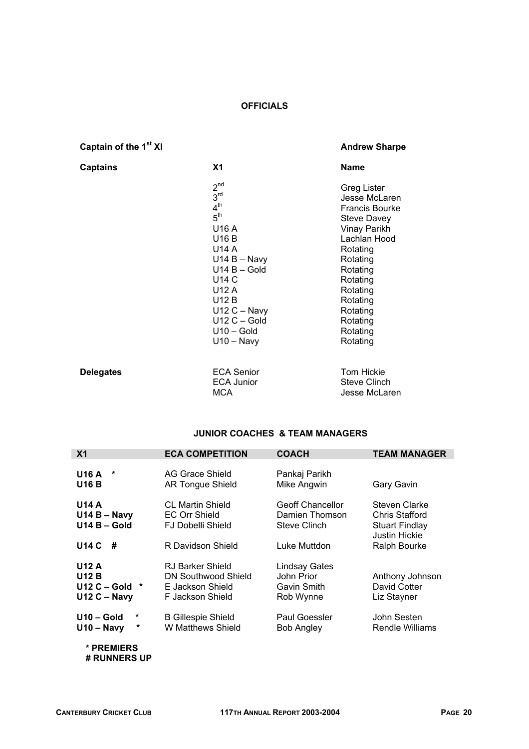## OFFICIALS

**Captain of the 1st XI** — **Andrew Sharpe**

| Captains | X1 | Name |
|---|---|---|
| | 2nd | Greg Lister |
| | 3rd | Jesse McLaren |
| | 4th | Francis Bourke |
| | 5th | Steve Davey |
| | U16 A | Vinay Parikh |
| | U16 B | Lachlan Hood |
| | U14 A | Rotating |
| | U14 B – Navy | Rotating |
| | U14 B – Gold | Rotating |
| | U14 C | Rotating |
| | U12 A | Rotating |
| | U12 B | Rotating |
| | U12 C – Navy | Rotating |
| | U12 C – Gold | Rotating |
| | U10 – Gold | Rotating |
| | U10 – Navy | Rotating |

| Delegates | | |
|---|---|---|
| | ECA Senior | Tom Hickie |
| | ECA Junior | Steve Clinch |
| | MCA | Jesse McLaren |

## JUNIOR COACHES & TEAM MANAGERS

| X1 | ECA COMPETITION | COACH | TEAM MANAGER |
|---|---|---|---|
| **U16 A** * | AG Grace Shield | Pankaj Parikh | |
| **U16 B** | AR Tongue Shield | Mike Angwin | Gary Gavin |
| **U14 A** | CL Martin Shield | Geoff Chancellor | Steven Clarke |
| **U14 B – Navy** | EC Orr Shield | Damien Thomson | Chris Stafford |
| **U14 B – Gold** | FJ Dobelli Shield | Steve Clinch | Stuart Findlay<br>Justin Hickie |
| **U14 C** # | R Davidson Shield | Luke Muttdon | Ralph Bourke |
| **U12 A** | RJ Barker Shield | Lindsay Gates | |
| **U12 B** | DN Southwood Shield | John Prior | Anthony Johnson |
| **U12 C – Gold** * | E Jackson Shield | Gavin Smith | David Cotter |
| **U12 C – Navy** | F Jackson Shield | Rob Wynne | Liz Stayner |
| **U10 – Gold** * | B Gillespie Shield | Paul Goessler | John Sesten |
| **U10 – Navy** * | W Matthews Shield | Bob Angley | Rendle Williams |

**\* PREMIERS**
**# RUNNERS UP**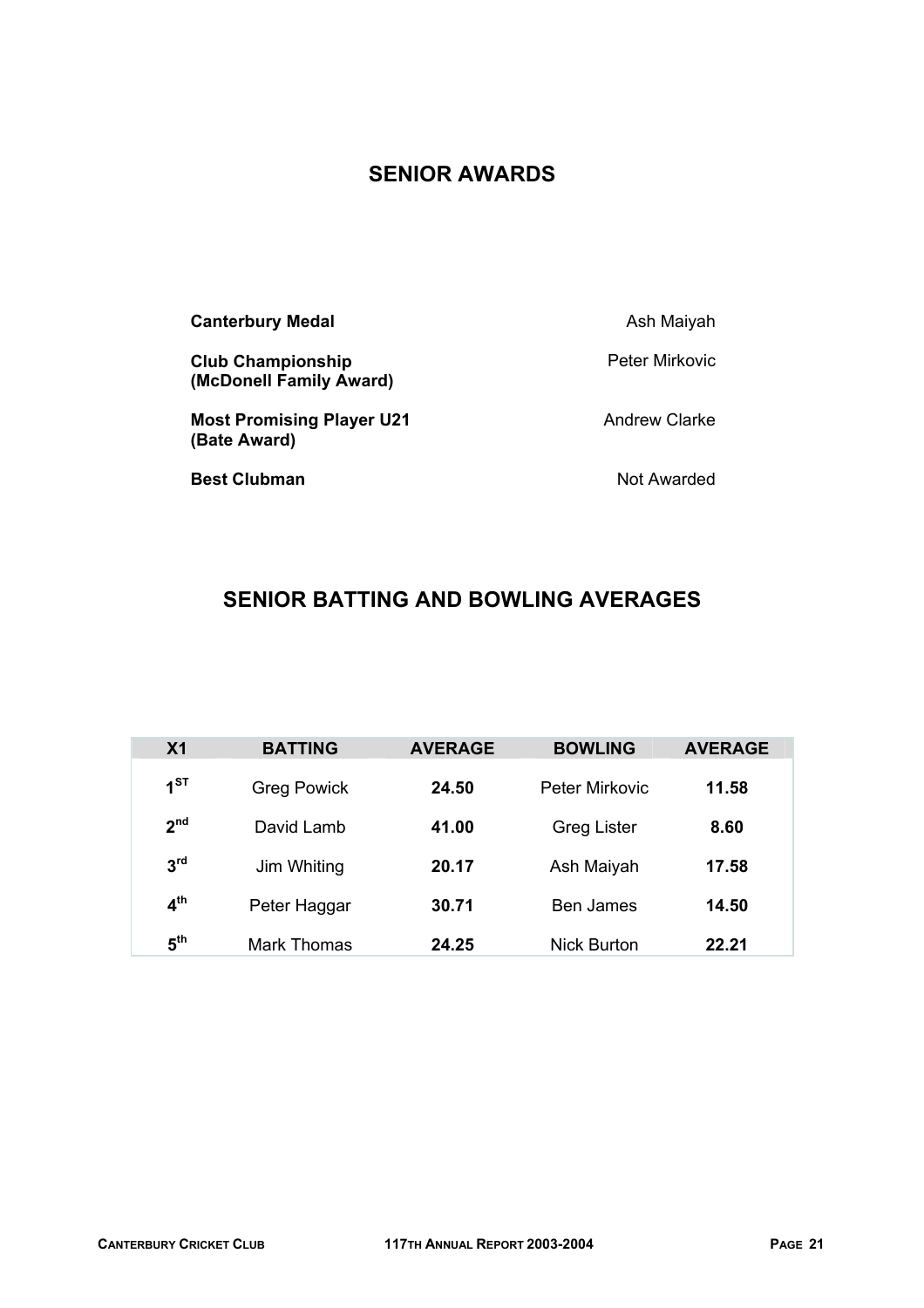## SENIOR AWARDS

| | |
|---|---|
| **Canterbury Medal** | Ash Maiyah |
| **Club Championship (McDonell Family Award)** | Peter Mirkovic |
| **Most Promising Player U21 (Bate Award)** | Andrew Clarke |
| **Best Clubman** | Not Awarded |

## SENIOR BATTING AND BOWLING AVERAGES

| X1 | BATTING | AVERAGE | BOWLING | AVERAGE |
|---|---|---|---|---|
| 1ST | Greg Powick | **24.50** | Peter Mirkovic | **11.58** |
| 2nd | David Lamb | **41.00** | Greg Lister | **8.60** |
| 3rd | Jim Whiting | **20.17** | Ash Maiyah | **17.58** |
| 4th | Peter Haggar | **30.71** | Ben James | **14.50** |
| 5th | Mark Thomas | **24.25** | Nick Burton | **22.21** |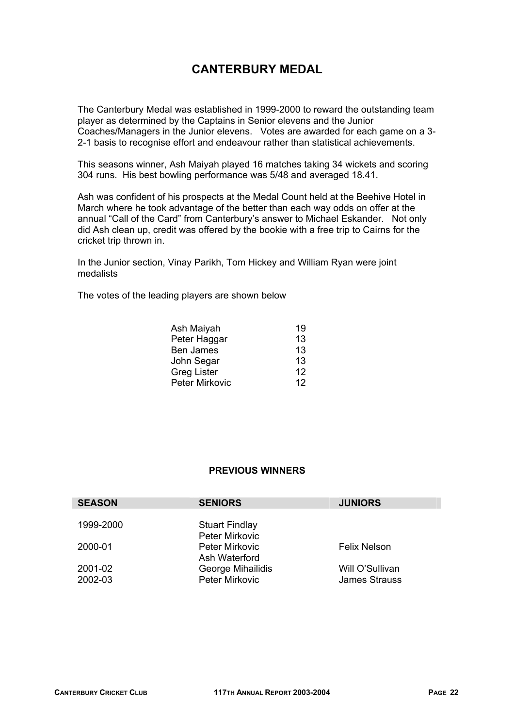# CANTERBURY MEDAL

The Canterbury Medal was established in 1999-2000 to reward the outstanding team player as determined by the Captains in Senior elevens and the Junior Coaches/Managers in the Junior elevens. Votes are awarded for each game on a 3-2-1 basis to recognise effort and endeavour rather than statistical achievements.

This seasons winner, Ash Maiyah played 16 matches taking 34 wickets and scoring 304 runs. His best bowling performance was 5/48 and averaged 18.41.

Ash was confident of his prospects at the Medal Count held at the Beehive Hotel in March where he took advantage of the better than each way odds on offer at the annual "Call of the Card" from Canterbury's answer to Michael Eskander. Not only did Ash clean up, credit was offered by the bookie with a free trip to Cairns for the cricket trip thrown in.

In the Junior section, Vinay Parikh, Tom Hickey and William Ryan were joint medalists

The votes of the leading players are shown below

| | |
|---|---|
| Ash Maiyah | 19 |
| Peter Haggar | 13 |
| Ben James | 13 |
| John Segar | 13 |
| Greg Lister | 12 |
| Peter Mirkovic | 12 |

**PREVIOUS WINNERS**

| SEASON | SENIORS | JUNIORS |
|---|---|---|
| 1999-2000 | Stuart Findlay<br>Peter Mirkovic | |
| 2000-01 | Peter Mirkovic<br>Ash Waterford | Felix Nelson |
| 2001-02 | George Mihailidis | Will O'Sullivan |
| 2002-03 | Peter Mirkovic | James Strauss |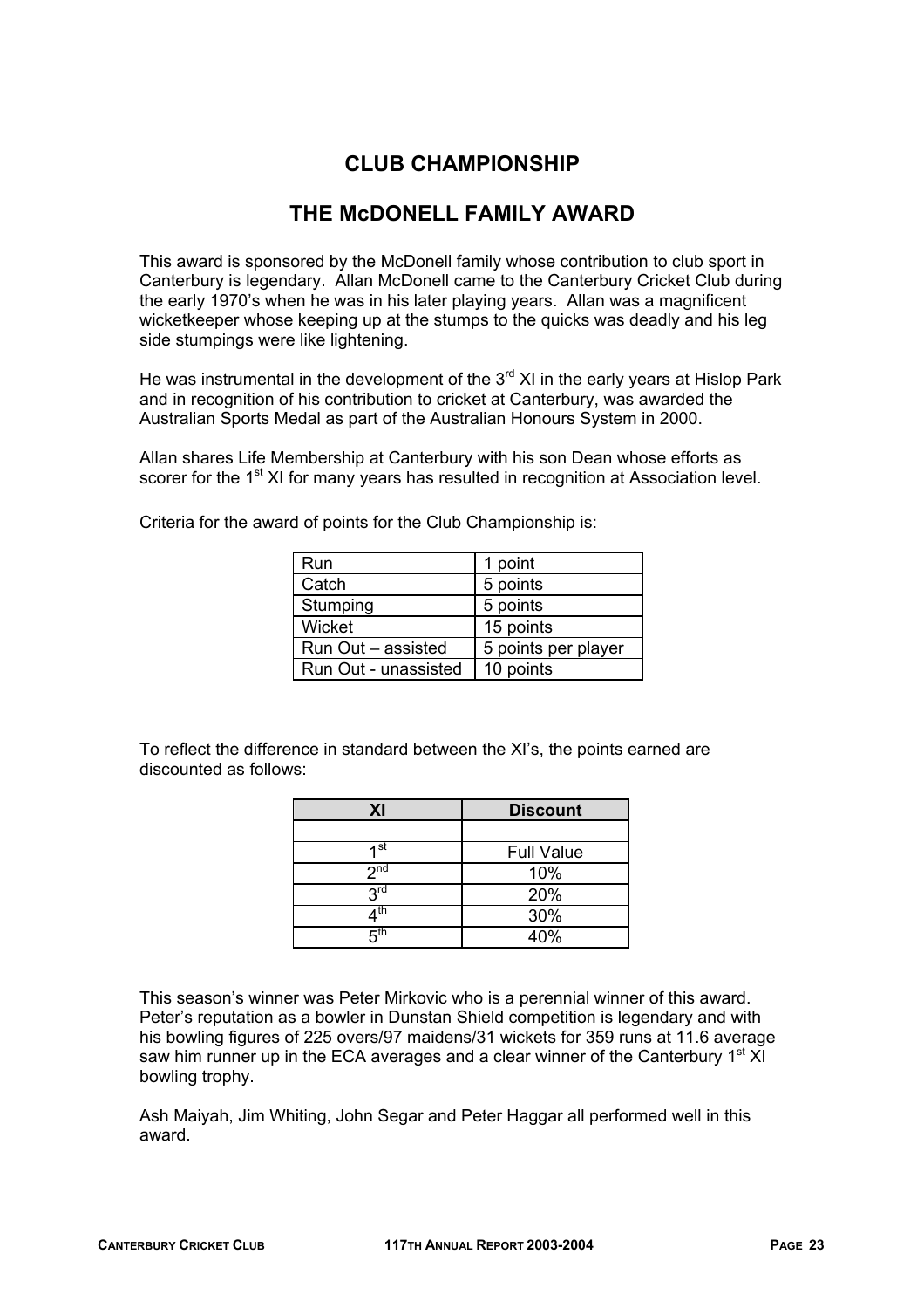# CLUB CHAMPIONSHIP

## THE McDONELL FAMILY AWARD

This award is sponsored by the McDonell family whose contribution to club sport in Canterbury is legendary. Allan McDonell came to the Canterbury Cricket Club during the early 1970's when he was in his later playing years. Allan was a magnificent wicketkeeper whose keeping up at the stumps to the quicks was deadly and his leg side stumpings were like lightening.

He was instrumental in the development of the 3rd XI in the early years at Hislop Park and in recognition of his contribution to cricket at Canterbury, was awarded the Australian Sports Medal as part of the Australian Honours System in 2000.

Allan shares Life Membership at Canterbury with his son Dean whose efforts as scorer for the 1st XI for many years has resulted in recognition at Association level.

Criteria for the award of points for the Club Championship is:

| Run | 1 point |
|---|---|
| Catch | 5 points |
| Stumping | 5 points |
| Wicket | 15 points |
| Run Out – assisted | 5 points per player |
| Run Out - unassisted | 10 points |

To reflect the difference in standard between the XI's, the points earned are discounted as follows:

| XI | Discount |
|---|---|
| | |
| 1st | Full Value |
| 2nd | 10% |
| 3rd | 20% |
| 4th | 30% |
| 5th | 40% |

This season's winner was Peter Mirkovic who is a perennial winner of this award. Peter's reputation as a bowler in Dunstan Shield competition is legendary and with his bowling figures of 225 overs/97 maidens/31 wickets for 359 runs at 11.6 average saw him runner up in the ECA averages and a clear winner of the Canterbury 1st XI bowling trophy.

Ash Maiyah, Jim Whiting, John Segar and Peter Haggar all performed well in this award.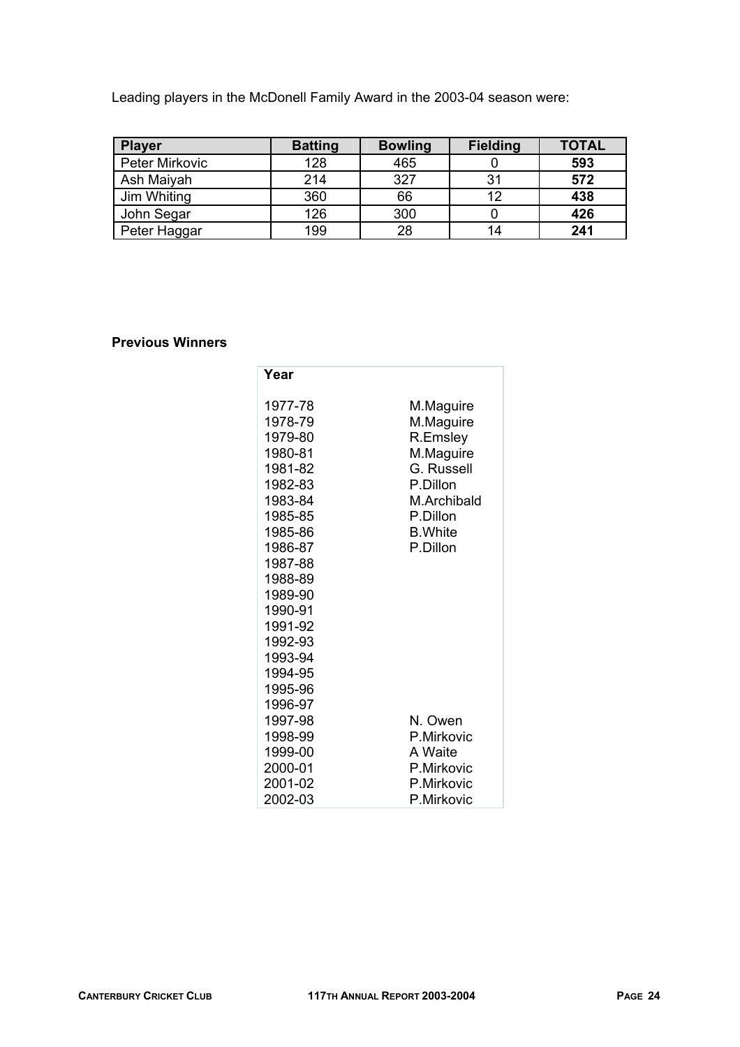Leading players in the McDonell Family Award in the 2003-04 season were:

| Player | Batting | Bowling | Fielding | TOTAL |
|---|---|---|---|---|
| Peter Mirkovic | 128 | 465 | 0 | **593** |
| Ash Maiyah | 214 | 327 | 31 | **572** |
| Jim Whiting | 360 | 66 | 12 | **438** |
| John Segar | 126 | 300 | 0 | **426** |
| Peter Haggar | 199 | 28 | 14 | **241** |

**Previous Winners**

| Year | |
|---|---|
| 1977-78 | M.Maguire |
| 1978-79 | M.Maguire |
| 1979-80 | R.Emsley |
| 1980-81 | M.Maguire |
| 1981-82 | G. Russell |
| 1982-83 | P.Dillon |
| 1983-84 | M.Archibald |
| 1985-85 | P.Dillon |
| 1985-86 | B.White |
| 1986-87 | P.Dillon |
| 1987-88 | |
| 1988-89 | |
| 1989-90 | |
| 1990-91 | |
| 1991-92 | |
| 1992-93 | |
| 1993-94 | |
| 1994-95 | |
| 1995-96 | |
| 1996-97 | |
| 1997-98 | N. Owen |
| 1998-99 | P.Mirkovic |
| 1999-00 | A Waite |
| 2000-01 | P.Mirkovic |
| 2001-02 | P.Mirkovic |
| 2002-03 | P.Mirkovic |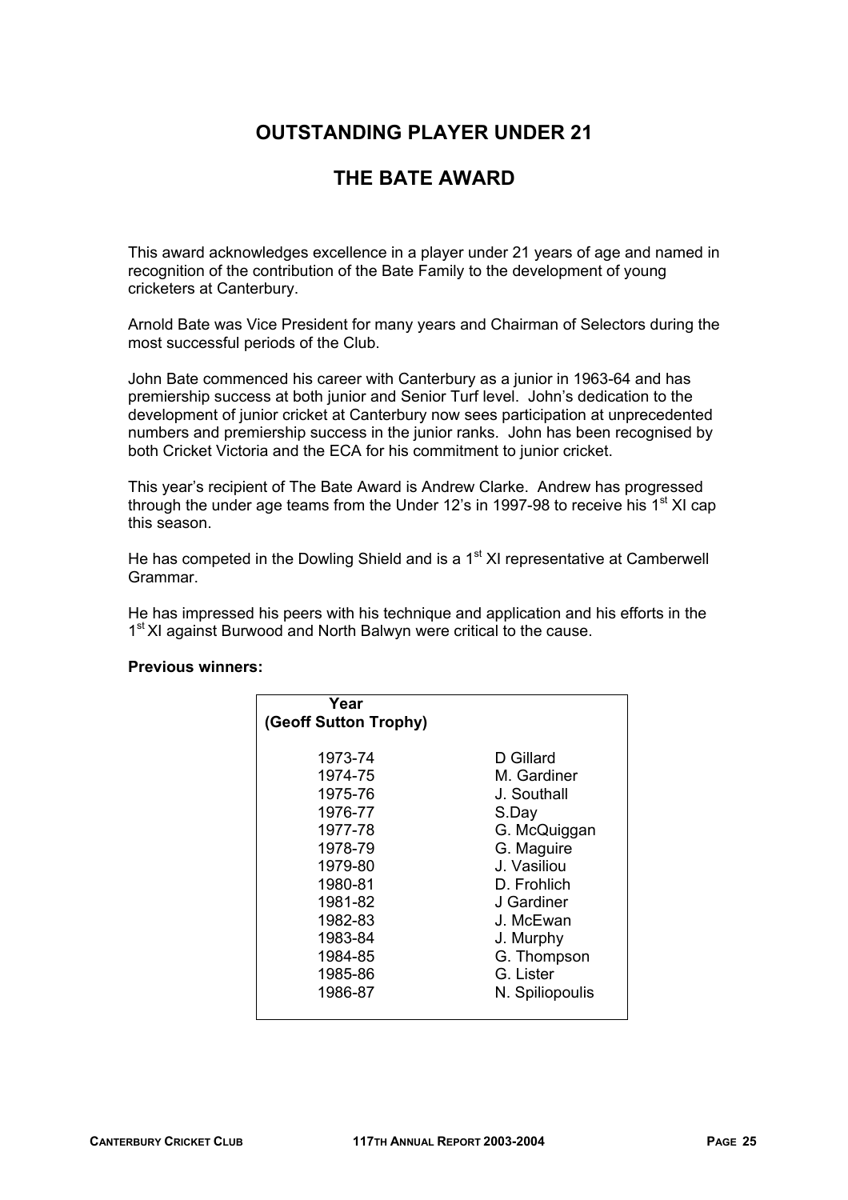# OUTSTANDING PLAYER UNDER 21

# THE BATE AWARD

This award acknowledges excellence in a player under 21 years of age and named in recognition of the contribution of the Bate Family to the development of young cricketers at Canterbury.

Arnold Bate was Vice President for many years and Chairman of Selectors during the most successful periods of the Club.

John Bate commenced his career with Canterbury as a junior in 1963-64 and has premiership success at both junior and Senior Turf level. John's dedication to the development of junior cricket at Canterbury now sees participation at unprecedented numbers and premiership success in the junior ranks. John has been recognised by both Cricket Victoria and the ECA for his commitment to junior cricket.

This year's recipient of The Bate Award is Andrew Clarke. Andrew has progressed through the under age teams from the Under 12's in 1997-98 to receive his 1st XI cap this season.

He has competed in the Dowling Shield and is a 1st XI representative at Camberwell Grammar.

He has impressed his peers with his technique and application and his efforts in the 1st XI against Burwood and North Balwyn were critical to the cause.

**Previous winners:**

| Year (Geoff Sutton Trophy) | |
|---|---|
| 1973-74 | D Gillard |
| 1974-75 | M. Gardiner |
| 1975-76 | J. Southall |
| 1976-77 | S.Day |
| 1977-78 | G. McQuiggan |
| 1978-79 | G. Maguire |
| 1979-80 | J. Vasiliou |
| 1980-81 | D. Frohlich |
| 1981-82 | J Gardiner |
| 1982-83 | J. McEwan |
| 1983-84 | J. Murphy |
| 1984-85 | G. Thompson |
| 1985-86 | G. Lister |
| 1986-87 | N. Spiliopoulis |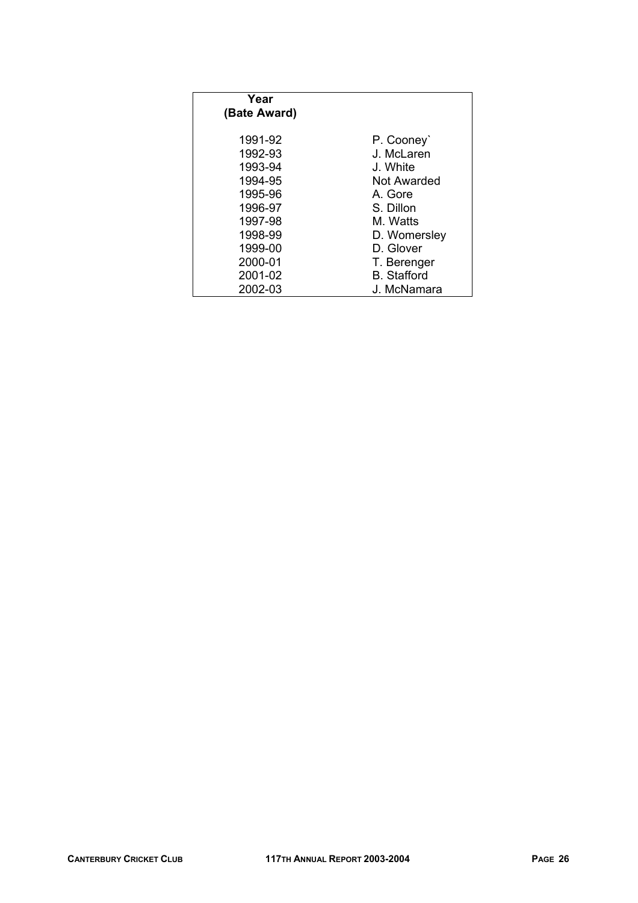| Year (Bate Award) | |
|---|---|
| 1991-92 | P. Cooney` |
| 1992-93 | J. McLaren |
| 1993-94 | J. White |
| 1994-95 | Not Awarded |
| 1995-96 | A. Gore |
| 1996-97 | S. Dillon |
| 1997-98 | M. Watts |
| 1998-99 | D. Womersley |
| 1999-00 | D. Glover |
| 2000-01 | T. Berenger |
| 2001-02 | B. Stafford |
| 2002-03 | J. McNamara |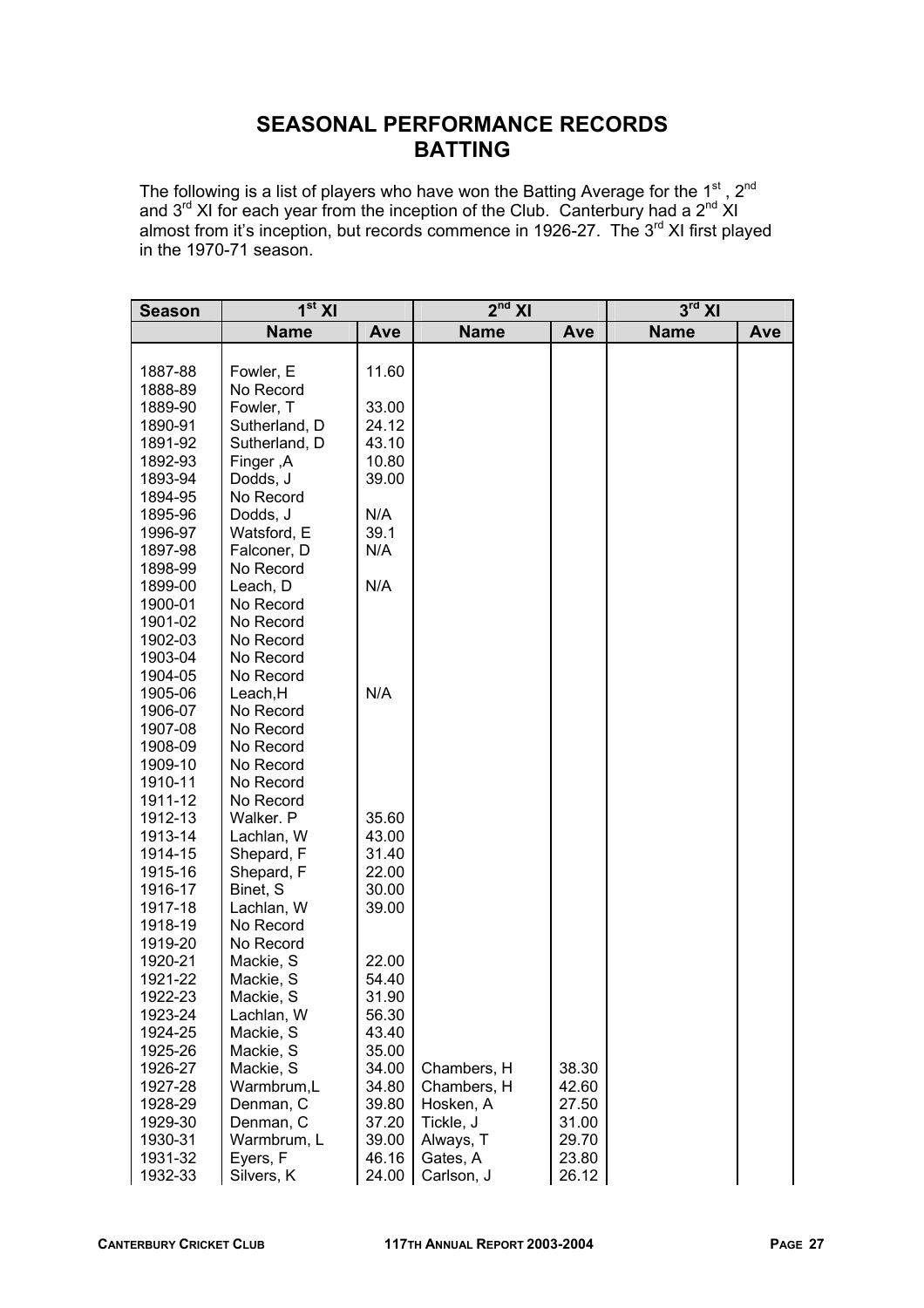# SEASONAL PERFORMANCE RECORDS
## BATTING

The following is a list of players who have won the Batting Average for the 1st , 2nd and 3rd XI for each year from the inception of the Club. Canterbury had a 2nd XI almost from it's inception, but records commence in 1926-27. The 3rd XI first played in the 1970-71 season.

| Season | 1st XI | | 2nd XI | | 3rd XI | |
|---|---|---|---|---|---|---|
| | **Name** | **Ave** | **Name** | **Ave** | **Name** | **Ave** |
| 1887-88 | Fowler, E | 11.60 | | | | |
| 1888-89 | No Record | | | | | |
| 1889-90 | Fowler, T | 33.00 | | | | |
| 1890-91 | Sutherland, D | 24.12 | | | | |
| 1891-92 | Sutherland, D | 43.10 | | | | |
| 1892-93 | Finger ,A | 10.80 | | | | |
| 1893-94 | Dodds, J | 39.00 | | | | |
| 1894-95 | No Record | | | | | |
| 1895-96 | Dodds, J | N/A | | | | |
| 1996-97 | Watsford, E | 39.1 | | | | |
| 1897-98 | Falconer, D | N/A | | | | |
| 1898-99 | No Record | | | | | |
| 1899-00 | Leach, D | N/A | | | | |
| 1900-01 | No Record | | | | | |
| 1901-02 | No Record | | | | | |
| 1902-03 | No Record | | | | | |
| 1903-04 | No Record | | | | | |
| 1904-05 | No Record | | | | | |
| 1905-06 | Leach,H | N/A | | | | |
| 1906-07 | No Record | | | | | |
| 1907-08 | No Record | | | | | |
| 1908-09 | No Record | | | | | |
| 1909-10 | No Record | | | | | |
| 1910-11 | No Record | | | | | |
| 1911-12 | No Record | | | | | |
| 1912-13 | Walker. P | 35.60 | | | | |
| 1913-14 | Lachlan, W | 43.00 | | | | |
| 1914-15 | Shepard, F | 31.40 | | | | |
| 1915-16 | Shepard, F | 22.00 | | | | |
| 1916-17 | Binet, S | 30.00 | | | | |
| 1917-18 | Lachlan, W | 39.00 | | | | |
| 1918-19 | No Record | | | | | |
| 1919-20 | No Record | | | | | |
| 1920-21 | Mackie, S | 22.00 | | | | |
| 1921-22 | Mackie, S | 54.40 | | | | |
| 1922-23 | Mackie, S | 31.90 | | | | |
| 1923-24 | Lachlan, W | 56.30 | | | | |
| 1924-25 | Mackie, S | 43.40 | | | | |
| 1925-26 | Mackie, S | 35.00 | | | | |
| 1926-27 | Mackie, S | 34.00 | Chambers, H | 38.30 | | |
| 1927-28 | Warmbrum,L | 34.80 | Chambers, H | 42.60 | | |
| 1928-29 | Denman, C | 39.80 | Hosken, A | 27.50 | | |
| 1929-30 | Denman, C | 37.20 | Tickle, J | 31.00 | | |
| 1930-31 | Warmbrum, L | 39.00 | Always, T | 29.70 | | |
| 1931-32 | Eyers, F | 46.16 | Gates, A | 23.80 | | |
| 1932-33 | Silvers, K | 24.00 | Carlson, J | 26.12 | | |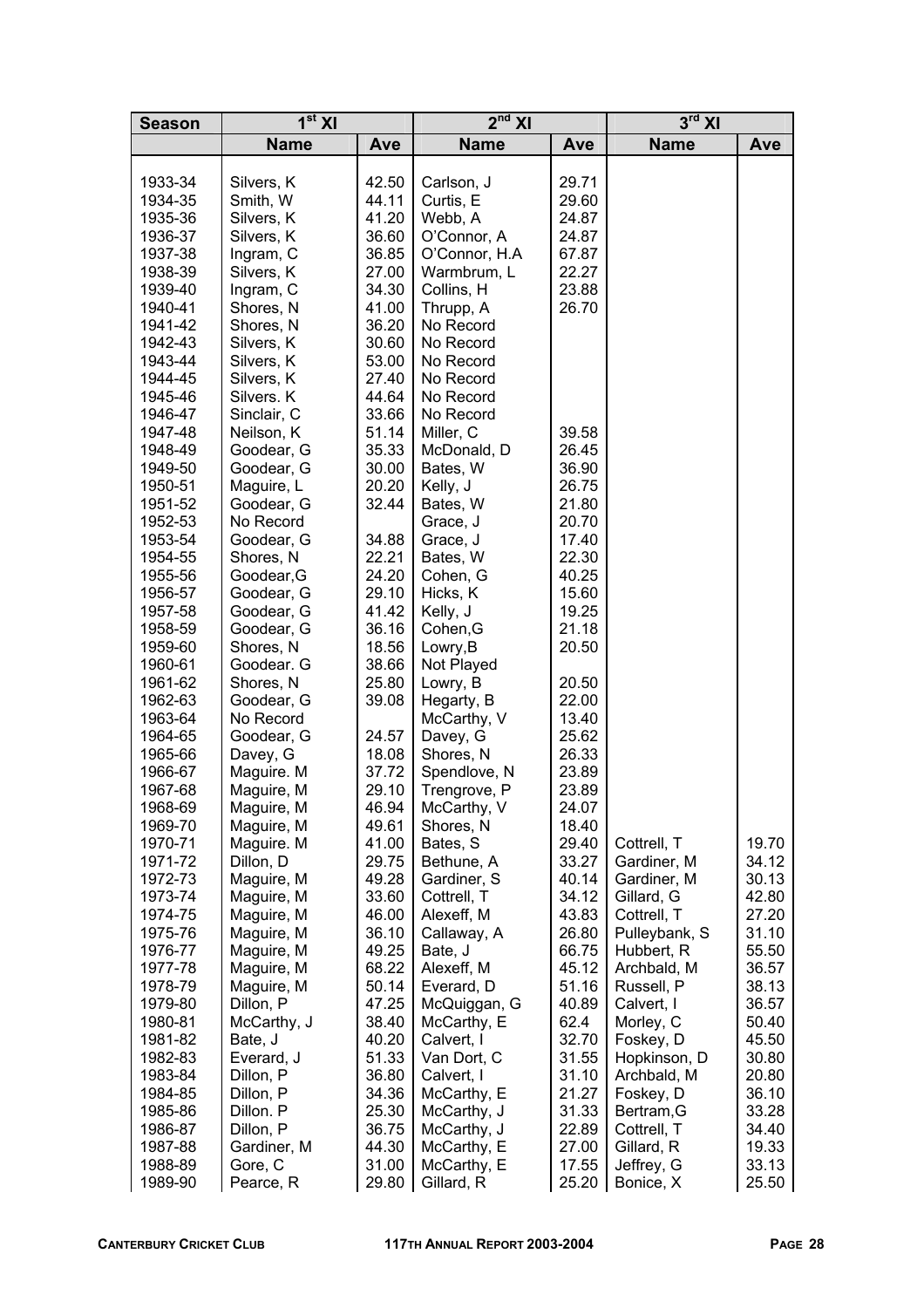| Season | 1st XI | | 2nd XI | | 3rd XI | |
|---|---|---|---|---|---|---|
| | Name | Ave | Name | Ave | Name | Ave |
| 1933-34 | Silvers, K | 42.50 | Carlson, J | 29.71 | | |
| 1934-35 | Smith, W | 44.11 | Curtis, E | 29.60 | | |
| 1935-36 | Silvers, K | 41.20 | Webb, A | 24.87 | | |
| 1936-37 | Silvers, K | 36.60 | O'Connor, A | 24.87 | | |
| 1937-38 | Ingram, C | 36.85 | O'Connor, H.A | 67.87 | | |
| 1938-39 | Silvers, K | 27.00 | Warmbrum, L | 22.27 | | |
| 1939-40 | Ingram, C | 34.30 | Collins, H | 23.88 | | |
| 1940-41 | Shores, N | 41.00 | Thrupp, A | 26.70 | | |
| 1941-42 | Shores, N | 36.20 | No Record | | | |
| 1942-43 | Silvers, K | 30.60 | No Record | | | |
| 1943-44 | Silvers, K | 53.00 | No Record | | | |
| 1944-45 | Silvers, K | 27.40 | No Record | | | |
| 1945-46 | Silvers. K | 44.64 | No Record | | | |
| 1946-47 | Sinclair, C | 33.66 | No Record | | | |
| 1947-48 | Neilson, K | 51.14 | Miller, C | 39.58 | | |
| 1948-49 | Goodear, G | 35.33 | McDonald, D | 26.45 | | |
| 1949-50 | Goodear, G | 30.00 | Bates, W | 36.90 | | |
| 1950-51 | Maguire, L | 20.20 | Kelly, J | 26.75 | | |
| 1951-52 | Goodear, G | 32.44 | Bates, W | 21.80 | | |
| 1952-53 | No Record | | Grace, J | 20.70 | | |
| 1953-54 | Goodear, G | 34.88 | Grace, J | 17.40 | | |
| 1954-55 | Shores, N | 22.21 | Bates, W | 22.30 | | |
| 1955-56 | Goodear,G | 24.20 | Cohen, G | 40.25 | | |
| 1956-57 | Goodear, G | 29.10 | Hicks, K | 15.60 | | |
| 1957-58 | Goodear, G | 41.42 | Kelly, J | 19.25 | | |
| 1958-59 | Goodear, G | 36.16 | Cohen,G | 21.18 | | |
| 1959-60 | Shores, N | 18.56 | Lowry,B | 20.50 | | |
| 1960-61 | Goodear. G | 38.66 | Not Played | | | |
| 1961-62 | Shores, N | 25.80 | Lowry, B | 20.50 | | |
| 1962-63 | Goodear, G | 39.08 | Hegarty, B | 22.00 | | |
| 1963-64 | No Record | | McCarthy, V | 13.40 | | |
| 1964-65 | Goodear, G | 24.57 | Davey, G | 25.62 | | |
| 1965-66 | Davey, G | 18.08 | Shores, N | 26.33 | | |
| 1966-67 | Maguire. M | 37.72 | Spendlove, N | 23.89 | | |
| 1967-68 | Maguire, M | 29.10 | Trengrove, P | 23.89 | | |
| 1968-69 | Maguire, M | 46.94 | McCarthy, V | 24.07 | | |
| 1969-70 | Maguire, M | 49.61 | Shores, N | 18.40 | | |
| 1970-71 | Maguire. M | 41.00 | Bates, S | 29.40 | Cottrell, T | 19.70 |
| 1971-72 | Dillon, D | 29.75 | Bethune, A | 33.27 | Gardiner, M | 34.12 |
| 1972-73 | Maguire, M | 49.28 | Gardiner, S | 40.14 | Gardiner, M | 30.13 |
| 1973-74 | Maguire, M | 33.60 | Cottrell, T | 34.12 | Gillard, G | 42.80 |
| 1974-75 | Maguire, M | 46.00 | Alexeff, M | 43.83 | Cottrell, T | 27.20 |
| 1975-76 | Maguire, M | 36.10 | Callaway, A | 26.80 | Pulleybank, S | 31.10 |
| 1976-77 | Maguire, M | 49.25 | Bate, J | 66.75 | Hubbert, R | 55.50 |
| 1977-78 | Maguire, M | 68.22 | Alexeff, M | 45.12 | Archbald, M | 36.57 |
| 1978-79 | Maguire, M | 50.14 | Everard, D | 51.16 | Russell, P | 38.13 |
| 1979-80 | Dillon, P | 47.25 | McQuiggan, G | 40.89 | Calvert, I | 36.57 |
| 1980-81 | McCarthy, J | 38.40 | McCarthy, E | 62.4 | Morley, C | 50.40 |
| 1981-82 | Bate, J | 40.20 | Calvert, I | 32.70 | Foskey, D | 45.50 |
| 1982-83 | Everard, J | 51.33 | Van Dort, C | 31.55 | Hopkinson, D | 30.80 |
| 1983-84 | Dillon, P | 36.80 | Calvert, I | 31.10 | Archbald, M | 20.80 |
| 1984-85 | Dillon, P | 34.36 | McCarthy, E | 21.27 | Foskey, D | 36.10 |
| 1985-86 | Dillon. P | 25.30 | McCarthy, J | 31.33 | Bertram,G | 33.28 |
| 1986-87 | Dillon, P | 36.75 | McCarthy, J | 22.89 | Cottrell, T | 34.40 |
| 1987-88 | Gardiner, M | 44.30 | McCarthy, E | 27.00 | Gillard, R | 19.33 |
| 1988-89 | Gore, C | 31.00 | McCarthy, E | 17.55 | Jeffrey, G | 33.13 |
| 1989-90 | Pearce, R | 29.80 | Gillard, R | 25.20 | Bonice, X | 25.50 |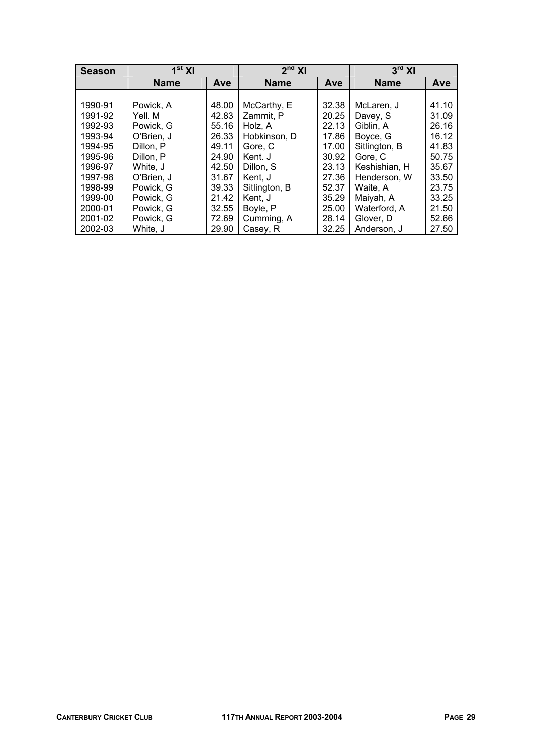| Season | 1st XI | | 2nd XI | | 3rd XI | |
|---|---|---|---|---|---|---|
| | Name | Ave | Name | Ave | Name | Ave |
| 1990-91 | Powick, A | 48.00 | McCarthy, E | 32.38 | McLaren, J | 41.10 |
| 1991-92 | Yell. M | 42.83 | Zammit, P | 20.25 | Davey, S | 31.09 |
| 1992-93 | Powick, G | 55.16 | Holz, A | 22.13 | Giblin, A | 26.16 |
| 1993-94 | O'Brien, J | 26.33 | Hobkinson, D | 17.86 | Boyce, G | 16.12 |
| 1994-95 | Dillon, P | 49.11 | Gore, C | 17.00 | Sitlington, B | 41.83 |
| 1995-96 | Dillon, P | 24.90 | Kent. J | 30.92 | Gore, C | 50.75 |
| 1996-97 | White, J | 42.50 | Dillon, S | 23.13 | Keshishian, H | 35.67 |
| 1997-98 | O'Brien, J | 31.67 | Kent, J | 27.36 | Henderson, W | 33.50 |
| 1998-99 | Powick, G | 39.33 | Sitlington, B | 52.37 | Waite, A | 23.75 |
| 1999-00 | Powick, G | 21.42 | Kent, J | 35.29 | Maiyah, A | 33.25 |
| 2000-01 | Powick, G | 32.55 | Boyle, P | 25.00 | Waterford, A | 21.50 |
| 2001-02 | Powick, G | 72.69 | Cumming, A | 28.14 | Glover, D | 52.66 |
| 2002-03 | White, J | 29.90 | Casey, R | 32.25 | Anderson, J | 27.50 |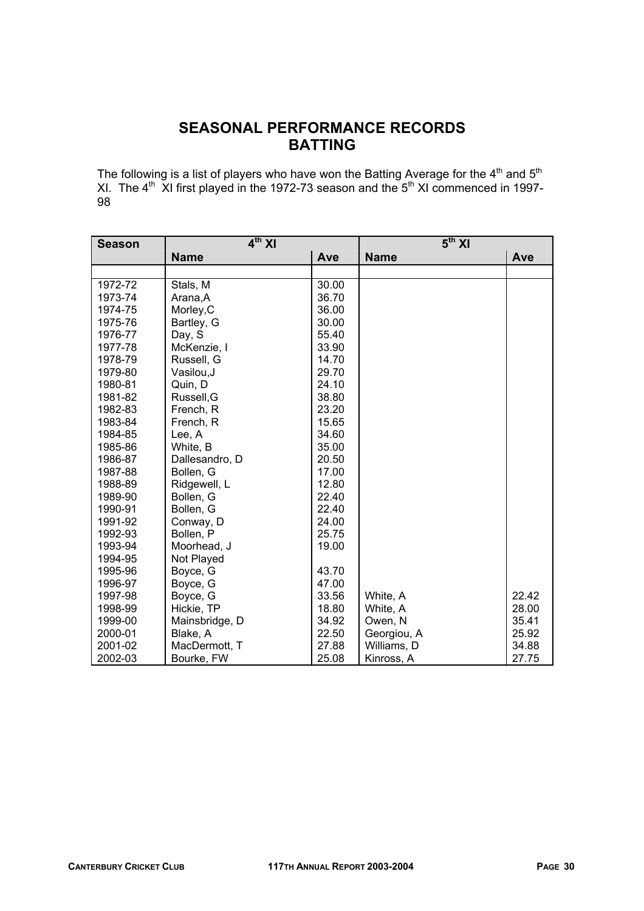# SEASONAL PERFORMANCE RECORDS
# BATTING

The following is a list of players who have won the Batting Average for the 4th and 5th XI. The 4th XI first played in the 1972-73 season and the 5th XI commenced in 1997-98

| Season | 4th XI | | 5th XI | |
|---|---|---|---|---|
| | Name | Ave | Name | Ave |
| | | | | |
| 1972-72 | Stals, M | 30.00 | | |
| 1973-74 | Arana,A | 36.70 | | |
| 1974-75 | Morley,C | 36.00 | | |
| 1975-76 | Bartley, G | 30.00 | | |
| 1976-77 | Day, S | 55.40 | | |
| 1977-78 | McKenzie, I | 33.90 | | |
| 1978-79 | Russell, G | 14.70 | | |
| 1979-80 | Vasilou,J | 29.70 | | |
| 1980-81 | Quin, D | 24.10 | | |
| 1981-82 | Russell,G | 38.80 | | |
| 1982-83 | French, R | 23.20 | | |
| 1983-84 | French, R | 15.65 | | |
| 1984-85 | Lee, A | 34.60 | | |
| 1985-86 | White, B | 35.00 | | |
| 1986-87 | Dallesandro, D | 20.50 | | |
| 1987-88 | Bollen, G | 17.00 | | |
| 1988-89 | Ridgewell, L | 12.80 | | |
| 1989-90 | Bollen, G | 22.40 | | |
| 1990-91 | Bollen, G | 22.40 | | |
| 1991-92 | Conway, D | 24.00 | | |
| 1992-93 | Bollen, P | 25.75 | | |
| 1993-94 | Moorhead, J | 19.00 | | |
| 1994-95 | Not Played | | | |
| 1995-96 | Boyce, G | 43.70 | | |
| 1996-97 | Boyce, G | 47.00 | | |
| 1997-98 | Boyce, G | 33.56 | White, A | 22.42 |
| 1998-99 | Hickie, TP | 18.80 | White, A | 28.00 |
| 1999-00 | Mainsbridge, D | 34.92 | Owen, N | 35.41 |
| 2000-01 | Blake, A | 22.50 | Georgiou, A | 25.92 |
| 2001-02 | MacDermott, T | 27.88 | Williams, D | 34.88 |
| 2002-03 | Bourke, FW | 25.08 | Kinross, A | 27.75 |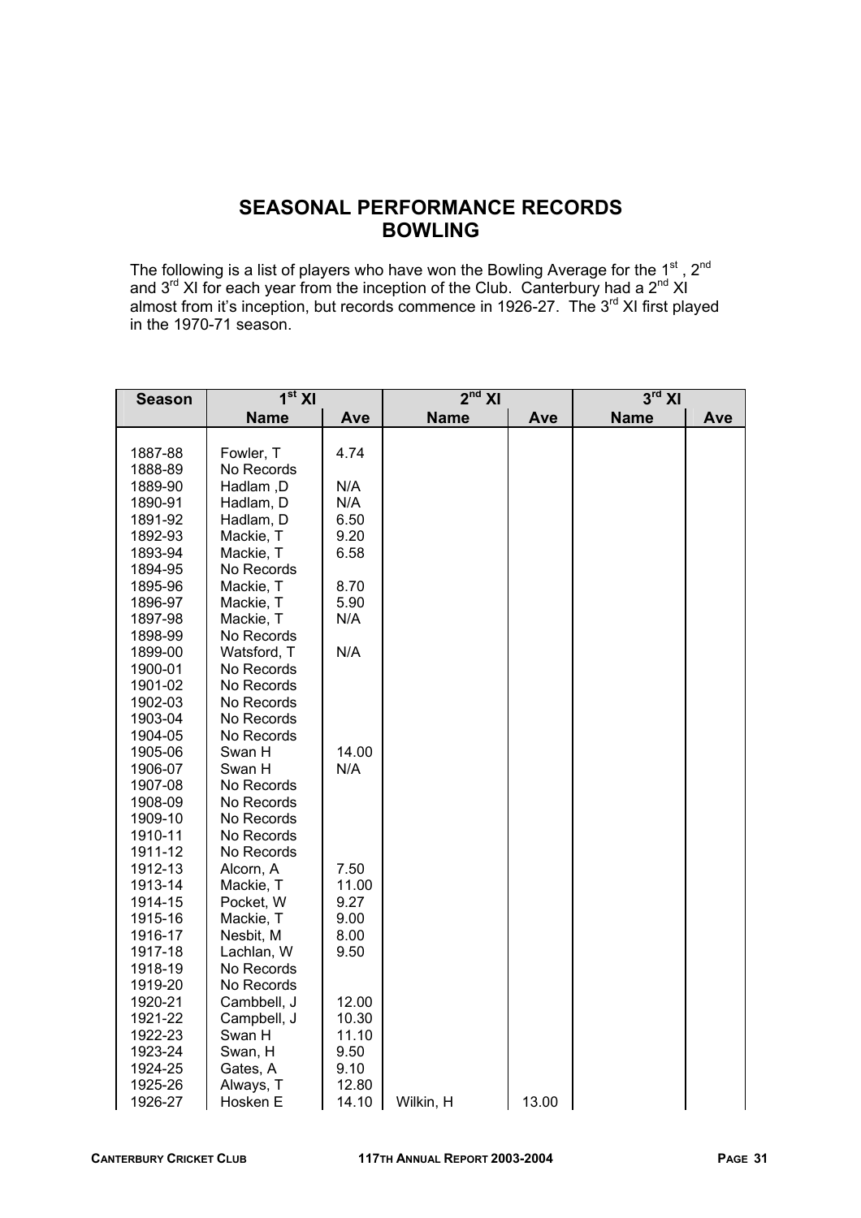## SEASONAL PERFORMANCE RECORDS
## BOWLING

The following is a list of players who have won the Bowling Average for the 1st, 2nd and 3rd XI for each year from the inception of the Club. Canterbury had a 2nd XI almost from it's inception, but records commence in 1926-27. The 3rd XI first played in the 1970-71 season.

| Season | 1st XI | | 2nd XI | | 3rd XI | |
|---|---|---|---|---|---|---|
| | **Name** | **Ave** | **Name** | **Ave** | **Name** | **Ave** |
| 1887-88 | Fowler, T | 4.74 | | | | |
| 1888-89 | No Records | | | | | |
| 1889-90 | Hadlam ,D | N/A | | | | |
| 1890-91 | Hadlam, D | N/A | | | | |
| 1891-92 | Hadlam, D | 6.50 | | | | |
| 1892-93 | Mackie, T | 9.20 | | | | |
| 1893-94 | Mackie, T | 6.58 | | | | |
| 1894-95 | No Records | | | | | |
| 1895-96 | Mackie, T | 8.70 | | | | |
| 1896-97 | Mackie, T | 5.90 | | | | |
| 1897-98 | Mackie, T | N/A | | | | |
| 1898-99 | No Records | | | | | |
| 1899-00 | Watsford, T | N/A | | | | |
| 1900-01 | No Records | | | | | |
| 1901-02 | No Records | | | | | |
| 1902-03 | No Records | | | | | |
| 1903-04 | No Records | | | | | |
| 1904-05 | No Records | | | | | |
| 1905-06 | Swan H | 14.00 | | | | |
| 1906-07 | Swan H | N/A | | | | |
| 1907-08 | No Records | | | | | |
| 1908-09 | No Records | | | | | |
| 1909-10 | No Records | | | | | |
| 1910-11 | No Records | | | | | |
| 1911-12 | No Records | | | | | |
| 1912-13 | Alcorn, A | 7.50 | | | | |
| 1913-14 | Mackie, T | 11.00 | | | | |
| 1914-15 | Pocket, W | 9.27 | | | | |
| 1915-16 | Mackie, T | 9.00 | | | | |
| 1916-17 | Nesbit, M | 8.00 | | | | |
| 1917-18 | Lachlan, W | 9.50 | | | | |
| 1918-19 | No Records | | | | | |
| 1919-20 | No Records | | | | | |
| 1920-21 | Cambbell, J | 12.00 | | | | |
| 1921-22 | Campbell, J | 10.30 | | | | |
| 1922-23 | Swan H | 11.10 | | | | |
| 1923-24 | Swan, H | 9.50 | | | | |
| 1924-25 | Gates, A | 9.10 | | | | |
| 1925-26 | Always, T | 12.80 | | | | |
| 1926-27 | Hosken E | 14.10 | Wilkin, H | 13.00 | | |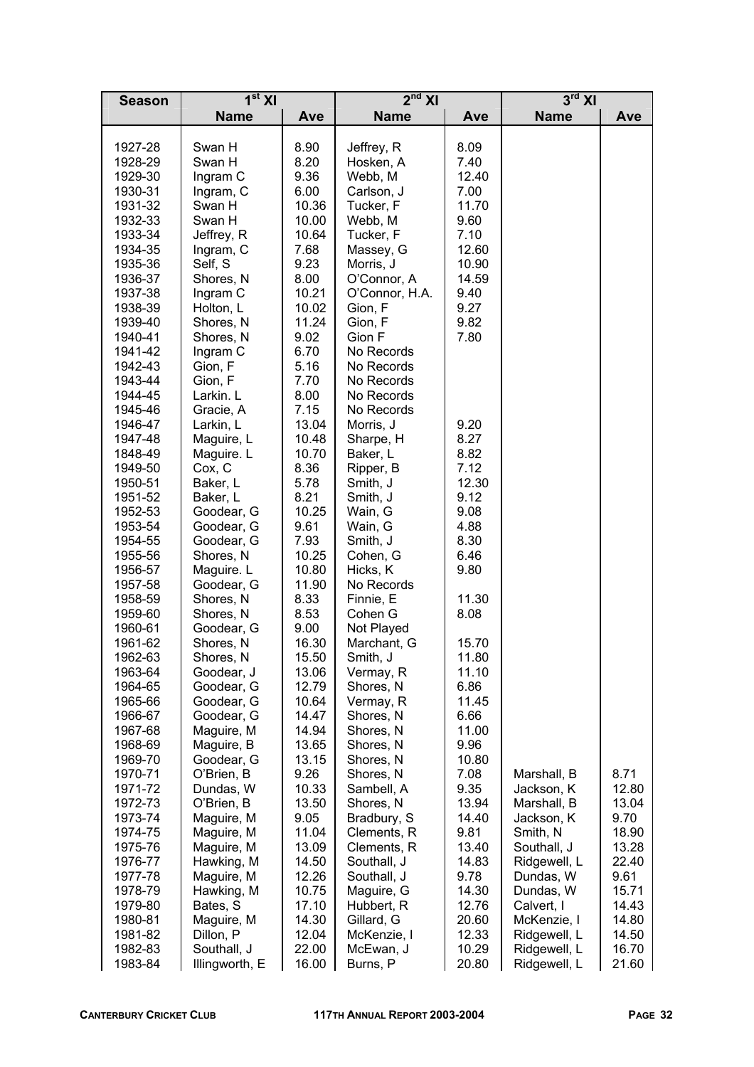| Season | 1st XI | | 2nd XI | | 3rd XI | |
|---|---|---|---|---|---|---|
| | Name | Ave | Name | Ave | Name | Ave |
| 1927-28 | Swan H | 8.90 | Jeffrey, R | 8.09 | | |
| 1928-29 | Swan H | 8.20 | Hosken, A | 7.40 | | |
| 1929-30 | Ingram C | 9.36 | Webb, M | 12.40 | | |
| 1930-31 | Ingram, C | 6.00 | Carlson, J | 7.00 | | |
| 1931-32 | Swan H | 10.36 | Tucker, F | 11.70 | | |
| 1932-33 | Swan H | 10.00 | Webb, M | 9.60 | | |
| 1933-34 | Jeffrey, R | 10.64 | Tucker, F | 7.10 | | |
| 1934-35 | Ingram, C | 7.68 | Massey, G | 12.60 | | |
| 1935-36 | Self, S | 9.23 | Morris, J | 10.90 | | |
| 1936-37 | Shores, N | 8.00 | O'Connor, A | 14.59 | | |
| 1937-38 | Ingram C | 10.21 | O'Connor, H.A. | 9.40 | | |
| 1938-39 | Holton, L | 10.02 | Gion, F | 9.27 | | |
| 1939-40 | Shores, N | 11.24 | Gion, F | 9.82 | | |
| 1940-41 | Shores, N | 9.02 | Gion F | 7.80 | | |
| 1941-42 | Ingram C | 6.70 | No Records | | | |
| 1942-43 | Gion, F | 5.16 | No Records | | | |
| 1943-44 | Gion, F | 7.70 | No Records | | | |
| 1944-45 | Larkin. L | 8.00 | No Records | | | |
| 1945-46 | Gracie, A | 7.15 | No Records | | | |
| 1946-47 | Larkin, L | 13.04 | Morris, J | 9.20 | | |
| 1947-48 | Maguire, L | 10.48 | Sharpe, H | 8.27 | | |
| 1848-49 | Maguire. L | 10.70 | Baker, L | 8.82 | | |
| 1949-50 | Cox, C | 8.36 | Ripper, B | 7.12 | | |
| 1950-51 | Baker, L | 5.78 | Smith, J | 12.30 | | |
| 1951-52 | Baker, L | 8.21 | Smith, J | 9.12 | | |
| 1952-53 | Goodear, G | 10.25 | Wain, G | 9.08 | | |
| 1953-54 | Goodear, G | 9.61 | Wain, G | 4.88 | | |
| 1954-55 | Goodear, G | 7.93 | Smith, J | 8.30 | | |
| 1955-56 | Shores, N | 10.25 | Cohen, G | 6.46 | | |
| 1956-57 | Maguire. L | 10.80 | Hicks, K | 9.80 | | |
| 1957-58 | Goodear, G | 11.90 | No Records | | | |
| 1958-59 | Shores, N | 8.33 | Finnie, E | 11.30 | | |
| 1959-60 | Shores, N | 8.53 | Cohen G | 8.08 | | |
| 1960-61 | Goodear, G | 9.00 | Not Played | | | |
| 1961-62 | Shores, N | 16.30 | Marchant, G | 15.70 | | |
| 1962-63 | Shores, N | 15.50 | Smith, J | 11.80 | | |
| 1963-64 | Goodear, J | 13.06 | Vermay, R | 11.10 | | |
| 1964-65 | Goodear, G | 12.79 | Shores, N | 6.86 | | |
| 1965-66 | Goodear, G | 10.64 | Vermay, R | 11.45 | | |
| 1966-67 | Goodear, G | 14.47 | Shores, N | 6.66 | | |
| 1967-68 | Maguire, M | 14.94 | Shores, N | 11.00 | | |
| 1968-69 | Maguire, B | 13.65 | Shores, N | 9.96 | | |
| 1969-70 | Goodear, G | 13.15 | Shores, N | 10.80 | | |
| 1970-71 | O'Brien, B | 9.26 | Shores, N | 7.08 | Marshall, B | 8.71 |
| 1971-72 | Dundas, W | 10.33 | Sambell, A | 9.35 | Jackson, K | 12.80 |
| 1972-73 | O'Brien, B | 13.50 | Shores, N | 13.94 | Marshall, B | 13.04 |
| 1973-74 | Maguire, M | 9.05 | Bradbury, S | 14.40 | Jackson, K | 9.70 |
| 1974-75 | Maguire, M | 11.04 | Clements, R | 9.81 | Smith, N | 18.90 |
| 1975-76 | Maguire, M | 13.09 | Clements, R | 13.40 | Southall, J | 13.28 |
| 1976-77 | Hawking, M | 14.50 | Southall, J | 14.83 | Ridgewell, L | 22.40 |
| 1977-78 | Maguire, M | 12.26 | Southall, J | 9.78 | Dundas, W | 9.61 |
| 1978-79 | Hawking, M | 10.75 | Maguire, G | 14.30 | Dundas, W | 15.71 |
| 1979-80 | Bates, S | 17.10 | Hubbert, R | 12.76 | Calvert, I | 14.43 |
| 1980-81 | Maguire, M | 14.30 | Gillard, G | 20.60 | McKenzie, I | 14.80 |
| 1981-82 | Dillon, P | 12.04 | McKenzie, I | 12.33 | Ridgewell, L | 14.50 |
| 1982-83 | Southall, J | 22.00 | McEwan, J | 10.29 | Ridgewell, L | 16.70 |
| 1983-84 | Illingworth, E | 16.00 | Burns, P | 20.80 | Ridgewell, L | 21.60 |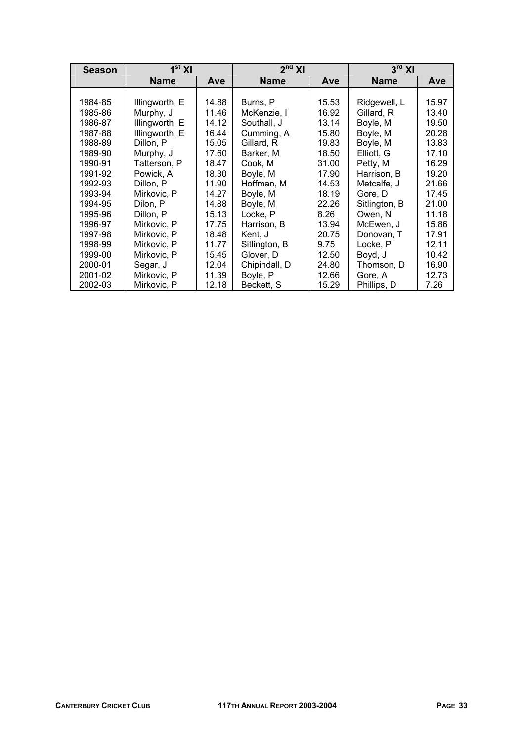| Season | 1st XI | | 2nd XI | | 3rd XI | |
|---|---|---|---|---|---|---|
| | Name | Ave | Name | Ave | Name | Ave |
| 1984-85 | Illingworth, E | 14.88 | Burns, P | 15.53 | Ridgewell, L | 15.97 |
| 1985-86 | Murphy, J | 11.46 | McKenzie, I | 16.92 | Gillard, R | 13.40 |
| 1986-87 | Illingworth, E | 14.12 | Southall, J | 13.14 | Boyle, M | 19.50 |
| 1987-88 | Illingworth, E | 16.44 | Cumming, A | 15.80 | Boyle, M | 20.28 |
| 1988-89 | Dillon, P | 15.05 | Gillard, R | 19.83 | Boyle, M | 13.83 |
| 1989-90 | Murphy, J | 17.60 | Barker, M | 18.50 | Elliott, G | 17.10 |
| 1990-91 | Tatterson, P | 18.47 | Cook, M | 31.00 | Petty, M | 16.29 |
| 1991-92 | Powick, A | 18.30 | Boyle, M | 17.90 | Harrison, B | 19.20 |
| 1992-93 | Dillon, P | 11.90 | Hoffman, M | 14.53 | Metcalfe, J | 21.66 |
| 1993-94 | Mirkovic, P | 14.27 | Boyle, M | 18.19 | Gore, D | 17.45 |
| 1994-95 | Dilon, P | 14.88 | Boyle, M | 22.26 | Sitlington, B | 21.00 |
| 1995-96 | Dillon, P | 15.13 | Locke, P | 8.26 | Owen, N | 11.18 |
| 1996-97 | Mirkovic, P | 17.75 | Harrison, B | 13.94 | McEwen, J | 15.86 |
| 1997-98 | Mirkovic, P | 18.48 | Kent, J | 20.75 | Donovan, T | 17.91 |
| 1998-99 | Mirkovic, P | 11.77 | Sitlington, B | 9.75 | Locke, P | 12.11 |
| 1999-00 | Mirkovic, P | 15.45 | Glover, D | 12.50 | Boyd, J | 10.42 |
| 2000-01 | Segar, J | 12.04 | Chipindall, D | 24.80 | Thomson, D | 16.90 |
| 2001-02 | Mirkovic, P | 11.39 | Boyle, P | 12.66 | Gore, A | 12.73 |
| 2002-03 | Mirkovic, P | 12.18 | Beckett, S | 15.29 | Phillips, D | 7.26 |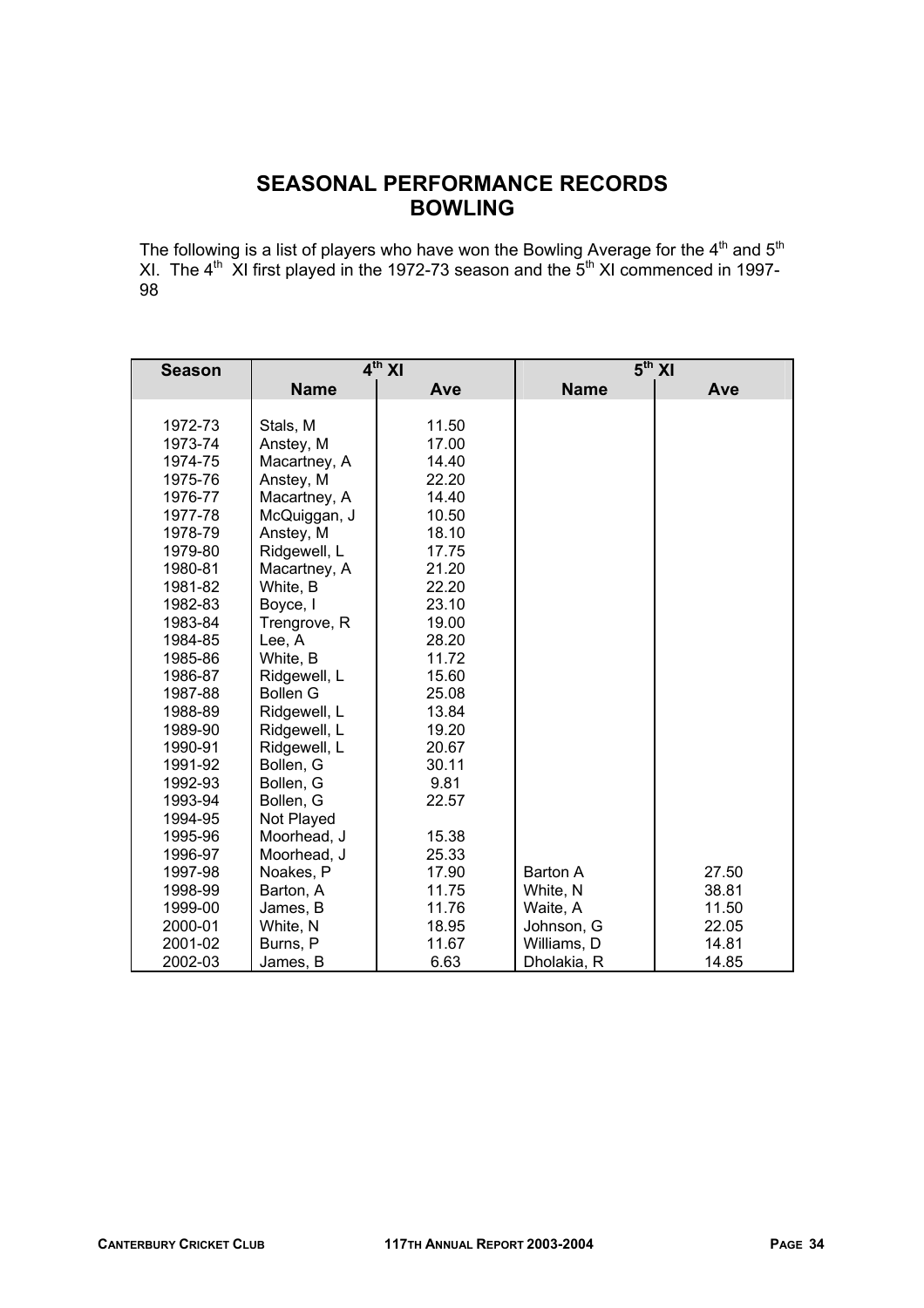# SEASONAL PERFORMANCE RECORDS
# BOWLING

The following is a list of players who have won the Bowling Average for the 4th and 5th XI. The 4th XI first played in the 1972-73 season and the 5th XI commenced in 1997-98

| Season | 4th XI | | 5th XI | |
|---|---|---|---|---|
| | Name | Ave | Name | Ave |
| 1972-73 | Stals, M | 11.50 | | |
| 1973-74 | Anstey, M | 17.00 | | |
| 1974-75 | Macartney, A | 14.40 | | |
| 1975-76 | Anstey, M | 22.20 | | |
| 1976-77 | Macartney, A | 14.40 | | |
| 1977-78 | McQuiggan, J | 10.50 | | |
| 1978-79 | Anstey, M | 18.10 | | |
| 1979-80 | Ridgewell, L | 17.75 | | |
| 1980-81 | Macartney, A | 21.20 | | |
| 1981-82 | White, B | 22.20 | | |
| 1982-83 | Boyce, I | 23.10 | | |
| 1983-84 | Trengrove, R | 19.00 | | |
| 1984-85 | Lee, A | 28.20 | | |
| 1985-86 | White, B | 11.72 | | |
| 1986-87 | Ridgewell, L | 15.60 | | |
| 1987-88 | Bollen G | 25.08 | | |
| 1988-89 | Ridgewell, L | 13.84 | | |
| 1989-90 | Ridgewell, L | 19.20 | | |
| 1990-91 | Ridgewell, L | 20.67 | | |
| 1991-92 | Bollen, G | 30.11 | | |
| 1992-93 | Bollen, G | 9.81 | | |
| 1993-94 | Bollen, G | 22.57 | | |
| 1994-95 | Not Played | | | |
| 1995-96 | Moorhead, J | 15.38 | | |
| 1996-97 | Moorhead, J | 25.33 | | |
| 1997-98 | Noakes, P | 17.90 | Barton A | 27.50 |
| 1998-99 | Barton, A | 11.75 | White, N | 38.81 |
| 1999-00 | James, B | 11.76 | Waite, A | 11.50 |
| 2000-01 | White, N | 18.95 | Johnson, G | 22.05 |
| 2001-02 | Burns, P | 11.67 | Williams, D | 14.81 |
| 2002-03 | James, B | 6.63 | Dholakia, R | 14.85 |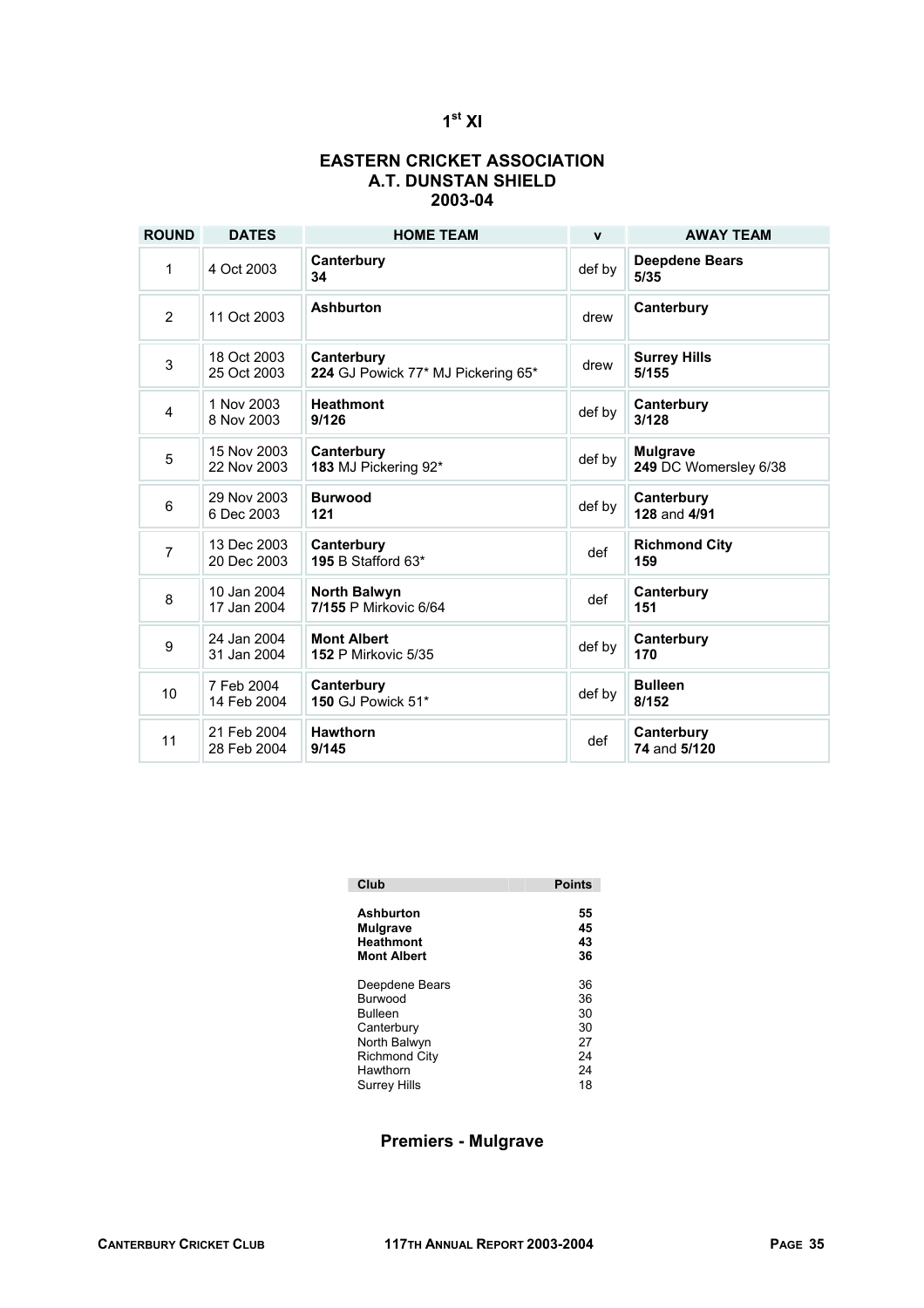# 1st XI

## EASTERN CRICKET ASSOCIATION
## A.T. DUNSTAN SHIELD
## 2003-04

| ROUND | DATES | HOME TEAM | v | AWAY TEAM |
|---|---|---|---|---|
| 1 | 4 Oct 2003 | **Canterbury** **34** | def by | **Deepdene Bears** **5/35** |
| 2 | 11 Oct 2003 | **Ashburton** | drew | **Canterbury** |
| 3 | 18 Oct 2003 25 Oct 2003 | **Canterbury** **224** GJ Powick 77* MJ Pickering 65* | drew | **Surrey Hills** **5/155** |
| 4 | 1 Nov 2003 8 Nov 2003 | **Heathmont** **9/126** | def by | **Canterbury** **3/128** |
| 5 | 15 Nov 2003 22 Nov 2003 | **Canterbury** **183** MJ Pickering 92* | def by | **Mulgrave** **249** DC Womersley 6/38 |
| 6 | 29 Nov 2003 6 Dec 2003 | **Burwood** **121** | def by | **Canterbury** **128** and **4/91** |
| 7 | 13 Dec 2003 20 Dec 2003 | **Canterbury** **195** B Stafford 63* | def | **Richmond City** **159** |
| 8 | 10 Jan 2004 17 Jan 2004 | **North Balwyn** **7/155** P Mirkovic 6/64 | def | **Canterbury** **151** |
| 9 | 24 Jan 2004 31 Jan 2004 | **Mont Albert** **152** P Mirkovic 5/35 | def by | **Canterbury** **170** |
| 10 | 7 Feb 2004 14 Feb 2004 | **Canterbury** **150** GJ Powick 51* | def by | **Bulleen** **8/152** |
| 11 | 21 Feb 2004 28 Feb 2004 | **Hawthorn** **9/145** | def | **Canterbury** **74** and **5/120** |

| Club | Points |
|---|---|
| **Ashburton** | **55** |
| **Mulgrave** | **45** |
| **Heathmont** | **43** |
| **Mont Albert** | **36** |
| Deepdene Bears | 36 |
| Burwood | 36 |
| Bulleen | 30 |
| Canterbury | 30 |
| North Balwyn | 27 |
| Richmond City | 24 |
| Hawthorn | 24 |
| Surrey Hills | 18 |

### Premiers - Mulgrave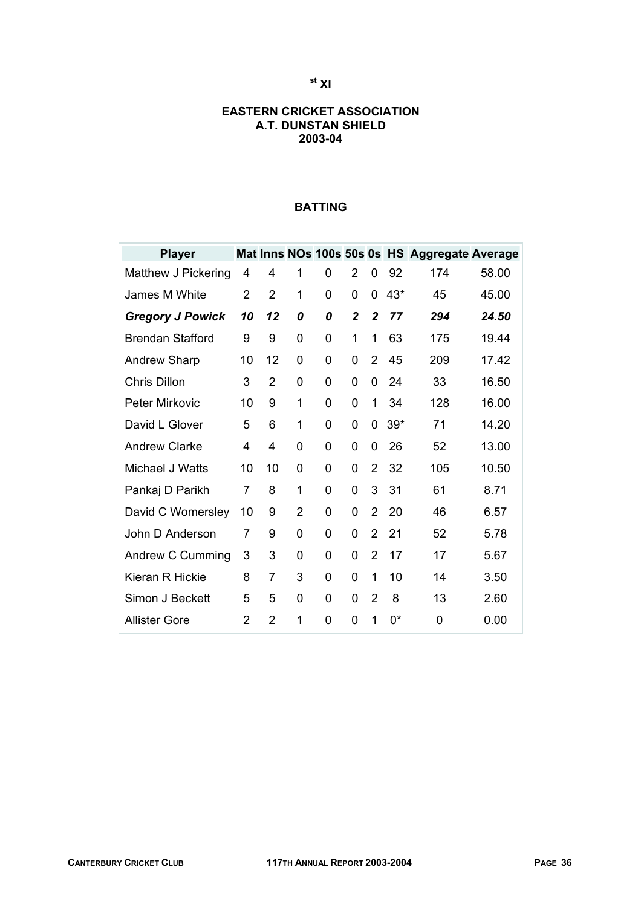st XI

**EASTERN CRICKET ASSOCIATION**
**A.T. DUNSTAN SHIELD**
**2003-04**

## BATTING

| Player | Mat | Inns | NOs | 100s | 50s | 0s | HS | Aggregate | Average |
|---|---|---|---|---|---|---|---|---|---|
| Matthew J Pickering | 4 | 4 | 1 | 0 | 2 | 0 | 92 | 174 | 58.00 |
| James M White | 2 | 2 | 1 | 0 | 0 | 0 | 43* | 45 | 45.00 |
| ***Gregory J Powick*** | ***10*** | ***12*** | ***0*** | ***0*** | ***2*** | ***2*** | ***77*** | ***294*** | ***24.50*** |
| Brendan Stafford | 9 | 9 | 0 | 0 | 1 | 1 | 63 | 175 | 19.44 |
| Andrew Sharp | 10 | 12 | 0 | 0 | 0 | 2 | 45 | 209 | 17.42 |
| Chris Dillon | 3 | 2 | 0 | 0 | 0 | 0 | 24 | 33 | 16.50 |
| Peter Mirkovic | 10 | 9 | 1 | 0 | 0 | 1 | 34 | 128 | 16.00 |
| David L Glover | 5 | 6 | 1 | 0 | 0 | 0 | 39* | 71 | 14.20 |
| Andrew Clarke | 4 | 4 | 0 | 0 | 0 | 0 | 26 | 52 | 13.00 |
| Michael J Watts | 10 | 10 | 0 | 0 | 0 | 2 | 32 | 105 | 10.50 |
| Pankaj D Parikh | 7 | 8 | 1 | 0 | 0 | 3 | 31 | 61 | 8.71 |
| David C Womersley | 10 | 9 | 2 | 0 | 0 | 2 | 20 | 46 | 6.57 |
| John D Anderson | 7 | 9 | 0 | 0 | 0 | 2 | 21 | 52 | 5.78 |
| Andrew C Cumming | 3 | 3 | 0 | 0 | 0 | 2 | 17 | 17 | 5.67 |
| Kieran R Hickie | 8 | 7 | 3 | 0 | 0 | 1 | 10 | 14 | 3.50 |
| Simon J Beckett | 5 | 5 | 0 | 0 | 0 | 2 | 8 | 13 | 2.60 |
| Allister Gore | 2 | 2 | 1 | 0 | 0 | 1 | 0* | 0 | 0.00 |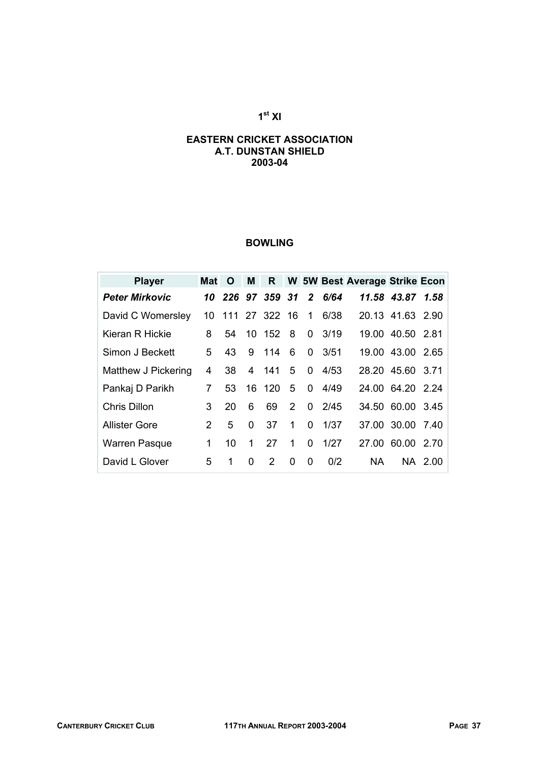# 1[st] XI

## EASTERN CRICKET ASSOCIATION
## A.T. DUNSTAN SHIELD
## 2003-04

### BOWLING

| Player | Mat | O | M | R | W | 5W | Best | Average | Strike | Econ |
|---|---|---|---|---|---|---|---|---|---|---|
| ***Peter Mirkovic*** | ***10*** | ***226*** | ***97*** | ***359*** | ***31*** | ***2*** | ***6/64*** | ***11.58*** | ***43.87*** | ***1.58*** |
| David C Womersley | 10 | 111 | 27 | 322 | 16 | 1 | 6/38 | 20.13 | 41.63 | 2.90 |
| Kieran R Hickie | 8 | 54 | 10 | 152 | 8 | 0 | 3/19 | 19.00 | 40.50 | 2.81 |
| Simon J Beckett | 5 | 43 | 9 | 114 | 6 | 0 | 3/51 | 19.00 | 43.00 | 2.65 |
| Matthew J Pickering | 4 | 38 | 4 | 141 | 5 | 0 | 4/53 | 28.20 | 45.60 | 3.71 |
| Pankaj D Parikh | 7 | 53 | 16 | 120 | 5 | 0 | 4/49 | 24.00 | 64.20 | 2.24 |
| Chris Dillon | 3 | 20 | 6 | 69 | 2 | 0 | 2/45 | 34.50 | 60.00 | 3.45 |
| Allister Gore | 2 | 5 | 0 | 37 | 1 | 0 | 1/37 | 37.00 | 30.00 | 7.40 |
| Warren Pasque | 1 | 10 | 1 | 27 | 1 | 0 | 1/27 | 27.00 | 60.00 | 2.70 |
| David L Glover | 5 | 1 | 0 | 2 | 0 | 0 | 0/2 | NA | NA | 2.00 |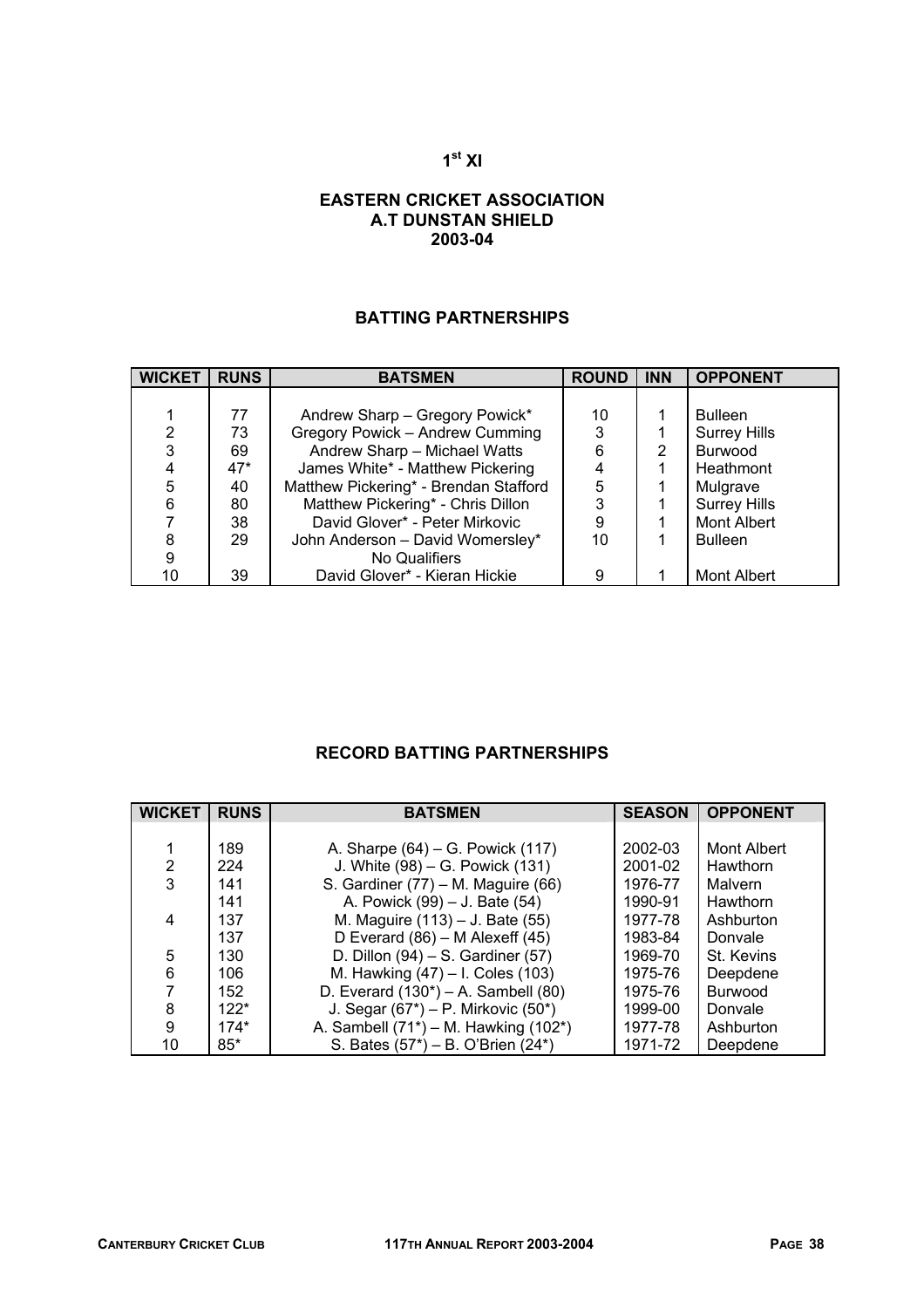# 1st XI

## EASTERN CRICKET ASSOCIATION
## A.T DUNSTAN SHIELD
## 2003-04

### BATTING PARTNERSHIPS

| WICKET | RUNS | BATSMEN | ROUND | INN | OPPONENT |
|---|---|---|---|---|---|
| 1 | 77 | Andrew Sharp – Gregory Powick* | 10 | 1 | Bulleen |
| 2 | 73 | Gregory Powick – Andrew Cumming | 3 | 1 | Surrey Hills |
| 3 | 69 | Andrew Sharp – Michael Watts | 6 | 2 | Burwood |
| 4 | 47* | James White* - Matthew Pickering | 4 | 1 | Heathmont |
| 5 | 40 | Matthew Pickering* - Brendan Stafford | 5 | 1 | Mulgrave |
| 6 | 80 | Matthew Pickering* - Chris Dillon | 3 | 1 | Surrey Hills |
| 7 | 38 | David Glover* - Peter Mirkovic | 9 | 1 | Mont Albert |
| 8 | 29 | John Anderson – David Womersley* | 10 | 1 | Bulleen |
| 9 | | No Qualifiers | | | |
| 10 | 39 | David Glover* - Kieran Hickie | 9 | 1 | Mont Albert |

### RECORD BATTING PARTNERSHIPS

| WICKET | RUNS | BATSMEN | SEASON | OPPONENT |
|---|---|---|---|---|
| 1 | 189 | A. Sharpe (64) – G. Powick (117) | 2002-03 | Mont Albert |
| 2 | 224 | J. White (98) – G. Powick (131) | 2001-02 | Hawthorn |
| 3 | 141 | S. Gardiner (77) – M. Maguire (66) | 1976-77 | Malvern |
| | 141 | A. Powick (99) – J. Bate (54) | 1990-91 | Hawthorn |
| 4 | 137 | M. Maguire (113) – J. Bate (55) | 1977-78 | Ashburton |
| | 137 | D Everard (86) – M Alexeff (45) | 1983-84 | Donvale |
| 5 | 130 | D. Dillon (94) – S. Gardiner (57) | 1969-70 | St. Kevins |
| 6 | 106 | M. Hawking (47) – I. Coles (103) | 1975-76 | Deepdene |
| 7 | 152 | D. Everard (130*) – A. Sambell (80) | 1975-76 | Burwood |
| 8 | 122* | J. Segar (67*) – P. Mirkovic (50*) | 1999-00 | Donvale |
| 9 | 174* | A. Sambell (71*) – M. Hawking (102*) | 1977-78 | Ashburton |
| 10 | 85* | S. Bates (57*) – B. O'Brien (24*) | 1971-72 | Deepdene |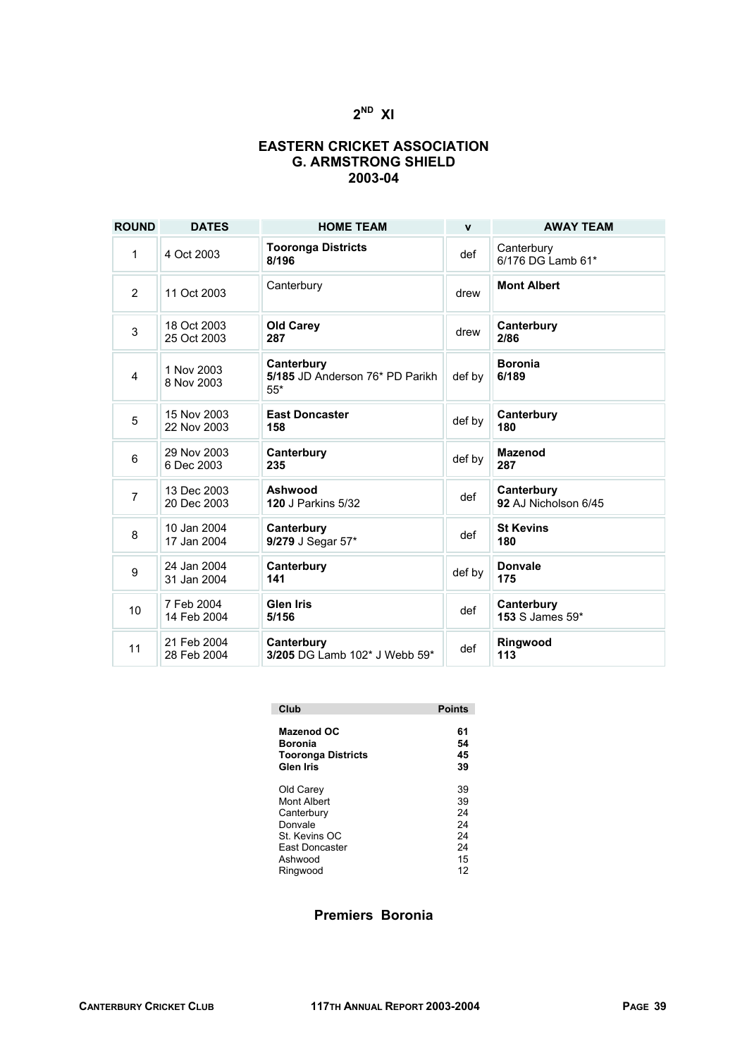# 2[ND] XI

## EASTERN CRICKET ASSOCIATION
## G. ARMSTRONG SHIELD
## 2003-04

| ROUND | DATES | HOME TEAM | v | AWAY TEAM |
|---|---|---|---|---|
| 1 | 4 Oct 2003 | **Tooronga Districts** **8/196** | def | Canterbury 6/176 DG Lamb 61* |
| 2 | 11 Oct 2003 | Canterbury | drew | **Mont Albert** |
| 3 | 18 Oct 2003 25 Oct 2003 | **Old Carey** **287** | drew | **Canterbury** **2/86** |
| 4 | 1 Nov 2003 8 Nov 2003 | **Canterbury** **5/185** JD Anderson 76* PD Parikh 55* | def by | **Boronia** **6/189** |
| 5 | 15 Nov 2003 22 Nov 2003 | **East Doncaster** **158** | def by | **Canterbury** **180** |
| 6 | 29 Nov 2003 6 Dec 2003 | **Canterbury** **235** | def by | **Mazenod** **287** |
| 7 | 13 Dec 2003 20 Dec 2003 | **Ashwood** **120** J Parkins 5/32 | def | **Canterbury** **92** AJ Nicholson 6/45 |
| 8 | 10 Jan 2004 17 Jan 2004 | **Canterbury** **9/279** J Segar 57* | def | **St Kevins** **180** |
| 9 | 24 Jan 2004 31 Jan 2004 | **Canterbury** **141** | def by | **Donvale** **175** |
| 10 | 7 Feb 2004 14 Feb 2004 | **Glen Iris** **5/156** | def | **Canterbury** **153** S James 59* |
| 11 | 21 Feb 2004 28 Feb 2004 | **Canterbury** **3/205** DG Lamb 102* J Webb 59* | def | **Ringwood** **113** |

| Club | Points |
|---|---|
| **Mazenod OC** | **61** |
| **Boronia** | **54** |
| **Tooronga Districts** | **45** |
| **Glen Iris** | **39** |
| Old Carey | 39 |
| Mont Albert | 39 |
| Canterbury | 24 |
| Donvale | 24 |
| St. Kevins OC | 24 |
| East Doncaster | 24 |
| Ashwood | 15 |
| Ringwood | 12 |

**Premiers Boronia**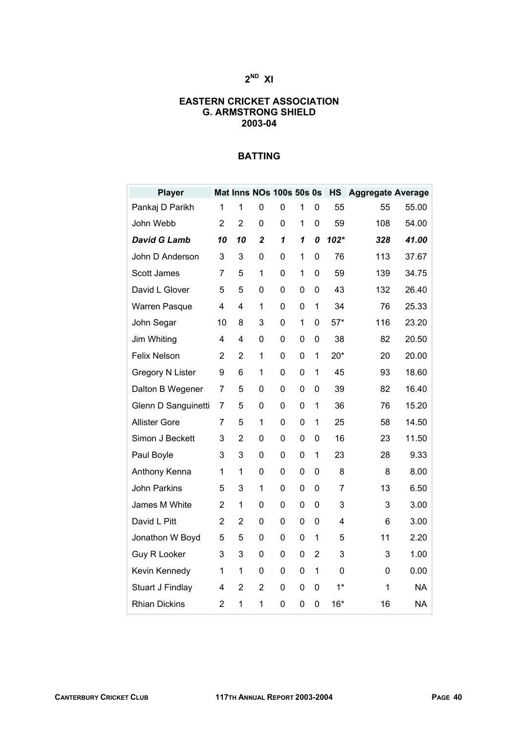# 2ND XI

## EASTERN CRICKET ASSOCIATION
## G. ARMSTRONG SHIELD
## 2003-04

### BATTING

| Player | Mat | Inns | NOs | 100s | 50s | 0s | HS | Aggregate | Average |
|---|---|---|---|---|---|---|---|---|---|
| Pankaj D Parikh | 1 | 1 | 0 | 0 | 1 | 0 | 55 | 55 | 55.00 |
| John Webb | 2 | 2 | 0 | 0 | 1 | 0 | 59 | 108 | 54.00 |
| ***David G Lamb*** | ***10*** | ***10*** | ***2*** | ***1*** | ***1*** | ***0*** | ***102**** | ***328*** | ***41.00*** |
| John D Anderson | 3 | 3 | 0 | 0 | 1 | 0 | 76 | 113 | 37.67 |
| Scott James | 7 | 5 | 1 | 0 | 1 | 0 | 59 | 139 | 34.75 |
| David L Glover | 5 | 5 | 0 | 0 | 0 | 0 | 43 | 132 | 26.40 |
| Warren Pasque | 4 | 4 | 1 | 0 | 0 | 1 | 34 | 76 | 25.33 |
| John Segar | 10 | 8 | 3 | 0 | 1 | 0 | 57* | 116 | 23.20 |
| Jim Whiting | 4 | 4 | 0 | 0 | 0 | 0 | 38 | 82 | 20.50 |
| Felix Nelson | 2 | 2 | 1 | 0 | 0 | 1 | 20* | 20 | 20.00 |
| Gregory N Lister | 9 | 6 | 1 | 0 | 0 | 1 | 45 | 93 | 18.60 |
| Dalton B Wegener | 7 | 5 | 0 | 0 | 0 | 0 | 39 | 82 | 16.40 |
| Glenn D Sanguinetti | 7 | 5 | 0 | 0 | 0 | 1 | 36 | 76 | 15.20 |
| Allister Gore | 7 | 5 | 1 | 0 | 0 | 1 | 25 | 58 | 14.50 |
| Simon J Beckett | 3 | 2 | 0 | 0 | 0 | 0 | 16 | 23 | 11.50 |
| Paul Boyle | 3 | 3 | 0 | 0 | 0 | 1 | 23 | 28 | 9.33 |
| Anthony Kenna | 1 | 1 | 0 | 0 | 0 | 0 | 8 | 8 | 8.00 |
| John Parkins | 5 | 3 | 1 | 0 | 0 | 0 | 7 | 13 | 6.50 |
| James M White | 2 | 1 | 0 | 0 | 0 | 0 | 3 | 3 | 3.00 |
| David L Pitt | 2 | 2 | 0 | 0 | 0 | 0 | 4 | 6 | 3.00 |
| Jonathon W Boyd | 5 | 5 | 0 | 0 | 0 | 1 | 5 | 11 | 2.20 |
| Guy R Looker | 3 | 3 | 0 | 0 | 0 | 2 | 3 | 3 | 1.00 |
| Kevin Kennedy | 1 | 1 | 0 | 0 | 0 | 1 | 0 | 0 | 0.00 |
| Stuart J Findlay | 4 | 2 | 2 | 0 | 0 | 0 | 1* | 1 | NA |
| Rhian Dickins | 2 | 1 | 1 | 0 | 0 | 0 | 16* | 16 | NA |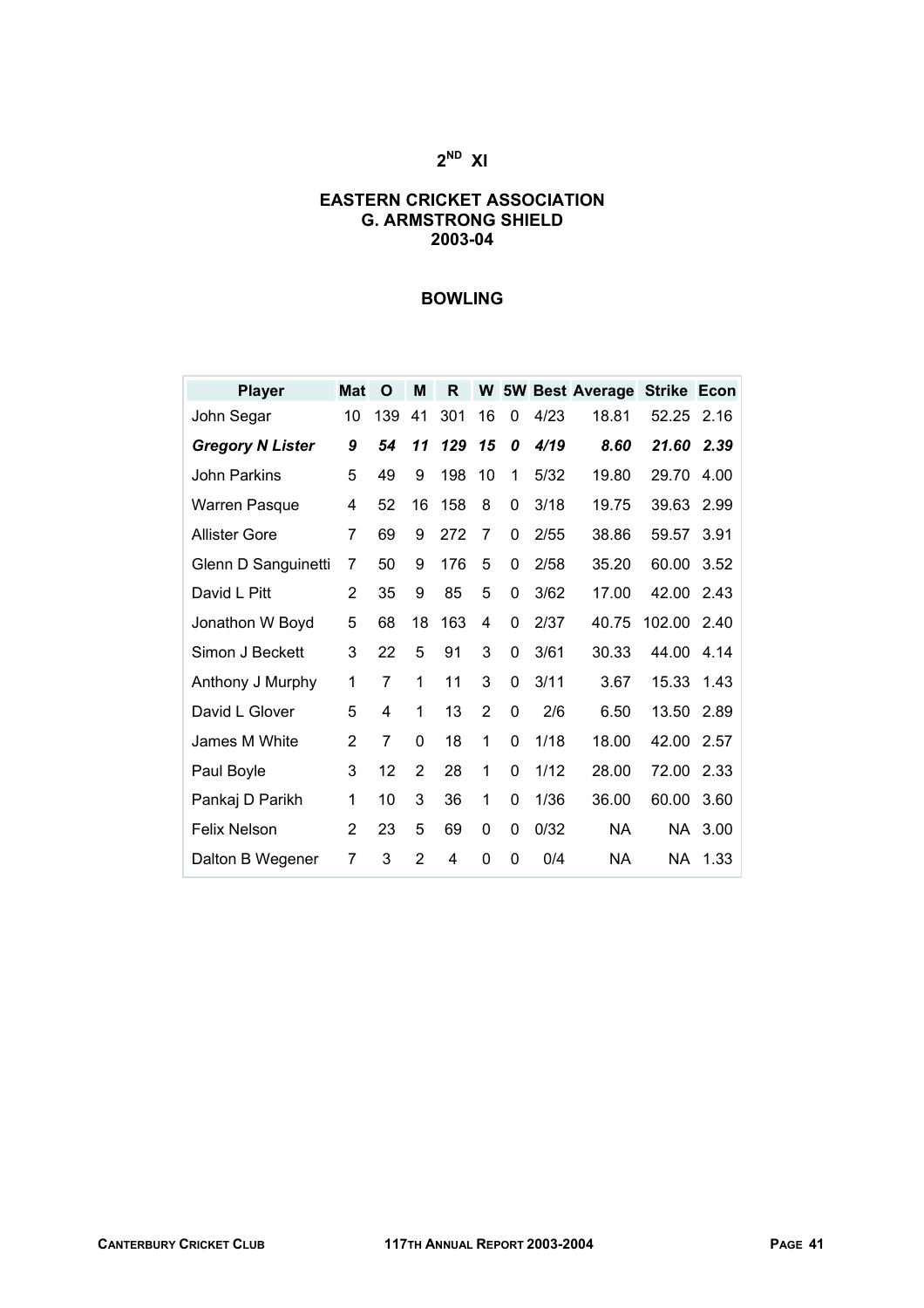# 2[ND] XI

## EASTERN CRICKET ASSOCIATION
## G. ARMSTRONG SHIELD
## 2003-04

### BOWLING

| Player | Mat | O | M | R | W | 5W | Best | Average | Strike | Econ |
|---|---|---|---|---|---|---|---|---|---|---|
| John Segar | 10 | 139 | 41 | 301 | 16 | 0 | 4/23 | 18.81 | 52.25 | 2.16 |
| ***Gregory N Lister*** | ***9*** | ***54*** | ***11*** | ***129*** | ***15*** | ***0*** | ***4/19*** | ***8.60*** | ***21.60*** | ***2.39*** |
| John Parkins | 5 | 49 | 9 | 198 | 10 | 1 | 5/32 | 19.80 | 29.70 | 4.00 |
| Warren Pasque | 4 | 52 | 16 | 158 | 8 | 0 | 3/18 | 19.75 | 39.63 | 2.99 |
| Allister Gore | 7 | 69 | 9 | 272 | 7 | 0 | 2/55 | 38.86 | 59.57 | 3.91 |
| Glenn D Sanguinetti | 7 | 50 | 9 | 176 | 5 | 0 | 2/58 | 35.20 | 60.00 | 3.52 |
| David L Pitt | 2 | 35 | 9 | 85 | 5 | 0 | 3/62 | 17.00 | 42.00 | 2.43 |
| Jonathon W Boyd | 5 | 68 | 18 | 163 | 4 | 0 | 2/37 | 40.75 | 102.00 | 2.40 |
| Simon J Beckett | 3 | 22 | 5 | 91 | 3 | 0 | 3/61 | 30.33 | 44.00 | 4.14 |
| Anthony J Murphy | 1 | 7 | 1 | 11 | 3 | 0 | 3/11 | 3.67 | 15.33 | 1.43 |
| David L Glover | 5 | 4 | 1 | 13 | 2 | 0 | 2/6 | 6.50 | 13.50 | 2.89 |
| James M White | 2 | 7 | 0 | 18 | 1 | 0 | 1/18 | 18.00 | 42.00 | 2.57 |
| Paul Boyle | 3 | 12 | 2 | 28 | 1 | 0 | 1/12 | 28.00 | 72.00 | 2.33 |
| Pankaj D Parikh | 1 | 10 | 3 | 36 | 1 | 0 | 1/36 | 36.00 | 60.00 | 3.60 |
| Felix Nelson | 2 | 23 | 5 | 69 | 0 | 0 | 0/32 | NA | NA | 3.00 |
| Dalton B Wegener | 7 | 3 | 2 | 4 | 0 | 0 | 0/4 | NA | NA | 1.33 |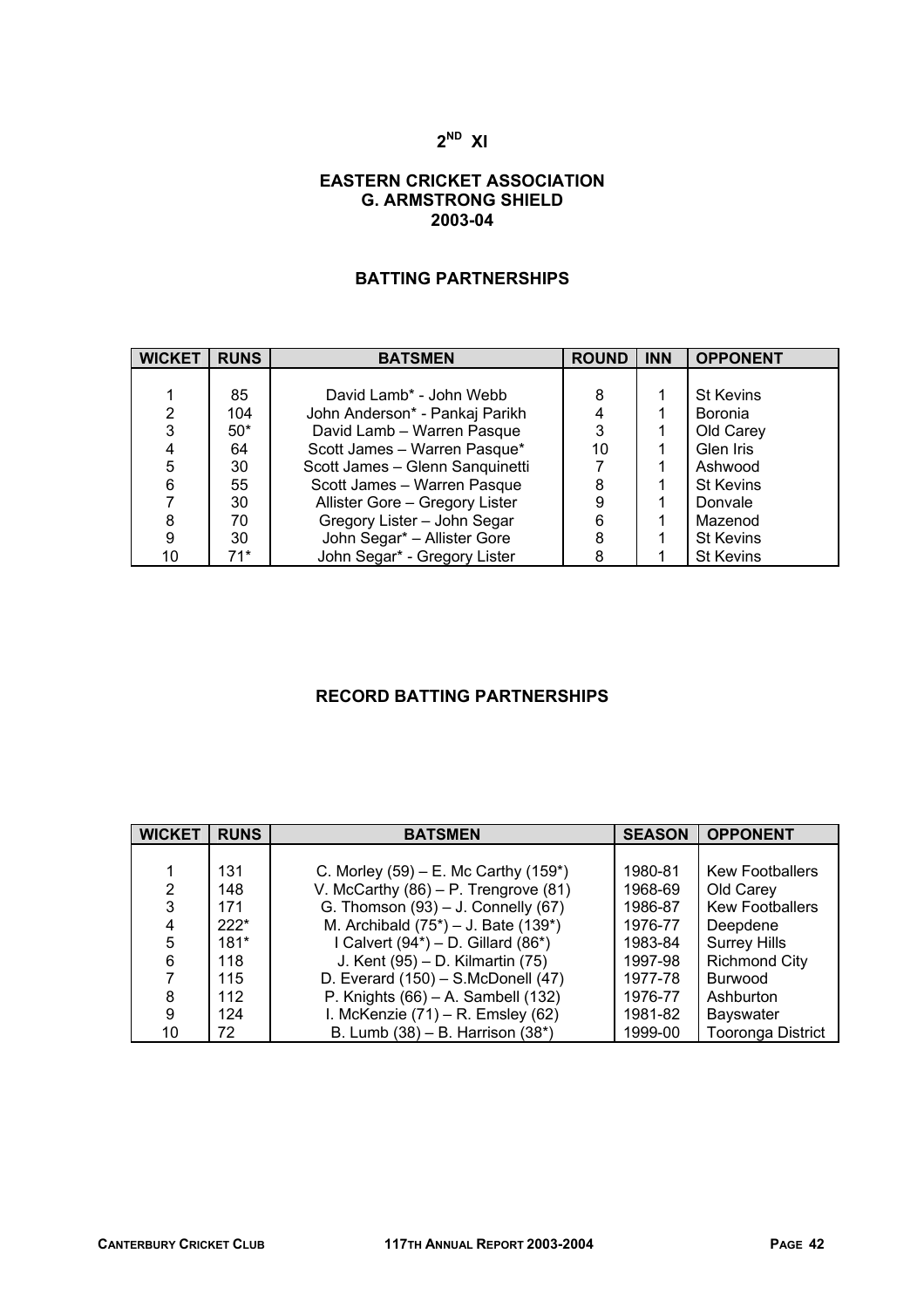# 2[ND] XI

## EASTERN CRICKET ASSOCIATION
## G. ARMSTRONG SHIELD
## 2003-04

### BATTING PARTNERSHIPS

| WICKET | RUNS | BATSMEN | ROUND | INN | OPPONENT |
|---|---|---|---|---|---|
| 1 | 85 | David Lamb* - John Webb | 8 | 1 | St Kevins |
| 2 | 104 | John Anderson* - Pankaj Parikh | 4 | 1 | Boronia |
| 3 | 50* | David Lamb – Warren Pasque | 3 | 1 | Old Carey |
| 4 | 64 | Scott James – Warren Pasque* | 10 | 1 | Glen Iris |
| 5 | 30 | Scott James – Glenn Sanquinetti | 7 | 1 | Ashwood |
| 6 | 55 | Scott James – Warren Pasque | 8 | 1 | St Kevins |
| 7 | 30 | Allister Gore – Gregory Lister | 9 | 1 | Donvale |
| 8 | 70 | Gregory Lister – John Segar | 6 | 1 | Mazenod |
| 9 | 30 | John Segar* – Allister Gore | 8 | 1 | St Kevins |
| 10 | 71* | John Segar* - Gregory Lister | 8 | 1 | St Kevins |

### RECORD BATTING PARTNERSHIPS

| WICKET | RUNS | BATSMEN | SEASON | OPPONENT |
|---|---|---|---|---|
| 1 | 131 | C. Morley (59) – E. Mc Carthy (159*) | 1980-81 | Kew Footballers |
| 2 | 148 | V. McCarthy (86) – P. Trengrove (81) | 1968-69 | Old Carey |
| 3 | 171 | G. Thomson (93) – J. Connelly (67) | 1986-87 | Kew Footballers |
| 4 | 222* | M. Archibald (75*) – J. Bate (139*) | 1976-77 | Deepdene |
| 5 | 181* | I Calvert (94*) – D. Gillard (86*) | 1983-84 | Surrey Hills |
| 6 | 118 | J. Kent (95) – D. Kilmartin (75) | 1997-98 | Richmond City |
| 7 | 115 | D. Everard (150) – S.McDonell (47) | 1977-78 | Burwood |
| 8 | 112 | P. Knights (66) – A. Sambell (132) | 1976-77 | Ashburton |
| 9 | 124 | I. McKenzie (71) – R. Emsley (62) | 1981-82 | Bayswater |
| 10 | 72 | B. Lumb (38) – B. Harrison (38*) | 1999-00 | Tooronga District |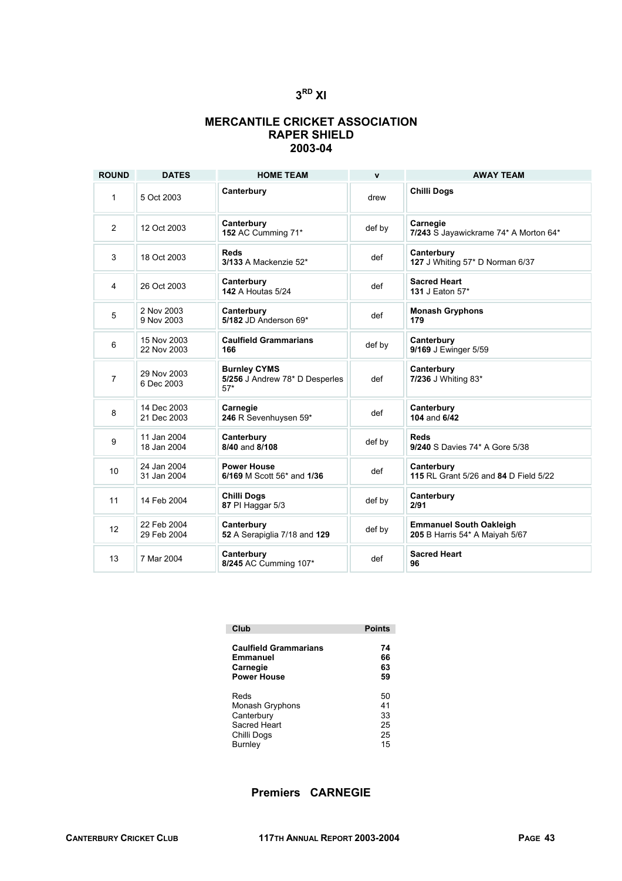# 3RD XI

## MERCANTILE CRICKET ASSOCIATION
## RAPER SHIELD
## 2003-04

| ROUND | DATES | HOME TEAM | v | AWAY TEAM |
|---|---|---|---|---|
| 1 | 5 Oct 2003 | **Canterbury** | drew | **Chilli Dogs** |
| 2 | 12 Oct 2003 | **Canterbury** **152** AC Cumming 71* | def by | **Carnegie** **7/243** S Jayawickrame 74* A Morton 64* |
| 3 | 18 Oct 2003 | **Reds** **3/133** A Mackenzie 52* | def | **Canterbury** **127** J Whiting 57* D Norman 6/37 |
| 4 | 26 Oct 2003 | **Canterbury** **142** A Houtas 5/24 | def | **Sacred Heart** **131** J Eaton 57* |
| 5 | 2 Nov 2003 9 Nov 2003 | **Canterbury** **5/182** JD Anderson 69* | def | **Monash Gryphons** **179** |
| 6 | 15 Nov 2003 22 Nov 2003 | **Caulfield Grammarians** **166** | def by | **Canterbury** **9/169** J Ewinger 5/59 |
| 7 | 29 Nov 2003 6 Dec 2003 | **Burnley CYMS** **5/256** J Andrew 78* D Desperles 57* | def | **Canterbury** **7/236** J Whiting 83* |
| 8 | 14 Dec 2003 21 Dec 2003 | **Carnegie** **246** R Sevenhuysen 59* | def | **Canterbury** **104** and **6/42** |
| 9 | 11 Jan 2004 18 Jan 2004 | **Canterbury** **8/40** and **8/108** | def by | **Reds** **9/240** S Davies 74* A Gore 5/38 |
| 10 | 24 Jan 2004 31 Jan 2004 | **Power House** **6/169** M Scott 56* and **1/36** | def | **Canterbury** **115** RL Grant 5/26 and **84** D Field 5/22 |
| 11 | 14 Feb 2004 | **Chilli Dogs** **87** PI Haggar 5/3 | def by | **Canterbury** **2/91** |
| 12 | 22 Feb 2004 29 Feb 2004 | **Canterbury** **52** A Serapiglia 7/18 and **129** | def by | **Emmanuel South Oakleigh** **205** B Harris 54* A Maiyah 5/67 |
| 13 | 7 Mar 2004 | **Canterbury** **8/245** AC Cumming 107* | def | **Sacred Heart** **96** |

| Club | Points |
|---|---|
| **Caulfield Grammarians** | **74** |
| **Emmanuel** | **66** |
| **Carnegie** | **63** |
| **Power House** | **59** |
| Reds | 50 |
| Monash Gryphons | 41 |
| Canterbury | 33 |
| Sacred Heart | 25 |
| Chilli Dogs | 25 |
| Burnley | 15 |

## Premiers CARNEGIE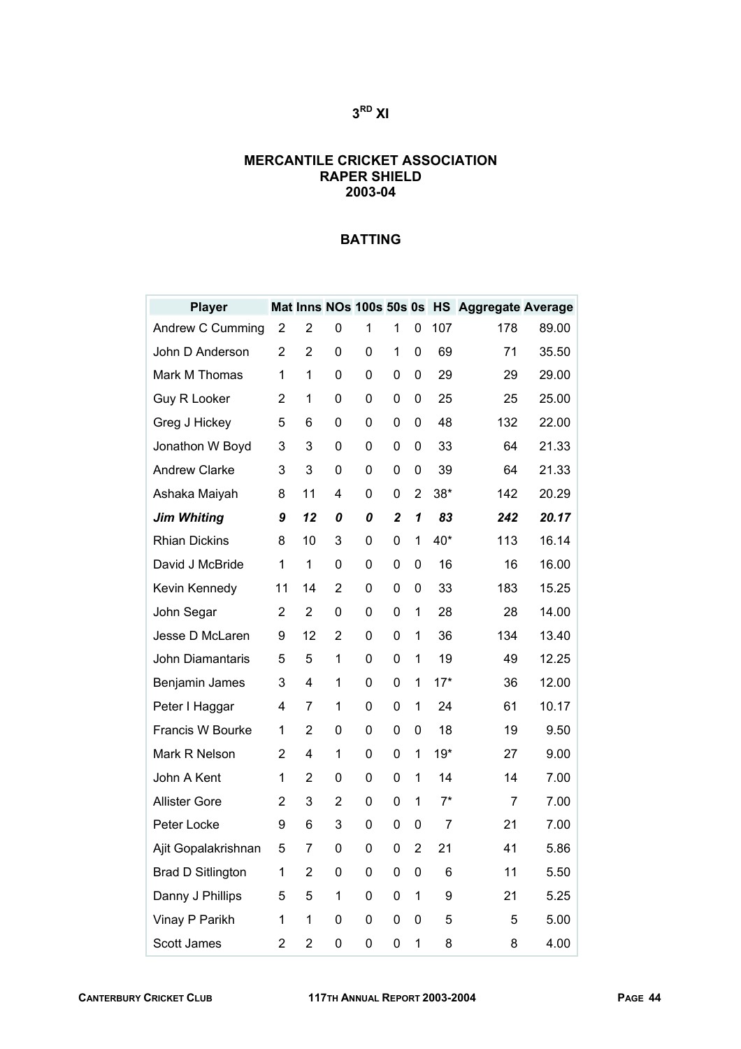# 3RD XI

## MERCANTILE CRICKET ASSOCIATION
## RAPER SHIELD
## 2003-04

### BATTING

| Player | Mat | Inns | NOs | 100s | 50s | 0s | HS | Aggregate | Average |
|---|---|---|---|---|---|---|---|---|---|
| Andrew C Cumming | 2 | 2 | 0 | 1 | 1 | 0 | 107 | 178 | 89.00 |
| John D Anderson | 2 | 2 | 0 | 0 | 1 | 0 | 69 | 71 | 35.50 |
| Mark M Thomas | 1 | 1 | 0 | 0 | 0 | 0 | 29 | 29 | 29.00 |
| Guy R Looker | 2 | 1 | 0 | 0 | 0 | 0 | 25 | 25 | 25.00 |
| Greg J Hickey | 5 | 6 | 0 | 0 | 0 | 0 | 48 | 132 | 22.00 |
| Jonathon W Boyd | 3 | 3 | 0 | 0 | 0 | 0 | 33 | 64 | 21.33 |
| Andrew Clarke | 3 | 3 | 0 | 0 | 0 | 0 | 39 | 64 | 21.33 |
| Ashaka Maiyah | 8 | 11 | 4 | 0 | 0 | 2 | 38* | 142 | 20.29 |
| ***Jim Whiting*** | ***9*** | ***12*** | ***0*** | ***0*** | ***2*** | ***1*** | ***83*** | ***242*** | ***20.17*** |
| Rhian Dickins | 8 | 10 | 3 | 0 | 0 | 1 | 40* | 113 | 16.14 |
| David J McBride | 1 | 1 | 0 | 0 | 0 | 0 | 16 | 16 | 16.00 |
| Kevin Kennedy | 11 | 14 | 2 | 0 | 0 | 0 | 33 | 183 | 15.25 |
| John Segar | 2 | 2 | 0 | 0 | 0 | 1 | 28 | 28 | 14.00 |
| Jesse D McLaren | 9 | 12 | 2 | 0 | 0 | 1 | 36 | 134 | 13.40 |
| John Diamantaris | 5 | 5 | 1 | 0 | 0 | 1 | 19 | 49 | 12.25 |
| Benjamin James | 3 | 4 | 1 | 0 | 0 | 1 | 17* | 36 | 12.00 |
| Peter I Haggar | 4 | 7 | 1 | 0 | 0 | 1 | 24 | 61 | 10.17 |
| Francis W Bourke | 1 | 2 | 0 | 0 | 0 | 0 | 18 | 19 | 9.50 |
| Mark R Nelson | 2 | 4 | 1 | 0 | 0 | 1 | 19* | 27 | 9.00 |
| John A Kent | 1 | 2 | 0 | 0 | 0 | 1 | 14 | 14 | 7.00 |
| Allister Gore | 2 | 3 | 2 | 0 | 0 | 1 | 7* | 7 | 7.00 |
| Peter Locke | 9 | 6 | 3 | 0 | 0 | 0 | 7 | 21 | 7.00 |
| Ajit Gopalakrishnan | 5 | 7 | 0 | 0 | 0 | 2 | 21 | 41 | 5.86 |
| Brad D Sitlington | 1 | 2 | 0 | 0 | 0 | 0 | 6 | 11 | 5.50 |
| Danny J Phillips | 5 | 5 | 1 | 0 | 0 | 1 | 9 | 21 | 5.25 |
| Vinay P Parikh | 1 | 1 | 0 | 0 | 0 | 0 | 5 | 5 | 5.00 |
| Scott James | 2 | 2 | 0 | 0 | 0 | 1 | 8 | 8 | 4.00 |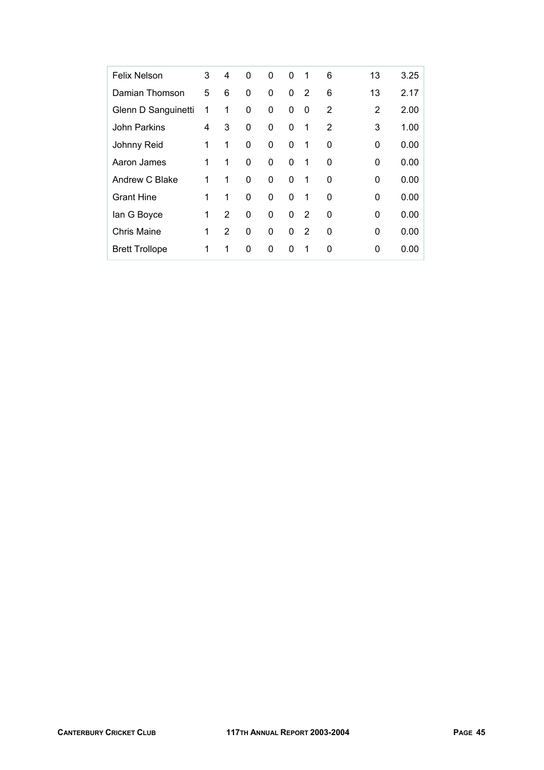| | | | | | | | | | |
|---|---|---|---|---|---|---|---|---|---|
| Felix Nelson | 3 | 4 | 0 | 0 | 0 | 1 | 6 | 13 | 3.25 |
| Damian Thomson | 5 | 6 | 0 | 0 | 0 | 2 | 6 | 13 | 2.17 |
| Glenn D Sanguinetti | 1 | 1 | 0 | 0 | 0 | 0 | 2 | 2 | 2.00 |
| John Parkins | 4 | 3 | 0 | 0 | 0 | 1 | 2 | 3 | 1.00 |
| Johnny Reid | 1 | 1 | 0 | 0 | 0 | 1 | 0 | 0 | 0.00 |
| Aaron James | 1 | 1 | 0 | 0 | 0 | 1 | 0 | 0 | 0.00 |
| Andrew C Blake | 1 | 1 | 0 | 0 | 0 | 1 | 0 | 0 | 0.00 |
| Grant Hine | 1 | 1 | 0 | 0 | 0 | 1 | 0 | 0 | 0.00 |
| Ian G Boyce | 1 | 2 | 0 | 0 | 0 | 2 | 0 | 0 | 0.00 |
| Chris Maine | 1 | 2 | 0 | 0 | 0 | 2 | 0 | 0 | 0.00 |
| Brett Trollope | 1 | 1 | 0 | 0 | 0 | 1 | 0 | 0 | 0.00 |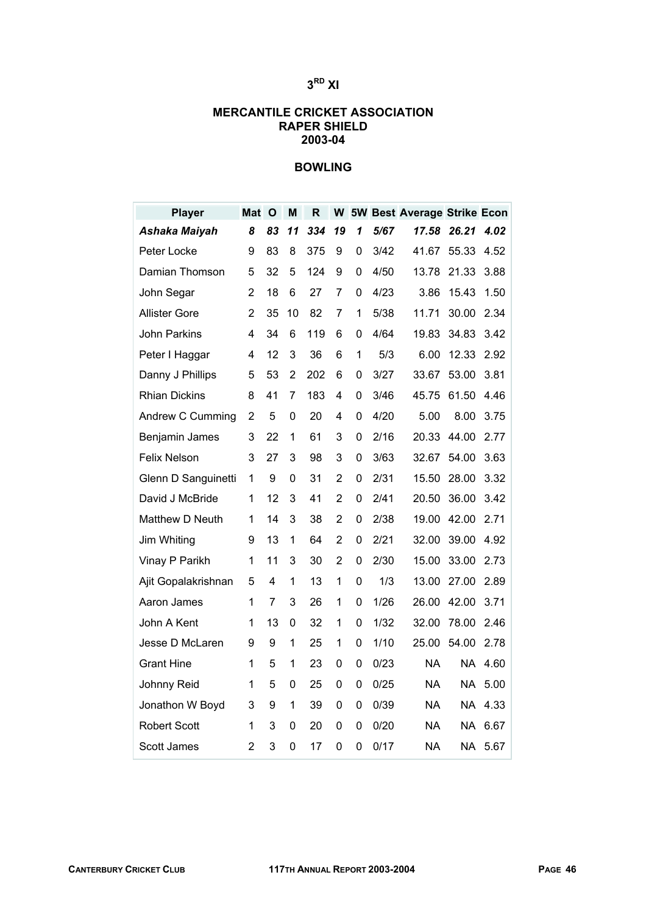# $3^{RD}$ XI

## MERCANTILE CRICKET ASSOCIATION
## RAPER SHIELD
## 2003-04

### BOWLING

| Player | Mat | O | M | R | W | 5W | Best | Average | Strike | Econ |
|---|---|---|---|---|---|---|---|---|---|---|
| ***Ashaka Maiyah*** | ***8*** | ***83*** | ***11*** | ***334*** | ***19*** | ***1*** | ***5/67*** | ***17.58*** | ***26.21*** | ***4.02*** |
| Peter Locke | 9 | 83 | 8 | 375 | 9 | 0 | 3/42 | 41.67 | 55.33 | 4.52 |
| Damian Thomson | 5 | 32 | 5 | 124 | 9 | 0 | 4/50 | 13.78 | 21.33 | 3.88 |
| John Segar | 2 | 18 | 6 | 27 | 7 | 0 | 4/23 | 3.86 | 15.43 | 1.50 |
| Allister Gore | 2 | 35 | 10 | 82 | 7 | 1 | 5/38 | 11.71 | 30.00 | 2.34 |
| John Parkins | 4 | 34 | 6 | 119 | 6 | 0 | 4/64 | 19.83 | 34.83 | 3.42 |
| Peter I Haggar | 4 | 12 | 3 | 36 | 6 | 1 | 5/3 | 6.00 | 12.33 | 2.92 |
| Danny J Phillips | 5 | 53 | 2 | 202 | 6 | 0 | 3/27 | 33.67 | 53.00 | 3.81 |
| Rhian Dickins | 8 | 41 | 7 | 183 | 4 | 0 | 3/46 | 45.75 | 61.50 | 4.46 |
| Andrew C Cumming | 2 | 5 | 0 | 20 | 4 | 0 | 4/20 | 5.00 | 8.00 | 3.75 |
| Benjamin James | 3 | 22 | 1 | 61 | 3 | 0 | 2/16 | 20.33 | 44.00 | 2.77 |
| Felix Nelson | 3 | 27 | 3 | 98 | 3 | 0 | 3/63 | 32.67 | 54.00 | 3.63 |
| Glenn D Sanguinetti | 1 | 9 | 0 | 31 | 2 | 0 | 2/31 | 15.50 | 28.00 | 3.32 |
| David J McBride | 1 | 12 | 3 | 41 | 2 | 0 | 2/41 | 20.50 | 36.00 | 3.42 |
| Matthew D Neuth | 1 | 14 | 3 | 38 | 2 | 0 | 2/38 | 19.00 | 42.00 | 2.71 |
| Jim Whiting | 9 | 13 | 1 | 64 | 2 | 0 | 2/21 | 32.00 | 39.00 | 4.92 |
| Vinay P Parikh | 1 | 11 | 3 | 30 | 2 | 0 | 2/30 | 15.00 | 33.00 | 2.73 |
| Ajit Gopalakrishnan | 5 | 4 | 1 | 13 | 1 | 0 | 1/3 | 13.00 | 27.00 | 2.89 |
| Aaron James | 1 | 7 | 3 | 26 | 1 | 0 | 1/26 | 26.00 | 42.00 | 3.71 |
| John A Kent | 1 | 13 | 0 | 32 | 1 | 0 | 1/32 | 32.00 | 78.00 | 2.46 |
| Jesse D McLaren | 9 | 9 | 1 | 25 | 1 | 0 | 1/10 | 25.00 | 54.00 | 2.78 |
| Grant Hine | 1 | 5 | 1 | 23 | 0 | 0 | 0/23 | NA | NA | 4.60 |
| Johnny Reid | 1 | 5 | 0 | 25 | 0 | 0 | 0/25 | NA | NA | 5.00 |
| Jonathon W Boyd | 3 | 9 | 1 | 39 | 0 | 0 | 0/39 | NA | NA | 4.33 |
| Robert Scott | 1 | 3 | 0 | 20 | 0 | 0 | 0/20 | NA | NA | 6.67 |
| Scott James | 2 | 3 | 0 | 17 | 0 | 0 | 0/17 | NA | NA | 5.67 |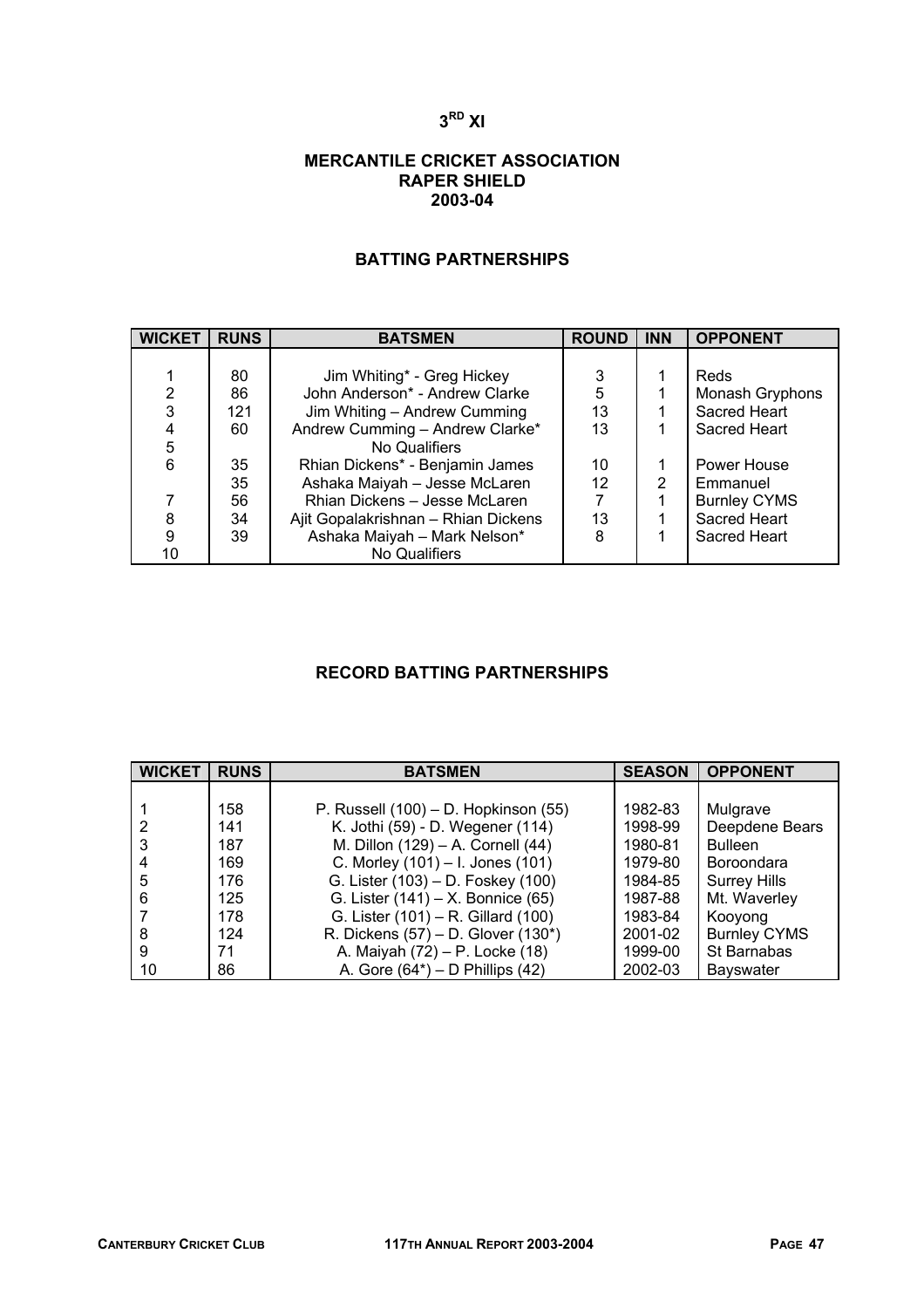# 3RD XI

## MERCANTILE CRICKET ASSOCIATION
## RAPER SHIELD
## 2003-04

### BATTING PARTNERSHIPS

| WICKET | RUNS | BATSMEN | ROUND | INN | OPPONENT |
|---|---|---|---|---|---|
| 1 | 80 | Jim Whiting* - Greg Hickey | 3 | 1 | Reds |
| 2 | 86 | John Anderson* - Andrew Clarke | 5 | 1 | Monash Gryphons |
| 3 | 121 | Jim Whiting – Andrew Cumming | 13 | 1 | Sacred Heart |
| 4 | 60 | Andrew Cumming – Andrew Clarke* | 13 | 1 | Sacred Heart |
| 5 | | No Qualifiers | | | |
| 6 | 35 | Rhian Dickens* - Benjamin James | 10 | 1 | Power House |
| | 35 | Ashaka Maiyah – Jesse McLaren | 12 | 2 | Emmanuel |
| 7 | 56 | Rhian Dickens – Jesse McLaren | 7 | 1 | Burnley CYMS |
| 8 | 34 | Ajit Gopalakrishnan – Rhian Dickens | 13 | 1 | Sacred Heart |
| 9 | 39 | Ashaka Maiyah – Mark Nelson* | 8 | 1 | Sacred Heart |
| 10 | | No Qualifiers | | | |

### RECORD BATTING PARTNERSHIPS

| WICKET | RUNS | BATSMEN | SEASON | OPPONENT |
|---|---|---|---|---|
| 1 | 158 | P. Russell (100) – D. Hopkinson (55) | 1982-83 | Mulgrave |
| 2 | 141 | K. Jothi (59) - D. Wegener (114) | 1998-99 | Deepdene Bears |
| 3 | 187 | M. Dillon (129) – A. Cornell (44) | 1980-81 | Bulleen |
| 4 | 169 | C. Morley (101) – I. Jones (101) | 1979-80 | Boroondara |
| 5 | 176 | G. Lister (103) – D. Foskey (100) | 1984-85 | Surrey Hills |
| 6 | 125 | G. Lister (141) – X. Bonnice (65) | 1987-88 | Mt. Waverley |
| 7 | 178 | G. Lister (101) – R. Gillard (100) | 1983-84 | Kooyong |
| 8 | 124 | R. Dickens (57) – D. Glover (130*) | 2001-02 | Burnley CYMS |
| 9 | 71 | A. Maiyah (72) – P. Locke (18) | 1999-00 | St Barnabas |
| 10 | 86 | A. Gore (64*) – D Phillips (42) | 2002-03 | Bayswater |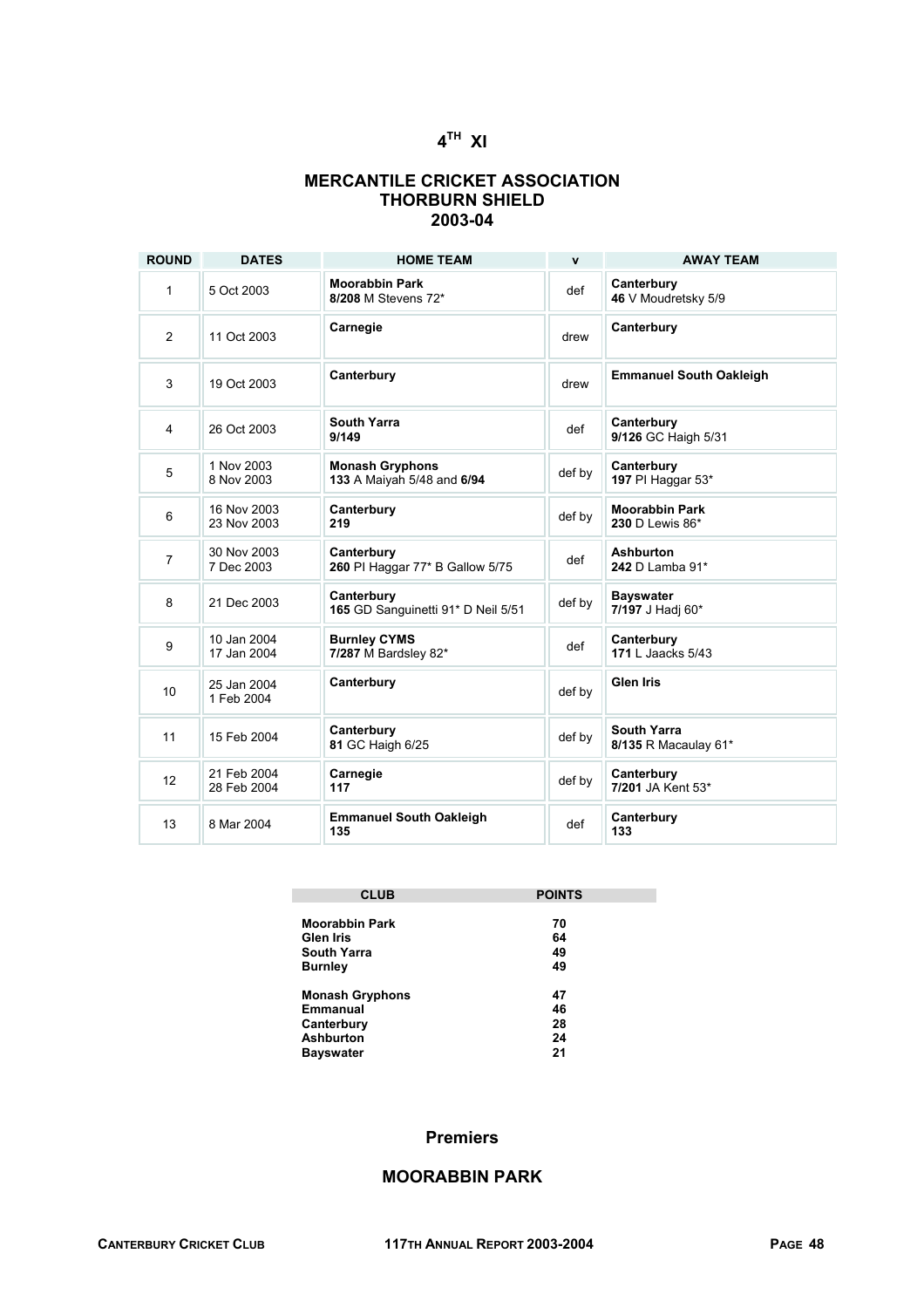# 4[TH] XI

## MERCANTILE CRICKET ASSOCIATION
## THORBURN SHIELD
## 2003-04

| ROUND | DATES | HOME TEAM | v | AWAY TEAM |
|---|---|---|---|---|
| 1 | 5 Oct 2003 | **Moorabbin Park** **8/208** M Stevens 72* | def | **Canterbury** **46** V Moudretsky 5/9 |
| 2 | 11 Oct 2003 | **Carnegie** | drew | **Canterbury** |
| 3 | 19 Oct 2003 | **Canterbury** | drew | **Emmanuel South Oakleigh** |
| 4 | 26 Oct 2003 | **South Yarra** **9/149** | def | **Canterbury** **9/126** GC Haigh 5/31 |
| 5 | 1 Nov 2003 8 Nov 2003 | **Monash Gryphons** **133** A Maiyah 5/48 and **6/94** | def by | **Canterbury** **197** PI Haggar 53* |
| 6 | 16 Nov 2003 23 Nov 2003 | **Canterbury** **219** | def by | **Moorabbin Park** **230** D Lewis 86* |
| 7 | 30 Nov 2003 7 Dec 2003 | **Canterbury** **260** PI Haggar 77* B Gallow 5/75 | def | **Ashburton** **242** D Lamba 91* |
| 8 | 21 Dec 2003 | **Canterbury** **165** GD Sanguinetti 91* D Neil 5/51 | def by | **Bayswater** **7/197** J Hadj 60* |
| 9 | 10 Jan 2004 17 Jan 2004 | **Burnley CYMS** **7/287** M Bardsley 82* | def | **Canterbury** **171** L Jaacks 5/43 |
| 10 | 25 Jan 2004 1 Feb 2004 | **Canterbury** | def by | **Glen Iris** |
| 11 | 15 Feb 2004 | **Canterbury** **81** GC Haigh 6/25 | def by | **South Yarra** **8/135** R Macaulay 61* |
| 12 | 21 Feb 2004 28 Feb 2004 | **Carnegie** **117** | def by | **Canterbury** **7/201** JA Kent 53* |
| 13 | 8 Mar 2004 | **Emmanuel South Oakleigh** **135** | def | **Canterbury** **133** |

| CLUB | POINTS |
|---|---|
| **Moorabbin Park** | **70** |
| **Glen Iris** | **64** |
| **South Yarra** | **49** |
| **Burnley** | **49** |
| **Monash Gryphons** | **47** |
| **Emmanual** | **46** |
| **Canterbury** | **28** |
| **Ashburton** | **24** |
| **Bayswater** | **21** |

### Premiers

### MOORABBIN PARK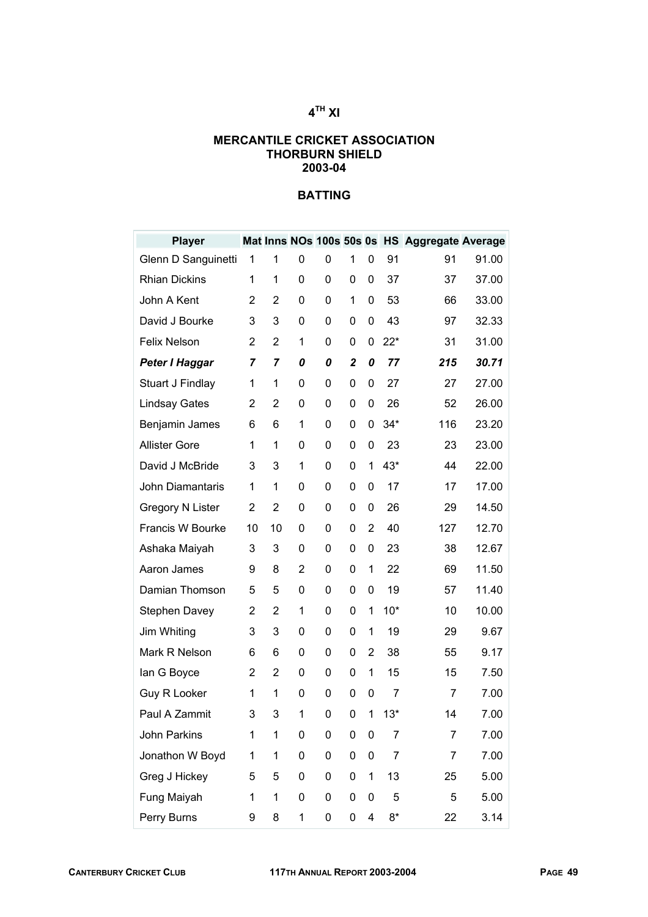# 4TH XI

## MERCANTILE CRICKET ASSOCIATION
## THORBURN SHIELD
## 2003-04

### BATTING

| Player | Mat | Inns | NOs | 100s | 50s | 0s | HS | Aggregate | Average |
|---|---|---|---|---|---|---|---|---|---|
| Glenn D Sanguinetti | 1 | 1 | 0 | 0 | 1 | 0 | 91 | 91 | 91.00 |
| Rhian Dickins | 1 | 1 | 0 | 0 | 0 | 0 | 37 | 37 | 37.00 |
| John A Kent | 2 | 2 | 0 | 0 | 1 | 0 | 53 | 66 | 33.00 |
| David J Bourke | 3 | 3 | 0 | 0 | 0 | 0 | 43 | 97 | 32.33 |
| Felix Nelson | 2 | 2 | 1 | 0 | 0 | 0 | 22* | 31 | 31.00 |
| ***Peter I Haggar*** | ***7*** | ***7*** | ***0*** | ***0*** | ***2*** | ***0*** | ***77*** | ***215*** | ***30.71*** |
| Stuart J Findlay | 1 | 1 | 0 | 0 | 0 | 0 | 27 | 27 | 27.00 |
| Lindsay Gates | 2 | 2 | 0 | 0 | 0 | 0 | 26 | 52 | 26.00 |
| Benjamin James | 6 | 6 | 1 | 0 | 0 | 0 | 34* | 116 | 23.20 |
| Allister Gore | 1 | 1 | 0 | 0 | 0 | 0 | 23 | 23 | 23.00 |
| David J McBride | 3 | 3 | 1 | 0 | 0 | 1 | 43* | 44 | 22.00 |
| John Diamantaris | 1 | 1 | 0 | 0 | 0 | 0 | 17 | 17 | 17.00 |
| Gregory N Lister | 2 | 2 | 0 | 0 | 0 | 0 | 26 | 29 | 14.50 |
| Francis W Bourke | 10 | 10 | 0 | 0 | 0 | 2 | 40 | 127 | 12.70 |
| Ashaka Maiyah | 3 | 3 | 0 | 0 | 0 | 0 | 23 | 38 | 12.67 |
| Aaron James | 9 | 8 | 2 | 0 | 0 | 1 | 22 | 69 | 11.50 |
| Damian Thomson | 5 | 5 | 0 | 0 | 0 | 0 | 19 | 57 | 11.40 |
| Stephen Davey | 2 | 2 | 1 | 0 | 0 | 1 | 10* | 10 | 10.00 |
| Jim Whiting | 3 | 3 | 0 | 0 | 0 | 1 | 19 | 29 | 9.67 |
| Mark R Nelson | 6 | 6 | 0 | 0 | 0 | 2 | 38 | 55 | 9.17 |
| Ian G Boyce | 2 | 2 | 0 | 0 | 0 | 1 | 15 | 15 | 7.50 |
| Guy R Looker | 1 | 1 | 0 | 0 | 0 | 0 | 7 | 7 | 7.00 |
| Paul A Zammit | 3 | 3 | 1 | 0 | 0 | 1 | 13* | 14 | 7.00 |
| John Parkins | 1 | 1 | 0 | 0 | 0 | 0 | 7 | 7 | 7.00 |
| Jonathon W Boyd | 1 | 1 | 0 | 0 | 0 | 0 | 7 | 7 | 7.00 |
| Greg J Hickey | 5 | 5 | 0 | 0 | 0 | 1 | 13 | 25 | 5.00 |
| Fung Maiyah | 1 | 1 | 0 | 0 | 0 | 0 | 5 | 5 | 5.00 |
| Perry Burns | 9 | 8 | 1 | 0 | 0 | 4 | 8* | 22 | 3.14 |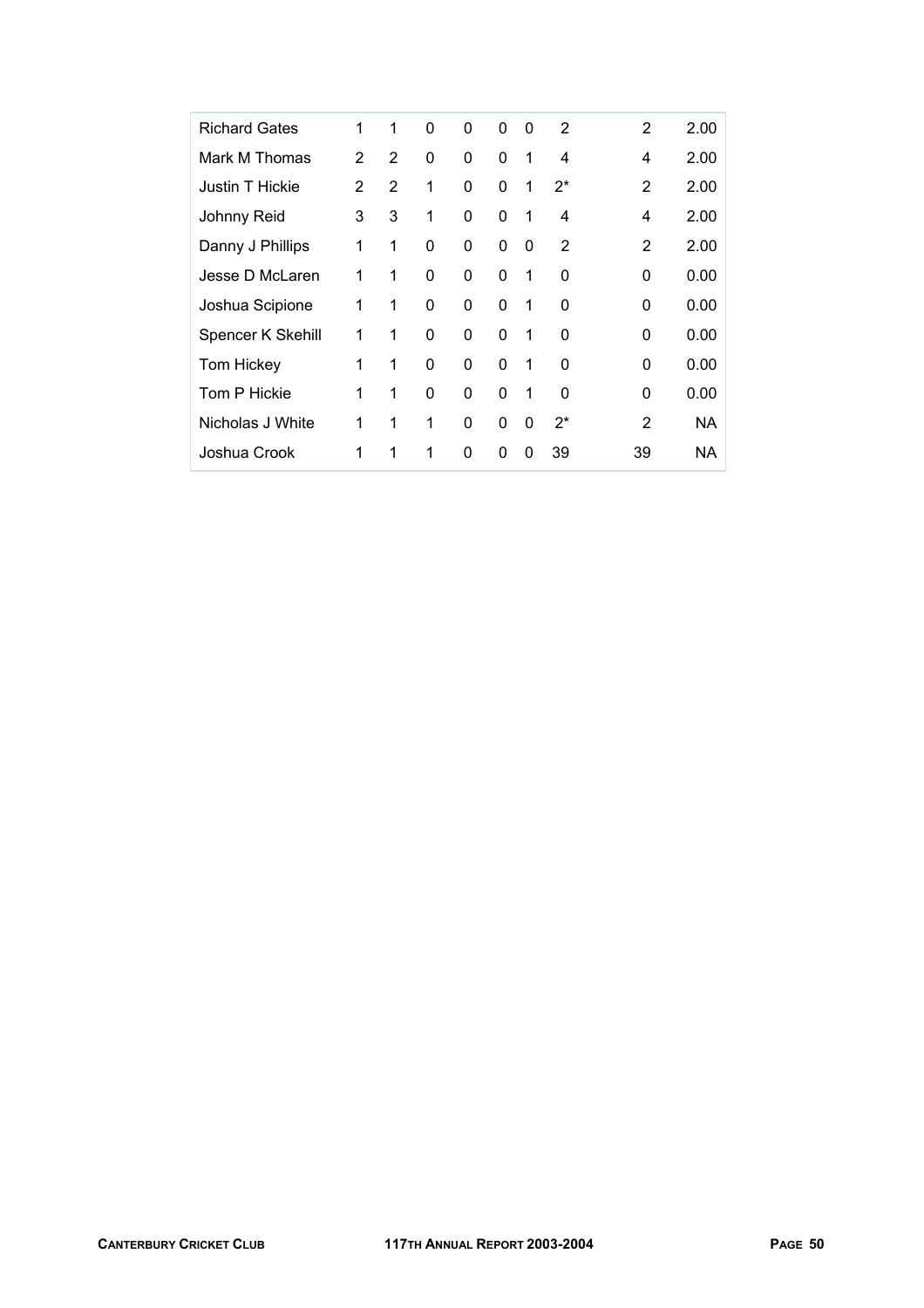| | | | | | | | | | |
|---|---|---|---|---|---|---|---|---|---|
| Richard Gates | 1 | 1 | 0 | 0 | 0 | 0 | 2 | 2 | 2.00 |
| Mark M Thomas | 2 | 2 | 0 | 0 | 0 | 1 | 4 | 4 | 2.00 |
| Justin T Hickie | 2 | 2 | 1 | 0 | 0 | 1 | 2* | 2 | 2.00 |
| Johnny Reid | 3 | 3 | 1 | 0 | 0 | 1 | 4 | 4 | 2.00 |
| Danny J Phillips | 1 | 1 | 0 | 0 | 0 | 0 | 2 | 2 | 2.00 |
| Jesse D McLaren | 1 | 1 | 0 | 0 | 0 | 1 | 0 | 0 | 0.00 |
| Joshua Scipione | 1 | 1 | 0 | 0 | 0 | 1 | 0 | 0 | 0.00 |
| Spencer K Skehill | 1 | 1 | 0 | 0 | 0 | 1 | 0 | 0 | 0.00 |
| Tom Hickey | 1 | 1 | 0 | 0 | 0 | 1 | 0 | 0 | 0.00 |
| Tom P Hickie | 1 | 1 | 0 | 0 | 0 | 1 | 0 | 0 | 0.00 |
| Nicholas J White | 1 | 1 | 1 | 0 | 0 | 0 | 2* | 2 | NA |
| Joshua Crook | 1 | 1 | 1 | 0 | 0 | 0 | 39 | 39 | NA |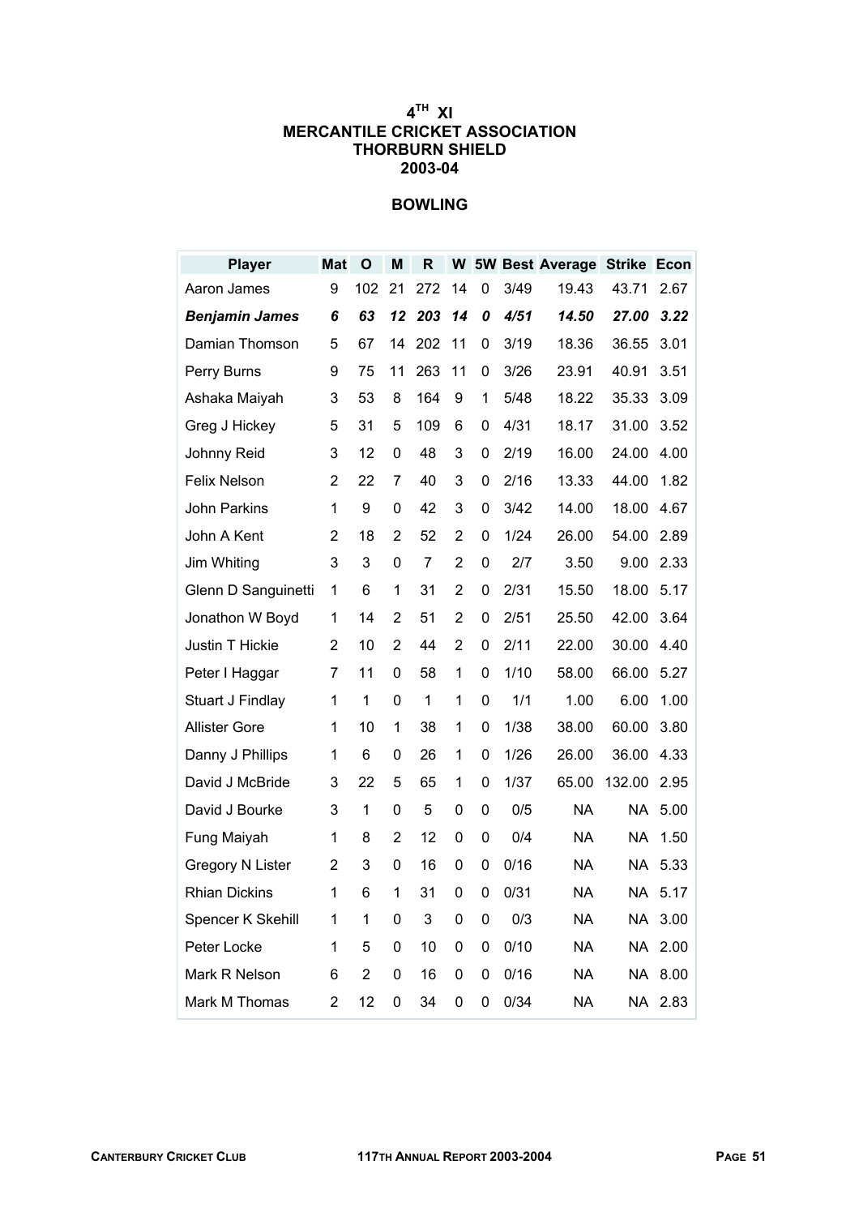# 4TH XI
# MERCANTILE CRICKET ASSOCIATION
# THORBURN SHIELD
# 2003-04

## BOWLING

| Player | Mat | O | M | R | W | 5W | Best | Average | Strike | Econ |
|---|---|---|---|---|---|---|---|---|---|---|
| Aaron James | 9 | 102 | 21 | 272 | 14 | 0 | 3/49 | 19.43 | 43.71 | 2.67 |
| ***Benjamin James*** | ***6*** | ***63*** | ***12*** | ***203*** | ***14*** | ***0*** | ***4/51*** | ***14.50*** | ***27.00*** | ***3.22*** |
| Damian Thomson | 5 | 67 | 14 | 202 | 11 | 0 | 3/19 | 18.36 | 36.55 | 3.01 |
| Perry Burns | 9 | 75 | 11 | 263 | 11 | 0 | 3/26 | 23.91 | 40.91 | 3.51 |
| Ashaka Maiyah | 3 | 53 | 8 | 164 | 9 | 1 | 5/48 | 18.22 | 35.33 | 3.09 |
| Greg J Hickey | 5 | 31 | 5 | 109 | 6 | 0 | 4/31 | 18.17 | 31.00 | 3.52 |
| Johnny Reid | 3 | 12 | 0 | 48 | 3 | 0 | 2/19 | 16.00 | 24.00 | 4.00 |
| Felix Nelson | 2 | 22 | 7 | 40 | 3 | 0 | 2/16 | 13.33 | 44.00 | 1.82 |
| John Parkins | 1 | 9 | 0 | 42 | 3 | 0 | 3/42 | 14.00 | 18.00 | 4.67 |
| John A Kent | 2 | 18 | 2 | 52 | 2 | 0 | 1/24 | 26.00 | 54.00 | 2.89 |
| Jim Whiting | 3 | 3 | 0 | 7 | 2 | 0 | 2/7 | 3.50 | 9.00 | 2.33 |
| Glenn D Sanguinetti | 1 | 6 | 1 | 31 | 2 | 0 | 2/31 | 15.50 | 18.00 | 5.17 |
| Jonathon W Boyd | 1 | 14 | 2 | 51 | 2 | 0 | 2/51 | 25.50 | 42.00 | 3.64 |
| Justin T Hickie | 2 | 10 | 2 | 44 | 2 | 0 | 2/11 | 22.00 | 30.00 | 4.40 |
| Peter I Haggar | 7 | 11 | 0 | 58 | 1 | 0 | 1/10 | 58.00 | 66.00 | 5.27 |
| Stuart J Findlay | 1 | 1 | 0 | 1 | 1 | 0 | 1/1 | 1.00 | 6.00 | 1.00 |
| Allister Gore | 1 | 10 | 1 | 38 | 1 | 0 | 1/38 | 38.00 | 60.00 | 3.80 |
| Danny J Phillips | 1 | 6 | 0 | 26 | 1 | 0 | 1/26 | 26.00 | 36.00 | 4.33 |
| David J McBride | 3 | 22 | 5 | 65 | 1 | 0 | 1/37 | 65.00 | 132.00 | 2.95 |
| David J Bourke | 3 | 1 | 0 | 5 | 0 | 0 | 0/5 | NA | NA | 5.00 |
| Fung Maiyah | 1 | 8 | 2 | 12 | 0 | 0 | 0/4 | NA | NA | 1.50 |
| Gregory N Lister | 2 | 3 | 0 | 16 | 0 | 0 | 0/16 | NA | NA | 5.33 |
| Rhian Dickins | 1 | 6 | 1 | 31 | 0 | 0 | 0/31 | NA | NA | 5.17 |
| Spencer K Skehill | 1 | 1 | 0 | 3 | 0 | 0 | 0/3 | NA | NA | 3.00 |
| Peter Locke | 1 | 5 | 0 | 10 | 0 | 0 | 0/10 | NA | NA | 2.00 |
| Mark R Nelson | 6 | 2 | 0 | 16 | 0 | 0 | 0/16 | NA | NA | 8.00 |
| Mark M Thomas | 2 | 12 | 0 | 34 | 0 | 0 | 0/34 | NA | NA | 2.83 |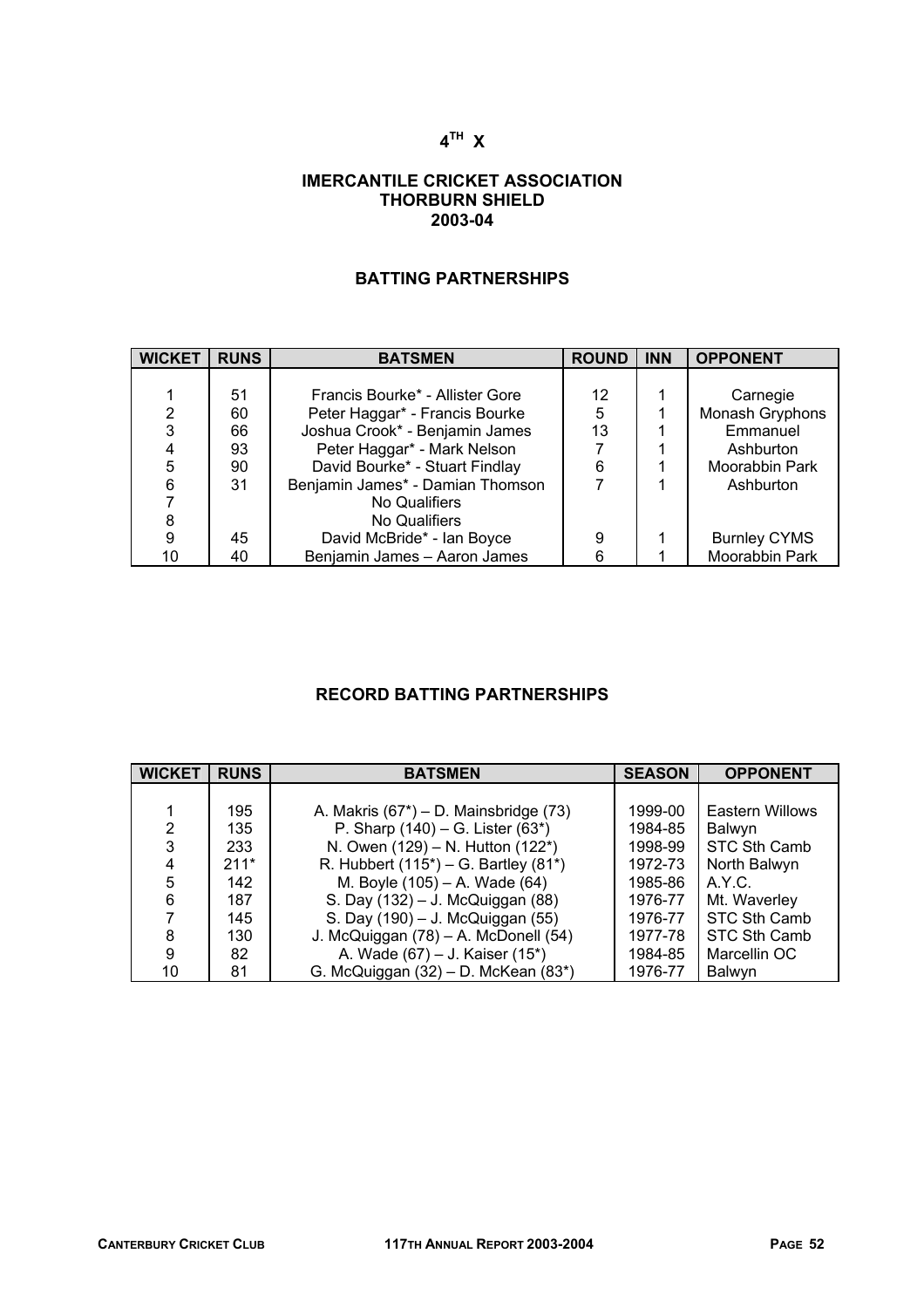# 4TH X

## IMERCANTILE CRICKET ASSOCIATION
## THORBURN SHIELD
## 2003-04

### BATTING PARTNERSHIPS

| WICKET | RUNS | BATSMEN | ROUND | INN | OPPONENT |
|---|---|---|---|---|---|
| 1 | 51 | Francis Bourke* - Allister Gore | 12 | 1 | Carnegie |
| 2 | 60 | Peter Haggar* - Francis Bourke | 5 | 1 | Monash Gryphons |
| 3 | 66 | Joshua Crook* - Benjamin James | 13 | 1 | Emmanuel |
| 4 | 93 | Peter Haggar* - Mark Nelson | 7 | 1 | Ashburton |
| 5 | 90 | David Bourke* - Stuart Findlay | 6 | 1 | Moorabbin Park |
| 6 | 31 | Benjamin James* - Damian Thomson | 7 | 1 | Ashburton |
| 7 | | No Qualifiers | | | |
| 8 | | No Qualifiers | | | |
| 9 | 45 | David McBride* - Ian Boyce | 9 | 1 | Burnley CYMS |
| 10 | 40 | Benjamin James – Aaron James | 6 | 1 | Moorabbin Park |

### RECORD BATTING PARTNERSHIPS

| WICKET | RUNS | BATSMEN | SEASON | OPPONENT |
|---|---|---|---|---|
| 1 | 195 | A. Makris (67*) – D. Mainsbridge (73) | 1999-00 | Eastern Willows |
| 2 | 135 | P. Sharp (140) – G. Lister (63*) | 1984-85 | Balwyn |
| 3 | 233 | N. Owen (129) – N. Hutton (122*) | 1998-99 | STC Sth Camb |
| 4 | 211* | R. Hubbert (115*) – G. Bartley (81*) | 1972-73 | North Balwyn |
| 5 | 142 | M. Boyle (105) – A. Wade (64) | 1985-86 | A.Y.C. |
| 6 | 187 | S. Day (132) – J. McQuiggan (88) | 1976-77 | Mt. Waverley |
| 7 | 145 | S. Day (190) – J. McQuiggan (55) | 1976-77 | STC Sth Camb |
| 8 | 130 | J. McQuiggan (78) – A. McDonell (54) | 1977-78 | STC Sth Camb |
| 9 | 82 | A. Wade (67) – J. Kaiser (15*) | 1984-85 | Marcellin OC |
| 10 | 81 | G. McQuiggan (32) – D. McKean (83*) | 1976-77 | Balwyn |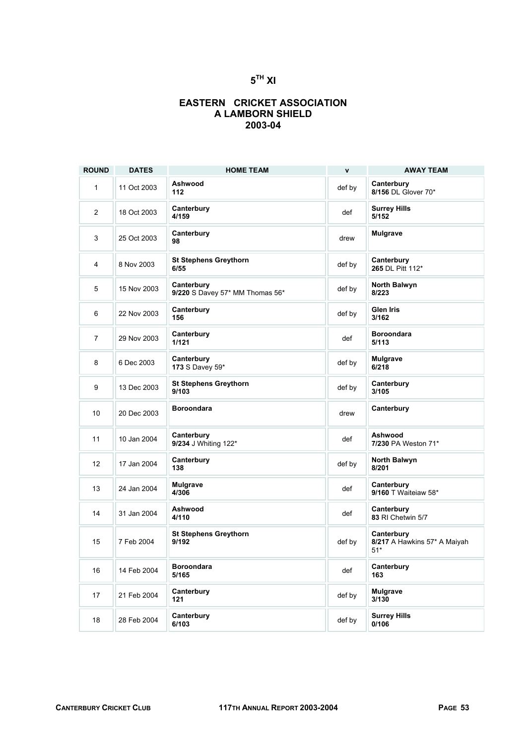# 5TH XI

## EASTERN CRICKET ASSOCIATION
## A LAMBORN SHIELD
## 2003-04

| ROUND | DATES | HOME TEAM | v | AWAY TEAM |
|---|---|---|---|---|
| 1 | 11 Oct 2003 | **Ashwood** **112** | def by | **Canterbury** **8/156** DL Glover 70* |
| 2 | 18 Oct 2003 | **Canterbury** **4/159** | def | **Surrey Hills** **5/152** |
| 3 | 25 Oct 2003 | **Canterbury** **98** | drew | **Mulgrave** |
| 4 | 8 Nov 2003 | **St Stephens Greythorn** **6/55** | def by | **Canterbury** **265** DL Pitt 112* |
| 5 | 15 Nov 2003 | **Canterbury** **9/220** S Davey 57* MM Thomas 56* | def by | **North Balwyn** **8/223** |
| 6 | 22 Nov 2003 | **Canterbury** **156** | def by | **Glen Iris** **3/162** |
| 7 | 29 Nov 2003 | **Canterbury** **1/121** | def | **Boroondara** **5/113** |
| 8 | 6 Dec 2003 | **Canterbury** **173** S Davey 59* | def by | **Mulgrave** **6/218** |
| 9 | 13 Dec 2003 | **St Stephens Greythorn** **9/103** | def by | **Canterbury** **3/105** |
| 10 | 20 Dec 2003 | **Boroondara** | drew | **Canterbury** |
| 11 | 10 Jan 2004 | **Canterbury** **9/234** J Whiting 122* | def | **Ashwood** **7/230** PA Weston 71* |
| 12 | 17 Jan 2004 | **Canterbury** **138** | def by | **North Balwyn** **8/201** |
| 13 | 24 Jan 2004 | **Mulgrave** **4/306** | def | **Canterbury** **9/160** T Waiteiaw 58* |
| 14 | 31 Jan 2004 | **Ashwood** **4/110** | def | **Canterbury** **83** RI Chetwin 5/7 |
| 15 | 7 Feb 2004 | **St Stephens Greythorn** **9/192** | def by | **Canterbury** **8/217** A Hawkins 57* A Maiyah 51* |
| 16 | 14 Feb 2004 | **Boroondara** **5/165** | def | **Canterbury** **163** |
| 17 | 21 Feb 2004 | **Canterbury** **121** | def by | **Mulgrave** **3/130** |
| 18 | 28 Feb 2004 | **Canterbury** **6/103** | def by | **Surrey Hills** **0/106** |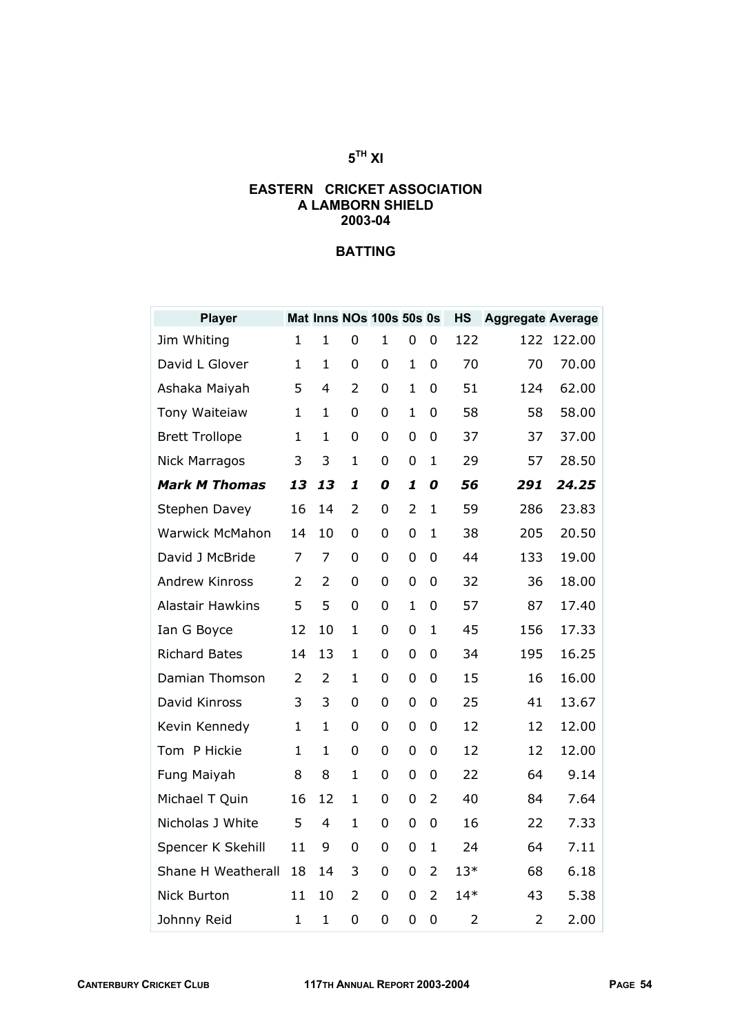# 5TH XI

## EASTERN CRICKET ASSOCIATION
## A LAMBORN SHIELD
## 2003-04

### BATTING

| Player | Mat | Inns | NOs | 100s | 50s | 0s | HS | Aggregate | Average |
|---|---|---|---|---|---|---|---|---|---|
| Jim Whiting | 1 | 1 | 0 | 1 | 0 | 0 | 122 | 122 | 122.00 |
| David L Glover | 1 | 1 | 0 | 0 | 1 | 0 | 70 | 70 | 70.00 |
| Ashaka Maiyah | 5 | 4 | 2 | 0 | 1 | 0 | 51 | 124 | 62.00 |
| Tony Waiteiaw | 1 | 1 | 0 | 0 | 1 | 0 | 58 | 58 | 58.00 |
| Brett Trollope | 1 | 1 | 0 | 0 | 0 | 0 | 37 | 37 | 37.00 |
| Nick Marragos | 3 | 3 | 1 | 0 | 0 | 1 | 29 | 57 | 28.50 |
| ***Mark M Thomas*** | ***13*** | ***13*** | ***1*** | ***0*** | ***1*** | ***0*** | ***56*** | ***291*** | ***24.25*** |
| Stephen Davey | 16 | 14 | 2 | 0 | 2 | 1 | 59 | 286 | 23.83 |
| Warwick McMahon | 14 | 10 | 0 | 0 | 0 | 1 | 38 | 205 | 20.50 |
| David J McBride | 7 | 7 | 0 | 0 | 0 | 0 | 44 | 133 | 19.00 |
| Andrew Kinross | 2 | 2 | 0 | 0 | 0 | 0 | 32 | 36 | 18.00 |
| Alastair Hawkins | 5 | 5 | 0 | 0 | 1 | 0 | 57 | 87 | 17.40 |
| Ian G Boyce | 12 | 10 | 1 | 0 | 0 | 1 | 45 | 156 | 17.33 |
| Richard Bates | 14 | 13 | 1 | 0 | 0 | 0 | 34 | 195 | 16.25 |
| Damian Thomson | 2 | 2 | 1 | 0 | 0 | 0 | 15 | 16 | 16.00 |
| David Kinross | 3 | 3 | 0 | 0 | 0 | 0 | 25 | 41 | 13.67 |
| Kevin Kennedy | 1 | 1 | 0 | 0 | 0 | 0 | 12 | 12 | 12.00 |
| Tom P Hickie | 1 | 1 | 0 | 0 | 0 | 0 | 12 | 12 | 12.00 |
| Fung Maiyah | 8 | 8 | 1 | 0 | 0 | 0 | 22 | 64 | 9.14 |
| Michael T Quin | 16 | 12 | 1 | 0 | 0 | 2 | 40 | 84 | 7.64 |
| Nicholas J White | 5 | 4 | 1 | 0 | 0 | 0 | 16 | 22 | 7.33 |
| Spencer K Skehill | 11 | 9 | 0 | 0 | 0 | 1 | 24 | 64 | 7.11 |
| Shane H Weatherall | 18 | 14 | 3 | 0 | 0 | 2 | 13* | 68 | 6.18 |
| Nick Burton | 11 | 10 | 2 | 0 | 0 | 2 | 14* | 43 | 5.38 |
| Johnny Reid | 1 | 1 | 0 | 0 | 0 | 0 | 2 | 2 | 2.00 |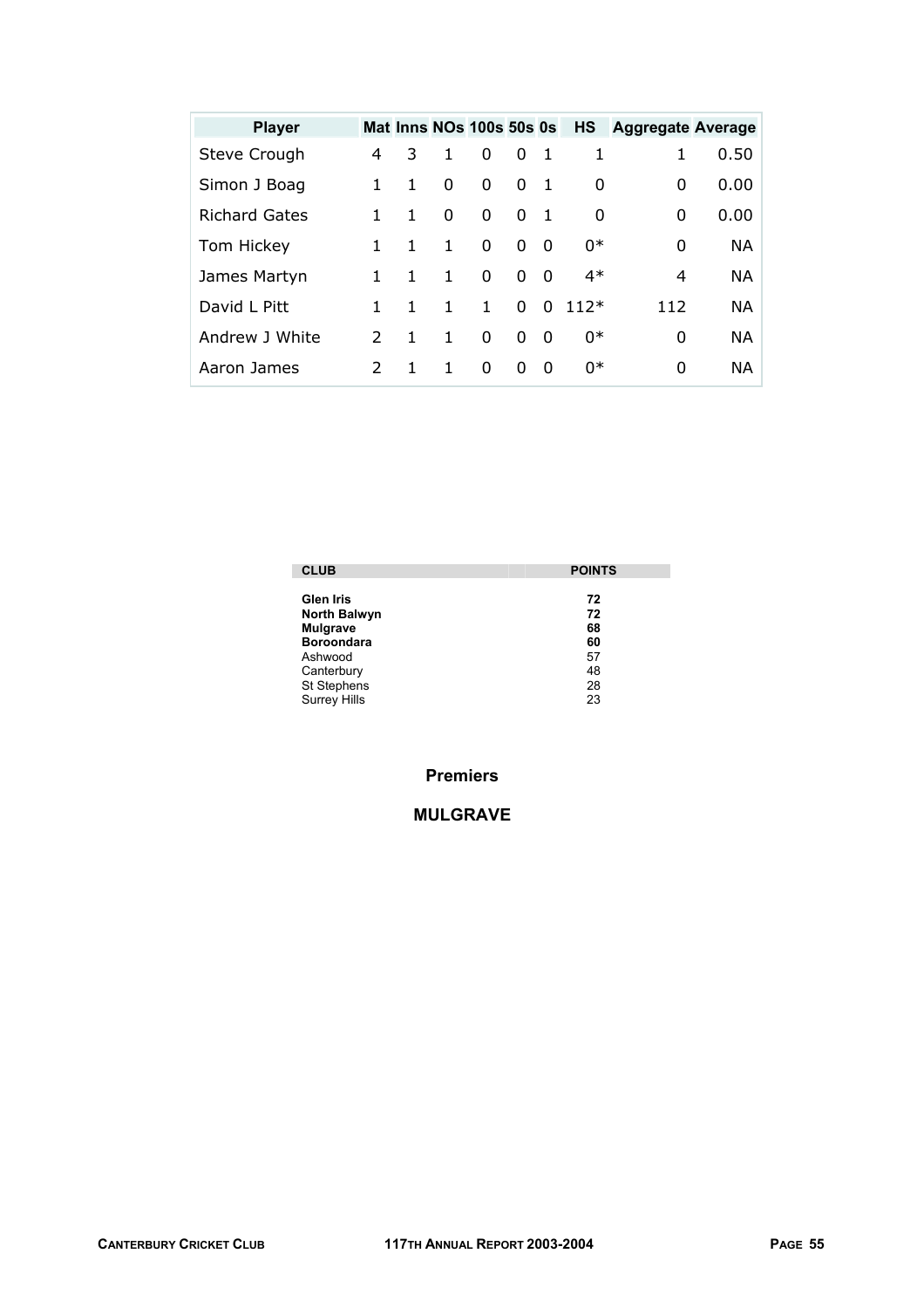| Player | Mat | Inns | NOs | 100s | 50s | 0s | HS | Aggregate | Average |
|---|---|---|---|---|---|---|---|---|---|
| Steve Crough | 4 | 3 | 1 | 0 | 0 | 1 | 1 | 1 | 0.50 |
| Simon J Boag | 1 | 1 | 0 | 0 | 0 | 1 | 0 | 0 | 0.00 |
| Richard Gates | 1 | 1 | 0 | 0 | 0 | 1 | 0 | 0 | 0.00 |
| Tom Hickey | 1 | 1 | 1 | 0 | 0 | 0 | 0* | 0 | NA |
| James Martyn | 1 | 1 | 1 | 0 | 0 | 0 | 4* | 4 | NA |
| David L Pitt | 1 | 1 | 1 | 1 | 0 | 0 | 112* | 112 | NA |
| Andrew J White | 2 | 1 | 1 | 0 | 0 | 0 | 0* | 0 | NA |
| Aaron James | 2 | 1 | 1 | 0 | 0 | 0 | 0* | 0 | NA |

| CLUB | POINTS |
|---|---|
| **Glen Iris** | **72** |
| **North Balwyn** | **72** |
| **Mulgrave** | **68** |
| **Boroondara** | **60** |
| Ashwood | 57 |
| Canterbury | 48 |
| St Stephens | 28 |
| Surrey Hills | 23 |

**Premiers**

**MULGRAVE**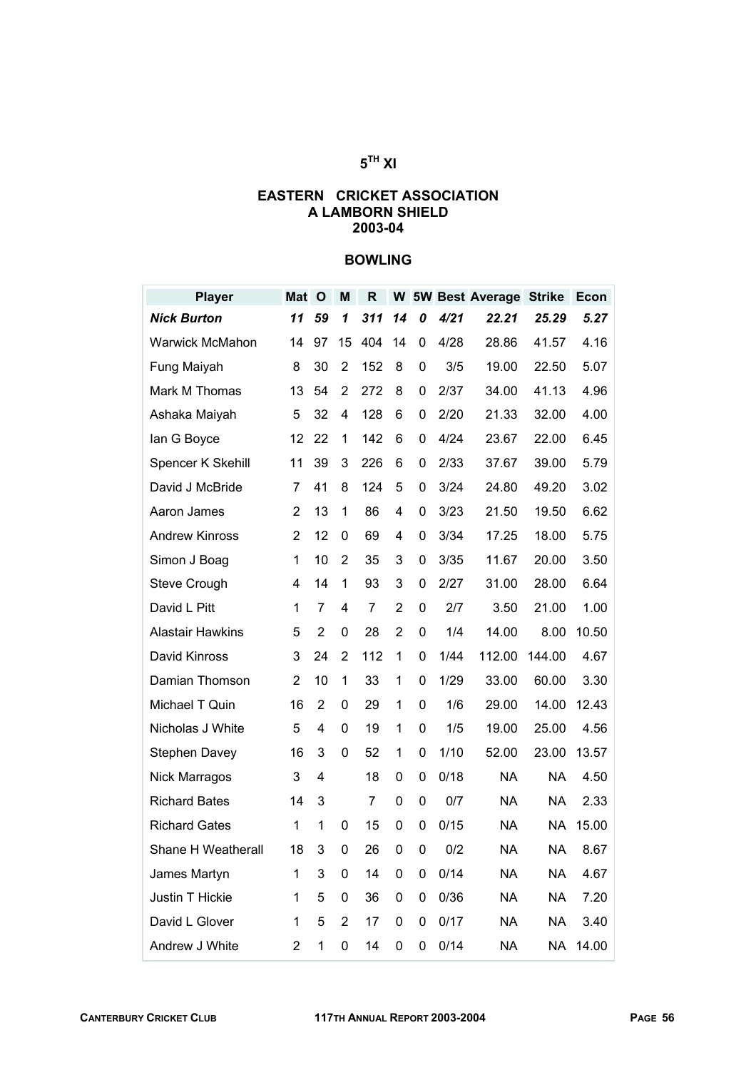## 5TH XI

## EASTERN CRICKET ASSOCIATION
## A LAMBORN SHIELD
## 2003-04

### BOWLING

| Player | Mat | O | M | R | W | 5W | Best | Average | Strike | Econ |
|---|---|---|---|---|---|---|---|---|---|---|
| ***Nick Burton*** | ***11*** | ***59*** | ***1*** | ***311*** | ***14*** | ***0*** | ***4/21*** | ***22.21*** | ***25.29*** | ***5.27*** |
| Warwick McMahon | 14 | 97 | 15 | 404 | 14 | 0 | 4/28 | 28.86 | 41.57 | 4.16 |
| Fung Maiyah | 8 | 30 | 2 | 152 | 8 | 0 | 3/5 | 19.00 | 22.50 | 5.07 |
| Mark M Thomas | 13 | 54 | 2 | 272 | 8 | 0 | 2/37 | 34.00 | 41.13 | 4.96 |
| Ashaka Maiyah | 5 | 32 | 4 | 128 | 6 | 0 | 2/20 | 21.33 | 32.00 | 4.00 |
| Ian G Boyce | 12 | 22 | 1 | 142 | 6 | 0 | 4/24 | 23.67 | 22.00 | 6.45 |
| Spencer K Skehill | 11 | 39 | 3 | 226 | 6 | 0 | 2/33 | 37.67 | 39.00 | 5.79 |
| David J McBride | 7 | 41 | 8 | 124 | 5 | 0 | 3/24 | 24.80 | 49.20 | 3.02 |
| Aaron James | 2 | 13 | 1 | 86 | 4 | 0 | 3/23 | 21.50 | 19.50 | 6.62 |
| Andrew Kinross | 2 | 12 | 0 | 69 | 4 | 0 | 3/34 | 17.25 | 18.00 | 5.75 |
| Simon J Boag | 1 | 10 | 2 | 35 | 3 | 0 | 3/35 | 11.67 | 20.00 | 3.50 |
| Steve Crough | 4 | 14 | 1 | 93 | 3 | 0 | 2/27 | 31.00 | 28.00 | 6.64 |
| David L Pitt | 1 | 7 | 4 | 7 | 2 | 0 | 2/7 | 3.50 | 21.00 | 1.00 |
| Alastair Hawkins | 5 | 2 | 0 | 28 | 2 | 0 | 1/4 | 14.00 | 8.00 | 10.50 |
| David Kinross | 3 | 24 | 2 | 112 | 1 | 0 | 1/44 | 112.00 | 144.00 | 4.67 |
| Damian Thomson | 2 | 10 | 1 | 33 | 1 | 0 | 1/29 | 33.00 | 60.00 | 3.30 |
| Michael T Quin | 16 | 2 | 0 | 29 | 1 | 0 | 1/6 | 29.00 | 14.00 | 12.43 |
| Nicholas J White | 5 | 4 | 0 | 19 | 1 | 0 | 1/5 | 19.00 | 25.00 | 4.56 |
| Stephen Davey | 16 | 3 | 0 | 52 | 1 | 0 | 1/10 | 52.00 | 23.00 | 13.57 |
| Nick Marragos | 3 | 4 | | 18 | 0 | 0 | 0/18 | NA | NA | 4.50 |
| Richard Bates | 14 | 3 | | 7 | 0 | 0 | 0/7 | NA | NA | 2.33 |
| Richard Gates | 1 | 1 | 0 | 15 | 0 | 0 | 0/15 | NA | NA | 15.00 |
| Shane H Weatherall | 18 | 3 | 0 | 26 | 0 | 0 | 0/2 | NA | NA | 8.67 |
| James Martyn | 1 | 3 | 0 | 14 | 0 | 0 | 0/14 | NA | NA | 4.67 |
| Justin T Hickie | 1 | 5 | 0 | 36 | 0 | 0 | 0/36 | NA | NA | 7.20 |
| David L Glover | 1 | 5 | 2 | 17 | 0 | 0 | 0/17 | NA | NA | 3.40 |
| Andrew J White | 2 | 1 | 0 | 14 | 0 | 0 | 0/14 | NA | NA | 14.00 |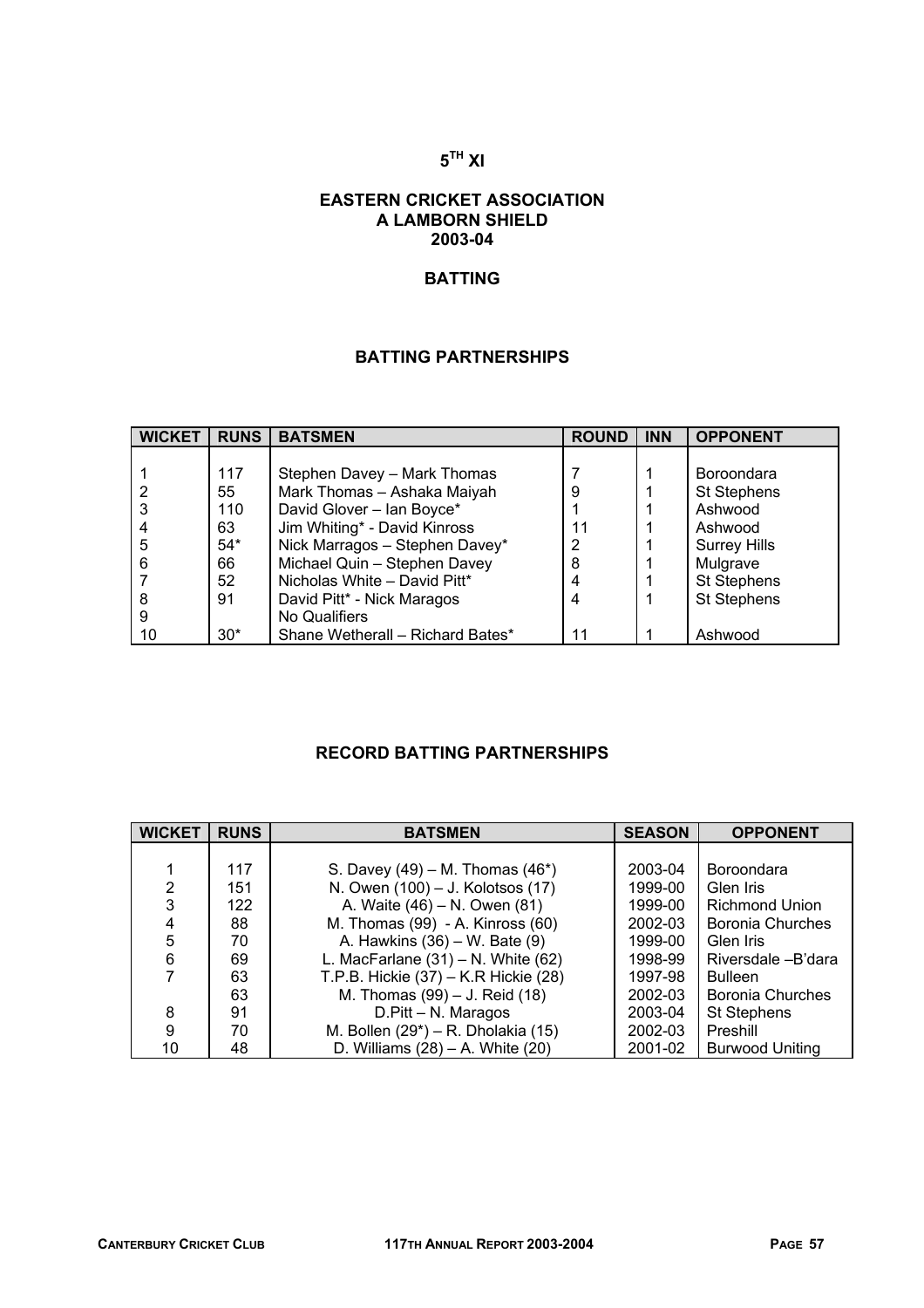## $5^{TH}$ XI

## EASTERN CRICKET ASSOCIATION
## A LAMBORN SHIELD
## 2003-04

### BATTING

### BATTING PARTNERSHIPS

| WICKET | RUNS | BATSMEN | ROUND | INN | OPPONENT |
|---|---|---|---|---|---|
| 1 | 117 | Stephen Davey – Mark Thomas | 7 | 1 | Boroondara |
| 2 | 55 | Mark Thomas – Ashaka Maiyah | 9 | 1 | St Stephens |
| 3 | 110 | David Glover – Ian Boyce* | 1 | 1 | Ashwood |
| 4 | 63 | Jim Whiting* - David Kinross | 11 | 1 | Ashwood |
| 5 | 54* | Nick Marragos – Stephen Davey* | 2 | 1 | Surrey Hills |
| 6 | 66 | Michael Quin – Stephen Davey | 8 | 1 | Mulgrave |
| 7 | 52 | Nicholas White – David Pitt* | 4 | 1 | St Stephens |
| 8 | 91 | David Pitt* - Nick Maragos | 4 | 1 | St Stephens |
| 9 | | No Qualifiers | | | |
| 10 | 30* | Shane Wetherall – Richard Bates* | 11 | 1 | Ashwood |

### RECORD BATTING PARTNERSHIPS

| WICKET | RUNS | BATSMEN | SEASON | OPPONENT |
|---|---|---|---|---|
| 1 | 117 | S. Davey (49) – M. Thomas (46*) | 2003-04 | Boroondara |
| 2 | 151 | N. Owen (100) – J. Kolotsos (17) | 1999-00 | Glen Iris |
| 3 | 122 | A. Waite (46) – N. Owen (81) | 1999-00 | Richmond Union |
| 4 | 88 | M. Thomas (99) - A. Kinross (60) | 2002-03 | Boronia Churches |
| 5 | 70 | A. Hawkins (36) – W. Bate (9) | 1999-00 | Glen Iris |
| 6 | 69 | L. MacFarlane (31) – N. White (62) | 1998-99 | Riversdale –B'dara |
| 7 | 63 | T.P.B. Hickie (37) – K.R Hickie (28) | 1997-98 | Bulleen |
| | 63 | M. Thomas (99) – J. Reid (18) | 2002-03 | Boronia Churches |
| 8 | 91 | D.Pitt – N. Maragos | 2003-04 | St Stephens |
| 9 | 70 | M. Bollen (29*) – R. Dholakia (15) | 2002-03 | Preshill |
| 10 | 48 | D. Williams (28) – A. White (20) | 2001-02 | Burwood Uniting |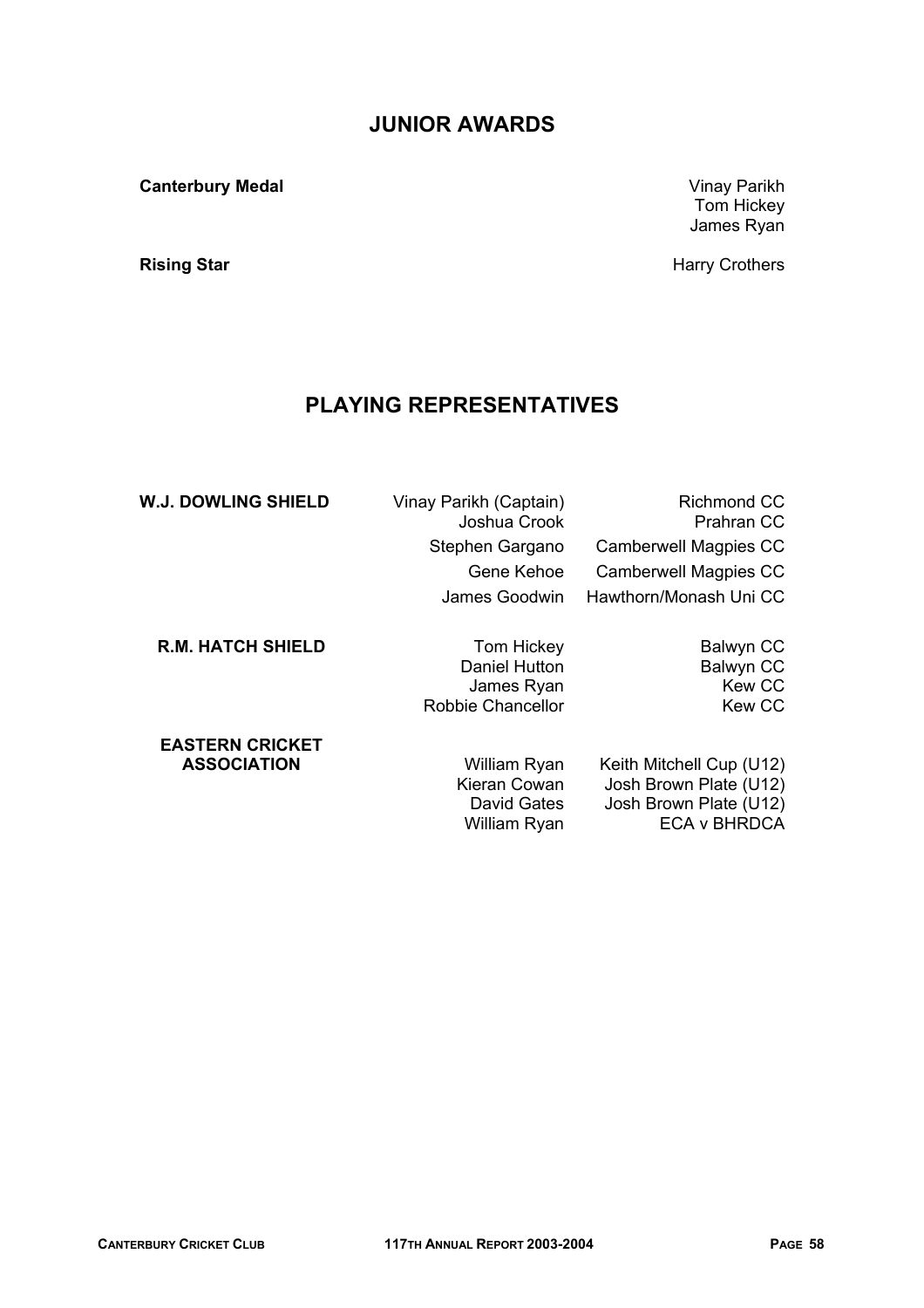## JUNIOR AWARDS

| | |
|---|---|
| **Canterbury Medal** | Vinay Parikh<br>Tom Hickey<br>James Ryan |
| **Rising Star** | Harry Crothers |

## PLAYING REPRESENTATIVES

| | | |
|---|---|---|
| **W.J. DOWLING SHIELD** | Vinay Parikh (Captain) | Richmond CC |
| | Joshua Crook | Prahran CC |
| | Stephen Gargano | Camberwell Magpies CC |
| | Gene Kehoe | Camberwell Magpies CC |
| | James Goodwin | Hawthorn/Monash Uni CC |
| **R.M. HATCH SHIELD** | Tom Hickey | Balwyn CC |
| | Daniel Hutton | Balwyn CC |
| | James Ryan | Kew CC |
| | Robbie Chancellor | Kew CC |
| **EASTERN CRICKET ASSOCIATION** | William Ryan | Keith Mitchell Cup (U12) |
| | Kieran Cowan | Josh Brown Plate (U12) |
| | David Gates | Josh Brown Plate (U12) |
| | William Ryan | ECA v BHRDCA |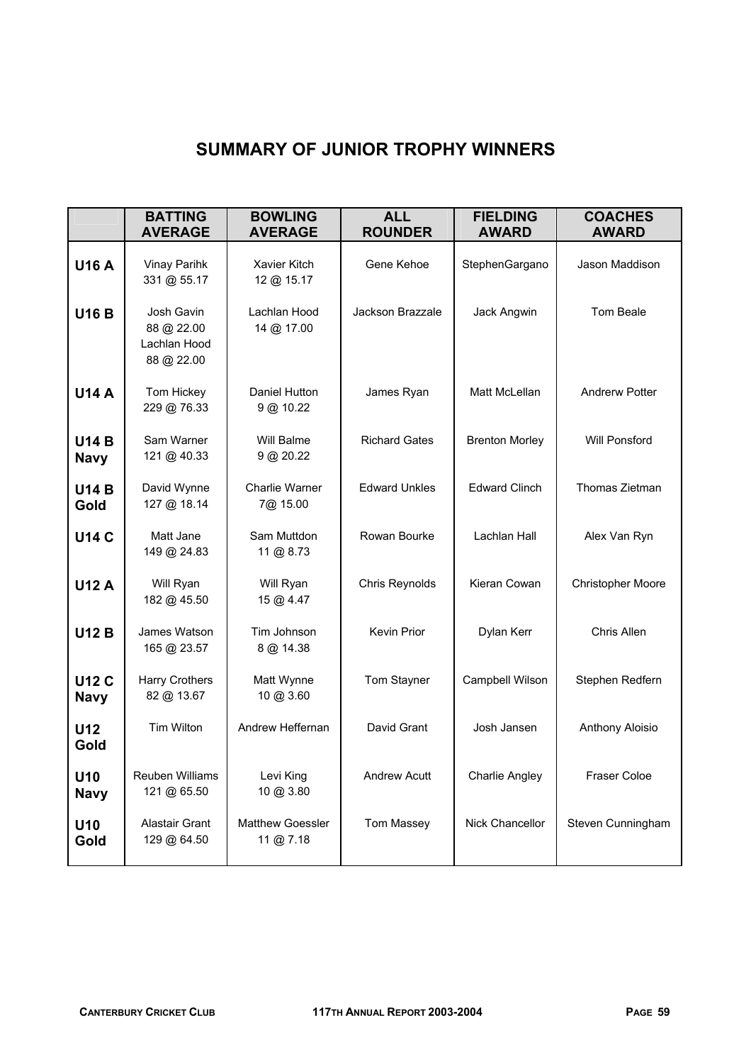## SUMMARY OF JUNIOR TROPHY WINNERS

| | BATTING AVERAGE | BOWLING AVERAGE | ALL ROUNDER | FIELDING AWARD | COACHES AWARD |
|---|---|---|---|---|---|
| **U16 A** | Vinay Parihk 331 @ 55.17 | Xavier Kitch 12 @ 15.17 | Gene Kehoe | StephenGargano | Jason Maddison |
| **U16 B** | Josh Gavin 88 @ 22.00 Lachlan Hood 88 @ 22.00 | Lachlan Hood 14 @ 17.00 | Jackson Brazzale | Jack Angwin | Tom Beale |
| **U14 A** | Tom Hickey 229 @ 76.33 | Daniel Hutton 9 @ 10.22 | James Ryan | Matt McLellan | Andrerw Potter |
| **U14 B Navy** | Sam Warner 121 @ 40.33 | Will Balme 9 @ 20.22 | Richard Gates | Brenton Morley | Will Ponsford |
| **U14 B Gold** | David Wynne 127 @ 18.14 | Charlie Warner 7@ 15.00 | Edward Unkles | Edward Clinch | Thomas Zietman |
| **U14 C** | Matt Jane 149 @ 24.83 | Sam Muttdon 11 @ 8.73 | Rowan Bourke | Lachlan Hall | Alex Van Ryn |
| **U12 A** | Will Ryan 182 @ 45.50 | Will Ryan 15 @ 4.47 | Chris Reynolds | Kieran Cowan | Christopher Moore |
| **U12 B** | James Watson 165 @ 23.57 | Tim Johnson 8 @ 14.38 | Kevin Prior | Dylan Kerr | Chris Allen |
| **U12 C Navy** | Harry Crothers 82 @ 13.67 | Matt Wynne 10 @ 3.60 | Tom Stayner | Campbell Wilson | Stephen Redfern |
| **U12 Gold** | Tim Wilton | Andrew Heffernan | David Grant | Josh Jansen | Anthony Aloisio |
| **U10 Navy** | Reuben Williams 121 @ 65.50 | Levi King 10 @ 3.80 | Andrew Acutt | Charlie Angley | Fraser Coloe |
| **U10 Gold** | Alastair Grant 129 @ 64.50 | Matthew Goessler 11 @ 7.18 | Tom Massey | Nick Chancellor | Steven Cunningham |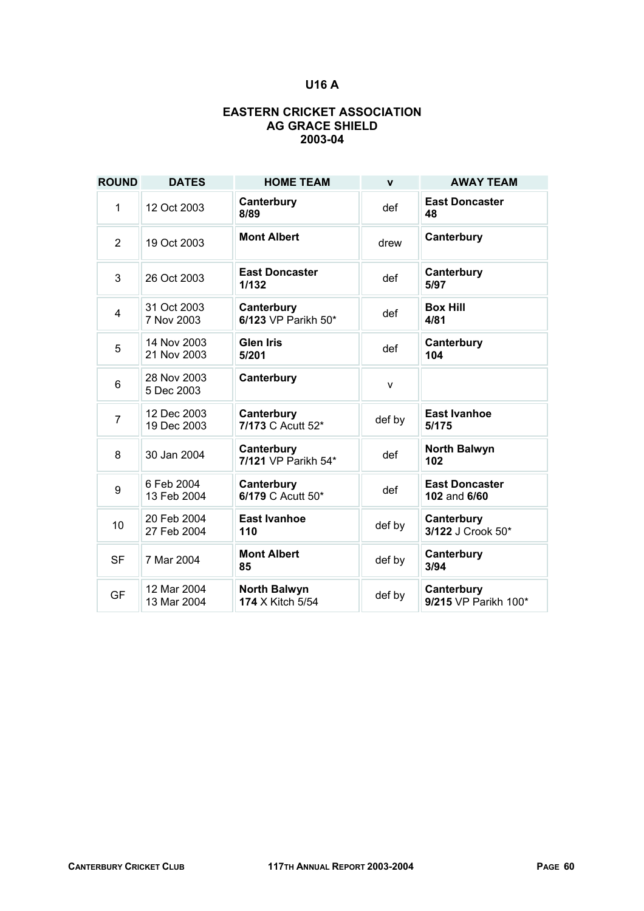# U16 A

## EASTERN CRICKET ASSOCIATION
## AG GRACE SHIELD
## 2003-04

| ROUND | DATES | HOME TEAM | v | AWAY TEAM |
|---|---|---|---|---|
| 1 | 12 Oct 2003 | **Canterbury**<br>**8/89** | def | **East Doncaster**<br>**48** |
| 2 | 19 Oct 2003 | **Mont Albert** | drew | **Canterbury** |
| 3 | 26 Oct 2003 | **East Doncaster**<br>**1/132** | def | **Canterbury**<br>**5/97** |
| 4 | 31 Oct 2003<br>7 Nov 2003 | **Canterbury**<br>**6/123** VP Parikh 50* | def | **Box Hill**<br>**4/81** |
| 5 | 14 Nov 2003<br>21 Nov 2003 | **Glen Iris**<br>**5/201** | def | **Canterbury**<br>**104** |
| 6 | 28 Nov 2003<br>5 Dec 2003 | **Canterbury** | v | |
| 7 | 12 Dec 2003<br>19 Dec 2003 | **Canterbury**<br>**7/173** C Acutt 52* | def by | **East Ivanhoe**<br>**5/175** |
| 8 | 30 Jan 2004 | **Canterbury**<br>**7/121** VP Parikh 54* | def | **North Balwyn**<br>**102** |
| 9 | 6 Feb 2004<br>13 Feb 2004 | **Canterbury**<br>**6/179** C Acutt 50* | def | **East Doncaster**<br>**102** and **6/60** |
| 10 | 20 Feb 2004<br>27 Feb 2004 | **East Ivanhoe**<br>**110** | def by | **Canterbury**<br>**3/122** J Crook 50* |
| SF | 7 Mar 2004 | **Mont Albert**<br>**85** | def by | **Canterbury**<br>**3/94** |
| GF | 12 Mar 2004<br>13 Mar 2004 | **North Balwyn**<br>**174** X Kitch 5/54 | def by | **Canterbury**<br>**9/215** VP Parikh 100* |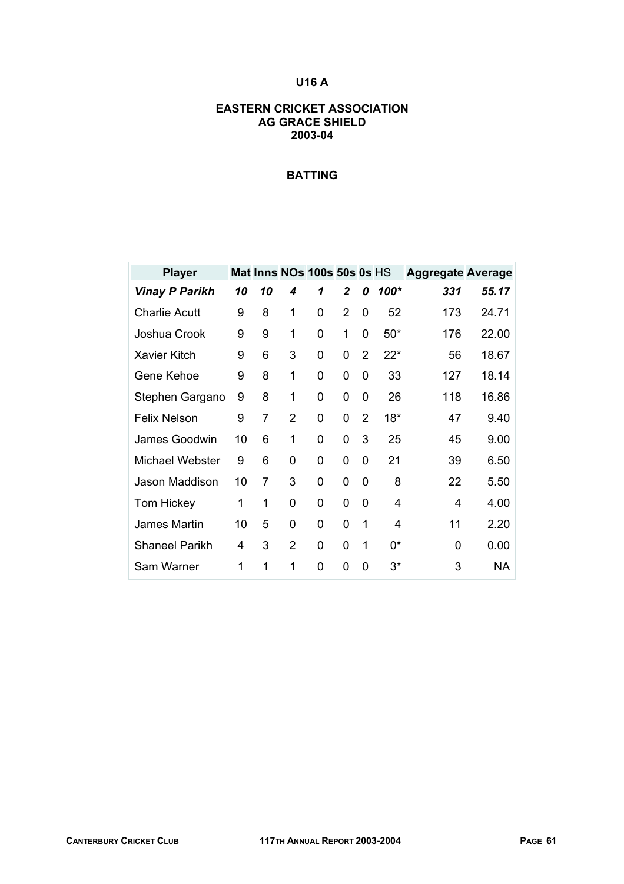## U16 A

### EASTERN CRICKET ASSOCIATION
### AG GRACE SHIELD
### 2003-04

### BATTING

| Player | Mat | Inns | NOs | 100s | 50s | 0s | HS | Aggregate | Average |
|---|---|---|---|---|---|---|---|---|---|
| ***Vinay P Parikh*** | ***10*** | ***10*** | ***4*** | ***1*** | ***2*** | ***0*** | ***100**** | ***331*** | ***55.17*** |
| Charlie Acutt | 9 | 8 | 1 | 0 | 2 | 0 | 52 | 173 | 24.71 |
| Joshua Crook | 9 | 9 | 1 | 0 | 1 | 0 | 50* | 176 | 22.00 |
| Xavier Kitch | 9 | 6 | 3 | 0 | 0 | 2 | 22* | 56 | 18.67 |
| Gene Kehoe | 9 | 8 | 1 | 0 | 0 | 0 | 33 | 127 | 18.14 |
| Stephen Gargano | 9 | 8 | 1 | 0 | 0 | 0 | 26 | 118 | 16.86 |
| Felix Nelson | 9 | 7 | 2 | 0 | 0 | 2 | 18* | 47 | 9.40 |
| James Goodwin | 10 | 6 | 1 | 0 | 0 | 3 | 25 | 45 | 9.00 |
| Michael Webster | 9 | 6 | 0 | 0 | 0 | 0 | 21 | 39 | 6.50 |
| Jason Maddison | 10 | 7 | 3 | 0 | 0 | 0 | 8 | 22 | 5.50 |
| Tom Hickey | 1 | 1 | 0 | 0 | 0 | 0 | 4 | 4 | 4.00 |
| James Martin | 10 | 5 | 0 | 0 | 0 | 1 | 4 | 11 | 2.20 |
| Shaneel Parikh | 4 | 3 | 2 | 0 | 0 | 1 | 0* | 0 | 0.00 |
| Sam Warner | 1 | 1 | 1 | 0 | 0 | 0 | 3* | 3 | NA |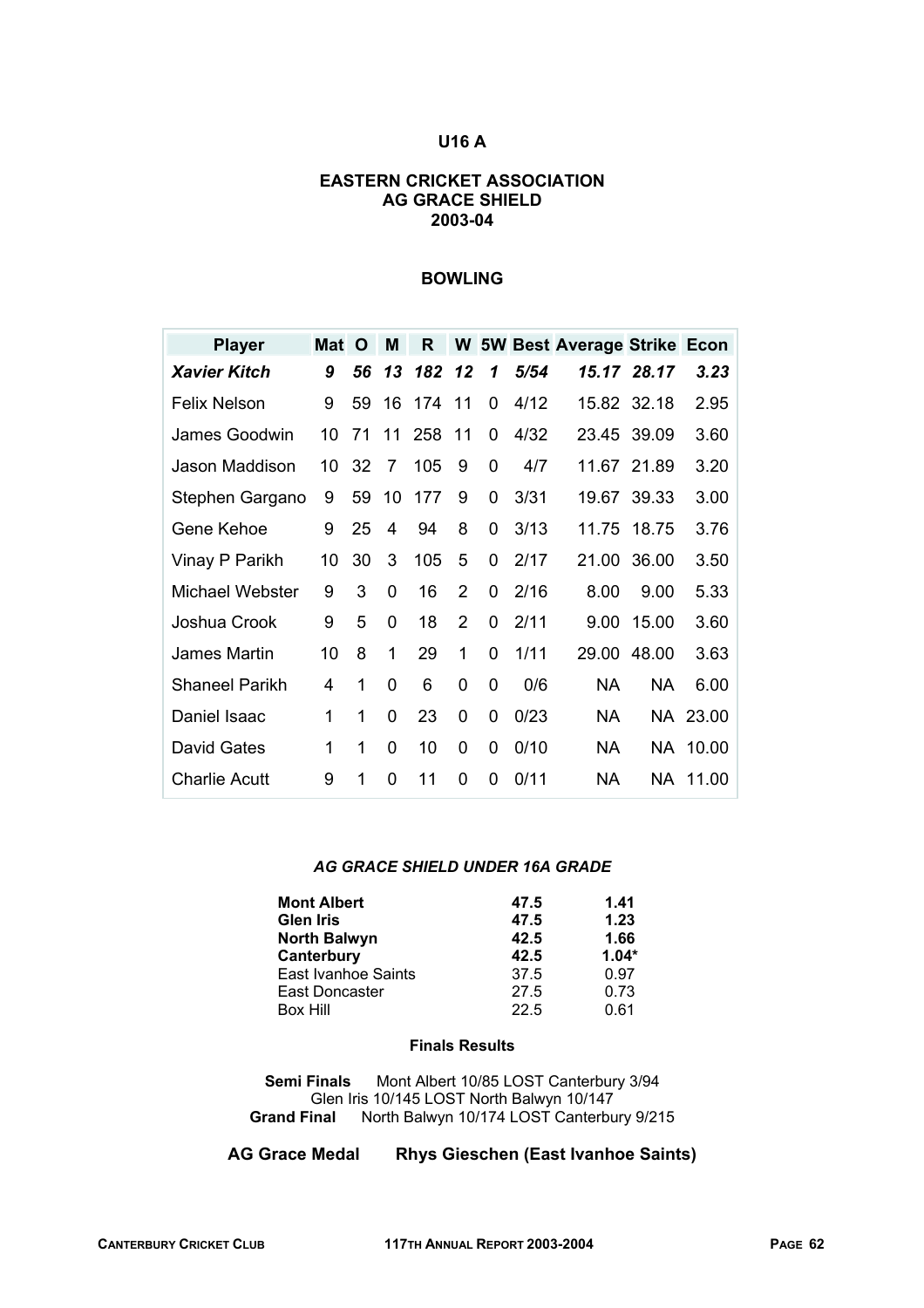# U16 A

## EASTERN CRICKET ASSOCIATION
## AG GRACE SHIELD
## 2003-04

### BOWLING

| Player | Mat | O | M | R | W | 5W | Best | Average | Strike | Econ |
|---|---|---|---|---|---|---|---|---|---|---|
| ***Xavier Kitch*** | ***9*** | ***56*** | ***13*** | ***182*** | ***12*** | ***1*** | ***5/54*** | ***15.17*** | ***28.17*** | ***3.23*** |
| Felix Nelson | 9 | 59 | 16 | 174 | 11 | 0 | 4/12 | 15.82 | 32.18 | 2.95 |
| James Goodwin | 10 | 71 | 11 | 258 | 11 | 0 | 4/32 | 23.45 | 39.09 | 3.60 |
| Jason Maddison | 10 | 32 | 7 | 105 | 9 | 0 | 4/7 | 11.67 | 21.89 | 3.20 |
| Stephen Gargano | 9 | 59 | 10 | 177 | 9 | 0 | 3/31 | 19.67 | 39.33 | 3.00 |
| Gene Kehoe | 9 | 25 | 4 | 94 | 8 | 0 | 3/13 | 11.75 | 18.75 | 3.76 |
| Vinay P Parikh | 10 | 30 | 3 | 105 | 5 | 0 | 2/17 | 21.00 | 36.00 | 3.50 |
| Michael Webster | 9 | 3 | 0 | 16 | 2 | 0 | 2/16 | 8.00 | 9.00 | 5.33 |
| Joshua Crook | 9 | 5 | 0 | 18 | 2 | 0 | 2/11 | 9.00 | 15.00 | 3.60 |
| James Martin | 10 | 8 | 1 | 29 | 1 | 0 | 1/11 | 29.00 | 48.00 | 3.63 |
| Shaneel Parikh | 4 | 1 | 0 | 6 | 0 | 0 | 0/6 | NA | NA | 6.00 |
| Daniel Isaac | 1 | 1 | 0 | 23 | 0 | 0 | 0/23 | NA | NA | 23.00 |
| David Gates | 1 | 1 | 0 | 10 | 0 | 0 | 0/10 | NA | NA | 10.00 |
| Charlie Acutt | 9 | 1 | 0 | 11 | 0 | 0 | 0/11 | NA | NA | 11.00 |

### *AG GRACE SHIELD UNDER 16A GRADE*

| | | |
|---|---|---|
| **Mont Albert** | **47.5** | **1.41** |
| **Glen Iris** | **47.5** | **1.23** |
| **North Balwyn** | **42.5** | **1.66** |
| **Canterbury** | **42.5** | **1.04*** |
| East Ivanhoe Saints | 37.5 | 0.97 |
| East Doncaster | 27.5 | 0.73 |
| Box Hill | 22.5 | 0.61 |

**Finals Results**

**Semi Finals** Mont Albert 10/85 LOST Canterbury 3/94
Glen Iris 10/145 LOST North Balwyn 10/147
**Grand Final** North Balwyn 10/174 LOST Canterbury 9/215

**AG Grace Medal Rhys Gieschen (East Ivanhoe Saints)**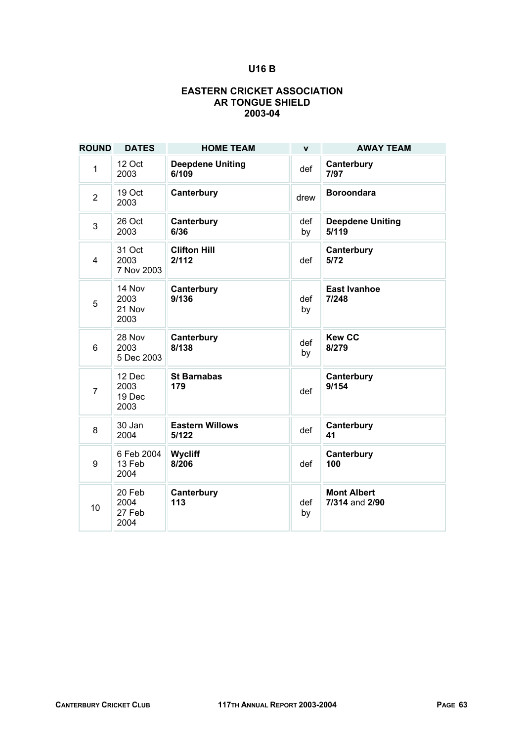# U16 B

## EASTERN CRICKET ASSOCIATION
## AR TONGUE SHIELD
## 2003-04

| ROUND | DATES | HOME TEAM | v | AWAY TEAM |
|---|---|---|---|---|
| 1 | 12 Oct 2003 | **Deepdene Uniting 6/109** | def | **Canterbury 7/97** |
| 2 | 19 Oct 2003 | **Canterbury** | drew | **Boroondara** |
| 3 | 26 Oct 2003 | **Canterbury 6/36** | def by | **Deepdene Uniting 5/119** |
| 4 | 31 Oct 2003 7 Nov 2003 | **Clifton Hill 2/112** | def | **Canterbury 5/72** |
| 5 | 14 Nov 2003 21 Nov 2003 | **Canterbury 9/136** | def by | **East Ivanhoe 7/248** |
| 6 | 28 Nov 2003 5 Dec 2003 | **Canterbury 8/138** | def by | **Kew CC 8/279** |
| 7 | 12 Dec 2003 19 Dec 2003 | **St Barnabas 179** | def | **Canterbury 9/154** |
| 8 | 30 Jan 2004 | **Eastern Willows 5/122** | def | **Canterbury 41** |
| 9 | 6 Feb 2004 13 Feb 2004 | **Wycliff 8/206** | def | **Canterbury 100** |
| 10 | 20 Feb 2004 27 Feb 2004 | **Canterbury 113** | def by | **Mont Albert 7/314** and **2/90** |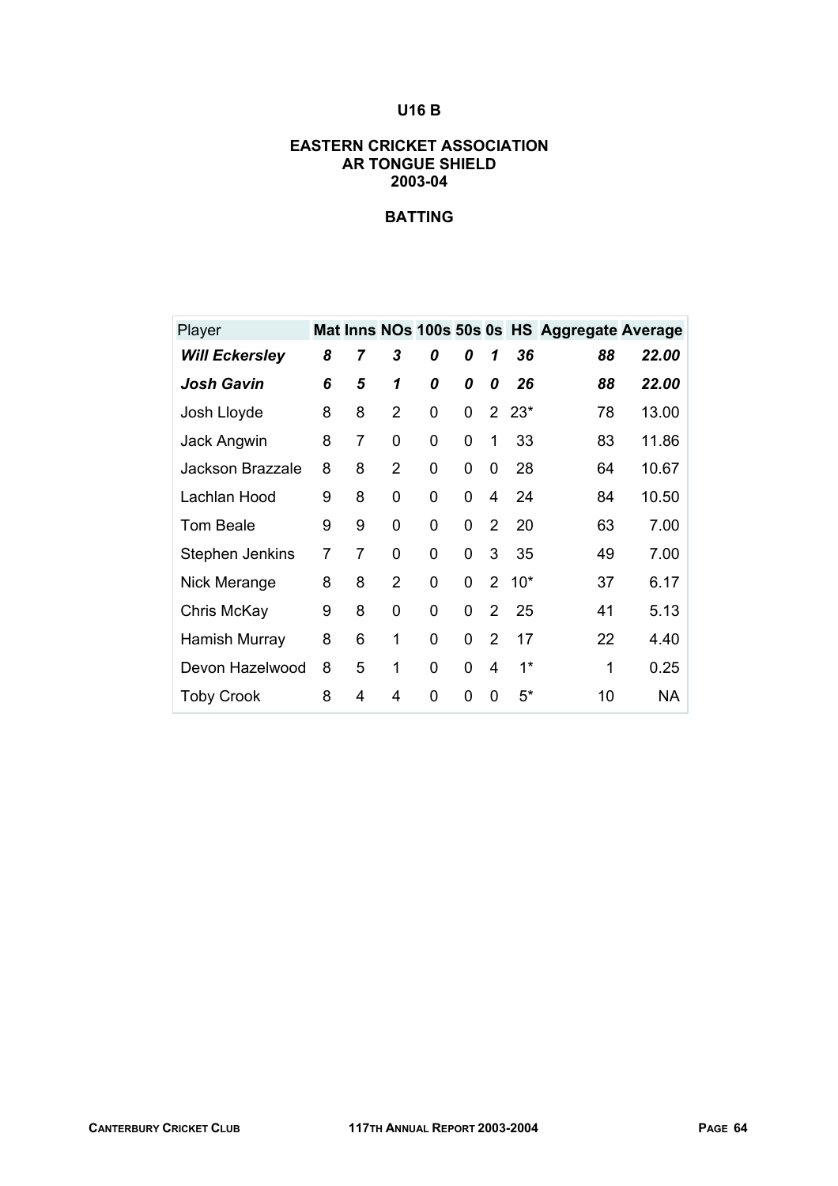# U16 B

## EASTERN CRICKET ASSOCIATION
## AR TONGUE SHIELD
## 2003-04

### BATTING

| Player | Mat | Inns | NOs | 100s | 50s | 0s | HS | Aggregate | Average |
|---|---|---|---|---|---|---|---|---|---|
| ***Will Eckersley*** | ***8*** | ***7*** | ***3*** | ***0*** | ***0*** | ***1*** | ***36*** | ***88*** | ***22.00*** |
| ***Josh Gavin*** | ***6*** | ***5*** | ***1*** | ***0*** | ***0*** | ***0*** | ***26*** | ***88*** | ***22.00*** |
| Josh Lloyde | 8 | 8 | 2 | 0 | 0 | 2 | 23* | 78 | 13.00 |
| Jack Angwin | 8 | 7 | 0 | 0 | 0 | 1 | 33 | 83 | 11.86 |
| Jackson Brazzale | 8 | 8 | 2 | 0 | 0 | 0 | 28 | 64 | 10.67 |
| Lachlan Hood | 9 | 8 | 0 | 0 | 0 | 4 | 24 | 84 | 10.50 |
| Tom Beale | 9 | 9 | 0 | 0 | 0 | 2 | 20 | 63 | 7.00 |
| Stephen Jenkins | 7 | 7 | 0 | 0 | 0 | 3 | 35 | 49 | 7.00 |
| Nick Merange | 8 | 8 | 2 | 0 | 0 | 2 | 10* | 37 | 6.17 |
| Chris McKay | 9 | 8 | 0 | 0 | 0 | 2 | 25 | 41 | 5.13 |
| Hamish Murray | 8 | 6 | 1 | 0 | 0 | 2 | 17 | 22 | 4.40 |
| Devon Hazelwood | 8 | 5 | 1 | 0 | 0 | 4 | 1* | 1 | 0.25 |
| Toby Crook | 8 | 4 | 4 | 0 | 0 | 0 | 5* | 10 | NA |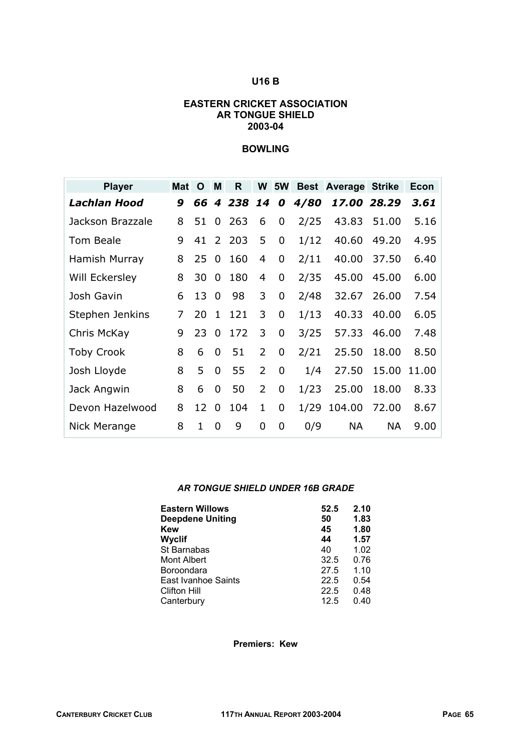## U16 B

### EASTERN CRICKET ASSOCIATION
### AR TONGUE SHIELD
### 2003-04

### BOWLING

| Player | Mat | O | M | R | W | 5W | Best | Average | Strike | Econ |
|---|---|---|---|---|---|---|---|---|---|---|
| ***Lachlan Hood*** | ***9*** | ***66*** | ***4*** | ***238*** | ***14*** | ***0*** | ***4/80*** | ***17.00*** | ***28.29*** | ***3.61*** |
| Jackson Brazzale | 8 | 51 | 0 | 263 | 6 | 0 | 2/25 | 43.83 | 51.00 | 5.16 |
| Tom Beale | 9 | 41 | 2 | 203 | 5 | 0 | 1/12 | 40.60 | 49.20 | 4.95 |
| Hamish Murray | 8 | 25 | 0 | 160 | 4 | 0 | 2/11 | 40.00 | 37.50 | 6.40 |
| Will Eckersley | 8 | 30 | 0 | 180 | 4 | 0 | 2/35 | 45.00 | 45.00 | 6.00 |
| Josh Gavin | 6 | 13 | 0 | 98 | 3 | 0 | 2/48 | 32.67 | 26.00 | 7.54 |
| Stephen Jenkins | 7 | 20 | 1 | 121 | 3 | 0 | 1/13 | 40.33 | 40.00 | 6.05 |
| Chris McKay | 9 | 23 | 0 | 172 | 3 | 0 | 3/25 | 57.33 | 46.00 | 7.48 |
| Toby Crook | 8 | 6 | 0 | 51 | 2 | 0 | 2/21 | 25.50 | 18.00 | 8.50 |
| Josh Lloyde | 8 | 5 | 0 | 55 | 2 | 0 | 1/4 | 27.50 | 15.00 | 11.00 |
| Jack Angwin | 8 | 6 | 0 | 50 | 2 | 0 | 1/23 | 25.00 | 18.00 | 8.33 |
| Devon Hazelwood | 8 | 12 | 0 | 104 | 1 | 0 | 1/29 | 104.00 | 72.00 | 8.67 |
| Nick Merange | 8 | 1 | 0 | 9 | 0 | 0 | 0/9 | NA | NA | 9.00 |

### *AR TONGUE SHIELD UNDER 16B GRADE*

| Team | Points | % |
|---|---|---|
| **Eastern Willows** | **52.5** | **2.10** |
| **Deepdene Uniting** | **50** | **1.83** |
| **Kew** | **45** | **1.80** |
| **Wyclif** | **44** | **1.57** |
| St Barnabas | 40 | 1.02 |
| Mont Albert | 32.5 | 0.76 |
| Boroondara | 27.5 | 1.10 |
| East Ivanhoe Saints | 22.5 | 0.54 |
| Clifton Hill | 22.5 | 0.48 |
| Canterbury | 12.5 | 0.40 |

**Premiers: Kew**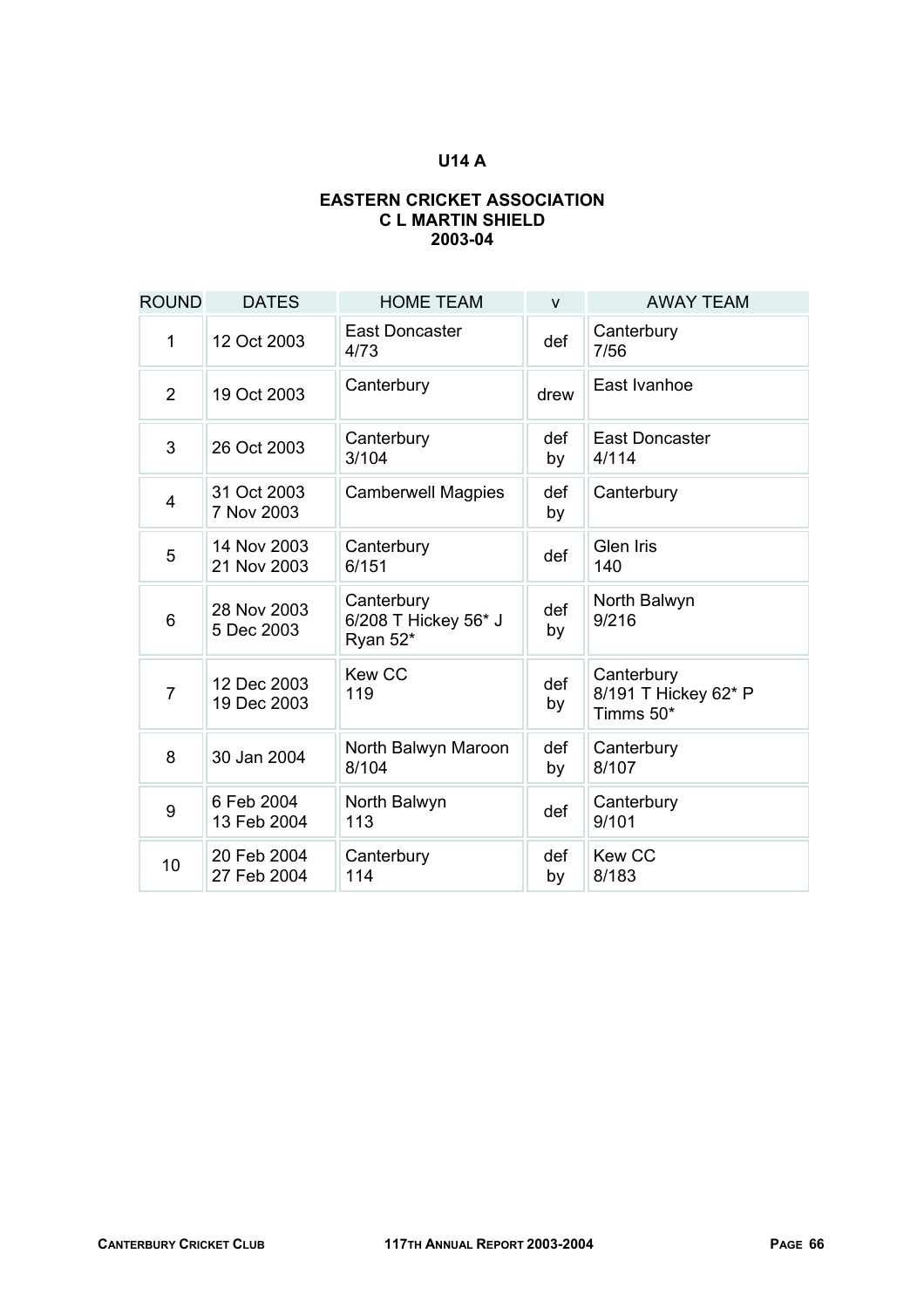## U14 A

### EASTERN CRICKET ASSOCIATION
### C L MARTIN SHIELD
### 2003-04

| ROUND | DATES | HOME TEAM | v | AWAY TEAM |
|---|---|---|---|---|
| 1 | 12 Oct 2003 | East Doncaster 4/73 | def | Canterbury 7/56 |
| 2 | 19 Oct 2003 | Canterbury | drew | East Ivanhoe |
| 3 | 26 Oct 2003 | Canterbury 3/104 | def by | East Doncaster 4/114 |
| 4 | 31 Oct 2003<br>7 Nov 2003 | Camberwell Magpies | def by | Canterbury |
| 5 | 14 Nov 2003<br>21 Nov 2003 | Canterbury 6/151 | def | Glen Iris 140 |
| 6 | 28 Nov 2003<br>5 Dec 2003 | Canterbury 6/208 T Hickey 56* J Ryan 52* | def by | North Balwyn 9/216 |
| 7 | 12 Dec 2003<br>19 Dec 2003 | Kew CC 119 | def by | Canterbury 8/191 T Hickey 62* P Timms 50* |
| 8 | 30 Jan 2004 | North Balwyn Maroon 8/104 | def by | Canterbury 8/107 |
| 9 | 6 Feb 2004<br>13 Feb 2004 | North Balwyn 113 | def | Canterbury 9/101 |
| 10 | 20 Feb 2004<br>27 Feb 2004 | Canterbury 114 | def by | Kew CC 8/183 |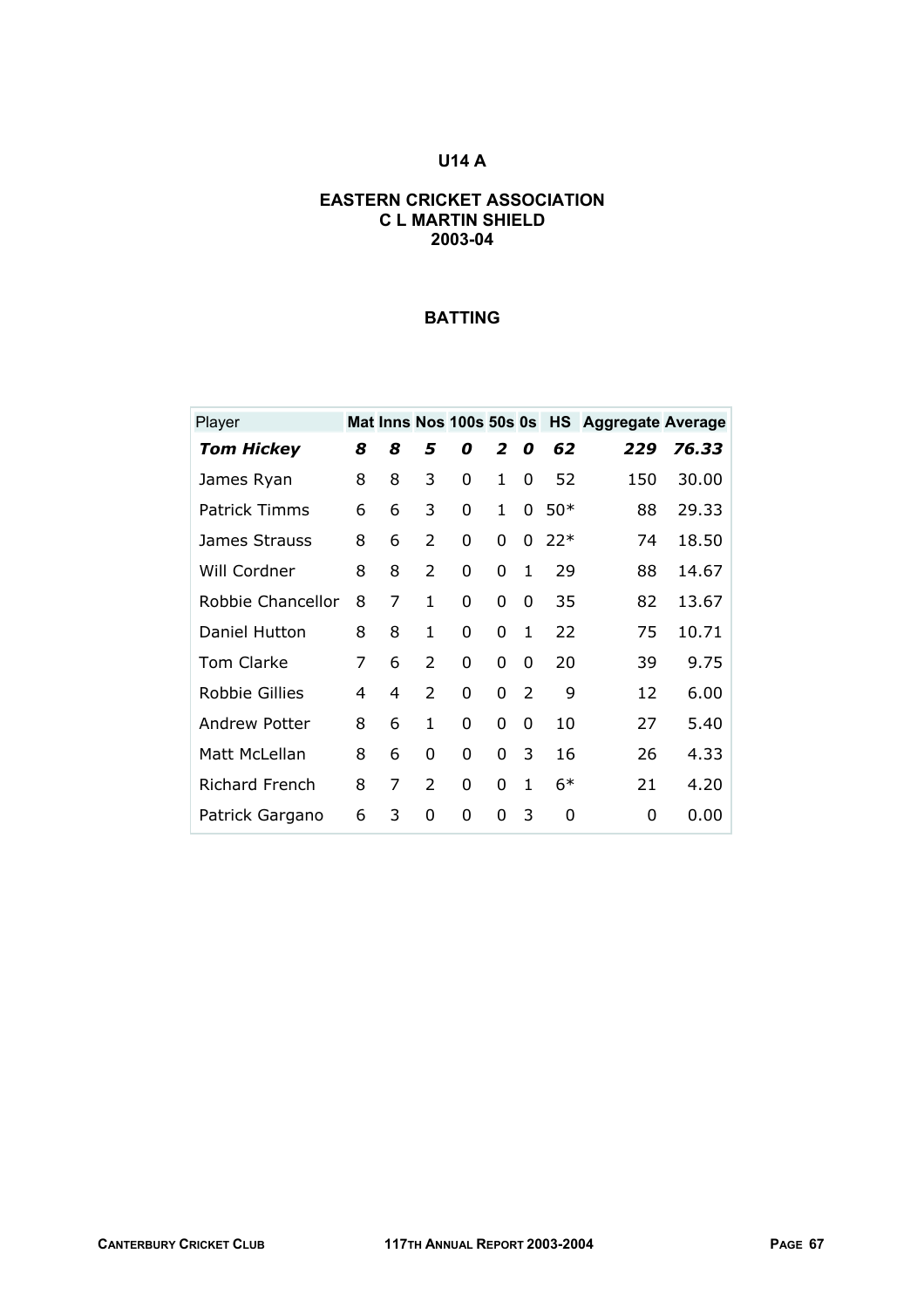# U14 A

## EASTERN CRICKET ASSOCIATION
## C L MARTIN SHIELD
## 2003-04

### BATTING

| Player | Mat | Inns | Nos | 100s | 50s | 0s | HS | Aggregate | Average |
|---|---|---|---|---|---|---|---|---|---|
| ***Tom Hickey*** | ***8*** | ***8*** | ***5*** | ***0*** | ***2*** | ***0*** | ***62*** | ***229*** | ***76.33*** |
| James Ryan | 8 | 8 | 3 | 0 | 1 | 0 | 52 | 150 | 30.00 |
| Patrick Timms | 6 | 6 | 3 | 0 | 1 | 0 | 50* | 88 | 29.33 |
| James Strauss | 8 | 6 | 2 | 0 | 0 | 0 | 22* | 74 | 18.50 |
| Will Cordner | 8 | 8 | 2 | 0 | 0 | 1 | 29 | 88 | 14.67 |
| Robbie Chancellor | 8 | 7 | 1 | 0 | 0 | 0 | 35 | 82 | 13.67 |
| Daniel Hutton | 8 | 8 | 1 | 0 | 0 | 1 | 22 | 75 | 10.71 |
| Tom Clarke | 7 | 6 | 2 | 0 | 0 | 0 | 20 | 39 | 9.75 |
| Robbie Gillies | 4 | 4 | 2 | 0 | 0 | 2 | 9 | 12 | 6.00 |
| Andrew Potter | 8 | 6 | 1 | 0 | 0 | 0 | 10 | 27 | 5.40 |
| Matt McLellan | 8 | 6 | 0 | 0 | 0 | 3 | 16 | 26 | 4.33 |
| Richard French | 8 | 7 | 2 | 0 | 0 | 1 | 6* | 21 | 4.20 |
| Patrick Gargano | 6 | 3 | 0 | 0 | 0 | 3 | 0 | 0 | 0.00 |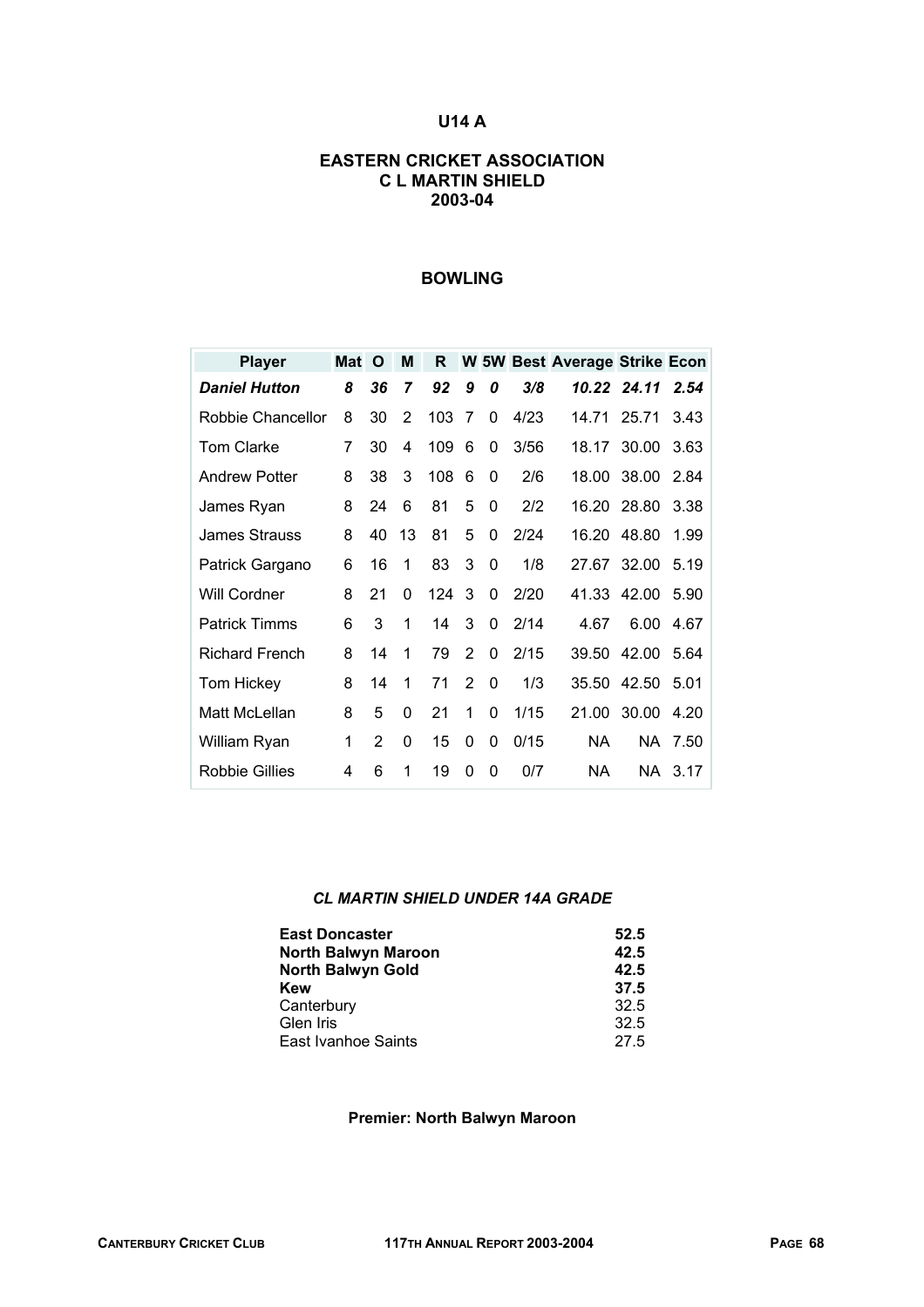# U14 A

## EASTERN CRICKET ASSOCIATION
## C L MARTIN SHIELD
## 2003-04

### BOWLING

| Player | Mat | O | M | R | W | 5W | Best | Average | Strike | Econ |
|---|---|---|---|---|---|---|---|---|---|---|
| ***Daniel Hutton*** | ***8*** | ***36*** | ***7*** | ***92*** | ***9*** | ***0*** | ***3/8*** | ***10.22*** | ***24.11*** | ***2.54*** |
| Robbie Chancellor | 8 | 30 | 2 | 103 | 7 | 0 | 4/23 | 14.71 | 25.71 | 3.43 |
| Tom Clarke | 7 | 30 | 4 | 109 | 6 | 0 | 3/56 | 18.17 | 30.00 | 3.63 |
| Andrew Potter | 8 | 38 | 3 | 108 | 6 | 0 | 2/6 | 18.00 | 38.00 | 2.84 |
| James Ryan | 8 | 24 | 6 | 81 | 5 | 0 | 2/2 | 16.20 | 28.80 | 3.38 |
| James Strauss | 8 | 40 | 13 | 81 | 5 | 0 | 2/24 | 16.20 | 48.80 | 1.99 |
| Patrick Gargano | 6 | 16 | 1 | 83 | 3 | 0 | 1/8 | 27.67 | 32.00 | 5.19 |
| Will Cordner | 8 | 21 | 0 | 124 | 3 | 0 | 2/20 | 41.33 | 42.00 | 5.90 |
| Patrick Timms | 6 | 3 | 1 | 14 | 3 | 0 | 2/14 | 4.67 | 6.00 | 4.67 |
| Richard French | 8 | 14 | 1 | 79 | 2 | 0 | 2/15 | 39.50 | 42.00 | 5.64 |
| Tom Hickey | 8 | 14 | 1 | 71 | 2 | 0 | 1/3 | 35.50 | 42.50 | 5.01 |
| Matt McLellan | 8 | 5 | 0 | 21 | 1 | 0 | 1/15 | 21.00 | 30.00 | 4.20 |
| William Ryan | 1 | 2 | 0 | 15 | 0 | 0 | 0/15 | NA | NA | 7.50 |
| Robbie Gillies | 4 | 6 | 1 | 19 | 0 | 0 | 0/7 | NA | NA | 3.17 |

#### *CL MARTIN SHIELD UNDER 14A GRADE*

| | |
|---|---|
| **East Doncaster** | **52.5** |
| **North Balwyn Maroon** | **42.5** |
| **North Balwyn Gold** | **42.5** |
| **Kew** | **37.5** |
| Canterbury | 32.5 |
| Glen Iris | 32.5 |
| East Ivanhoe Saints | 27.5 |

**Premier: North Balwyn Maroon**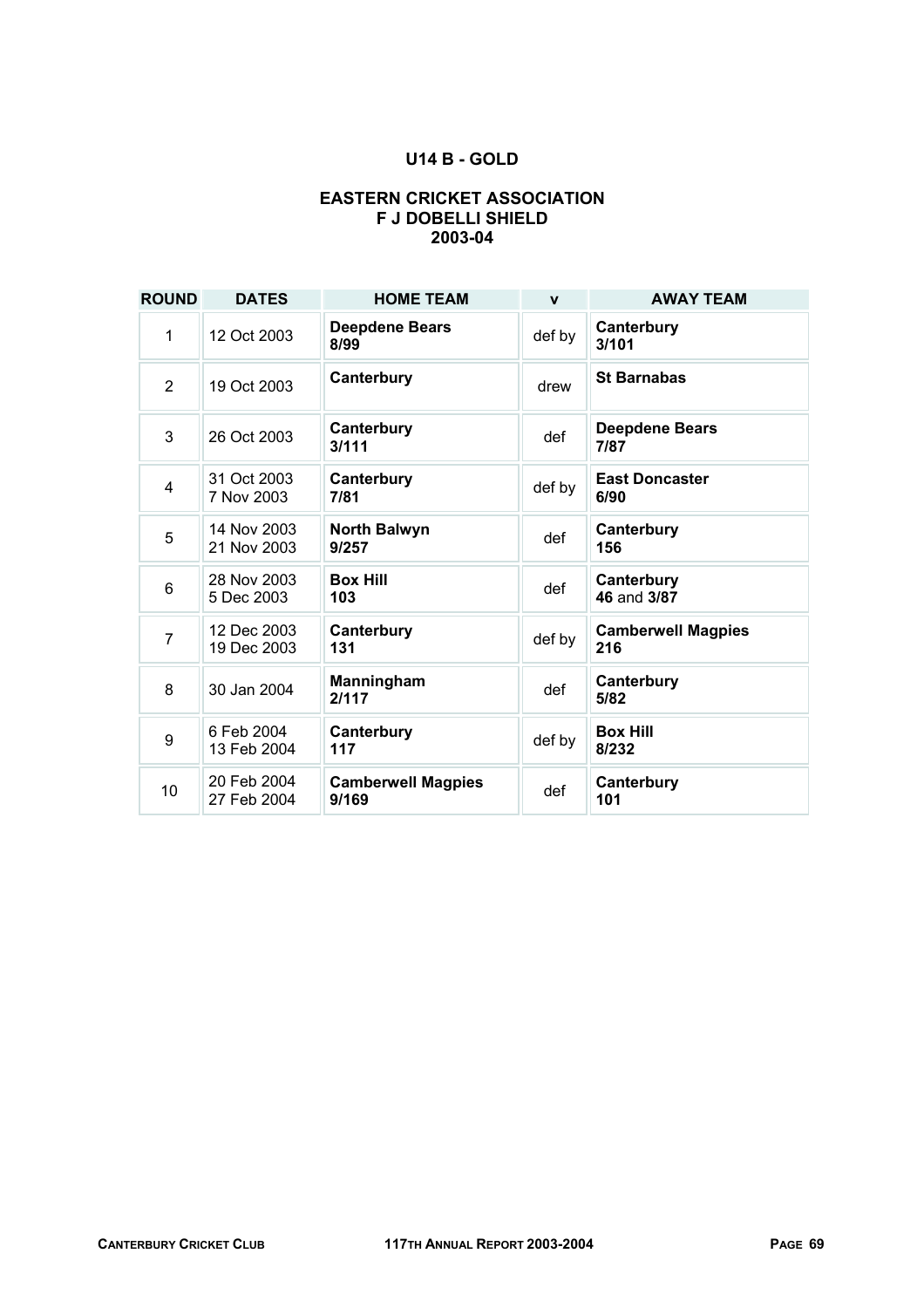## U14 B - GOLD

### EASTERN CRICKET ASSOCIATION
### F J DOBELLI SHIELD
### 2003-04

| ROUND | DATES | HOME TEAM | v | AWAY TEAM |
|---|---|---|---|---|
| 1 | 12 Oct 2003 | **Deepdene Bears 8/99** | def by | **Canterbury 3/101** |
| 2 | 19 Oct 2003 | **Canterbury** | drew | **St Barnabas** |
| 3 | 26 Oct 2003 | **Canterbury 3/111** | def | **Deepdene Bears 7/87** |
| 4 | 31 Oct 2003 7 Nov 2003 | **Canterbury 7/81** | def by | **East Doncaster 6/90** |
| 5 | 14 Nov 2003 21 Nov 2003 | **North Balwyn 9/257** | def | **Canterbury 156** |
| 6 | 28 Nov 2003 5 Dec 2003 | **Box Hill 103** | def | **Canterbury 46** and **3/87** |
| 7 | 12 Dec 2003 19 Dec 2003 | **Canterbury 131** | def by | **Camberwell Magpies 216** |
| 8 | 30 Jan 2004 | **Manningham 2/117** | def | **Canterbury 5/82** |
| 9 | 6 Feb 2004 13 Feb 2004 | **Canterbury 117** | def by | **Box Hill 8/232** |
| 10 | 20 Feb 2004 27 Feb 2004 | **Camberwell Magpies 9/169** | def | **Canterbury 101** |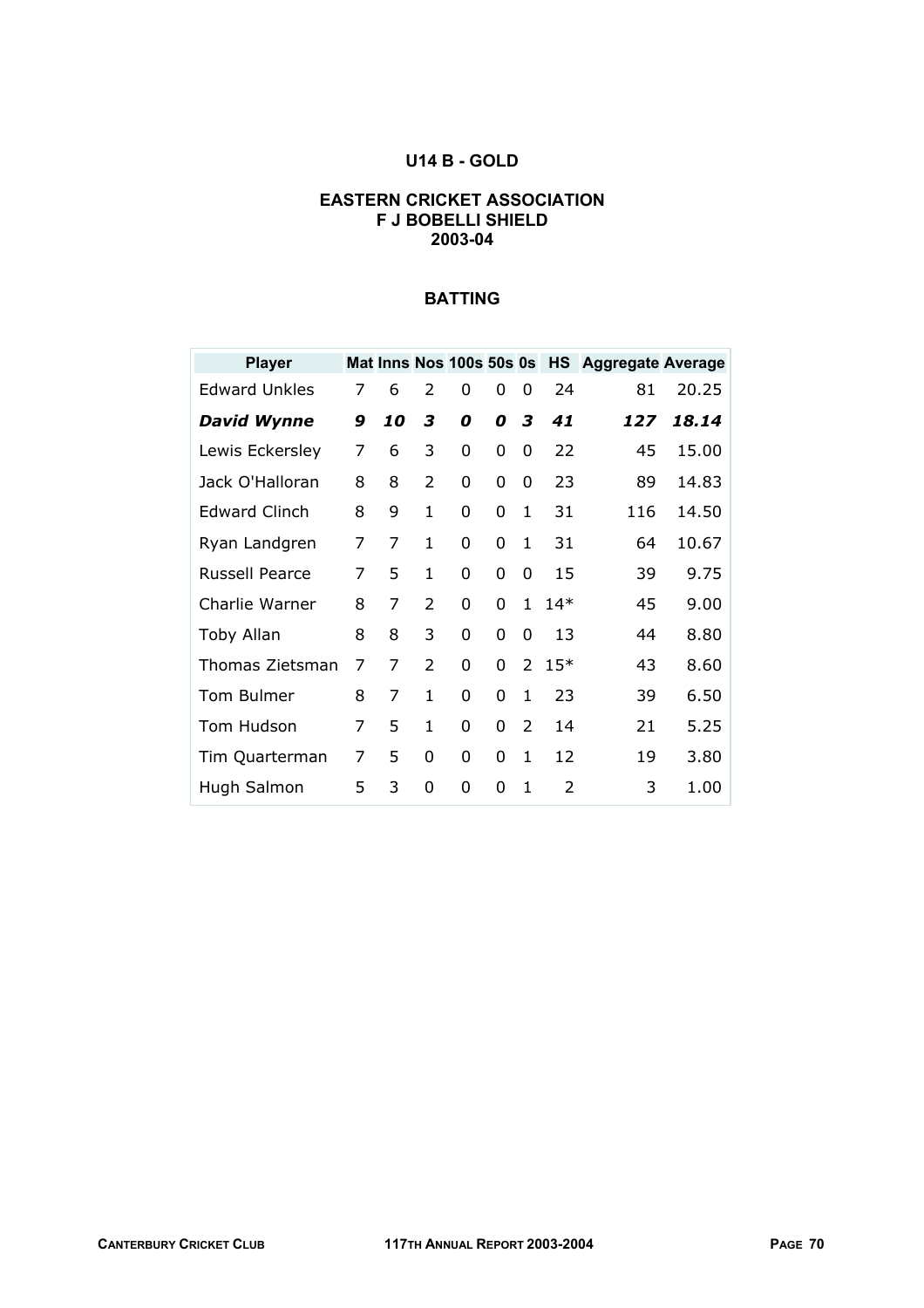## U14 B - GOLD

### EASTERN CRICKET ASSOCIATION
### F J BOBELLI SHIELD
### 2003-04

### BATTING

| Player | Mat | Inns | Nos | 100s | 50s | 0s | HS | Aggregate | Average |
|---|---|---|---|---|---|---|---|---|---|
| Edward Unkles | 7 | 6 | 2 | 0 | 0 | 0 | 24 | 81 | 20.25 |
| ***David Wynne*** | ***9*** | ***10*** | ***3*** | ***0*** | ***0*** | ***3*** | ***41*** | ***127*** | ***18.14*** |
| Lewis Eckersley | 7 | 6 | 3 | 0 | 0 | 0 | 22 | 45 | 15.00 |
| Jack O'Halloran | 8 | 8 | 2 | 0 | 0 | 0 | 23 | 89 | 14.83 |
| Edward Clinch | 8 | 9 | 1 | 0 | 0 | 1 | 31 | 116 | 14.50 |
| Ryan Landgren | 7 | 7 | 1 | 0 | 0 | 1 | 31 | 64 | 10.67 |
| Russell Pearce | 7 | 5 | 1 | 0 | 0 | 0 | 15 | 39 | 9.75 |
| Charlie Warner | 8 | 7 | 2 | 0 | 0 | 1 | 14* | 45 | 9.00 |
| Toby Allan | 8 | 8 | 3 | 0 | 0 | 0 | 13 | 44 | 8.80 |
| Thomas Zietsman | 7 | 7 | 2 | 0 | 0 | 2 | 15* | 43 | 8.60 |
| Tom Bulmer | 8 | 7 | 1 | 0 | 0 | 1 | 23 | 39 | 6.50 |
| Tom Hudson | 7 | 5 | 1 | 0 | 0 | 2 | 14 | 21 | 5.25 |
| Tim Quarterman | 7 | 5 | 0 | 0 | 0 | 1 | 12 | 19 | 3.80 |
| Hugh Salmon | 5 | 3 | 0 | 0 | 0 | 1 | 2 | 3 | 1.00 |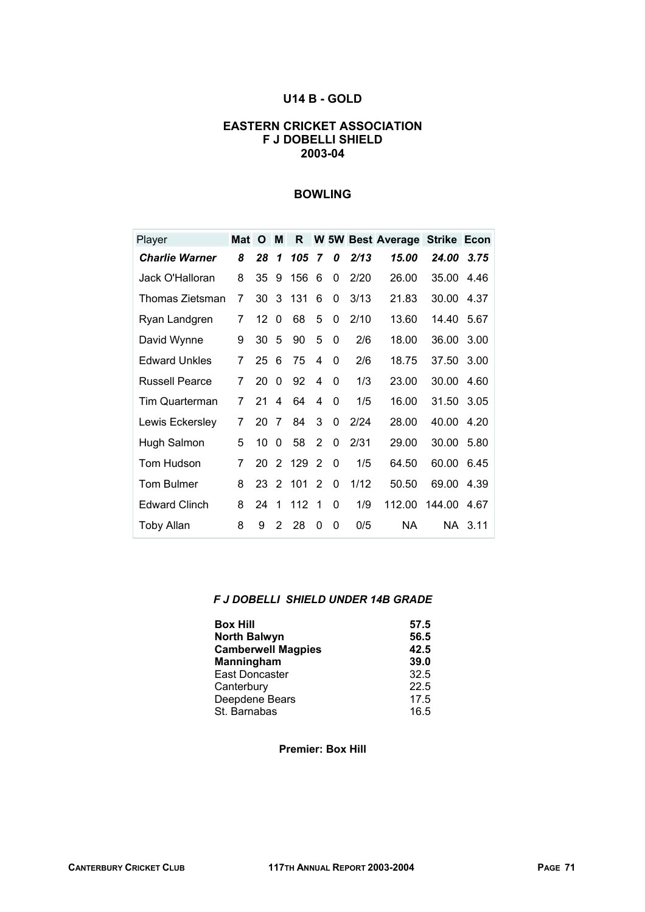## U14 B - GOLD

### EASTERN CRICKET ASSOCIATION
### F J DOBELLI SHIELD
### 2003-04

### BOWLING

| Player | Mat | O | M | R | W | 5W | Best | Average | Strike | Econ |
|---|---|---|---|---|---|---|---|---|---|---|
| ***Charlie Warner*** | ***8*** | ***28*** | ***1*** | ***105*** | ***7*** | ***0*** | ***2/13*** | ***15.00*** | ***24.00*** | ***3.75*** |
| Jack O'Halloran | 8 | 35 | 9 | 156 | 6 | 0 | 2/20 | 26.00 | 35.00 | 4.46 |
| Thomas Zietsman | 7 | 30 | 3 | 131 | 6 | 0 | 3/13 | 21.83 | 30.00 | 4.37 |
| Ryan Landgren | 7 | 12 | 0 | 68 | 5 | 0 | 2/10 | 13.60 | 14.40 | 5.67 |
| David Wynne | 9 | 30 | 5 | 90 | 5 | 0 | 2/6 | 18.00 | 36.00 | 3.00 |
| Edward Unkles | 7 | 25 | 6 | 75 | 4 | 0 | 2/6 | 18.75 | 37.50 | 3.00 |
| Russell Pearce | 7 | 20 | 0 | 92 | 4 | 0 | 1/3 | 23.00 | 30.00 | 4.60 |
| Tim Quarterman | 7 | 21 | 4 | 64 | 4 | 0 | 1/5 | 16.00 | 31.50 | 3.05 |
| Lewis Eckersley | 7 | 20 | 7 | 84 | 3 | 0 | 2/24 | 28.00 | 40.00 | 4.20 |
| Hugh Salmon | 5 | 10 | 0 | 58 | 2 | 0 | 2/31 | 29.00 | 30.00 | 5.80 |
| Tom Hudson | 7 | 20 | 2 | 129 | 2 | 0 | 1/5 | 64.50 | 60.00 | 6.45 |
| Tom Bulmer | 8 | 23 | 2 | 101 | 2 | 0 | 1/12 | 50.50 | 69.00 | 4.39 |
| Edward Clinch | 8 | 24 | 1 | 112 | 1 | 0 | 1/9 | 112.00 | 144.00 | 4.67 |
| Toby Allan | 8 | 9 | 2 | 28 | 0 | 0 | 0/5 | NA | NA | 3.11 |

***F J DOBELLI SHIELD UNDER 14B GRADE***

| Team | Points |
|---|---|
| **Box Hill** | **57.5** |
| **North Balwyn** | **56.5** |
| **Camberwell Magpies** | **42.5** |
| **Manningham** | **39.0** |
| East Doncaster | 32.5 |
| Canterbury | 22.5 |
| Deepdene Bears | 17.5 |
| St. Barnabas | 16.5 |

**Premier: Box Hill**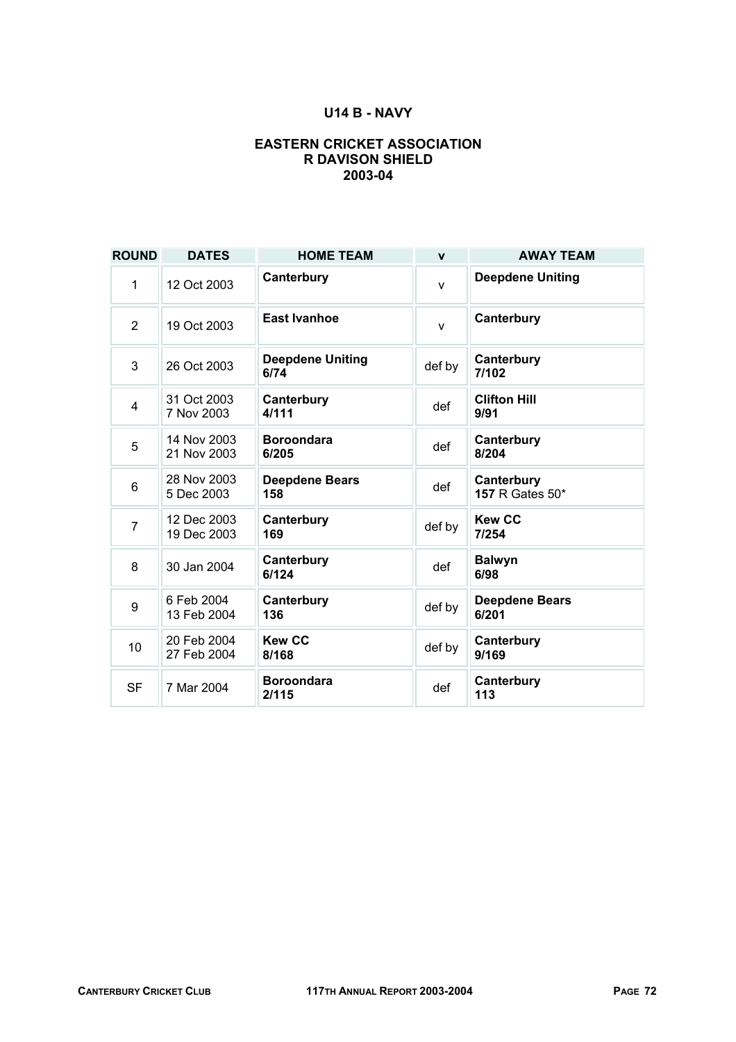## U14 B - NAVY

### EASTERN CRICKET ASSOCIATION
### R DAVISON SHIELD
### 2003-04

| ROUND | DATES | HOME TEAM | v | AWAY TEAM |
|---|---|---|---|---|
| 1 | 12 Oct 2003 | **Canterbury** | v | **Deepdene Uniting** |
| 2 | 19 Oct 2003 | **East Ivanhoe** | v | **Canterbury** |
| 3 | 26 Oct 2003 | **Deepdene Uniting 6/74** | def by | **Canterbury 7/102** |
| 4 | 31 Oct 2003 7 Nov 2003 | **Canterbury 4/111** | def | **Clifton Hill 9/91** |
| 5 | 14 Nov 2003 21 Nov 2003 | **Boroondara 6/205** | def | **Canterbury 8/204** |
| 6 | 28 Nov 2003 5 Dec 2003 | **Deepdene Bears 158** | def | **Canterbury 157** R Gates 50* |
| 7 | 12 Dec 2003 19 Dec 2003 | **Canterbury 169** | def by | **Kew CC 7/254** |
| 8 | 30 Jan 2004 | **Canterbury 6/124** | def | **Balwyn 6/98** |
| 9 | 6 Feb 2004 13 Feb 2004 | **Canterbury 136** | def by | **Deepdene Bears 6/201** |
| 10 | 20 Feb 2004 27 Feb 2004 | **Kew CC 8/168** | def by | **Canterbury 9/169** |
| SF | 7 Mar 2004 | **Boroondara 2/115** | def | **Canterbury 113** |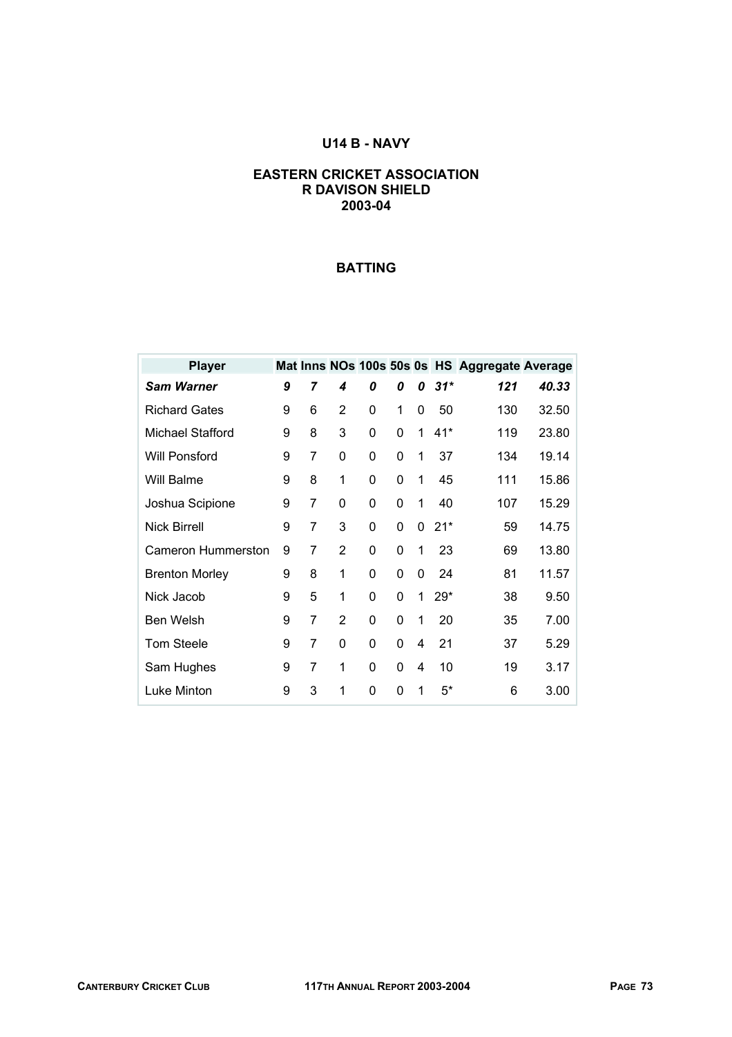## U14 B - NAVY

### EASTERN CRICKET ASSOCIATION
### R DAVISON SHIELD
### 2003-04

### BATTING

| Player | Mat | Inns | NOs | 100s | 50s | 0s | HS | Aggregate | Average |
|---|---|---|---|---|---|---|---|---|---|
| ***Sam Warner*** | ***9*** | ***7*** | ***4*** | ***0*** | ***0*** | ***0*** | ***31**** | ***121*** | ***40.33*** |
| Richard Gates | 9 | 6 | 2 | 0 | 1 | 0 | 50 | 130 | 32.50 |
| Michael Stafford | 9 | 8 | 3 | 0 | 0 | 1 | 41* | 119 | 23.80 |
| Will Ponsford | 9 | 7 | 0 | 0 | 0 | 1 | 37 | 134 | 19.14 |
| Will Balme | 9 | 8 | 1 | 0 | 0 | 1 | 45 | 111 | 15.86 |
| Joshua Scipione | 9 | 7 | 0 | 0 | 0 | 1 | 40 | 107 | 15.29 |
| Nick Birrell | 9 | 7 | 3 | 0 | 0 | 0 | 21* | 59 | 14.75 |
| Cameron Hummerston | 9 | 7 | 2 | 0 | 0 | 1 | 23 | 69 | 13.80 |
| Brenton Morley | 9 | 8 | 1 | 0 | 0 | 0 | 24 | 81 | 11.57 |
| Nick Jacob | 9 | 5 | 1 | 0 | 0 | 1 | 29* | 38 | 9.50 |
| Ben Welsh | 9 | 7 | 2 | 0 | 0 | 1 | 20 | 35 | 7.00 |
| Tom Steele | 9 | 7 | 0 | 0 | 0 | 4 | 21 | 37 | 5.29 |
| Sam Hughes | 9 | 7 | 1 | 0 | 0 | 4 | 10 | 19 | 3.17 |
| Luke Minton | 9 | 3 | 1 | 0 | 0 | 1 | 5* | 6 | 3.00 |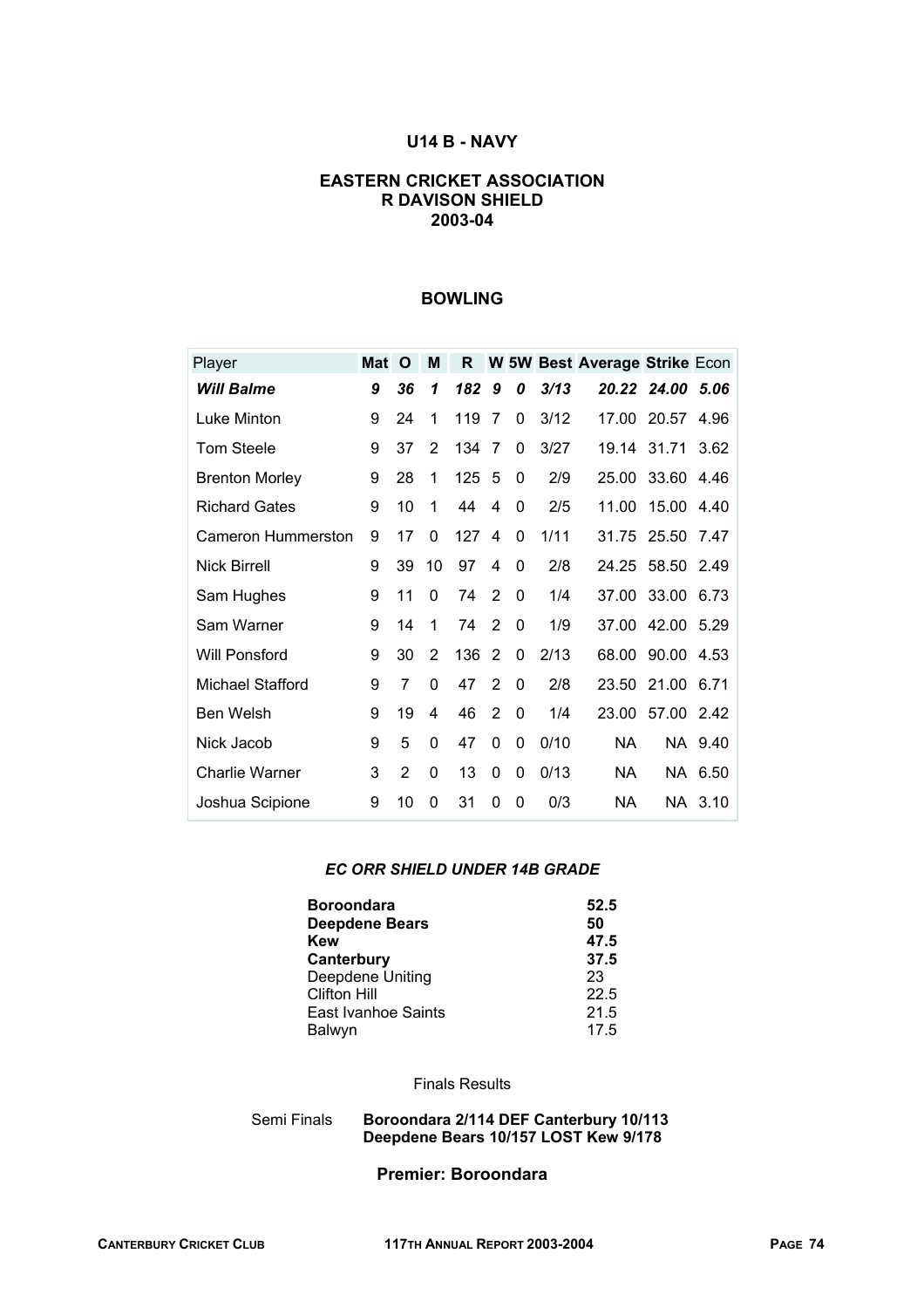# U14 B - NAVY

## EASTERN CRICKET ASSOCIATION
## R DAVISON SHIELD
## 2003-04

### BOWLING

| Player | Mat | O | M | R | W | 5W | Best | Average | Strike | Econ |
|---|---|---|---|---|---|---|---|---|---|---|
| ***Will Balme*** | ***9*** | ***36*** | ***1*** | ***182*** | ***9*** | ***0*** | ***3/13*** | ***20.22*** | ***24.00*** | ***5.06*** |
| Luke Minton | 9 | 24 | 1 | 119 | 7 | 0 | 3/12 | 17.00 | 20.57 | 4.96 |
| Tom Steele | 9 | 37 | 2 | 134 | 7 | 0 | 3/27 | 19.14 | 31.71 | 3.62 |
| Brenton Morley | 9 | 28 | 1 | 125 | 5 | 0 | 2/9 | 25.00 | 33.60 | 4.46 |
| Richard Gates | 9 | 10 | 1 | 44 | 4 | 0 | 2/5 | 11.00 | 15.00 | 4.40 |
| Cameron Hummerston | 9 | 17 | 0 | 127 | 4 | 0 | 1/11 | 31.75 | 25.50 | 7.47 |
| Nick Birrell | 9 | 39 | 10 | 97 | 4 | 0 | 2/8 | 24.25 | 58.50 | 2.49 |
| Sam Hughes | 9 | 11 | 0 | 74 | 2 | 0 | 1/4 | 37.00 | 33.00 | 6.73 |
| Sam Warner | 9 | 14 | 1 | 74 | 2 | 0 | 1/9 | 37.00 | 42.00 | 5.29 |
| Will Ponsford | 9 | 30 | 2 | 136 | 2 | 0 | 2/13 | 68.00 | 90.00 | 4.53 |
| Michael Stafford | 9 | 7 | 0 | 47 | 2 | 0 | 2/8 | 23.50 | 21.00 | 6.71 |
| Ben Welsh | 9 | 19 | 4 | 46 | 2 | 0 | 1/4 | 23.00 | 57.00 | 2.42 |
| Nick Jacob | 9 | 5 | 0 | 47 | 0 | 0 | 0/10 | NA | NA | 9.40 |
| Charlie Warner | 3 | 2 | 0 | 13 | 0 | 0 | 0/13 | NA | NA | 6.50 |
| Joshua Scipione | 9 | 10 | 0 | 31 | 0 | 0 | 0/3 | NA | NA | 3.10 |

### *EC ORR SHIELD UNDER 14B GRADE*

| Team | Points |
|---|---|
| **Boroondara** | **52.5** |
| **Deepdene Bears** | **50** |
| **Kew** | **47.5** |
| **Canterbury** | **37.5** |
| Deepdene Uniting | 23 |
| Clifton Hill | 22.5 |
| East Ivanhoe Saints | 21.5 |
| Balwyn | 17.5 |

Finals Results

Semi Finals **Boroondara 2/114 DEF Canterbury 10/113**
**Deepdene Bears 10/157 LOST Kew 9/178**

**Premier: Boroondara**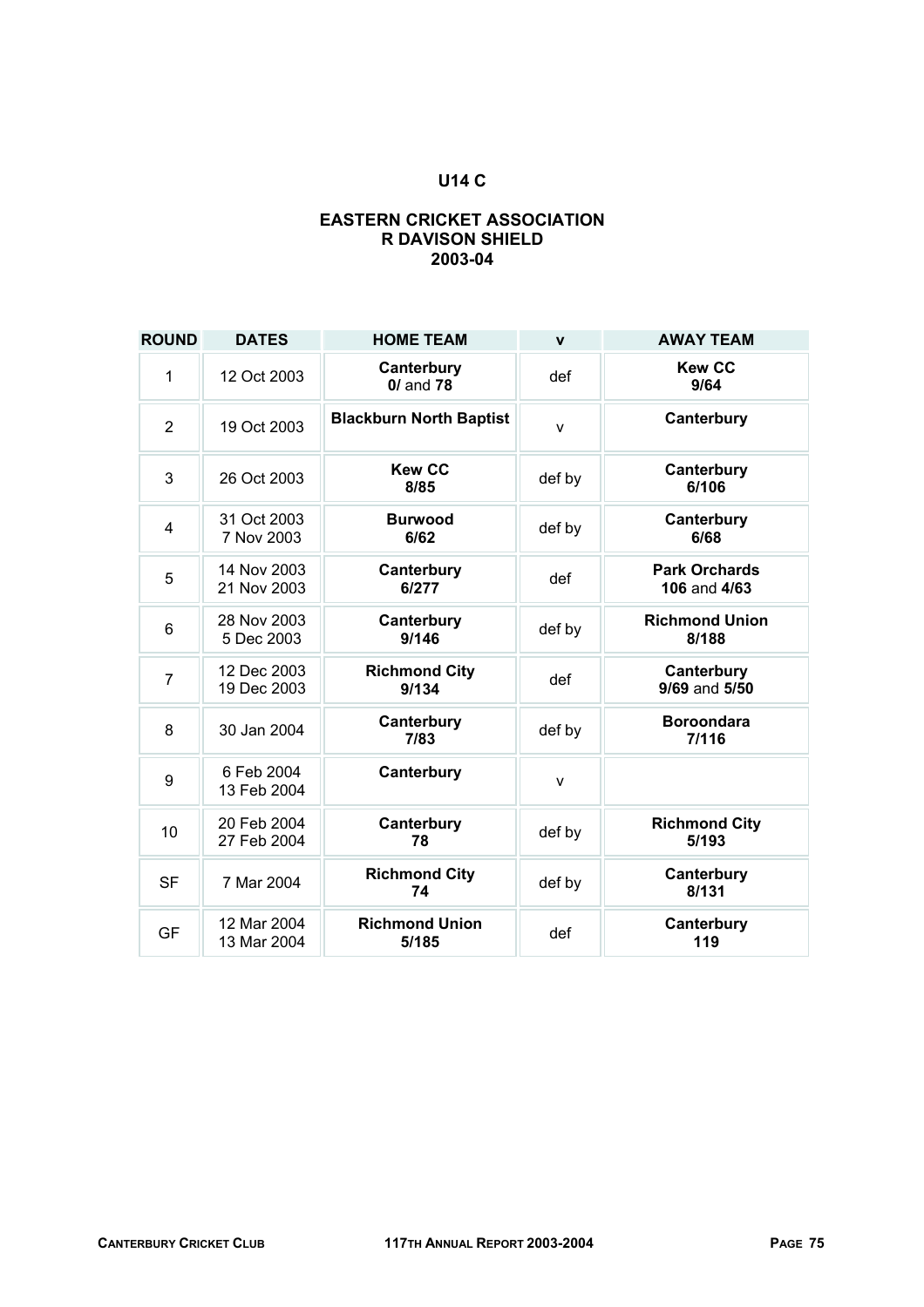## U14 C

## EASTERN CRICKET ASSOCIATION
## R DAVISON SHIELD
## 2003-04

| ROUND | DATES | HOME TEAM | v | AWAY TEAM |
|---|---|---|---|---|
| 1 | 12 Oct 2003 | **Canterbury** **0/** and **78** | def | **Kew CC** **9/64** |
| 2 | 19 Oct 2003 | **Blackburn North Baptist** | v | **Canterbury** |
| 3 | 26 Oct 2003 | **Kew CC** **8/85** | def by | **Canterbury** **6/106** |
| 4 | 31 Oct 2003 7 Nov 2003 | **Burwood** **6/62** | def by | **Canterbury** **6/68** |
| 5 | 14 Nov 2003 21 Nov 2003 | **Canterbury** **6/277** | def | **Park Orchards** **106** and **4/63** |
| 6 | 28 Nov 2003 5 Dec 2003 | **Canterbury** **9/146** | def by | **Richmond Union** **8/188** |
| 7 | 12 Dec 2003 19 Dec 2003 | **Richmond City** **9/134** | def | **Canterbury** **9/69** and **5/50** |
| 8 | 30 Jan 2004 | **Canterbury** **7/83** | def by | **Boroondara** **7/116** |
| 9 | 6 Feb 2004 13 Feb 2004 | **Canterbury** | v | |
| 10 | 20 Feb 2004 27 Feb 2004 | **Canterbury** **78** | def by | **Richmond City** **5/193** |
| SF | 7 Mar 2004 | **Richmond City** **74** | def by | **Canterbury** **8/131** |
| GF | 12 Mar 2004 13 Mar 2004 | **Richmond Union** **5/185** | def | **Canterbury** **119** |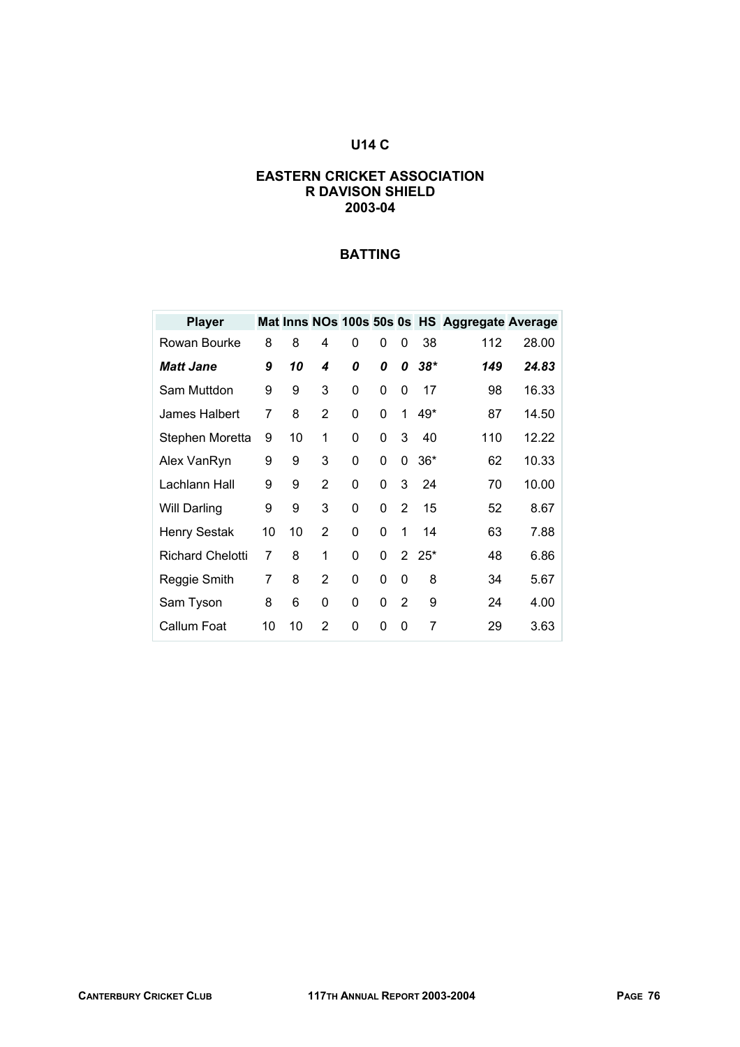# U14 C

## EASTERN CRICKET ASSOCIATION
## R DAVISON SHIELD
## 2003-04

### BATTING

| Player | Mat | Inns | NOs | 100s | 50s | 0s | HS | Aggregate | Average |
|---|---|---|---|---|---|---|---|---|---|
| Rowan Bourke | 8 | 8 | 4 | 0 | 0 | 0 | 38 | 112 | 28.00 |
| ***Matt Jane*** | ***9*** | ***10*** | ***4*** | ***0*** | ***0*** | ***0*** | ***38**** | ***149*** | ***24.83*** |
| Sam Muttdon | 9 | 9 | 3 | 0 | 0 | 0 | 17 | 98 | 16.33 |
| James Halbert | 7 | 8 | 2 | 0 | 0 | 1 | 49* | 87 | 14.50 |
| Stephen Moretta | 9 | 10 | 1 | 0 | 0 | 3 | 40 | 110 | 12.22 |
| Alex VanRyn | 9 | 9 | 3 | 0 | 0 | 0 | 36* | 62 | 10.33 |
| Lachlann Hall | 9 | 9 | 2 | 0 | 0 | 3 | 24 | 70 | 10.00 |
| Will Darling | 9 | 9 | 3 | 0 | 0 | 2 | 15 | 52 | 8.67 |
| Henry Sestak | 10 | 10 | 2 | 0 | 0 | 1 | 14 | 63 | 7.88 |
| Richard Chelotti | 7 | 8 | 1 | 0 | 0 | 2 | 25* | 48 | 6.86 |
| Reggie Smith | 7 | 8 | 2 | 0 | 0 | 0 | 8 | 34 | 5.67 |
| Sam Tyson | 8 | 6 | 0 | 0 | 0 | 2 | 9 | 24 | 4.00 |
| Callum Foat | 10 | 10 | 2 | 0 | 0 | 0 | 7 | 29 | 3.63 |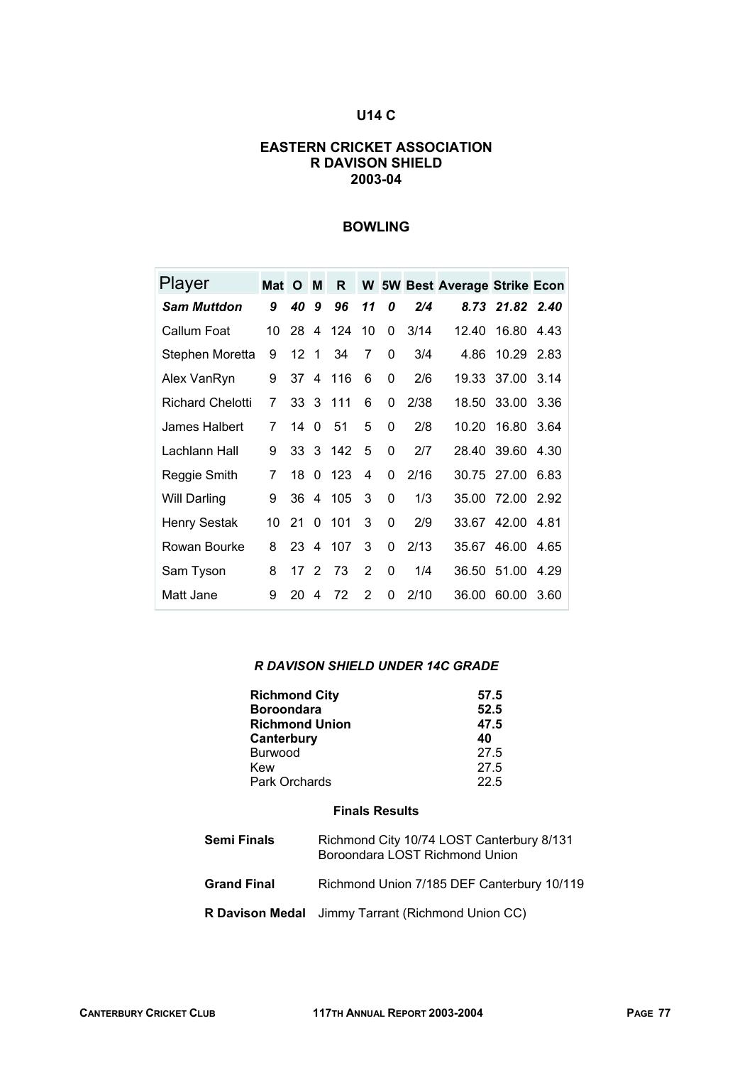## U14 C

### EASTERN CRICKET ASSOCIATION
### R DAVISON SHIELD
### 2003-04

### BOWLING

| Player | Mat | O | M | R | W | 5W | Best | Average | Strike | Econ |
|---|---|---|---|---|---|---|---|---|---|---|
| ***Sam Muttdon*** | ***9*** | ***40*** | ***9*** | ***96*** | ***11*** | ***0*** | ***2/4*** | ***8.73*** | ***21.82*** | ***2.40*** |
| Callum Foat | 10 | 28 | 4 | 124 | 10 | 0 | 3/14 | 12.40 | 16.80 | 4.43 |
| Stephen Moretta | 9 | 12 | 1 | 34 | 7 | 0 | 3/4 | 4.86 | 10.29 | 2.83 |
| Alex VanRyn | 9 | 37 | 4 | 116 | 6 | 0 | 2/6 | 19.33 | 37.00 | 3.14 |
| Richard Chelotti | 7 | 33 | 3 | 111 | 6 | 0 | 2/38 | 18.50 | 33.00 | 3.36 |
| James Halbert | 7 | 14 | 0 | 51 | 5 | 0 | 2/8 | 10.20 | 16.80 | 3.64 |
| Lachlann Hall | 9 | 33 | 3 | 142 | 5 | 0 | 2/7 | 28.40 | 39.60 | 4.30 |
| Reggie Smith | 7 | 18 | 0 | 123 | 4 | 0 | 2/16 | 30.75 | 27.00 | 6.83 |
| Will Darling | 9 | 36 | 4 | 105 | 3 | 0 | 1/3 | 35.00 | 72.00 | 2.92 |
| Henry Sestak | 10 | 21 | 0 | 101 | 3 | 0 | 2/9 | 33.67 | 42.00 | 4.81 |
| Rowan Bourke | 8 | 23 | 4 | 107 | 3 | 0 | 2/13 | 35.67 | 46.00 | 4.65 |
| Sam Tyson | 8 | 17 | 2 | 73 | 2 | 0 | 1/4 | 36.50 | 51.00 | 4.29 |
| Matt Jane | 9 | 20 | 4 | 72 | 2 | 0 | 2/10 | 36.00 | 60.00 | 3.60 |

### *R DAVISON SHIELD UNDER 14C GRADE*

| Team | Points |
|---|---|
| **Richmond City** | **57.5** |
| **Boroondara** | **52.5** |
| **Richmond Union** | **47.5** |
| **Canterbury** | **40** |
| Burwood | 27.5 |
| Kew | 27.5 |
| Park Orchards | 22.5 |

#### Finals Results

**Semi Finals** Richmond City 10/74 LOST Canterbury 8/131
Boroondara LOST Richmond Union

**Grand Final** Richmond Union 7/185 DEF Canterbury 10/119

**R Davison Medal** Jimmy Tarrant (Richmond Union CC)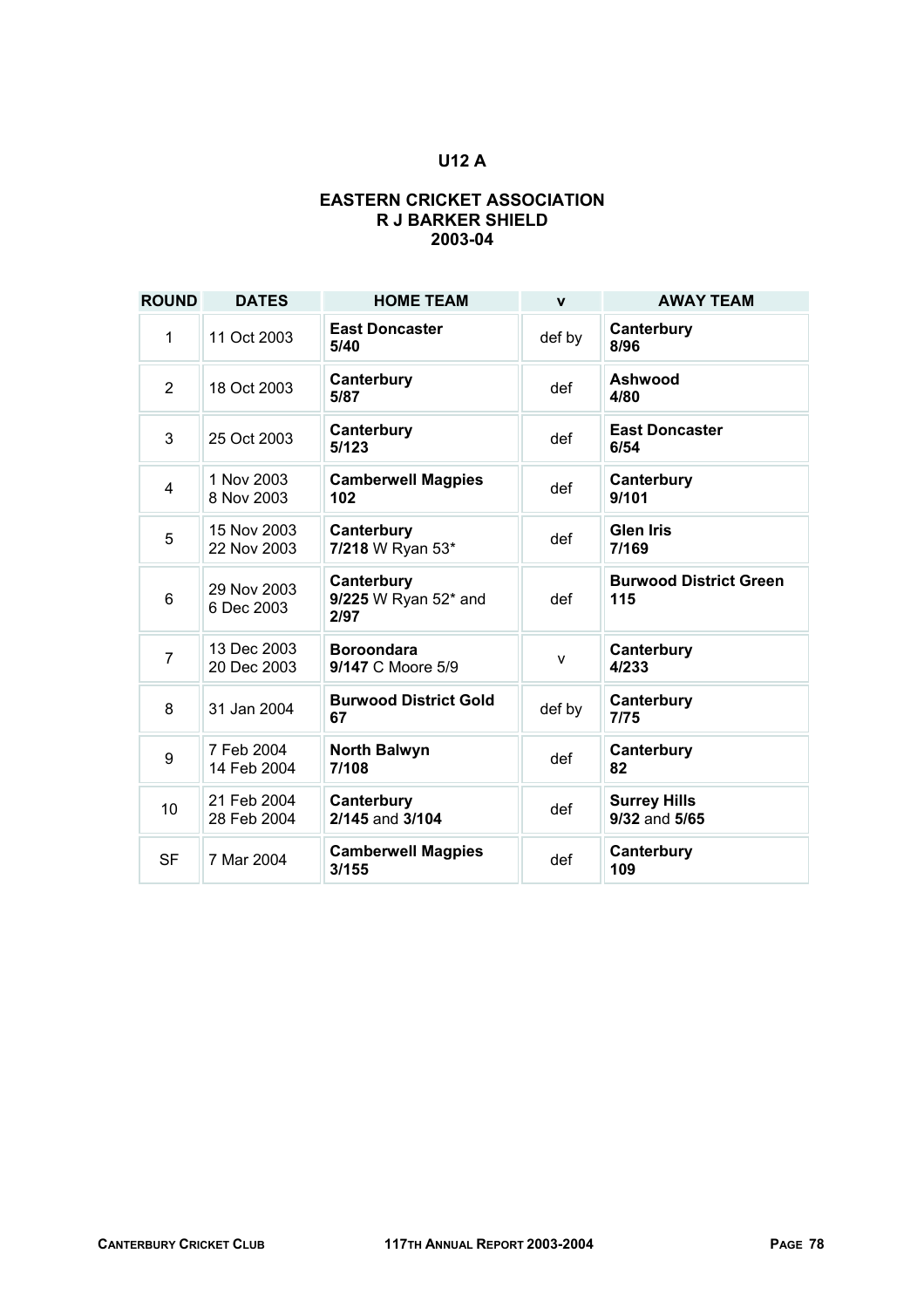# U12 A

## EASTERN CRICKET ASSOCIATION
## R J BARKER SHIELD
## 2003-04

| ROUND | DATES | HOME TEAM | v | AWAY TEAM |
|---|---|---|---|---|
| 1 | 11 Oct 2003 | **East Doncaster** **5/40** | def by | **Canterbury** **8/96** |
| 2 | 18 Oct 2003 | **Canterbury** **5/87** | def | **Ashwood** **4/80** |
| 3 | 25 Oct 2003 | **Canterbury** **5/123** | def | **East Doncaster** **6/54** |
| 4 | 1 Nov 2003 8 Nov 2003 | **Camberwell Magpies** **102** | def | **Canterbury** **9/101** |
| 5 | 15 Nov 2003 22 Nov 2003 | **Canterbury** **7/218** W Ryan 53* | def | **Glen Iris** **7/169** |
| 6 | 29 Nov 2003 6 Dec 2003 | **Canterbury** **9/225** W Ryan 52* and **2/97** | def | **Burwood District Green** **115** |
| 7 | 13 Dec 2003 20 Dec 2003 | **Boroondara** **9/147** C Moore 5/9 | v | **Canterbury** **4/233** |
| 8 | 31 Jan 2004 | **Burwood District Gold** **67** | def by | **Canterbury** **7/75** |
| 9 | 7 Feb 2004 14 Feb 2004 | **North Balwyn** **7/108** | def | **Canterbury** **82** |
| 10 | 21 Feb 2004 28 Feb 2004 | **Canterbury** **2/145** and **3/104** | def | **Surrey Hills** **9/32** and **5/65** |
| SF | 7 Mar 2004 | **Camberwell Magpies** **3/155** | def | **Canterbury** **109** |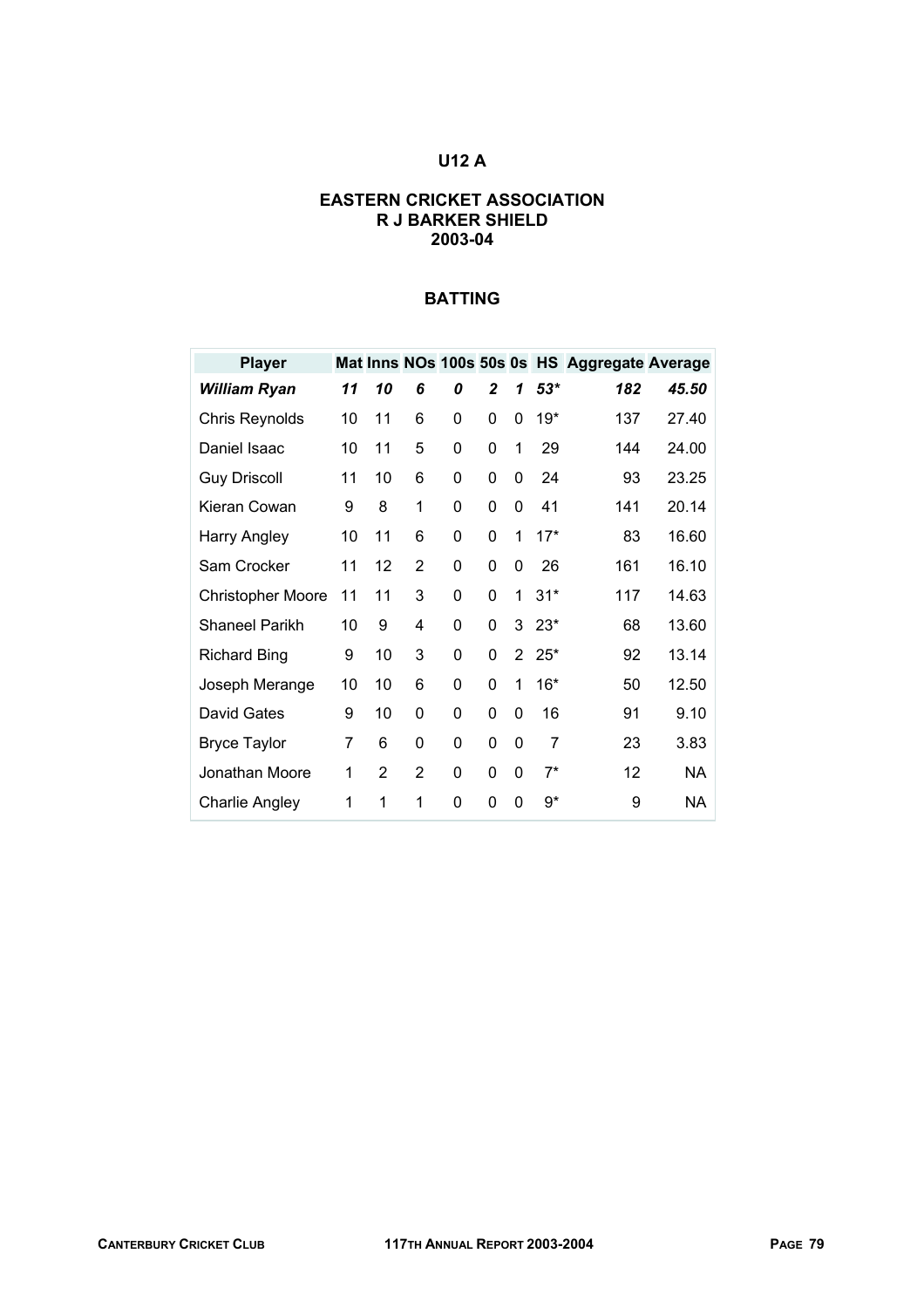# U12 A

## EASTERN CRICKET ASSOCIATION
## R J BARKER SHIELD
## 2003-04

### BATTING

| Player | Mat | Inns | NOs | 100s | 50s | 0s | HS | Aggregate | Average |
|---|---|---|---|---|---|---|---|---|---|
| ***William Ryan*** | ***11*** | ***10*** | ***6*** | ***0*** | ***2*** | ***1*** | ***53**** | ***182*** | ***45.50*** |
| Chris Reynolds | 10 | 11 | 6 | 0 | 0 | 0 | 19* | 137 | 27.40 |
| Daniel Isaac | 10 | 11 | 5 | 0 | 0 | 1 | 29 | 144 | 24.00 |
| Guy Driscoll | 11 | 10 | 6 | 0 | 0 | 0 | 24 | 93 | 23.25 |
| Kieran Cowan | 9 | 8 | 1 | 0 | 0 | 0 | 41 | 141 | 20.14 |
| Harry Angley | 10 | 11 | 6 | 0 | 0 | 1 | 17* | 83 | 16.60 |
| Sam Crocker | 11 | 12 | 2 | 0 | 0 | 0 | 26 | 161 | 16.10 |
| Christopher Moore | 11 | 11 | 3 | 0 | 0 | 1 | 31* | 117 | 14.63 |
| Shaneel Parikh | 10 | 9 | 4 | 0 | 0 | 3 | 23* | 68 | 13.60 |
| Richard Bing | 9 | 10 | 3 | 0 | 0 | 2 | 25* | 92 | 13.14 |
| Joseph Merange | 10 | 10 | 6 | 0 | 0 | 1 | 16* | 50 | 12.50 |
| David Gates | 9 | 10 | 0 | 0 | 0 | 0 | 16 | 91 | 9.10 |
| Bryce Taylor | 7 | 6 | 0 | 0 | 0 | 0 | 7 | 23 | 3.83 |
| Jonathan Moore | 1 | 2 | 2 | 0 | 0 | 0 | 7* | 12 | NA |
| Charlie Angley | 1 | 1 | 1 | 0 | 0 | 0 | 9* | 9 | NA |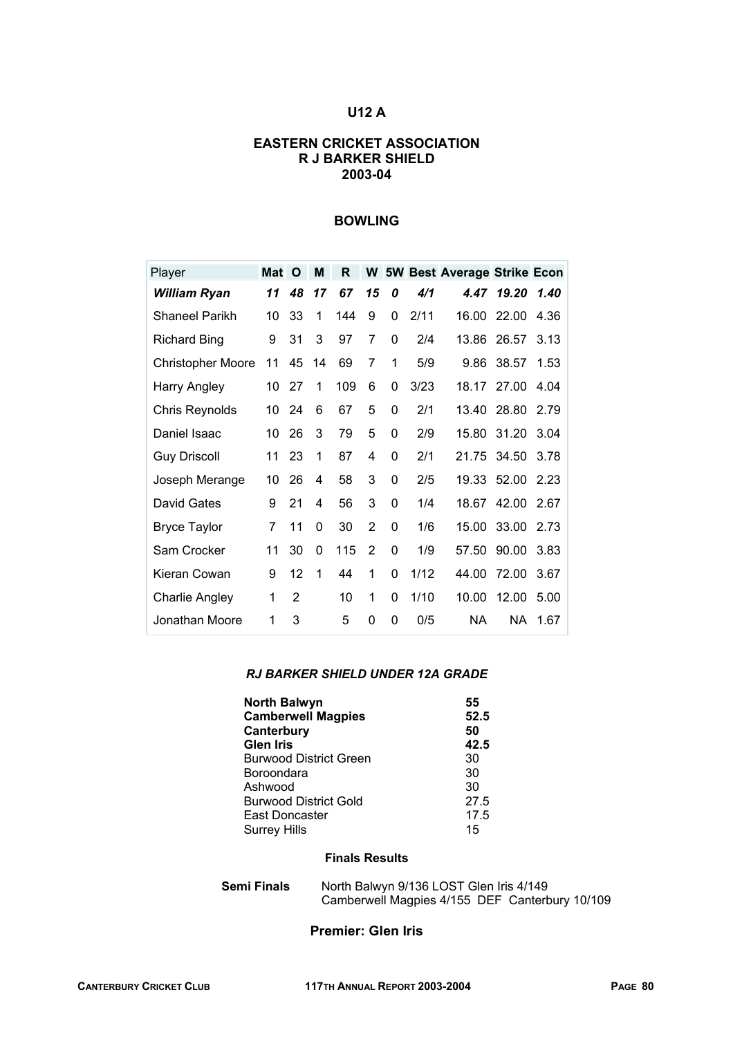# U12 A

## EASTERN CRICKET ASSOCIATION
## R J BARKER SHIELD
## 2003-04

### BOWLING

| Player | Mat | O | M | R | W | 5W | Best | Average | Strike | Econ |
|---|---|---|---|---|---|---|---|---|---|---|
| ***William Ryan*** | ***11*** | ***48*** | ***17*** | ***67*** | ***15*** | ***0*** | ***4/1*** | ***4.47*** | ***19.20*** | ***1.40*** |
| Shaneel Parikh | 10 | 33 | 1 | 144 | 9 | 0 | 2/11 | 16.00 | 22.00 | 4.36 |
| Richard Bing | 9 | 31 | 3 | 97 | 7 | 0 | 2/4 | 13.86 | 26.57 | 3.13 |
| Christopher Moore | 11 | 45 | 14 | 69 | 7 | 1 | 5/9 | 9.86 | 38.57 | 1.53 |
| Harry Angley | 10 | 27 | 1 | 109 | 6 | 0 | 3/23 | 18.17 | 27.00 | 4.04 |
| Chris Reynolds | 10 | 24 | 6 | 67 | 5 | 0 | 2/1 | 13.40 | 28.80 | 2.79 |
| Daniel Isaac | 10 | 26 | 3 | 79 | 5 | 0 | 2/9 | 15.80 | 31.20 | 3.04 |
| Guy Driscoll | 11 | 23 | 1 | 87 | 4 | 0 | 2/1 | 21.75 | 34.50 | 3.78 |
| Joseph Merange | 10 | 26 | 4 | 58 | 3 | 0 | 2/5 | 19.33 | 52.00 | 2.23 |
| David Gates | 9 | 21 | 4 | 56 | 3 | 0 | 1/4 | 18.67 | 42.00 | 2.67 |
| Bryce Taylor | 7 | 11 | 0 | 30 | 2 | 0 | 1/6 | 15.00 | 33.00 | 2.73 |
| Sam Crocker | 11 | 30 | 0 | 115 | 2 | 0 | 1/9 | 57.50 | 90.00 | 3.83 |
| Kieran Cowan | 9 | 12 | 1 | 44 | 1 | 0 | 1/12 | 44.00 | 72.00 | 3.67 |
| Charlie Angley | 1 | 2 | | 10 | 1 | 0 | 1/10 | 10.00 | 12.00 | 5.00 |
| Jonathan Moore | 1 | 3 | | 5 | 0 | 0 | 0/5 | NA | NA | 1.67 |

### *RJ BARKER SHIELD UNDER 12A GRADE*

| | |
|---|---|
| **North Balwyn** | **55** |
| **Camberwell Magpies** | **52.5** |
| **Canterbury** | **50** |
| **Glen Iris** | **42.5** |
| Burwood District Green | 30 |
| Boroondara | 30 |
| Ashwood | 30 |
| Burwood District Gold | 27.5 |
| East Doncaster | 17.5 |
| Surrey Hills | 15 |

**Finals Results**

**Semi Finals** North Balwyn 9/136 LOST Glen Iris 4/149
Camberwell Magpies 4/155 DEF Canterbury 10/109

**Premier: Glen Iris**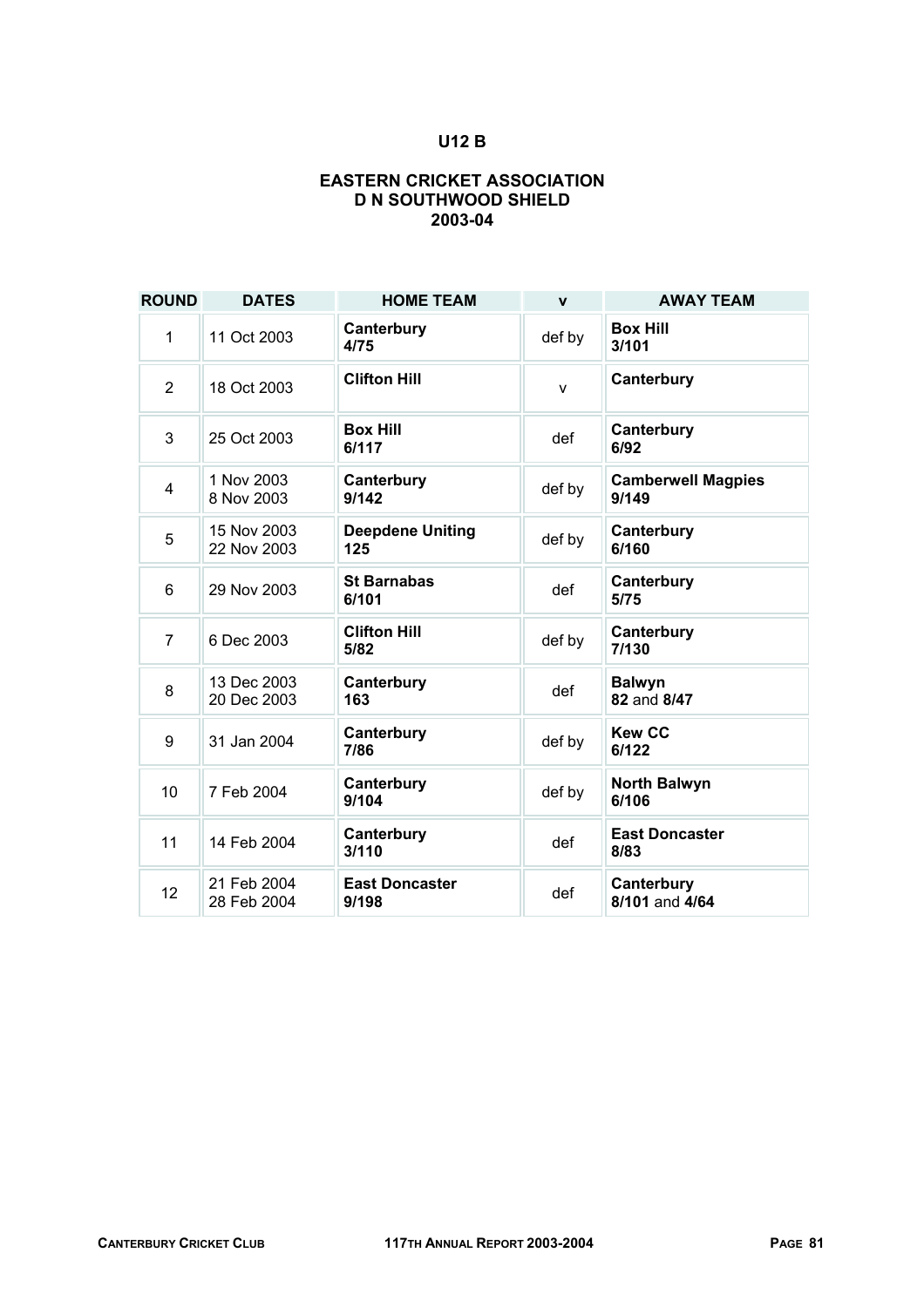## U12 B

### EASTERN CRICKET ASSOCIATION
### D N SOUTHWOOD SHIELD
### 2003-04

| ROUND | DATES | HOME TEAM | v | AWAY TEAM |
|---|---|---|---|---|
| 1 | 11 Oct 2003 | **Canterbury** **4/75** | def by | **Box Hill** **3/101** |
| 2 | 18 Oct 2003 | **Clifton Hill** | v | **Canterbury** |
| 3 | 25 Oct 2003 | **Box Hill** **6/117** | def | **Canterbury** **6/92** |
| 4 | 1 Nov 2003 8 Nov 2003 | **Canterbury** **9/142** | def by | **Camberwell Magpies** **9/149** |
| 5 | 15 Nov 2003 22 Nov 2003 | **Deepdene Uniting** **125** | def by | **Canterbury** **6/160** |
| 6 | 29 Nov 2003 | **St Barnabas** **6/101** | def | **Canterbury** **5/75** |
| 7 | 6 Dec 2003 | **Clifton Hill** **5/82** | def by | **Canterbury** **7/130** |
| 8 | 13 Dec 2003 20 Dec 2003 | **Canterbury** **163** | def | **Balwyn** **82** and **8/47** |
| 9 | 31 Jan 2004 | **Canterbury** **7/86** | def by | **Kew CC** **6/122** |
| 10 | 7 Feb 2004 | **Canterbury** **9/104** | def by | **North Balwyn** **6/106** |
| 11 | 14 Feb 2004 | **Canterbury** **3/110** | def | **East Doncaster** **8/83** |
| 12 | 21 Feb 2004 28 Feb 2004 | **East Doncaster** **9/198** | def | **Canterbury** **8/101** and **4/64** |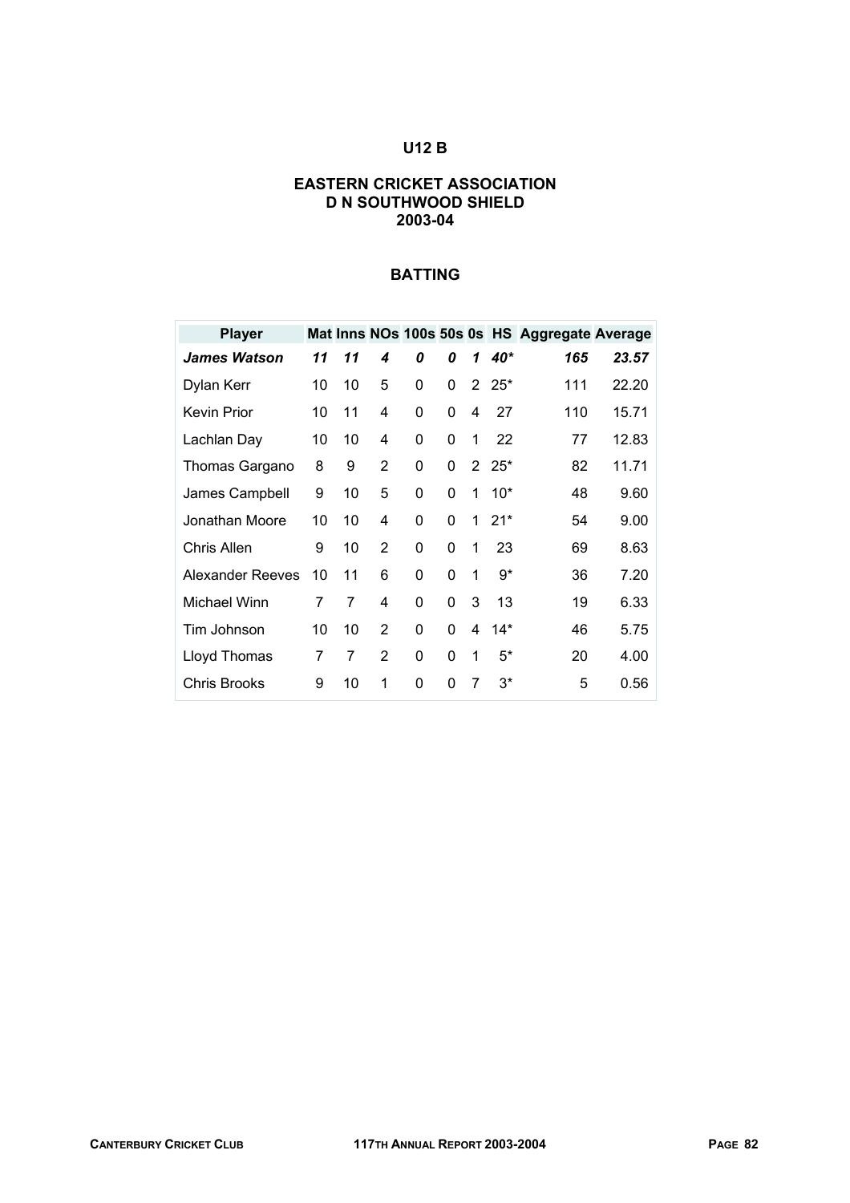## U12 B

## EASTERN CRICKET ASSOCIATION
## D N SOUTHWOOD SHIELD
## 2003-04

### BATTING

| Player | Mat | Inns | NOs | 100s | 50s | 0s | HS | Aggregate | Average |
|---|---|---|---|---|---|---|---|---|---|
| ***James Watson*** | ***11*** | ***11*** | ***4*** | ***0*** | ***0*** | ***1*** | ***40**** | ***165*** | ***23.57*** |
| Dylan Kerr | 10 | 10 | 5 | 0 | 0 | 2 | 25* | 111 | 22.20 |
| Kevin Prior | 10 | 11 | 4 | 0 | 0 | 4 | 27 | 110 | 15.71 |
| Lachlan Day | 10 | 10 | 4 | 0 | 0 | 1 | 22 | 77 | 12.83 |
| Thomas Gargano | 8 | 9 | 2 | 0 | 0 | 2 | 25* | 82 | 11.71 |
| James Campbell | 9 | 10 | 5 | 0 | 0 | 1 | 10* | 48 | 9.60 |
| Jonathan Moore | 10 | 10 | 4 | 0 | 0 | 1 | 21* | 54 | 9.00 |
| Chris Allen | 9 | 10 | 2 | 0 | 0 | 1 | 23 | 69 | 8.63 |
| Alexander Reeves | 10 | 11 | 6 | 0 | 0 | 1 | 9* | 36 | 7.20 |
| Michael Winn | 7 | 7 | 4 | 0 | 0 | 3 | 13 | 19 | 6.33 |
| Tim Johnson | 10 | 10 | 2 | 0 | 0 | 4 | 14* | 46 | 5.75 |
| Lloyd Thomas | 7 | 7 | 2 | 0 | 0 | 1 | 5* | 20 | 4.00 |
| Chris Brooks | 9 | 10 | 1 | 0 | 0 | 7 | 3* | 5 | 0.56 |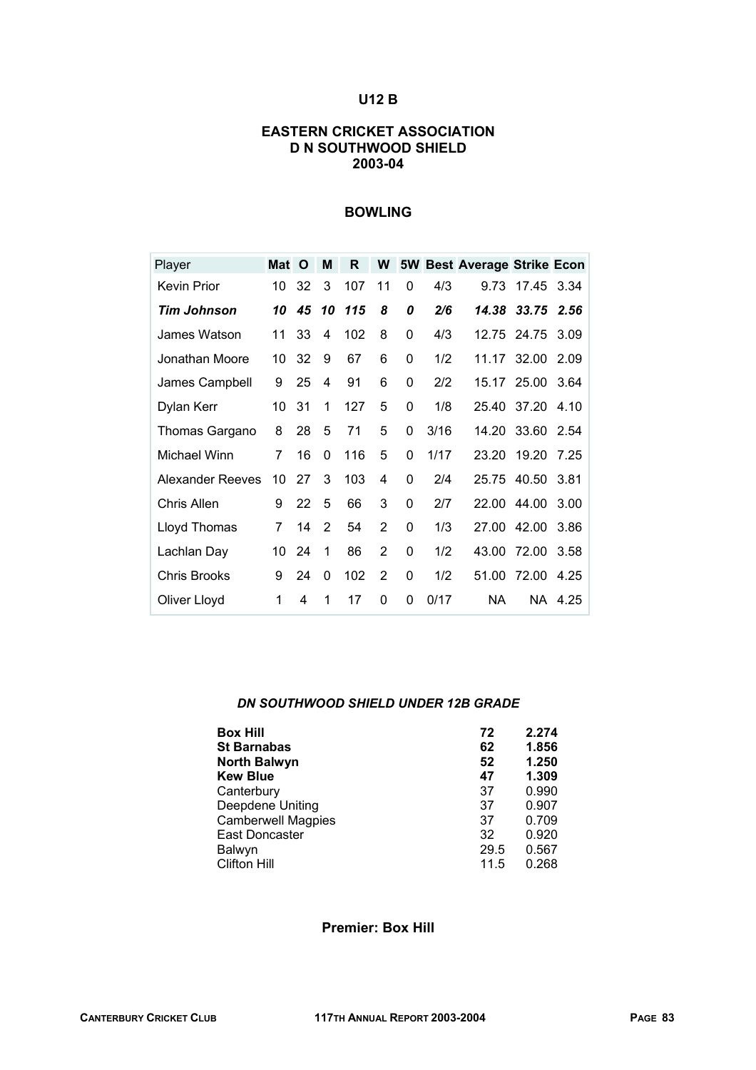# U12 B

## EASTERN CRICKET ASSOCIATION
## D N SOUTHWOOD SHIELD
## 2003-04

### BOWLING

| Player | Mat | O | M | R | W | 5W | Best | Average | Strike | Econ |
|---|---|---|---|---|---|---|---|---|---|---|
| Kevin Prior | 10 | 32 | 3 | 107 | 11 | 0 | 4/3 | 9.73 | 17.45 | 3.34 |
| ***Tim Johnson*** | ***10*** | ***45*** | ***10*** | ***115*** | ***8*** | ***0*** | ***2/6*** | ***14.38*** | ***33.75*** | ***2.56*** |
| James Watson | 11 | 33 | 4 | 102 | 8 | 0 | 4/3 | 12.75 | 24.75 | 3.09 |
| Jonathan Moore | 10 | 32 | 9 | 67 | 6 | 0 | 1/2 | 11.17 | 32.00 | 2.09 |
| James Campbell | 9 | 25 | 4 | 91 | 6 | 0 | 2/2 | 15.17 | 25.00 | 3.64 |
| Dylan Kerr | 10 | 31 | 1 | 127 | 5 | 0 | 1/8 | 25.40 | 37.20 | 4.10 |
| Thomas Gargano | 8 | 28 | 5 | 71 | 5 | 0 | 3/16 | 14.20 | 33.60 | 2.54 |
| Michael Winn | 7 | 16 | 0 | 116 | 5 | 0 | 1/17 | 23.20 | 19.20 | 7.25 |
| Alexander Reeves | 10 | 27 | 3 | 103 | 4 | 0 | 2/4 | 25.75 | 40.50 | 3.81 |
| Chris Allen | 9 | 22 | 5 | 66 | 3 | 0 | 2/7 | 22.00 | 44.00 | 3.00 |
| Lloyd Thomas | 7 | 14 | 2 | 54 | 2 | 0 | 1/3 | 27.00 | 42.00 | 3.86 |
| Lachlan Day | 10 | 24 | 1 | 86 | 2 | 0 | 1/2 | 43.00 | 72.00 | 3.58 |
| Chris Brooks | 9 | 24 | 0 | 102 | 2 | 0 | 1/2 | 51.00 | 72.00 | 4.25 |
| Oliver Lloyd | 1 | 4 | 1 | 17 | 0 | 0 | 0/17 | NA | NA | 4.25 |

### *DN SOUTHWOOD SHIELD UNDER 12B GRADE*

| Team | Points | Percentage |
|---|---|---|
| **Box Hill** | **72** | **2.274** |
| **St Barnabas** | **62** | **1.856** |
| **North Balwyn** | **52** | **1.250** |
| **Kew Blue** | **47** | **1.309** |
| Canterbury | 37 | 0.990 |
| Deepdene Uniting | 37 | 0.907 |
| Camberwell Magpies | 37 | 0.709 |
| East Doncaster | 32 | 0.920 |
| Balwyn | 29.5 | 0.567 |
| Clifton Hill | 11.5 | 0.268 |

**Premier: Box Hill**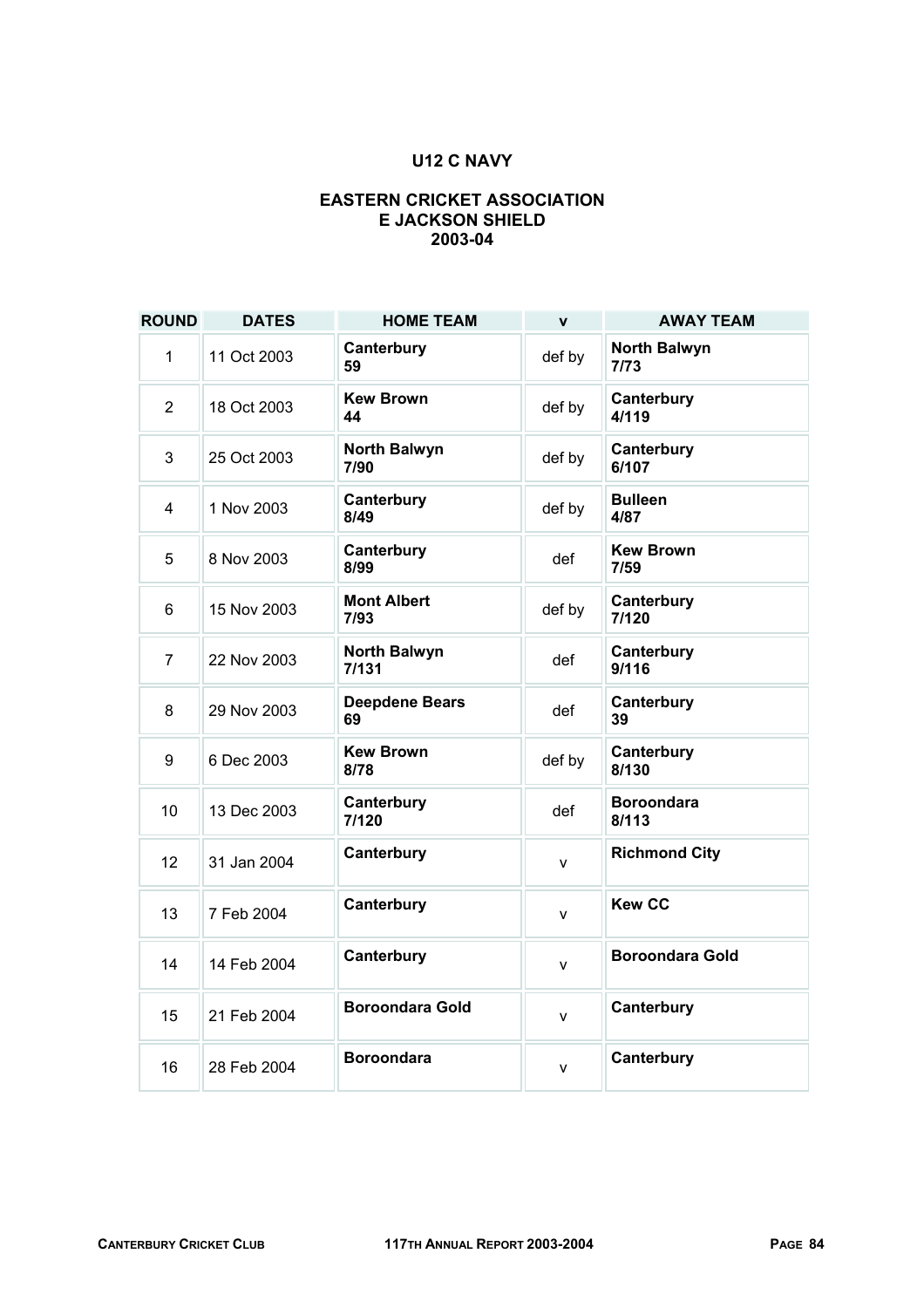## U12 C NAVY

### EASTERN CRICKET ASSOCIATION
### E JACKSON SHIELD
### 2003-04

| ROUND | DATES | HOME TEAM | v | AWAY TEAM |
|---|---|---|---|---|
| 1 | 11 Oct 2003 | **Canterbury**<br>**59** | def by | **North Balwyn**<br>**7/73** |
| 2 | 18 Oct 2003 | **Kew Brown**<br>**44** | def by | **Canterbury**<br>**4/119** |
| 3 | 25 Oct 2003 | **North Balwyn**<br>**7/90** | def by | **Canterbury**<br>**6/107** |
| 4 | 1 Nov 2003 | **Canterbury**<br>**8/49** | def by | **Bulleen**<br>**4/87** |
| 5 | 8 Nov 2003 | **Canterbury**<br>**8/99** | def | **Kew Brown**<br>**7/59** |
| 6 | 15 Nov 2003 | **Mont Albert**<br>**7/93** | def by | **Canterbury**<br>**7/120** |
| 7 | 22 Nov 2003 | **North Balwyn**<br>**7/131** | def | **Canterbury**<br>**9/116** |
| 8 | 29 Nov 2003 | **Deepdene Bears**<br>**69** | def | **Canterbury**<br>**39** |
| 9 | 6 Dec 2003 | **Kew Brown**<br>**8/78** | def by | **Canterbury**<br>**8/130** |
| 10 | 13 Dec 2003 | **Canterbury**<br>**7/120** | def | **Boroondara**<br>**8/113** |
| 12 | 31 Jan 2004 | **Canterbury** | v | **Richmond City** |
| 13 | 7 Feb 2004 | **Canterbury** | v | **Kew CC** |
| 14 | 14 Feb 2004 | **Canterbury** | v | **Boroondara Gold** |
| 15 | 21 Feb 2004 | **Boroondara Gold** | v | **Canterbury** |
| 16 | 28 Feb 2004 | **Boroondara** | v | **Canterbury** |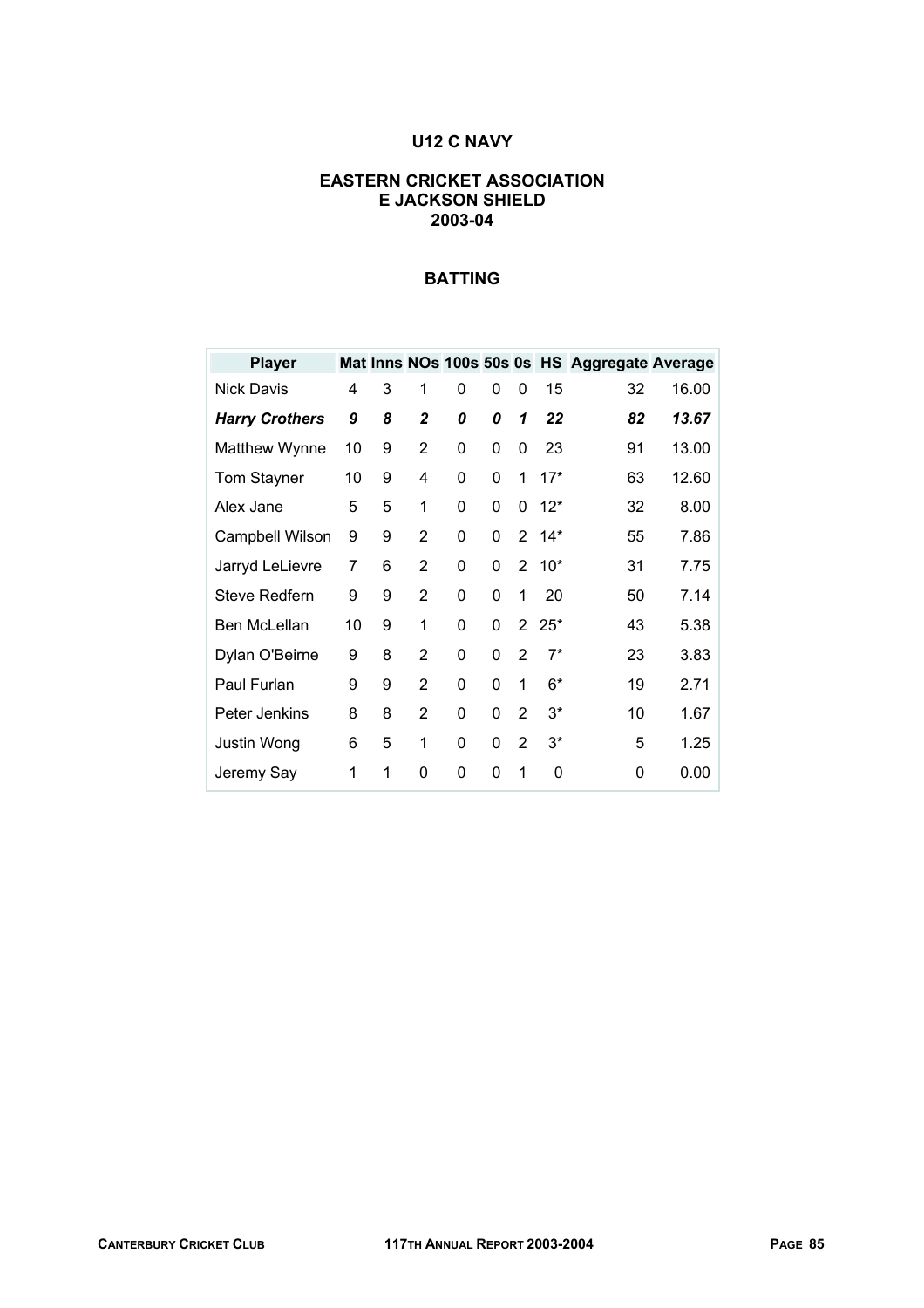# U12 C NAVY

## EASTERN CRICKET ASSOCIATION
## E JACKSON SHIELD
## 2003-04

### BATTING

| Player | Mat | Inns | NOs | 100s | 50s | 0s | HS | Aggregate | Average |
|---|---|---|---|---|---|---|---|---|---|
| Nick Davis | 4 | 3 | 1 | 0 | 0 | 0 | 15 | 32 | 16.00 |
| ***Harry Crothers*** | ***9*** | ***8*** | ***2*** | ***0*** | ***0*** | ***1*** | ***22*** | ***82*** | ***13.67*** |
| Matthew Wynne | 10 | 9 | 2 | 0 | 0 | 0 | 23 | 91 | 13.00 |
| Tom Stayner | 10 | 9 | 4 | 0 | 0 | 1 | 17* | 63 | 12.60 |
| Alex Jane | 5 | 5 | 1 | 0 | 0 | 0 | 12* | 32 | 8.00 |
| Campbell Wilson | 9 | 9 | 2 | 0 | 0 | 2 | 14* | 55 | 7.86 |
| Jarryd LeLievre | 7 | 6 | 2 | 0 | 0 | 2 | 10* | 31 | 7.75 |
| Steve Redfern | 9 | 9 | 2 | 0 | 0 | 1 | 20 | 50 | 7.14 |
| Ben McLellan | 10 | 9 | 1 | 0 | 0 | 2 | 25* | 43 | 5.38 |
| Dylan O'Beirne | 9 | 8 | 2 | 0 | 0 | 2 | 7* | 23 | 3.83 |
| Paul Furlan | 9 | 9 | 2 | 0 | 0 | 1 | 6* | 19 | 2.71 |
| Peter Jenkins | 8 | 8 | 2 | 0 | 0 | 2 | 3* | 10 | 1.67 |
| Justin Wong | 6 | 5 | 1 | 0 | 0 | 2 | 3* | 5 | 1.25 |
| Jeremy Say | 1 | 1 | 0 | 0 | 0 | 1 | 0 | 0 | 0.00 |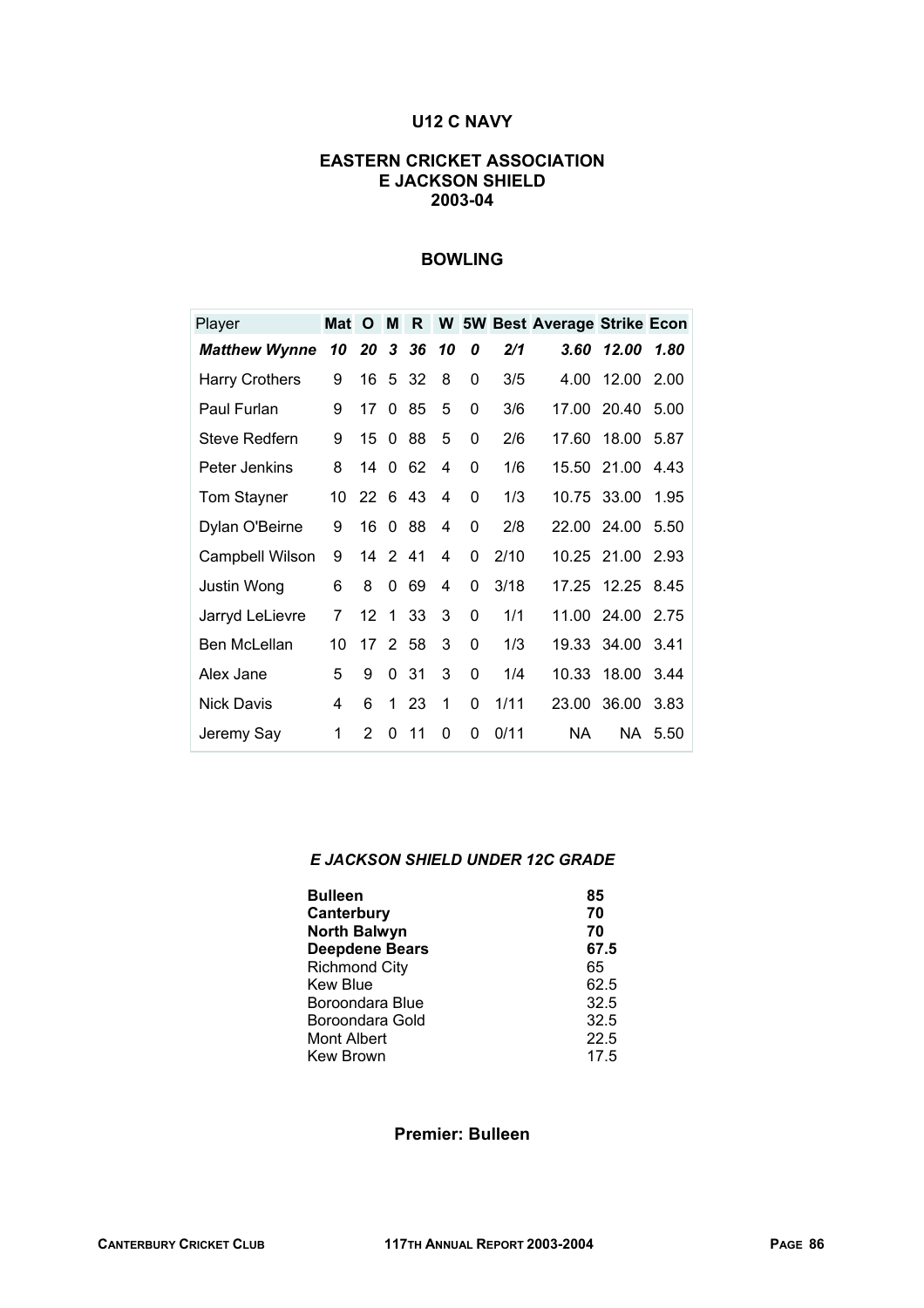**U12 C NAVY**

**EASTERN CRICKET ASSOCIATION**
**E JACKSON SHIELD**
**2003-04**

**BOWLING**

| Player | Mat | O | M | R | W | 5W | Best | Average | Strike | Econ |
|---|---|---|---|---|---|---|---|---|---|---|
| ***Matthew Wynne*** | ***10*** | ***20*** | ***3*** | ***36*** | ***10*** | ***0*** | ***2/1*** | ***3.60*** | ***12.00*** | ***1.80*** |
| Harry Crothers | 9 | 16 | 5 | 32 | 8 | 0 | 3/5 | 4.00 | 12.00 | 2.00 |
| Paul Furlan | 9 | 17 | 0 | 85 | 5 | 0 | 3/6 | 17.00 | 20.40 | 5.00 |
| Steve Redfern | 9 | 15 | 0 | 88 | 5 | 0 | 2/6 | 17.60 | 18.00 | 5.87 |
| Peter Jenkins | 8 | 14 | 0 | 62 | 4 | 0 | 1/6 | 15.50 | 21.00 | 4.43 |
| Tom Stayner | 10 | 22 | 6 | 43 | 4 | 0 | 1/3 | 10.75 | 33.00 | 1.95 |
| Dylan O'Beirne | 9 | 16 | 0 | 88 | 4 | 0 | 2/8 | 22.00 | 24.00 | 5.50 |
| Campbell Wilson | 9 | 14 | 2 | 41 | 4 | 0 | 2/10 | 10.25 | 21.00 | 2.93 |
| Justin Wong | 6 | 8 | 0 | 69 | 4 | 0 | 3/18 | 17.25 | 12.25 | 8.45 |
| Jarryd LeLievre | 7 | 12 | 1 | 33 | 3 | 0 | 1/1 | 11.00 | 24.00 | 2.75 |
| Ben McLellan | 10 | 17 | 2 | 58 | 3 | 0 | 1/3 | 19.33 | 34.00 | 3.41 |
| Alex Jane | 5 | 9 | 0 | 31 | 3 | 0 | 1/4 | 10.33 | 18.00 | 3.44 |
| Nick Davis | 4 | 6 | 1 | 23 | 1 | 0 | 1/11 | 23.00 | 36.00 | 3.83 |
| Jeremy Say | 1 | 2 | 0 | 11 | 0 | 0 | 0/11 | NA | NA | 5.50 |

***E JACKSON SHIELD UNDER 12C GRADE***

| | |
|---|---|
| **Bulleen** | **85** |
| **Canterbury** | **70** |
| **North Balwyn** | **70** |
| **Deepdene Bears** | **67.5** |
| Richmond City | 65 |
| Kew Blue | 62.5 |
| Boroondara Blue | 32.5 |
| Boroondara Gold | 32.5 |
| Mont Albert | 22.5 |
| Kew Brown | 17.5 |

**Premier: Bulleen**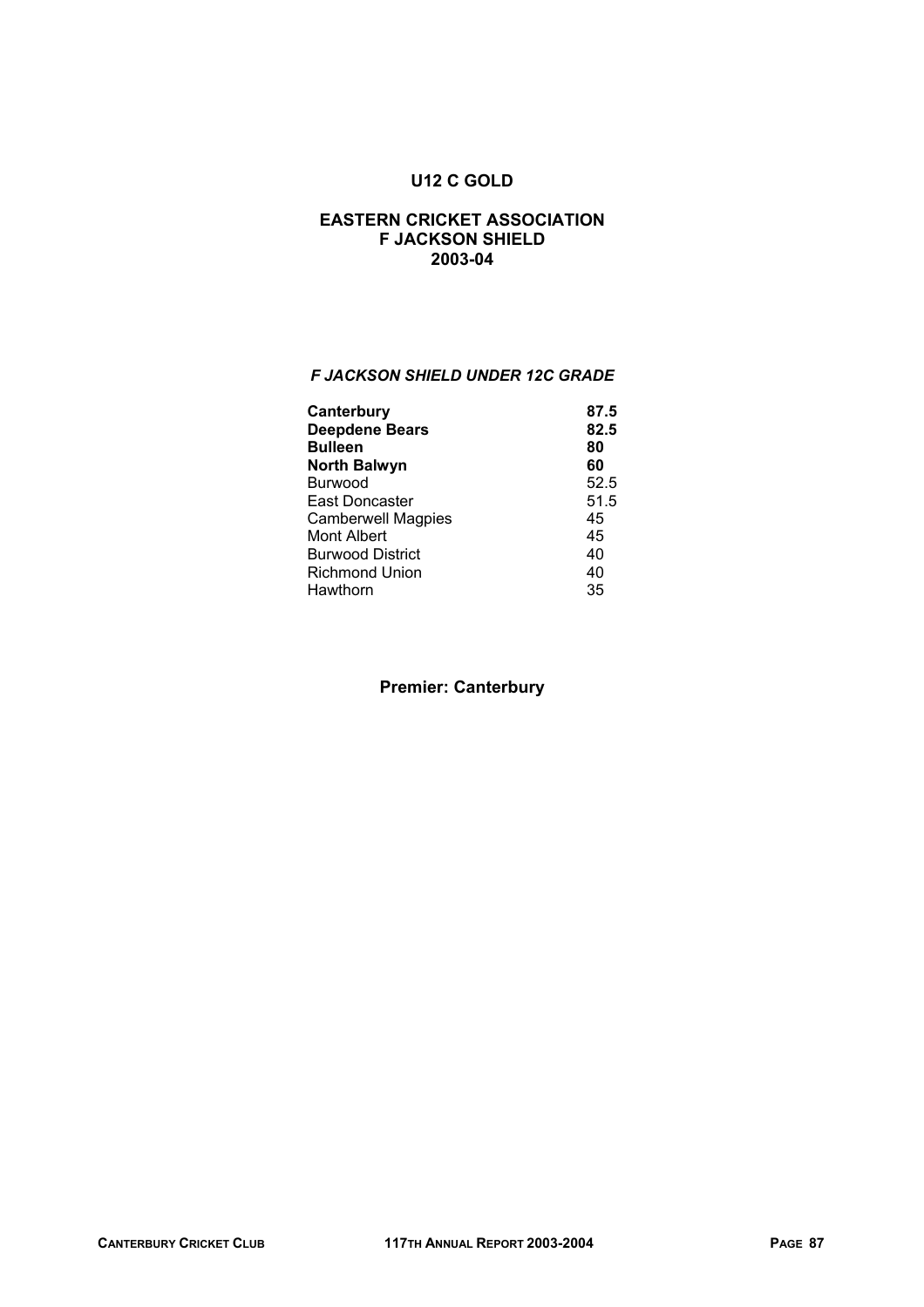## U12 C GOLD

## EASTERN CRICKET ASSOCIATION
## F JACKSON SHIELD
## 2003-04

### *F JACKSON SHIELD UNDER 12C GRADE*

| | |
|---|---|
| **Canterbury** | **87.5** |
| **Deepdene Bears** | **82.5** |
| **Bulleen** | **80** |
| **North Balwyn** | **60** |
| Burwood | 52.5 |
| East Doncaster | 51.5 |
| Camberwell Magpies | 45 |
| Mont Albert | 45 |
| Burwood District | 40 |
| Richmond Union | 40 |
| Hawthorn | 35 |

**Premier: Canterbury**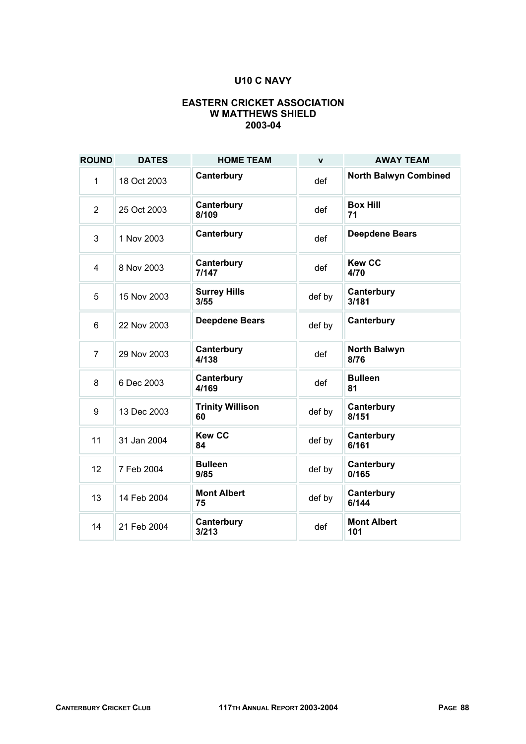## U10 C NAVY

### EASTERN CRICKET ASSOCIATION
### W MATTHEWS SHIELD
### 2003-04

| ROUND | DATES | HOME TEAM | v | AWAY TEAM |
|---|---|---|---|---|
| 1 | 18 Oct 2003 | **Canterbury** | def | **North Balwyn Combined** |
| 2 | 25 Oct 2003 | **Canterbury 8/109** | def | **Box Hill 71** |
| 3 | 1 Nov 2003 | **Canterbury** | def | **Deepdene Bears** |
| 4 | 8 Nov 2003 | **Canterbury 7/147** | def | **Kew CC 4/70** |
| 5 | 15 Nov 2003 | **Surrey Hills 3/55** | def by | **Canterbury 3/181** |
| 6 | 22 Nov 2003 | **Deepdene Bears** | def by | **Canterbury** |
| 7 | 29 Nov 2003 | **Canterbury 4/138** | def | **North Balwyn 8/76** |
| 8 | 6 Dec 2003 | **Canterbury 4/169** | def | **Bulleen 81** |
| 9 | 13 Dec 2003 | **Trinity Willison 60** | def by | **Canterbury 8/151** |
| 11 | 31 Jan 2004 | **Kew CC 84** | def by | **Canterbury 6/161** |
| 12 | 7 Feb 2004 | **Bulleen 9/85** | def by | **Canterbury 0/165** |
| 13 | 14 Feb 2004 | **Mont Albert 75** | def by | **Canterbury 6/144** |
| 14 | 21 Feb 2004 | **Canterbury 3/213** | def | **Mont Albert 101** |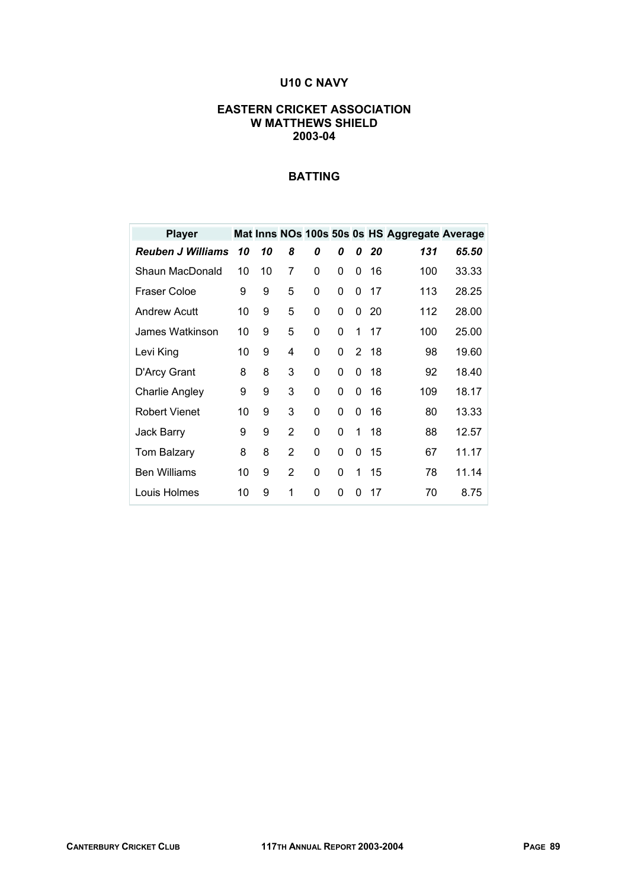# U10 C NAVY

## EASTERN CRICKET ASSOCIATION
## W MATTHEWS SHIELD
## 2003-04

### BATTING

| Player | Mat | Inns | NOs | 100s | 50s | 0s | HS | Aggregate | Average |
|---|---|---|---|---|---|---|---|---|---|
| ***Reuben J Williams*** | ***10*** | ***10*** | ***8*** | ***0*** | ***0*** | ***0*** | ***20*** | ***131*** | ***65.50*** |
| Shaun MacDonald | 10 | 10 | 7 | 0 | 0 | 0 | 16 | 100 | 33.33 |
| Fraser Coloe | 9 | 9 | 5 | 0 | 0 | 0 | 17 | 113 | 28.25 |
| Andrew Acutt | 10 | 9 | 5 | 0 | 0 | 0 | 20 | 112 | 28.00 |
| James Watkinson | 10 | 9 | 5 | 0 | 0 | 1 | 17 | 100 | 25.00 |
| Levi King | 10 | 9 | 4 | 0 | 0 | 2 | 18 | 98 | 19.60 |
| D'Arcy Grant | 8 | 8 | 3 | 0 | 0 | 0 | 18 | 92 | 18.40 |
| Charlie Angley | 9 | 9 | 3 | 0 | 0 | 0 | 16 | 109 | 18.17 |
| Robert Vienet | 10 | 9 | 3 | 0 | 0 | 0 | 16 | 80 | 13.33 |
| Jack Barry | 9 | 9 | 2 | 0 | 0 | 1 | 18 | 88 | 12.57 |
| Tom Balzary | 8 | 8 | 2 | 0 | 0 | 0 | 15 | 67 | 11.17 |
| Ben Williams | 10 | 9 | 2 | 0 | 0 | 1 | 15 | 78 | 11.14 |
| Louis Holmes | 10 | 9 | 1 | 0 | 0 | 0 | 17 | 70 | 8.75 |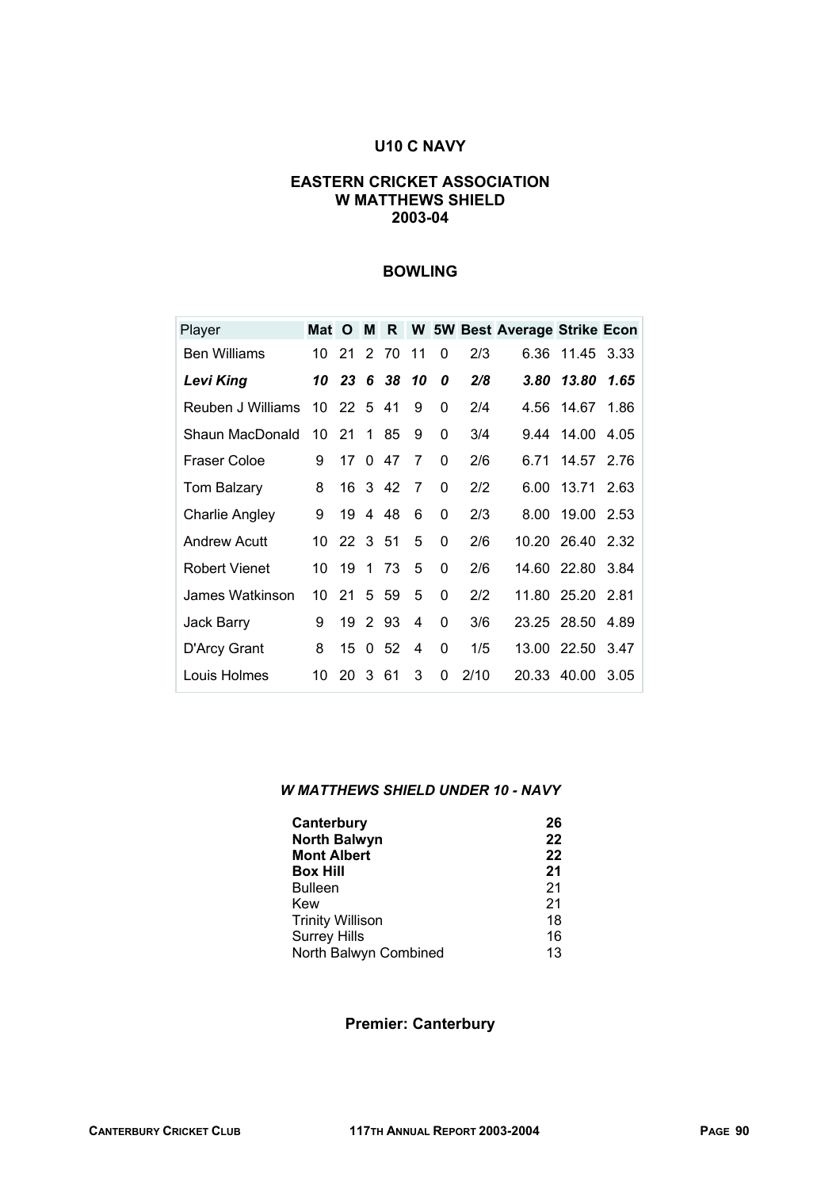## U10 C NAVY

### EASTERN CRICKET ASSOCIATION
### W MATTHEWS SHIELD
### 2003-04

### BOWLING

| Player | Mat | O | M | R | W | 5W | Best | Average | Strike | Econ |
|---|---|---|---|---|---|---|---|---|---|---|
| Ben Williams | 10 | 21 | 2 | 70 | 11 | 0 | 2/3 | 6.36 | 11.45 | 3.33 |
| ***Levi King*** | ***10*** | ***23*** | ***6*** | ***38*** | ***10*** | ***0*** | ***2/8*** | ***3.80*** | ***13.80*** | ***1.65*** |
| Reuben J Williams | 10 | 22 | 5 | 41 | 9 | 0 | 2/4 | 4.56 | 14.67 | 1.86 |
| Shaun MacDonald | 10 | 21 | 1 | 85 | 9 | 0 | 3/4 | 9.44 | 14.00 | 4.05 |
| Fraser Coloe | 9 | 17 | 0 | 47 | 7 | 0 | 2/6 | 6.71 | 14.57 | 2.76 |
| Tom Balzary | 8 | 16 | 3 | 42 | 7 | 0 | 2/2 | 6.00 | 13.71 | 2.63 |
| Charlie Angley | 9 | 19 | 4 | 48 | 6 | 0 | 2/3 | 8.00 | 19.00 | 2.53 |
| Andrew Acutt | 10 | 22 | 3 | 51 | 5 | 0 | 2/6 | 10.20 | 26.40 | 2.32 |
| Robert Vienet | 10 | 19 | 1 | 73 | 5 | 0 | 2/6 | 14.60 | 22.80 | 3.84 |
| James Watkinson | 10 | 21 | 5 | 59 | 5 | 0 | 2/2 | 11.80 | 25.20 | 2.81 |
| Jack Barry | 9 | 19 | 2 | 93 | 4 | 0 | 3/6 | 23.25 | 28.50 | 4.89 |
| D'Arcy Grant | 8 | 15 | 0 | 52 | 4 | 0 | 1/5 | 13.00 | 22.50 | 3.47 |
| Louis Holmes | 10 | 20 | 3 | 61 | 3 | 0 | 2/10 | 20.33 | 40.00 | 3.05 |

***W MATTHEWS SHIELD UNDER 10 - NAVY***

| Team | Points |
|---|---|
| **Canterbury** | **26** |
| **North Balwyn** | **22** |
| **Mont Albert** | **22** |
| **Box Hill** | **21** |
| Bulleen | 21 |
| Kew | 21 |
| Trinity Willison | 18 |
| Surrey Hills | 16 |
| North Balwyn Combined | 13 |

**Premier: Canterbury**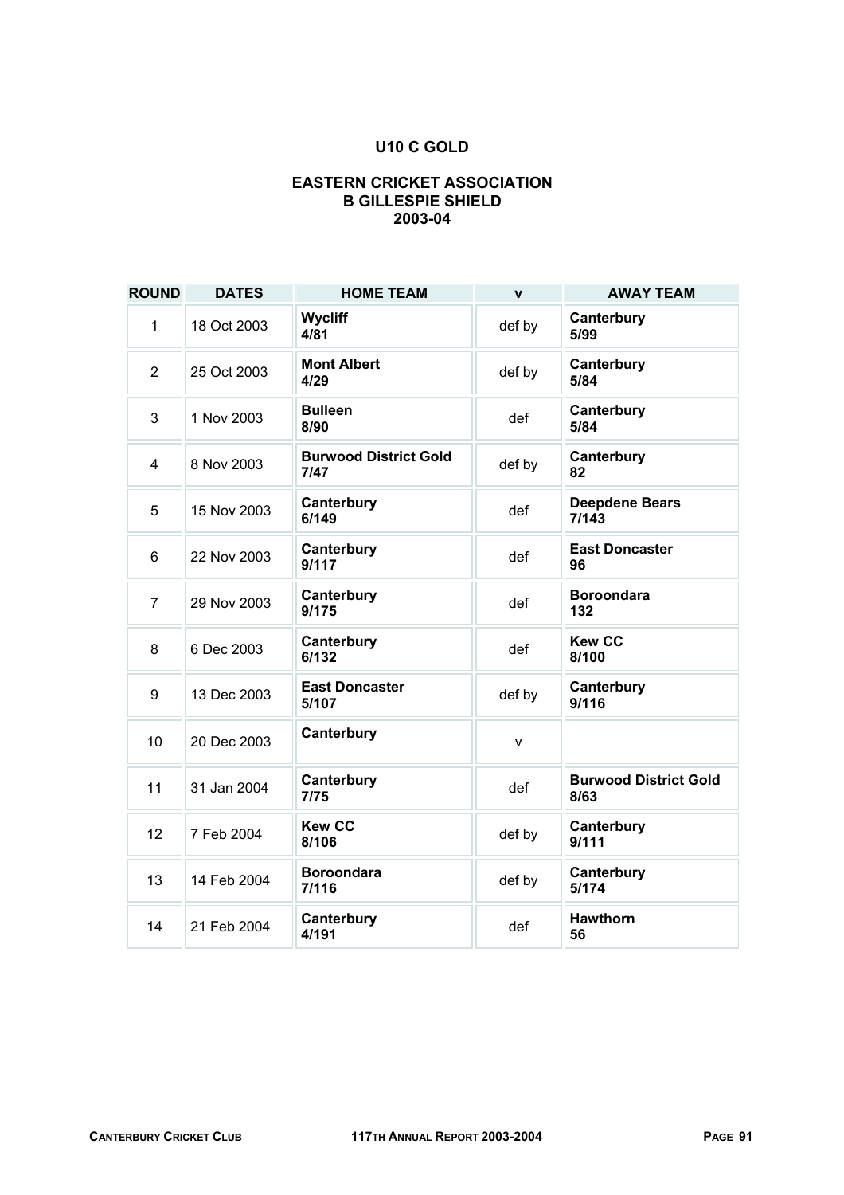## U10 C GOLD

### EASTERN CRICKET ASSOCIATION
### B GILLESPIE SHIELD
### 2003-04

| ROUND | DATES | HOME TEAM | v | AWAY TEAM |
|---|---|---|---|---|
| 1 | 18 Oct 2003 | **Wycliff 4/81** | def by | **Canterbury 5/99** |
| 2 | 25 Oct 2003 | **Mont Albert 4/29** | def by | **Canterbury 5/84** |
| 3 | 1 Nov 2003 | **Bulleen 8/90** | def | **Canterbury 5/84** |
| 4 | 8 Nov 2003 | **Burwood District Gold 7/47** | def by | **Canterbury 82** |
| 5 | 15 Nov 2003 | **Canterbury 6/149** | def | **Deepdene Bears 7/143** |
| 6 | 22 Nov 2003 | **Canterbury 9/117** | def | **East Doncaster 96** |
| 7 | 29 Nov 2003 | **Canterbury 9/175** | def | **Boroondara 132** |
| 8 | 6 Dec 2003 | **Canterbury 6/132** | def | **Kew CC 8/100** |
| 9 | 13 Dec 2003 | **East Doncaster 5/107** | def by | **Canterbury 9/116** |
| 10 | 20 Dec 2003 | **Canterbury** | v | |
| 11 | 31 Jan 2004 | **Canterbury 7/75** | def | **Burwood District Gold 8/63** |
| 12 | 7 Feb 2004 | **Kew CC 8/106** | def by | **Canterbury 9/111** |
| 13 | 14 Feb 2004 | **Boroondara 7/116** | def by | **Canterbury 5/174** |
| 14 | 21 Feb 2004 | **Canterbury 4/191** | def | **Hawthorn 56** |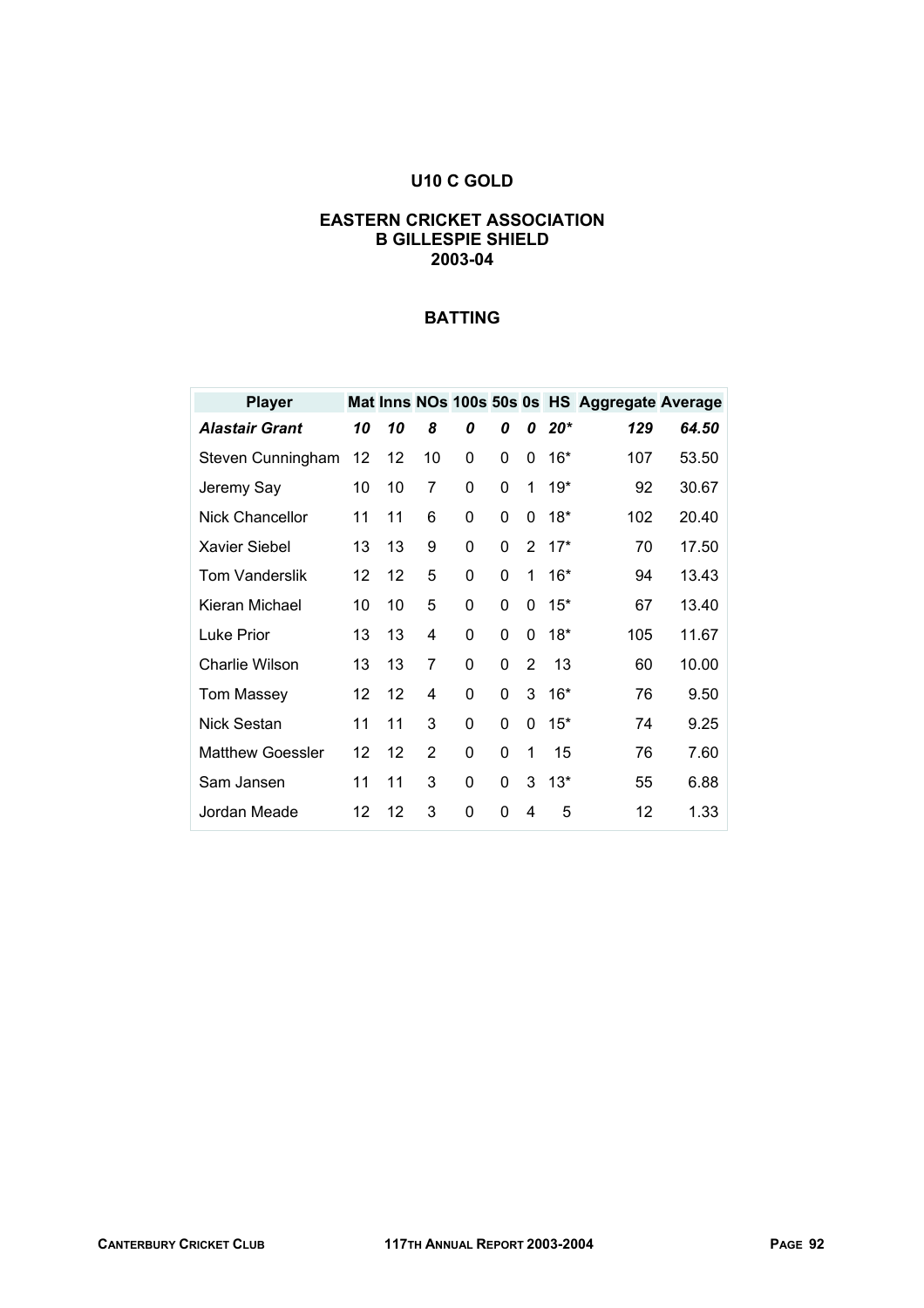# U10 C GOLD

## EASTERN CRICKET ASSOCIATION
## B GILLESPIE SHIELD
## 2003-04

### BATTING

| Player | Mat | Inns | NOs | 100s | 50s | 0s | HS | Aggregate | Average |
|---|---|---|---|---|---|---|---|---|---|
| ***Alastair Grant*** | ***10*** | ***10*** | ***8*** | ***0*** | ***0*** | ***0*** | ***20**** | ***129*** | ***64.50*** |
| Steven Cunningham | 12 | 12 | 10 | 0 | 0 | 0 | 16* | 107 | 53.50 |
| Jeremy Say | 10 | 10 | 7 | 0 | 0 | 1 | 19* | 92 | 30.67 |
| Nick Chancellor | 11 | 11 | 6 | 0 | 0 | 0 | 18* | 102 | 20.40 |
| Xavier Siebel | 13 | 13 | 9 | 0 | 0 | 2 | 17* | 70 | 17.50 |
| Tom Vanderslik | 12 | 12 | 5 | 0 | 0 | 1 | 16* | 94 | 13.43 |
| Kieran Michael | 10 | 10 | 5 | 0 | 0 | 0 | 15* | 67 | 13.40 |
| Luke Prior | 13 | 13 | 4 | 0 | 0 | 0 | 18* | 105 | 11.67 |
| Charlie Wilson | 13 | 13 | 7 | 0 | 0 | 2 | 13 | 60 | 10.00 |
| Tom Massey | 12 | 12 | 4 | 0 | 0 | 3 | 16* | 76 | 9.50 |
| Nick Sestan | 11 | 11 | 3 | 0 | 0 | 0 | 15* | 74 | 9.25 |
| Matthew Goessler | 12 | 12 | 2 | 0 | 0 | 1 | 15 | 76 | 7.60 |
| Sam Jansen | 11 | 11 | 3 | 0 | 0 | 3 | 13* | 55 | 6.88 |
| Jordan Meade | 12 | 12 | 3 | 0 | 0 | 4 | 5 | 12 | 1.33 |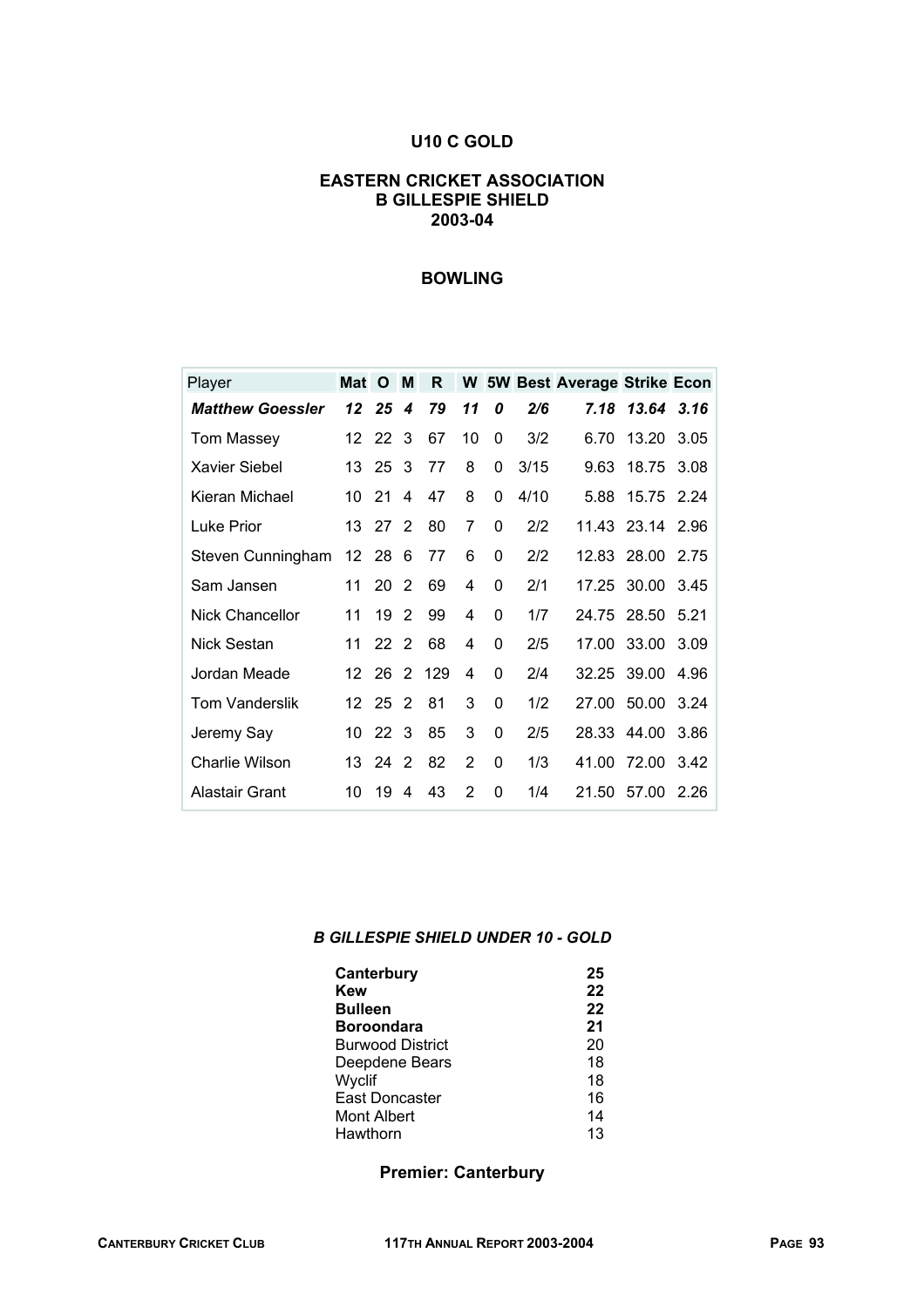## U10 C GOLD

### EASTERN CRICKET ASSOCIATION
### B GILLESPIE SHIELD
### 2003-04

### BOWLING

| Player | Mat | O | M | R | W | 5W | Best | Average | Strike | Econ |
|---|---|---|---|---|---|---|---|---|---|---|
| ***Matthew Goessler*** | ***12*** | ***25*** | ***4*** | ***79*** | ***11*** | ***0*** | ***2/6*** | ***7.18*** | ***13.64*** | ***3.16*** |
| Tom Massey | 12 | 22 | 3 | 67 | 10 | 0 | 3/2 | 6.70 | 13.20 | 3.05 |
| Xavier Siebel | 13 | 25 | 3 | 77 | 8 | 0 | 3/15 | 9.63 | 18.75 | 3.08 |
| Kieran Michael | 10 | 21 | 4 | 47 | 8 | 0 | 4/10 | 5.88 | 15.75 | 2.24 |
| Luke Prior | 13 | 27 | 2 | 80 | 7 | 0 | 2/2 | 11.43 | 23.14 | 2.96 |
| Steven Cunningham | 12 | 28 | 6 | 77 | 6 | 0 | 2/2 | 12.83 | 28.00 | 2.75 |
| Sam Jansen | 11 | 20 | 2 | 69 | 4 | 0 | 2/1 | 17.25 | 30.00 | 3.45 |
| Nick Chancellor | 11 | 19 | 2 | 99 | 4 | 0 | 1/7 | 24.75 | 28.50 | 5.21 |
| Nick Sestan | 11 | 22 | 2 | 68 | 4 | 0 | 2/5 | 17.00 | 33.00 | 3.09 |
| Jordan Meade | 12 | 26 | 2 | 129 | 4 | 0 | 2/4 | 32.25 | 39.00 | 4.96 |
| Tom Vanderslik | 12 | 25 | 2 | 81 | 3 | 0 | 1/2 | 27.00 | 50.00 | 3.24 |
| Jeremy Say | 10 | 22 | 3 | 85 | 3 | 0 | 2/5 | 28.33 | 44.00 | 3.86 |
| Charlie Wilson | 13 | 24 | 2 | 82 | 2 | 0 | 1/3 | 41.00 | 72.00 | 3.42 |
| Alastair Grant | 10 | 19 | 4 | 43 | 2 | 0 | 1/4 | 21.50 | 57.00 | 2.26 |

***B GILLESPIE SHIELD UNDER 10 - GOLD***

| Team | Points |
|---|---|
| **Canterbury** | **25** |
| **Kew** | **22** |
| **Bulleen** | **22** |
| **Boroondara** | **21** |
| Burwood District | 20 |
| Deepdene Bears | 18 |
| Wyclif | 18 |
| East Doncaster | 16 |
| Mont Albert | 14 |
| Hawthorn | 13 |

**Premier: Canterbury**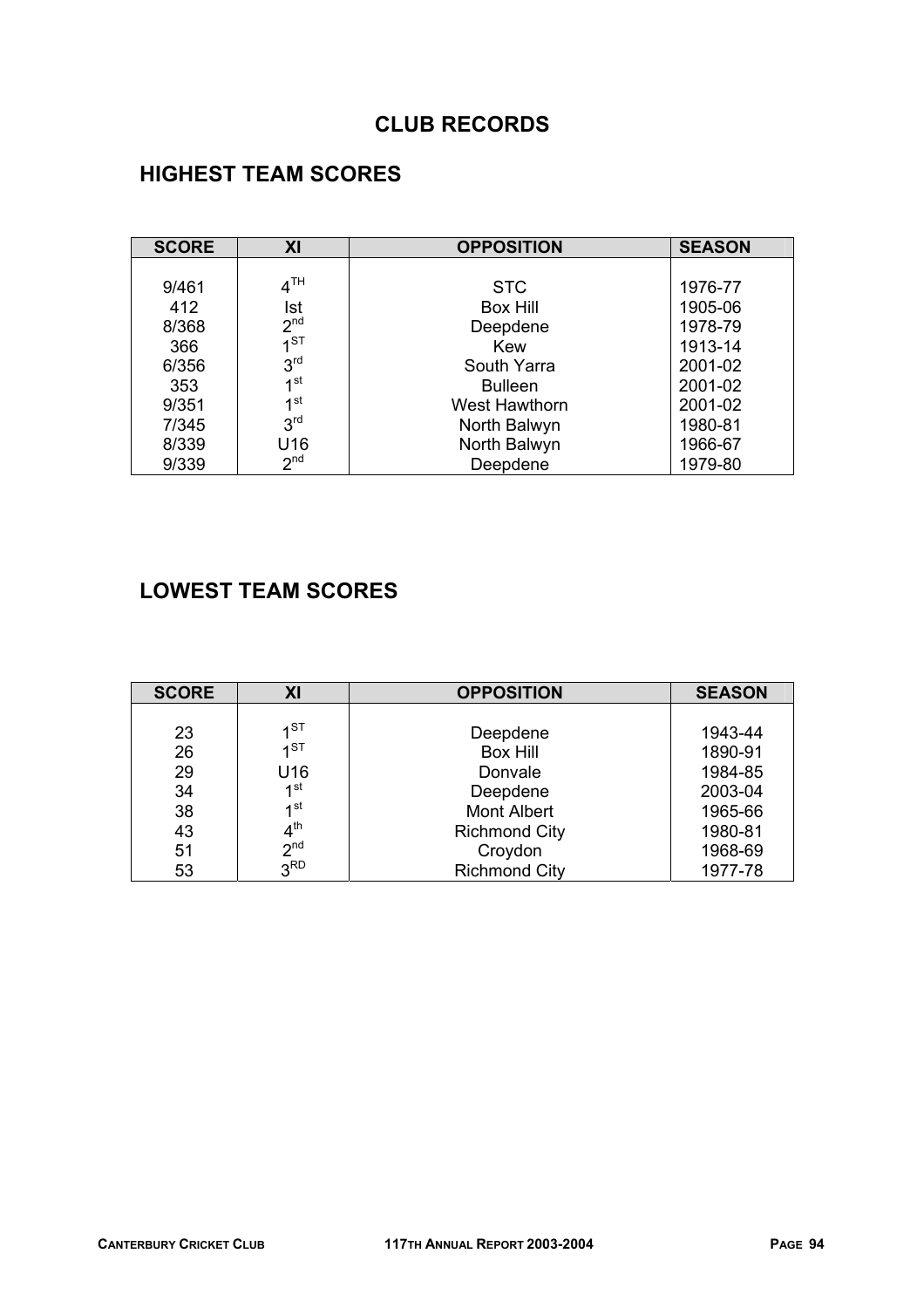# CLUB RECORDS

## HIGHEST TEAM SCORES

| SCORE | XI | OPPOSITION | SEASON |
|---|---|---|---|
| 9/461 | 4TH | STC | 1976-77 |
| 412 | Ist | Box Hill | 1905-06 |
| 8/368 | 2nd | Deepdene | 1978-79 |
| 366 | 1ST | Kew | 1913-14 |
| 6/356 | 3rd | South Yarra | 2001-02 |
| 353 | 1st | Bulleen | 2001-02 |
| 9/351 | 1st | West Hawthorn | 2001-02 |
| 7/345 | 3rd | North Balwyn | 1980-81 |
| 8/339 | U16 | North Balwyn | 1966-67 |
| 9/339 | 2nd | Deepdene | 1979-80 |

## LOWEST TEAM SCORES

| SCORE | XI | OPPOSITION | SEASON |
|---|---|---|---|
| 23 | 1ST | Deepdene | 1943-44 |
| 26 | 1ST | Box Hill | 1890-91 |
| 29 | U16 | Donvale | 1984-85 |
| 34 | 1st | Deepdene | 2003-04 |
| 38 | 1st | Mont Albert | 1965-66 |
| 43 | 4th | Richmond City | 1980-81 |
| 51 | 2nd | Croydon | 1968-69 |
| 53 | 3RD | Richmond City | 1977-78 |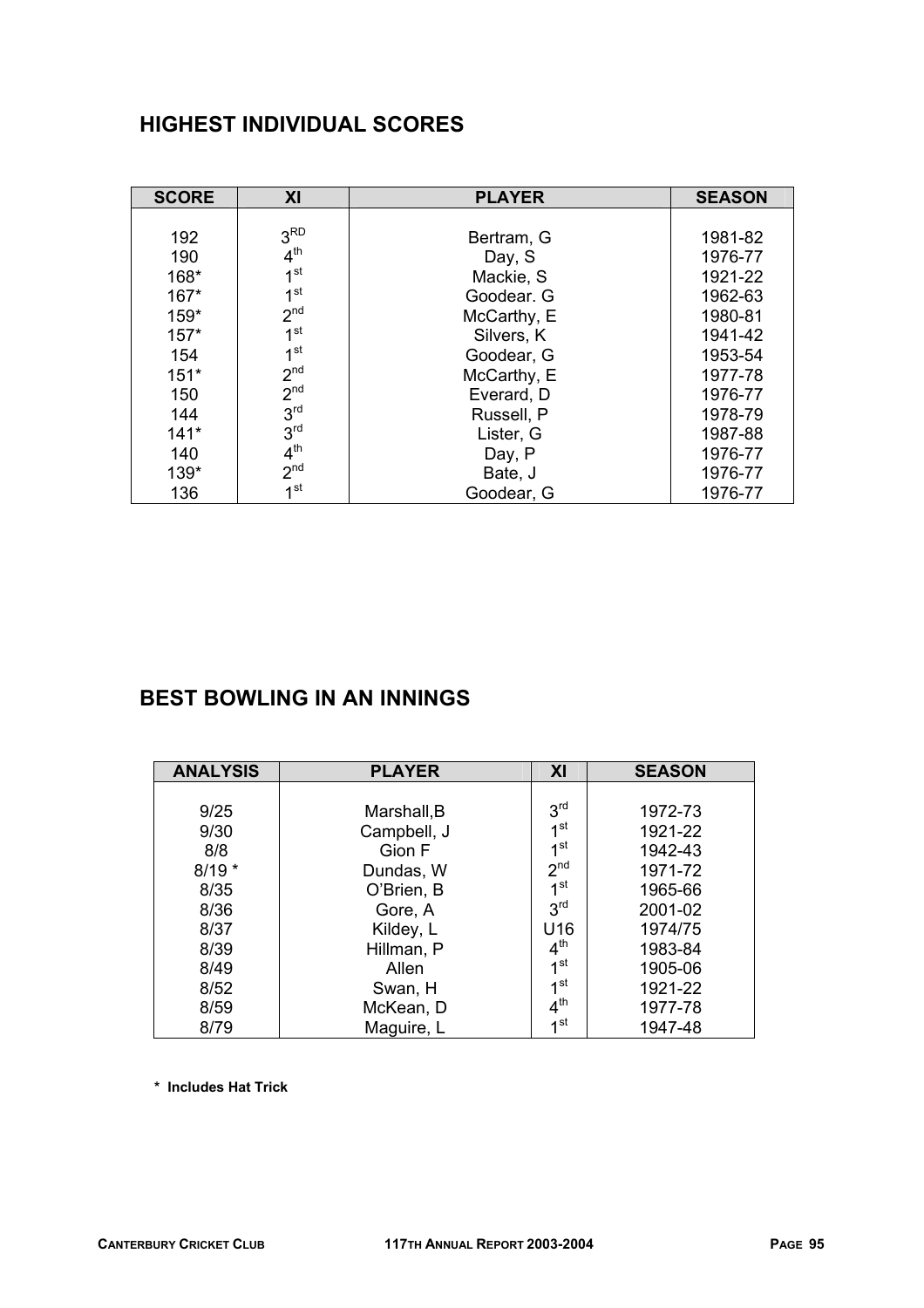## HIGHEST INDIVIDUAL SCORES

| SCORE | XI | PLAYER | SEASON |
|---|---|---|---|
| 192 | 3RD | Bertram, G | 1981-82 |
| 190 | 4th | Day, S | 1976-77 |
| 168* | 1st | Mackie, S | 1921-22 |
| 167* | 1st | Goodear. G | 1962-63 |
| 159* | 2nd | McCarthy, E | 1980-81 |
| 157* | 1st | Silvers, K | 1941-42 |
| 154 | 1st | Goodear, G | 1953-54 |
| 151* | 2nd | McCarthy, E | 1977-78 |
| 150 | 2nd | Everard, D | 1976-77 |
| 144 | 3rd | Russell, P | 1978-79 |
| 141* | 3rd | Lister, G | 1987-88 |
| 140 | 4th | Day, P | 1976-77 |
| 139* | 2nd | Bate, J | 1976-77 |
| 136 | 1st | Goodear, G | 1976-77 |

## BEST BOWLING IN AN INNINGS

| ANALYSIS | PLAYER | XI | SEASON |
|---|---|---|---|
| 9/25 | Marshall,B | 3rd | 1972-73 |
| 9/30 | Campbell, J | 1st | 1921-22 |
| 8/8 | Gion F | 1st | 1942-43 |
| 8/19 * | Dundas, W | 2nd | 1971-72 |
| 8/35 | O'Brien, B | 1st | 1965-66 |
| 8/36 | Gore, A | 3rd | 2001-02 |
| 8/37 | Kildey, L | U16 | 1974/75 |
| 8/39 | Hillman, P | 4th | 1983-84 |
| 8/49 | Allen | 1st | 1905-06 |
| 8/52 | Swan, H | 1st | 1921-22 |
| 8/59 | McKean, D | 4th | 1977-78 |
| 8/79 | Maguire, L | 1st | 1947-48 |

**\* Includes Hat Trick**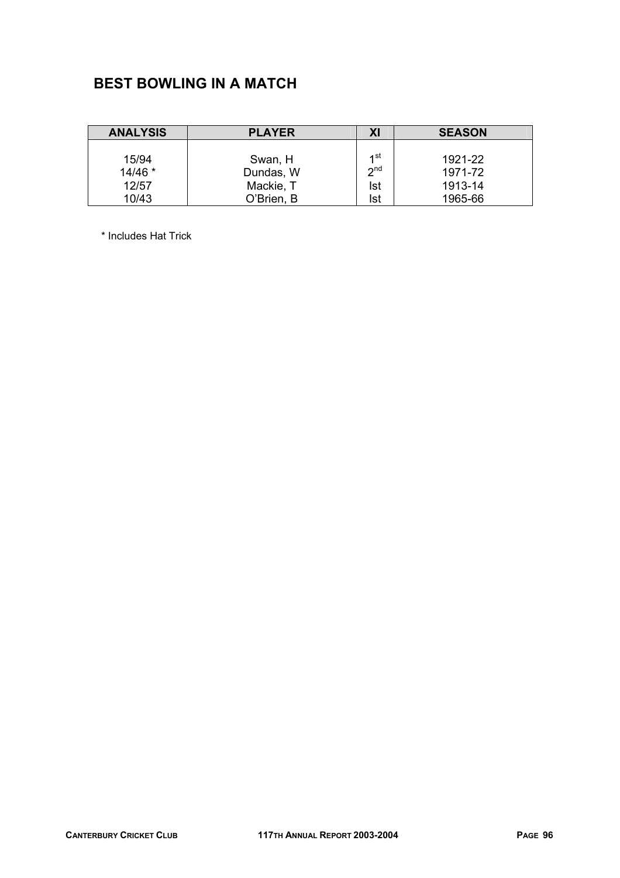## BEST BOWLING IN A MATCH

| ANALYSIS | PLAYER | XI | SEASON |
|---|---|---|---|
| 15/94 | Swan, H | 1st | 1921-22 |
| 14/46 * | Dundas, W | 2nd | 1971-72 |
| 12/57 | Mackie, T | Ist | 1913-14 |
| 10/43 | O'Brien, B | Ist | 1965-66 |

* Includes Hat Trick